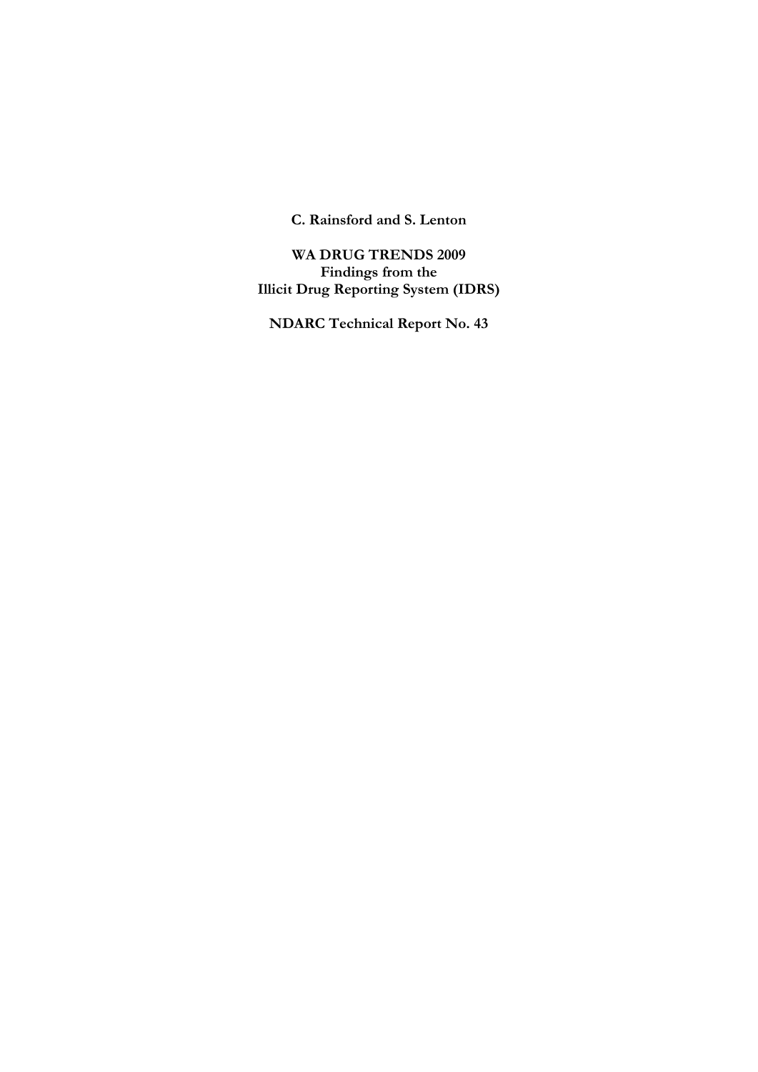**C. Rainsford and S. Lenton**

**WA DRUG TRENDS 2009**
**Findings from the**
**Illicit Drug Reporting System (IDRS)**

**NDARC Technical Report No. 43**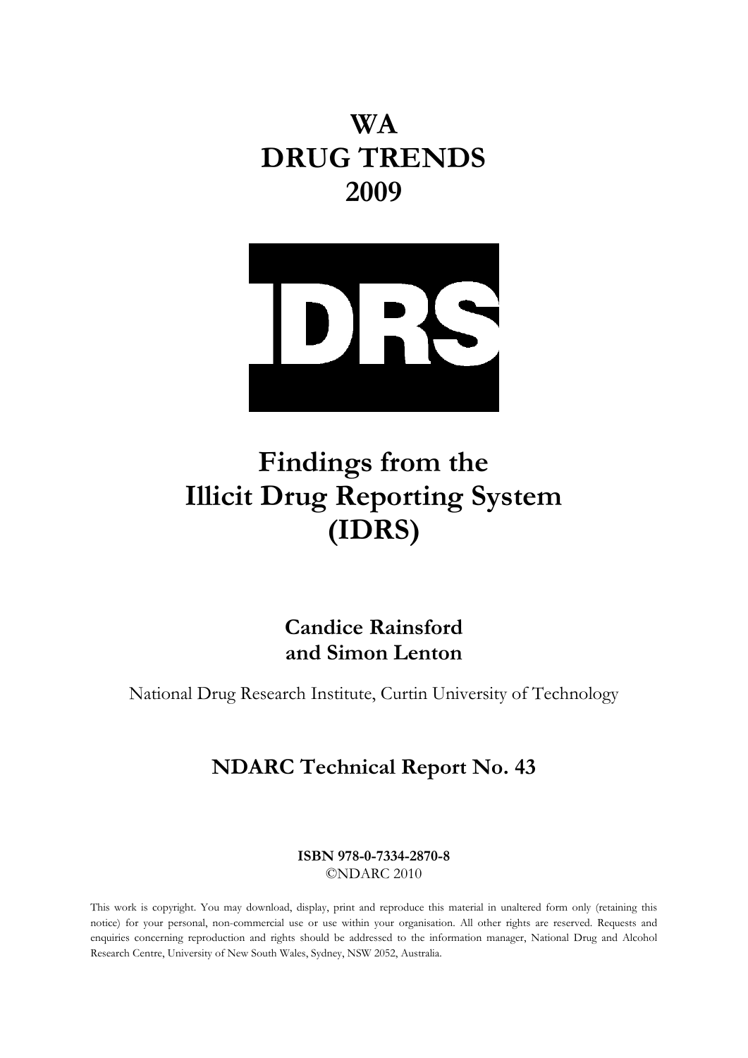# WA DRUG TRENDS 2009

DRS

# Findings from the Illicit Drug Reporting System (IDRS)

**Candice Rainsford and Simon Lenton**

National Drug Research Institute, Curtin University of Technology

## NDARC Technical Report No. 43

**ISBN 978-0-7334-2870-8**
©NDARC 2010

This work is copyright. You may download, display, print and reproduce this material in unaltered form only (retaining this notice) for your personal, non-commercial use or use within your organisation. All other rights are reserved. Requests and enquiries concerning reproduction and rights should be addressed to the information manager, National Drug and Alcohol Research Centre, University of New South Wales, Sydney, NSW 2052, Australia.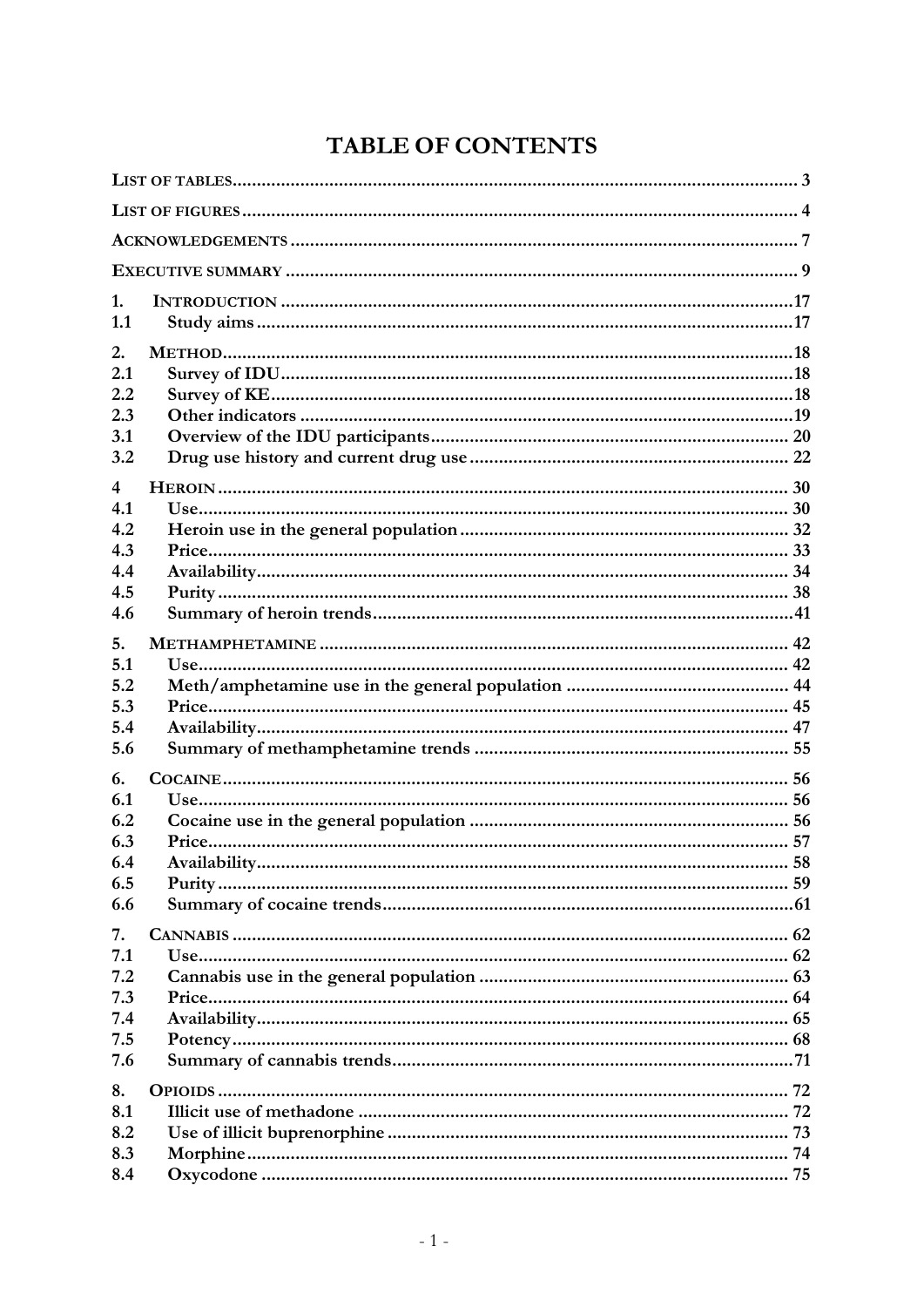# TABLE OF CONTENTS

LIST OF TABLES .................................................................................................................. 3

LIST OF FIGURES ................................................................................................................ 4

ACKNOWLEDGEMENTS ...................................................................................................... 7

EXECUTIVE SUMMARY ....................................................................................................... 9

1. INTRODUCTION ...........................................................................................................17
1.1 Study aims .....................................................................................................................17

2. METHOD ........................................................................................................................18
2.1 Survey of IDU ...............................................................................................................18
2.2 Survey of KE .................................................................................................................18
2.3 Other indicators ............................................................................................................19
3.1 Overview of the IDU participants .................................................................................. 20
3.2 Drug use history and current drug use ......................................................................... 22

4 HEROIN ........................................................................................................................... 30
4.1 Use ................................................................................................................................ 30
4.2 Heroin use in the general population ........................................................................... 32
4.3 Price .............................................................................................................................. 33
4.4 Availability ..................................................................................................................... 34
4.5 Purity ............................................................................................................................. 38
4.6 Summary of heroin trends .............................................................................................41

5. METHAMPHETAMINE .................................................................................................. 42
5.1 Use ................................................................................................................................ 42
5.2 Meth/amphetamine use in the general population ....................................................... 44
5.3 Price .............................................................................................................................. 45
5.4 Availability ..................................................................................................................... 47
5.6 Summary of methamphetamine trends ......................................................................... 55

6. COCAINE ....................................................................................................................... 56
6.1 Use ................................................................................................................................ 56
6.2 Cocaine use in the general population ......................................................................... 56
6.3 Price .............................................................................................................................. 57
6.4 Availability ..................................................................................................................... 58
6.5 Purity ............................................................................................................................. 59
6.6 Summary of cocaine trends ...........................................................................................61

7. CANNABIS ..................................................................................................................... 62
7.1 Use ................................................................................................................................ 62
7.2 Cannabis use in the general population ........................................................................ 63
7.3 Price .............................................................................................................................. 64
7.4 Availability ..................................................................................................................... 65
7.5 Potency .......................................................................................................................... 68
7.6 Summary of cannabis trends ..........................................................................................71

8. OPIOIDS ........................................................................................................................ 72
8.1 Illicit use of methadone ................................................................................................. 72
8.2 Use of illicit buprenorphine ........................................................................................... 73
8.3 Morphine ....................................................................................................................... 74
8.4 Oxycodone .................................................................................................................... 75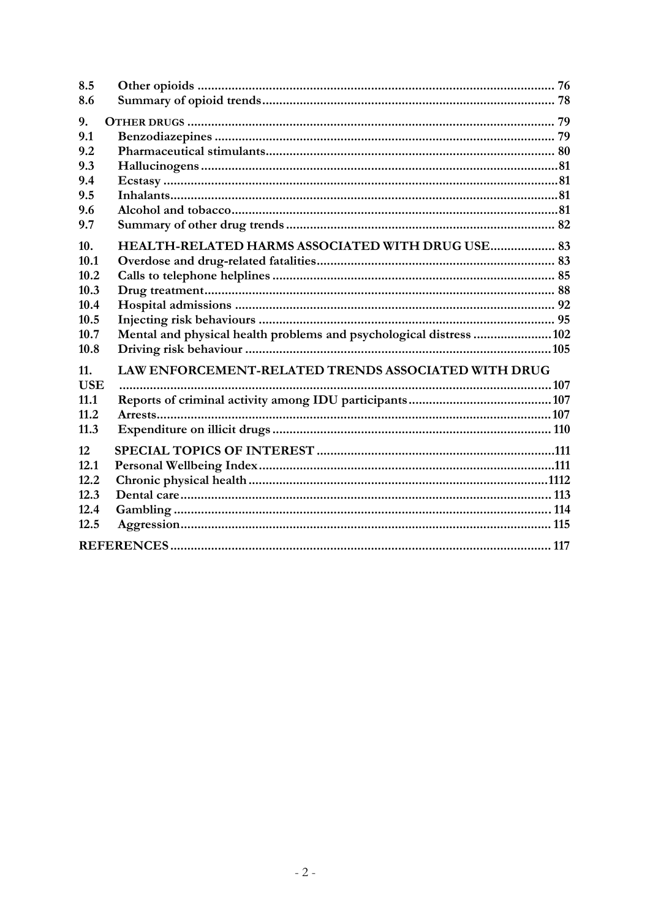8.5 Other opioids ........................................................................................................ 76
8.6 Summary of opioid trends..................................................................................... 78

9. OTHER DRUGS ........................................................................................................ 79
9.1 Benzodiazepines ................................................................................................... 79
9.2 Pharmaceutical stimulants.................................................................................... 80
9.3 Hallucinogens ........................................................................................................ 81
9.4 Ecstasy .................................................................................................................. 81
9.5 Inhalants................................................................................................................. 81
9.6 Alcohol and tobacco............................................................................................... 81
9.7 Summary of other drug trends .............................................................................. 82

10. HEALTH-RELATED HARMS ASSOCIATED WITH DRUG USE................... 83
10.1 Overdose and drug-related fatalities..................................................................... 83
10.2 Calls to telephone helplines .................................................................................. 85
10.3 Drug treatment....................................................................................................... 88
10.4 Hospital admissions .............................................................................................. 92
10.5 Injecting risk behaviours ....................................................................................... 95
10.7 Mental and physical health problems and psychological distress ....................... 102
10.8 Driving risk behaviour .......................................................................................... 105

11. LAW ENFORCEMENT-RELATED TRENDS ASSOCIATED WITH DRUG USE ............................................................................................................................ 107
11.1 Reports of criminal activity among IDU participants........................................... 107
11.2 Arrests.................................................................................................................... 107
11.3 Expenditure on illicit drugs .................................................................................. 110

12 SPECIAL TOPICS OF INTEREST .......................................................................111
12.1 Personal Wellbeing Index.......................................................................................111
12.2 Chronic physical health .........................................................................................1112
12.3 Dental care............................................................................................................ 113
12.4 Gambling .............................................................................................................. 114
12.5 Aggression............................................................................................................. 115

REFERENCES ............................................................................................................ 117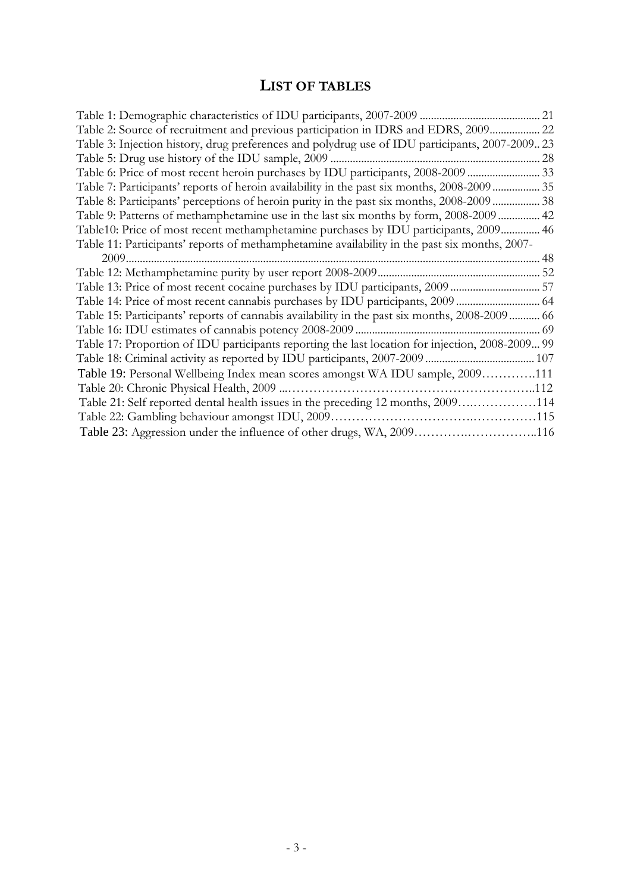# LIST OF TABLES

Table 1: Demographic characteristics of IDU participants, 2007-2009 .......................................... 21
Table 2: Source of recruitment and previous participation in IDRS and EDRS, 2009.................. 22
Table 3: Injection history, drug preferences and polydrug use of IDU participants, 2007-2009.. 23
Table 5: Drug use history of the IDU sample, 2009 .......................................................................... 28
Table 6: Price of most recent heroin purchases by IDU participants, 2008-2009 .......................... 33
Table 7: Participants' reports of heroin availability in the past six months, 2008-2009 ................. 35
Table 8: Participants' perceptions of heroin purity in the past six months, 2008-2009 ................. 38
Table 9: Patterns of methamphetamine use in the last six months by form, 2008-2009 ............... 42
Table10: Price of most recent methamphetamine purchases by IDU participants, 2009.............. 46
Table 11: Participants' reports of methamphetamine availability in the past six months, 2007-2009.................................................................................................................................................. 48
Table 12: Methamphetamine purity by user report 2008-2009......................................................... 52
Table 13: Price of most recent cocaine purchases by IDU participants, 2009 ................................ 57
Table 14: Price of most recent cannabis purchases by IDU participants, 2009 .............................. 64
Table 15: Participants' reports of cannabis availability in the past six months, 2008-2009 ........... 66
Table 16: IDU estimates of cannabis potency 2008-2009 ................................................................. 69
Table 17: Proportion of IDU participants reporting the last location for injection, 2008-2009... 99
Table 18: Criminal activity as reported by IDU participants, 2007-2009 ....................................... 107
Table 19: Personal Wellbeing Index mean scores amongst WA IDU sample, 2009………….111
Table 20: Chronic Physical Health, 2009 ...…………………………………………………..112
Table 21: Self reported dental health issues in the preceding 12 months, 2009….……………114
Table 22: Gambling behaviour amongst IDU, 2009…………………………….…………….115
Table 23: Aggression under the influence of other drugs, WA, 2009………….……………..116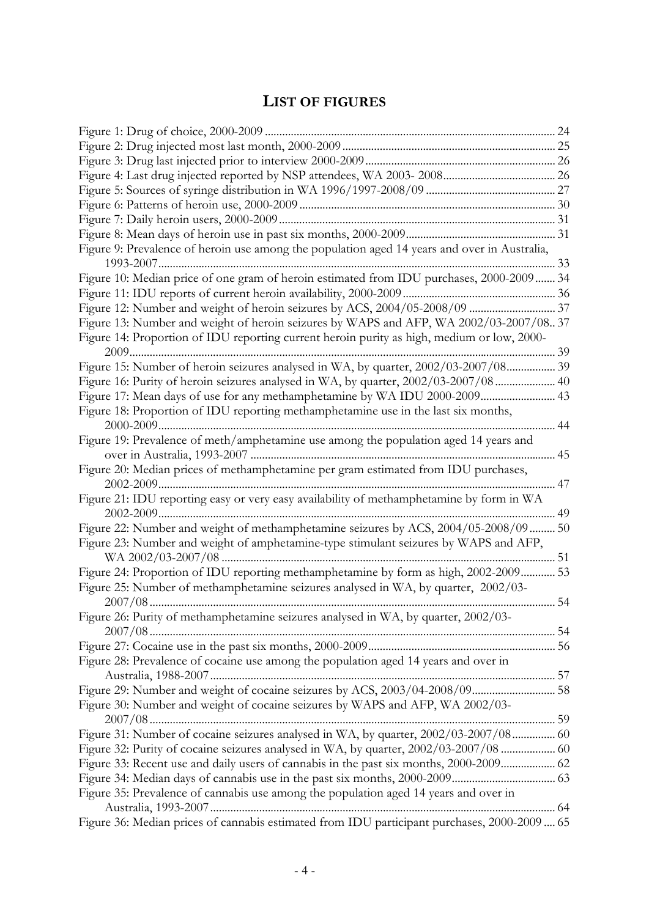## LIST OF FIGURES

Figure 1: Drug of choice, 2000-2009 .......... 24
Figure 2: Drug injected most last month, 2000-2009 .......... 25
Figure 3: Drug last injected prior to interview 2000-2009 .......... 26
Figure 4: Last drug injected reported by NSP attendees, WA 2003- 2008 .......... 26
Figure 5: Sources of syringe distribution in WA 1996/1997-2008/09 .......... 27
Figure 6: Patterns of heroin use, 2000-2009 .......... 30
Figure 7: Daily heroin users, 2000-2009 .......... 31
Figure 8: Mean days of heroin use in past six months, 2000-2009 .......... 31
Figure 9: Prevalence of heroin use among the population aged 14 years and over in Australia, 1993-2007 .......... 33
Figure 10: Median price of one gram of heroin estimated from IDU purchases, 2000-2009 .......... 34
Figure 11: IDU reports of current heroin availability, 2000-2009 .......... 36
Figure 12: Number and weight of heroin seizures by ACS, 2004/05-2008/09 .......... 37
Figure 13: Number and weight of heroin seizures by WAPS and AFP, WA 2002/03-2007/08 .. 37
Figure 14: Proportion of IDU reporting current heroin purity as high, medium or low, 2000-2009 .......... 39
Figure 15: Number of heroin seizures analysed in WA, by quarter, 2002/03-2007/08 .......... 39
Figure 16: Purity of heroin seizures analysed in WA, by quarter, 2002/03-2007/08 .......... 40
Figure 17: Mean days of use for any methamphetamine by WA IDU 2000-2009 .......... 43
Figure 18: Proportion of IDU reporting methamphetamine use in the last six months, 2000-2009 .......... 44
Figure 19: Prevalence of meth/amphetamine use among the population aged 14 years and over in Australia, 1993-2007 .......... 45
Figure 20: Median prices of methamphetamine per gram estimated from IDU purchases, 2002-2009 .......... 47
Figure 21: IDU reporting easy or very easy availability of methamphetamine by form in WA 2002-2009 .......... 49
Figure 22: Number and weight of methamphetamine seizures by ACS, 2004/05-2008/09 .......... 50
Figure 23: Number and weight of amphetamine-type stimulant seizures by WAPS and AFP, WA 2002/03-2007/08 .......... 51
Figure 24: Proportion of IDU reporting methamphetamine by form as high, 2002-2009 .......... 53
Figure 25: Number of methamphetamine seizures analysed in WA, by quarter, 2002/03-2007/08 .......... 54
Figure 26: Purity of methamphetamine seizures analysed in WA, by quarter, 2002/03-2007/08 .......... 54
Figure 27: Cocaine use in the past six months, 2000-2009 .......... 56
Figure 28: Prevalence of cocaine use among the population aged 14 years and over in Australia, 1988-2007 .......... 57
Figure 29: Number and weight of cocaine seizures by ACS, 2003/04-2008/09 .......... 58
Figure 30: Number and weight of cocaine seizures by WAPS and AFP, WA 2002/03-2007/08 .......... 59
Figure 31: Number of cocaine seizures analysed in WA, by quarter, 2002/03-2007/08 .......... 60
Figure 32: Purity of cocaine seizures analysed in WA, by quarter, 2002/03-2007/08 .......... 60
Figure 33: Recent use and daily users of cannabis in the past six months, 2000-2009 .......... 62
Figure 34: Median days of cannabis use in the past six months, 2000-2009 .......... 63
Figure 35: Prevalence of cannabis use among the population aged 14 years and over in Australia, 1993-2007 .......... 64
Figure 36: Median prices of cannabis estimated from IDU participant purchases, 2000-2009 .... 65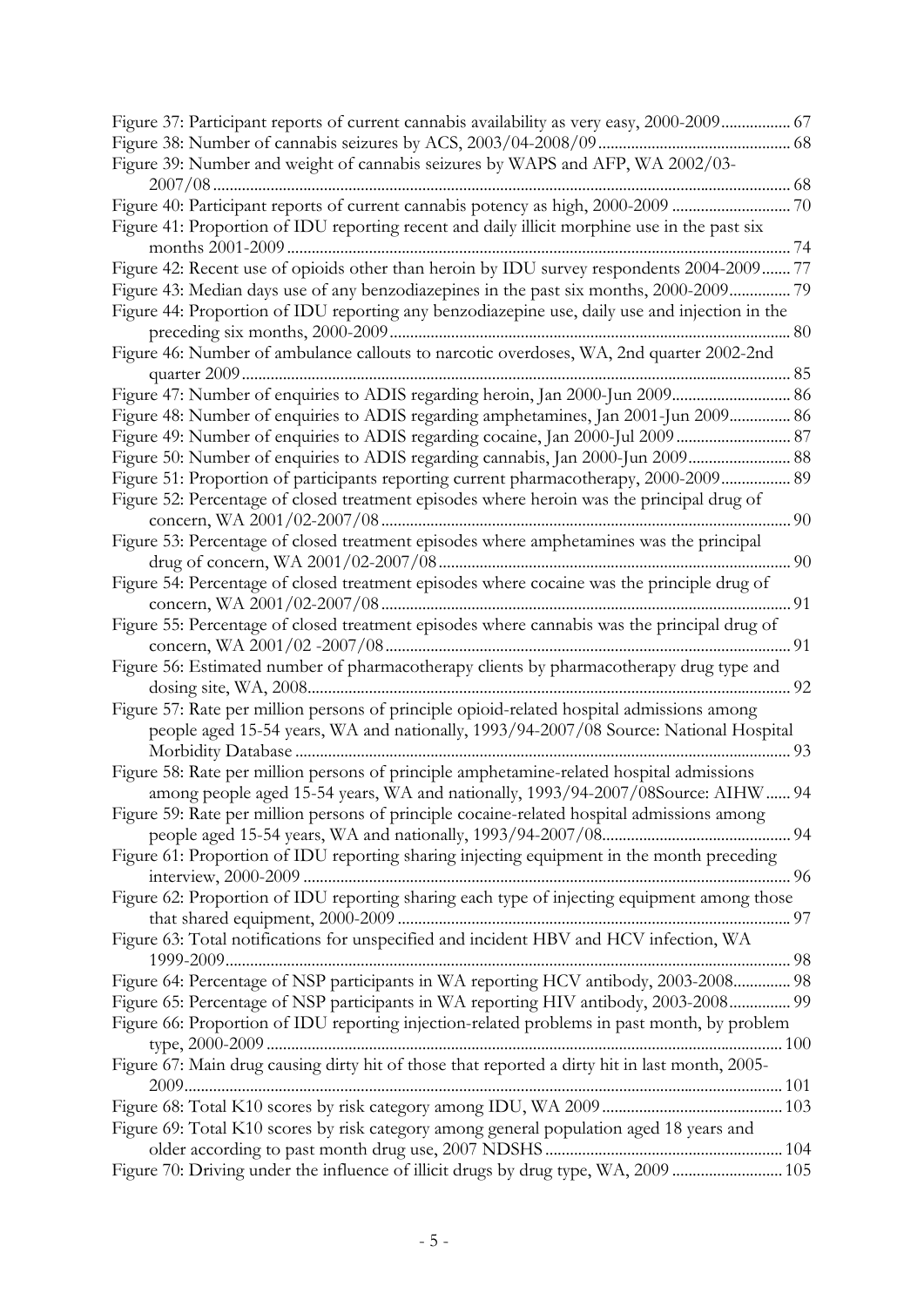Figure 37: Participant reports of current cannabis availability as very easy, 2000-2009 ................. 67
Figure 38: Number of cannabis seizures by ACS, 2003/04-2008/09 ................. 68
Figure 39: Number and weight of cannabis seizures by WAPS and AFP, WA 2002/03-2007/08 ................. 68
Figure 40: Participant reports of current cannabis potency as high, 2000-2009 ................. 70
Figure 41: Proportion of IDU reporting recent and daily illicit morphine use in the past six months 2001-2009 ................. 74
Figure 42: Recent use of opioids other than heroin by IDU survey respondents 2004-2009 ................. 77
Figure 43: Median days use of any benzodiazepines in the past six months, 2000-2009 ................. 79
Figure 44: Proportion of IDU reporting any benzodiazepine use, daily use and injection in the preceding six months, 2000-2009 ................. 80
Figure 46: Number of ambulance callouts to narcotic overdoses, WA, 2nd quarter 2002-2nd quarter 2009 ................. 85
Figure 47: Number of enquiries to ADIS regarding heroin, Jan 2000-Jun 2009 ................. 86
Figure 48: Number of enquiries to ADIS regarding amphetamines, Jan 2001-Jun 2009 ................. 86
Figure 49: Number of enquiries to ADIS regarding cocaine, Jan 2000-Jul 2009 ................. 87
Figure 50: Number of enquiries to ADIS regarding cannabis, Jan 2000-Jun 2009 ................. 88
Figure 51: Proportion of participants reporting current pharmacotherapy, 2000-2009 ................. 89
Figure 52: Percentage of closed treatment episodes where heroin was the principal drug of concern, WA 2001/02-2007/08 ................. 90
Figure 53: Percentage of closed treatment episodes where amphetamines was the principal drug of concern, WA 2001/02-2007/08 ................. 90
Figure 54: Percentage of closed treatment episodes where cocaine was the principle drug of concern, WA 2001/02-2007/08 ................. 91
Figure 55: Percentage of closed treatment episodes where cannabis was the principal drug of concern, WA 2001/02 -2007/08 ................. 91
Figure 56: Estimated number of pharmacotherapy clients by pharmacotherapy drug type and dosing site, WA, 2008 ................. 92
Figure 57: Rate per million persons of principle opioid-related hospital admissions among people aged 15-54 years, WA and nationally, 1993/94-2007/08 Source: National Hospital Morbidity Database ................. 93
Figure 58: Rate per million persons of principle amphetamine-related hospital admissions among people aged 15-54 years, WA and nationally, 1993/94-2007/08Source: AIHW ................. 94
Figure 59: Rate per million persons of principle cocaine-related hospital admissions among people aged 15-54 years, WA and nationally, 1993/94-2007/08 ................. 94
Figure 61: Proportion of IDU reporting sharing injecting equipment in the month preceding interview, 2000-2009 ................. 96
Figure 62: Proportion of IDU reporting sharing each type of injecting equipment among those that shared equipment, 2000-2009 ................. 97
Figure 63: Total notifications for unspecified and incident HBV and HCV infection, WA 1999-2009 ................. 98
Figure 64: Percentage of NSP participants in WA reporting HCV antibody, 2003-2008 ................. 98
Figure 65: Percentage of NSP participants in WA reporting HIV antibody, 2003-2008 ................. 99
Figure 66: Proportion of IDU reporting injection-related problems in past month, by problem type, 2000-2009 ................. 100
Figure 67: Main drug causing dirty hit of those that reported a dirty hit in last month, 2005-2009 ................. 101
Figure 68: Total K10 scores by risk category among IDU, WA 2009 ................. 103
Figure 69: Total K10 scores by risk category among general population aged 18 years and older according to past month drug use, 2007 NDSHS ................. 104
Figure 70: Driving under the influence of illicit drugs by drug type, WA, 2009 ................. 105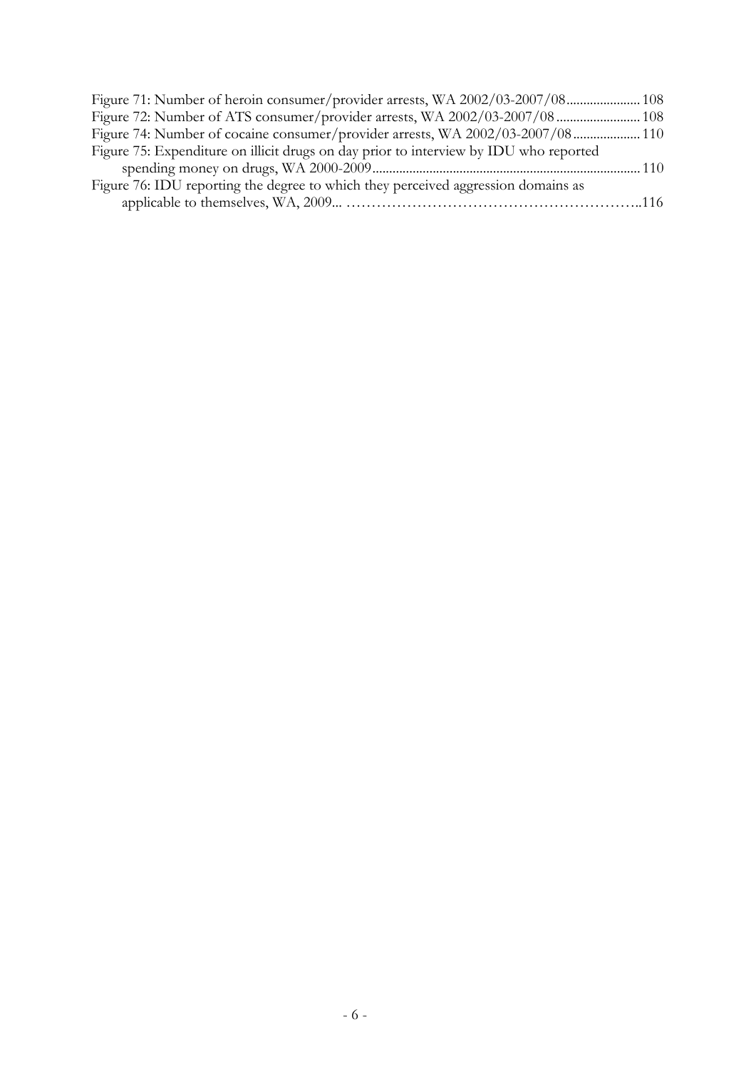Figure 71: Number of heroin consumer/provider arrests, WA 2002/03-2007/08 ...................... 108
Figure 72: Number of ATS consumer/provider arrests, WA 2002/03-2007/08 ......................... 108
Figure 74: Number of cocaine consumer/provider arrests, WA 2002/03-2007/08 .................... 110
Figure 75: Expenditure on illicit drugs on day prior to interview by IDU who reported spending money on drugs, WA 2000-2009 ............................................................................... 110
Figure 76: IDU reporting the degree to which they perceived aggression domains as applicable to themselves, WA, 2009... ………………………………………………….116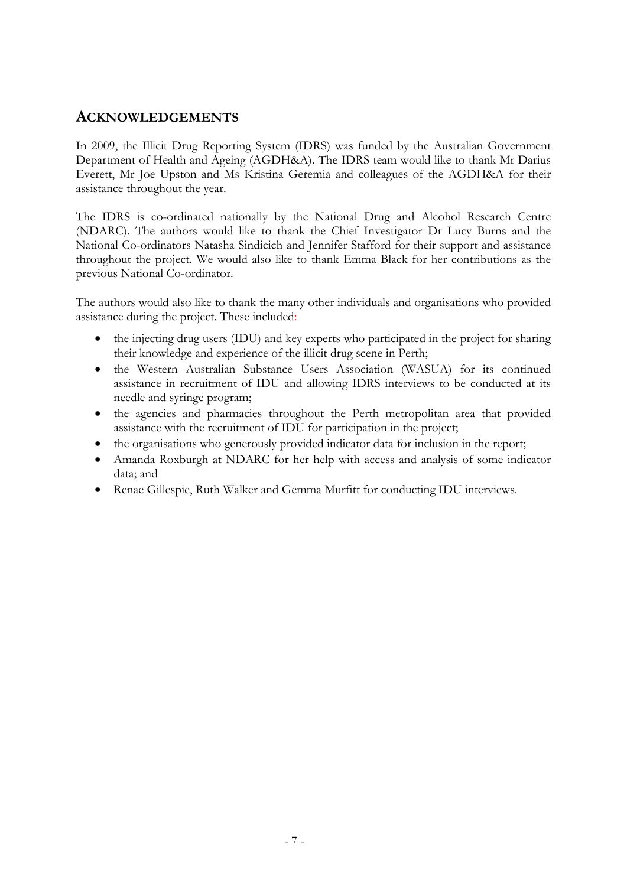## ACKNOWLEDGEMENTS

In 2009, the Illicit Drug Reporting System (IDRS) was funded by the Australian Government Department of Health and Ageing (AGDH&A). The IDRS team would like to thank Mr Darius Everett, Mr Joe Upston and Ms Kristina Geremia and colleagues of the AGDH&A for their assistance throughout the year.

The IDRS is co-ordinated nationally by the National Drug and Alcohol Research Centre (NDARC). The authors would like to thank the Chief Investigator Dr Lucy Burns and the National Co-ordinators Natasha Sindicich and Jennifer Stafford for their support and assistance throughout the project. We would also like to thank Emma Black for her contributions as the previous National Co-ordinator.

The authors would also like to thank the many other individuals and organisations who provided assistance during the project. These included:

- the injecting drug users (IDU) and key experts who participated in the project for sharing their knowledge and experience of the illicit drug scene in Perth;
- the Western Australian Substance Users Association (WASUA) for its continued assistance in recruitment of IDU and allowing IDRS interviews to be conducted at its needle and syringe program;
- the agencies and pharmacies throughout the Perth metropolitan area that provided assistance with the recruitment of IDU for participation in the project;
- the organisations who generously provided indicator data for inclusion in the report;
- Amanda Roxburgh at NDARC for her help with access and analysis of some indicator data; and
- Renae Gillespie, Ruth Walker and Gemma Murfitt for conducting IDU interviews.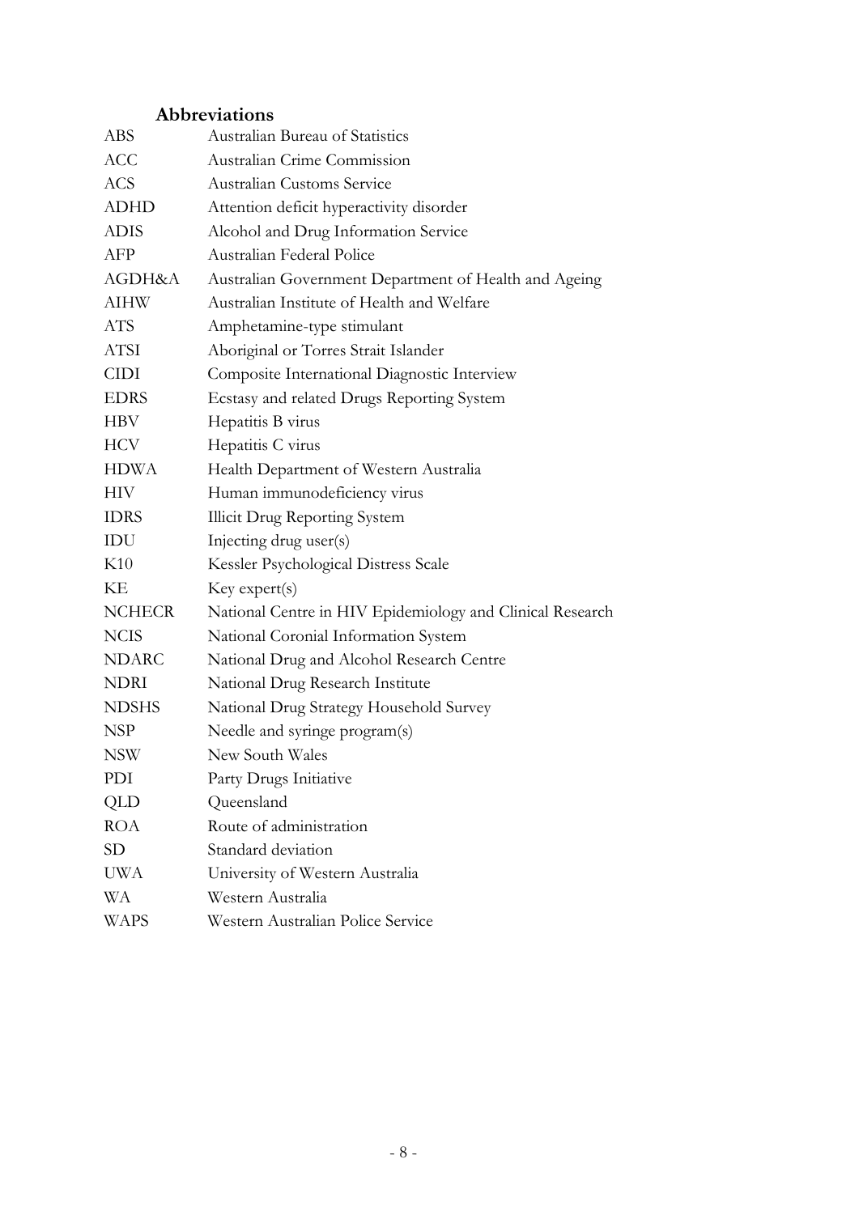## Abbreviations

| | |
|---|---|
| ABS | Australian Bureau of Statistics |
| ACC | Australian Crime Commission |
| ACS | Australian Customs Service |
| ADHD | Attention deficit hyperactivity disorder |
| ADIS | Alcohol and Drug Information Service |
| AFP | Australian Federal Police |
| AGDH&A | Australian Government Department of Health and Ageing |
| AIHW | Australian Institute of Health and Welfare |
| ATS | Amphetamine-type stimulant |
| ATSI | Aboriginal or Torres Strait Islander |
| CIDI | Composite International Diagnostic Interview |
| EDRS | Ecstasy and related Drugs Reporting System |
| HBV | Hepatitis B virus |
| HCV | Hepatitis C virus |
| HDWA | Health Department of Western Australia |
| HIV | Human immunodeficiency virus |
| IDRS | Illicit Drug Reporting System |
| IDU | Injecting drug user(s) |
| K10 | Kessler Psychological Distress Scale |
| KE | Key expert(s) |
| NCHECR | National Centre in HIV Epidemiology and Clinical Research |
| NCIS | National Coronial Information System |
| NDARC | National Drug and Alcohol Research Centre |
| NDRI | National Drug Research Institute |
| NDSHS | National Drug Strategy Household Survey |
| NSP | Needle and syringe program(s) |
| NSW | New South Wales |
| PDI | Party Drugs Initiative |
| QLD | Queensland |
| ROA | Route of administration |
| SD | Standard deviation |
| UWA | University of Western Australia |
| WA | Western Australia |
| WAPS | Western Australian Police Service |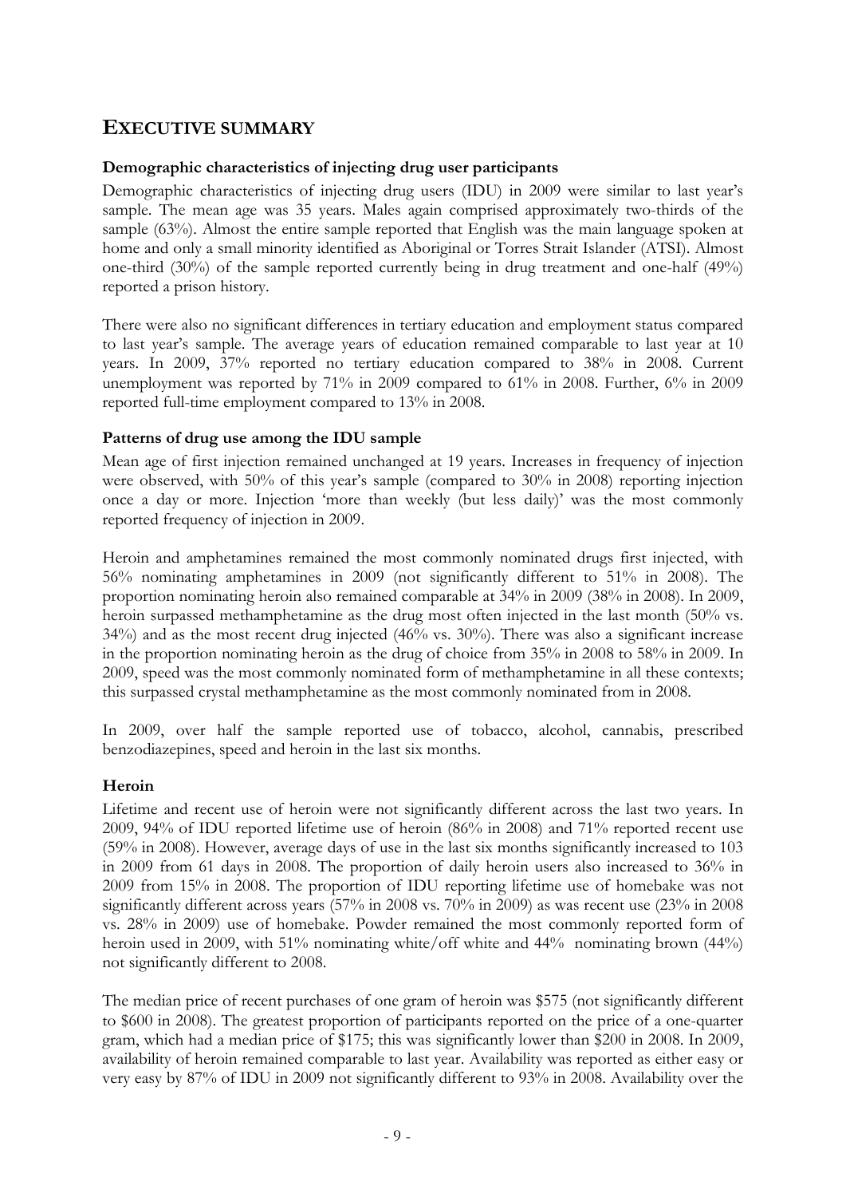# EXECUTIVE SUMMARY

### Demographic characteristics of injecting drug user participants

Demographic characteristics of injecting drug users (IDU) in 2009 were similar to last year's sample. The mean age was 35 years. Males again comprised approximately two-thirds of the sample (63%). Almost the entire sample reported that English was the main language spoken at home and only a small minority identified as Aboriginal or Torres Strait Islander (ATSI). Almost one-third (30%) of the sample reported currently being in drug treatment and one-half (49%) reported a prison history.

There were also no significant differences in tertiary education and employment status compared to last year's sample. The average years of education remained comparable to last year at 10 years. In 2009, 37% reported no tertiary education compared to 38% in 2008. Current unemployment was reported by 71% in 2009 compared to 61% in 2008. Further, 6% in 2009 reported full-time employment compared to 13% in 2008.

### Patterns of drug use among the IDU sample

Mean age of first injection remained unchanged at 19 years. Increases in frequency of injection were observed, with 50% of this year's sample (compared to 30% in 2008) reporting injection once a day or more. Injection 'more than weekly (but less daily)' was the most commonly reported frequency of injection in 2009.

Heroin and amphetamines remained the most commonly nominated drugs first injected, with 56% nominating amphetamines in 2009 (not significantly different to 51% in 2008). The proportion nominating heroin also remained comparable at 34% in 2009 (38% in 2008). In 2009, heroin surpassed methamphetamine as the drug most often injected in the last month (50% vs. 34%) and as the most recent drug injected (46% vs. 30%). There was also a significant increase in the proportion nominating heroin as the drug of choice from 35% in 2008 to 58% in 2009. In 2009, speed was the most commonly nominated form of methamphetamine in all these contexts; this surpassed crystal methamphetamine as the most commonly nominated from in 2008.

In 2009, over half the sample reported use of tobacco, alcohol, cannabis, prescribed benzodiazepines, speed and heroin in the last six months.

### Heroin

Lifetime and recent use of heroin were not significantly different across the last two years. In 2009, 94% of IDU reported lifetime use of heroin (86% in 2008) and 71% reported recent use (59% in 2008). However, average days of use in the last six months significantly increased to 103 in 2009 from 61 days in 2008. The proportion of daily heroin users also increased to 36% in 2009 from 15% in 2008. The proportion of IDU reporting lifetime use of homebake was not significantly different across years (57% in 2008 vs. 70% in 2009) as was recent use (23% in 2008 vs. 28% in 2009) use of homebake. Powder remained the most commonly reported form of heroin used in 2009, with 51% nominating white/off white and 44% nominating brown (44%) not significantly different to 2008.

The median price of recent purchases of one gram of heroin was $575 (not significantly different to $600 in 2008). The greatest proportion of participants reported on the price of a one-quarter gram, which had a median price of $175; this was significantly lower than $200 in 2008. In 2009, availability of heroin remained comparable to last year. Availability was reported as either easy or very easy by 87% of IDU in 2009 not significantly different to 93% in 2008. Availability over the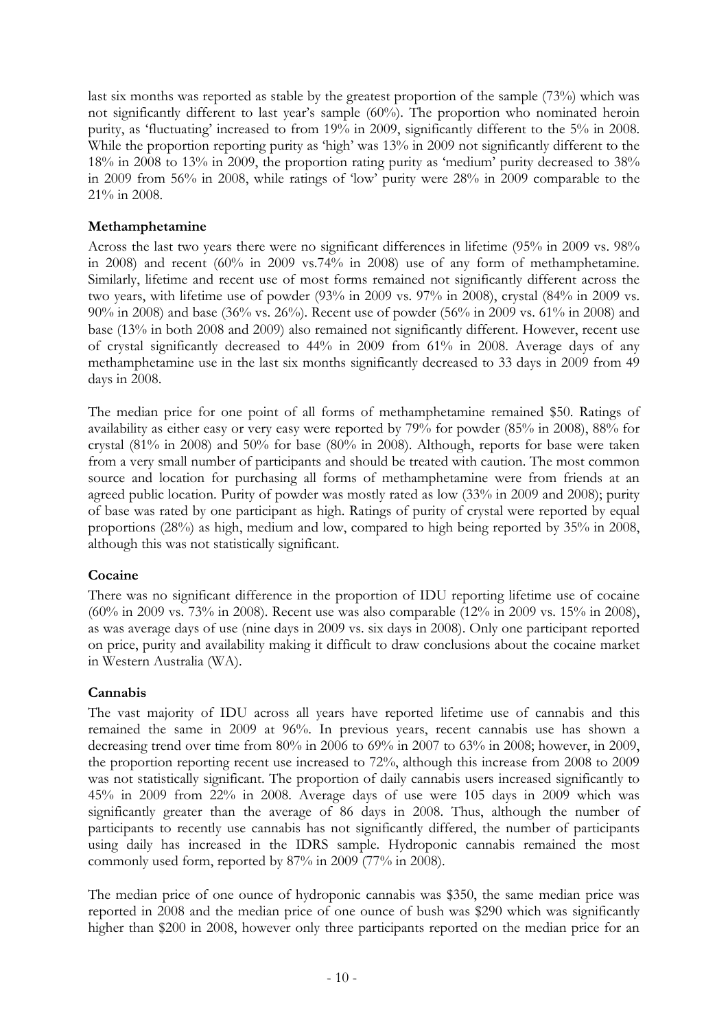last six months was reported as stable by the greatest proportion of the sample (73%) which was not significantly different to last year's sample (60%). The proportion who nominated heroin purity, as 'fluctuating' increased to from 19% in 2009, significantly different to the 5% in 2008. While the proportion reporting purity as 'high' was 13% in 2009 not significantly different to the 18% in 2008 to 13% in 2009, the proportion rating purity as 'medium' purity decreased to 38% in 2009 from 56% in 2008, while ratings of 'low' purity were 28% in 2009 comparable to the 21% in 2008.

**Methamphetamine**

Across the last two years there were no significant differences in lifetime (95% in 2009 vs. 98% in 2008) and recent (60% in 2009 vs.74% in 2008) use of any form of methamphetamine. Similarly, lifetime and recent use of most forms remained not significantly different across the two years, with lifetime use of powder (93% in 2009 vs. 97% in 2008), crystal (84% in 2009 vs. 90% in 2008) and base (36% vs. 26%). Recent use of powder (56% in 2009 vs. 61% in 2008) and base (13% in both 2008 and 2009) also remained not significantly different. However, recent use of crystal significantly decreased to 44% in 2009 from 61% in 2008. Average days of any methamphetamine use in the last six months significantly decreased to 33 days in 2009 from 49 days in 2008.

The median price for one point of all forms of methamphetamine remained $50. Ratings of availability as either easy or very easy were reported by 79% for powder (85% in 2008), 88% for crystal (81% in 2008) and 50% for base (80% in 2008). Although, reports for base were taken from a very small number of participants and should be treated with caution. The most common source and location for purchasing all forms of methamphetamine were from friends at an agreed public location. Purity of powder was mostly rated as low (33% in 2009 and 2008); purity of base was rated by one participant as high. Ratings of purity of crystal were reported by equal proportions (28%) as high, medium and low, compared to high being reported by 35% in 2008, although this was not statistically significant.

**Cocaine**

There was no significant difference in the proportion of IDU reporting lifetime use of cocaine (60% in 2009 vs. 73% in 2008). Recent use was also comparable (12% in 2009 vs. 15% in 2008), as was average days of use (nine days in 2009 vs. six days in 2008). Only one participant reported on price, purity and availability making it difficult to draw conclusions about the cocaine market in Western Australia (WA).

**Cannabis**

The vast majority of IDU across all years have reported lifetime use of cannabis and this remained the same in 2009 at 96%. In previous years, recent cannabis use has shown a decreasing trend over time from 80% in 2006 to 69% in 2007 to 63% in 2008; however, in 2009, the proportion reporting recent use increased to 72%, although this increase from 2008 to 2009 was not statistically significant. The proportion of daily cannabis users increased significantly to 45% in 2009 from 22% in 2008. Average days of use were 105 days in 2009 which was significantly greater than the average of 86 days in 2008. Thus, although the number of participants to recently use cannabis has not significantly differed, the number of participants using daily has increased in the IDRS sample. Hydroponic cannabis remained the most commonly used form, reported by 87% in 2009 (77% in 2008).

The median price of one ounce of hydroponic cannabis was $350, the same median price was reported in 2008 and the median price of one ounce of bush was $290 which was significantly higher than $200 in 2008, however only three participants reported on the median price for an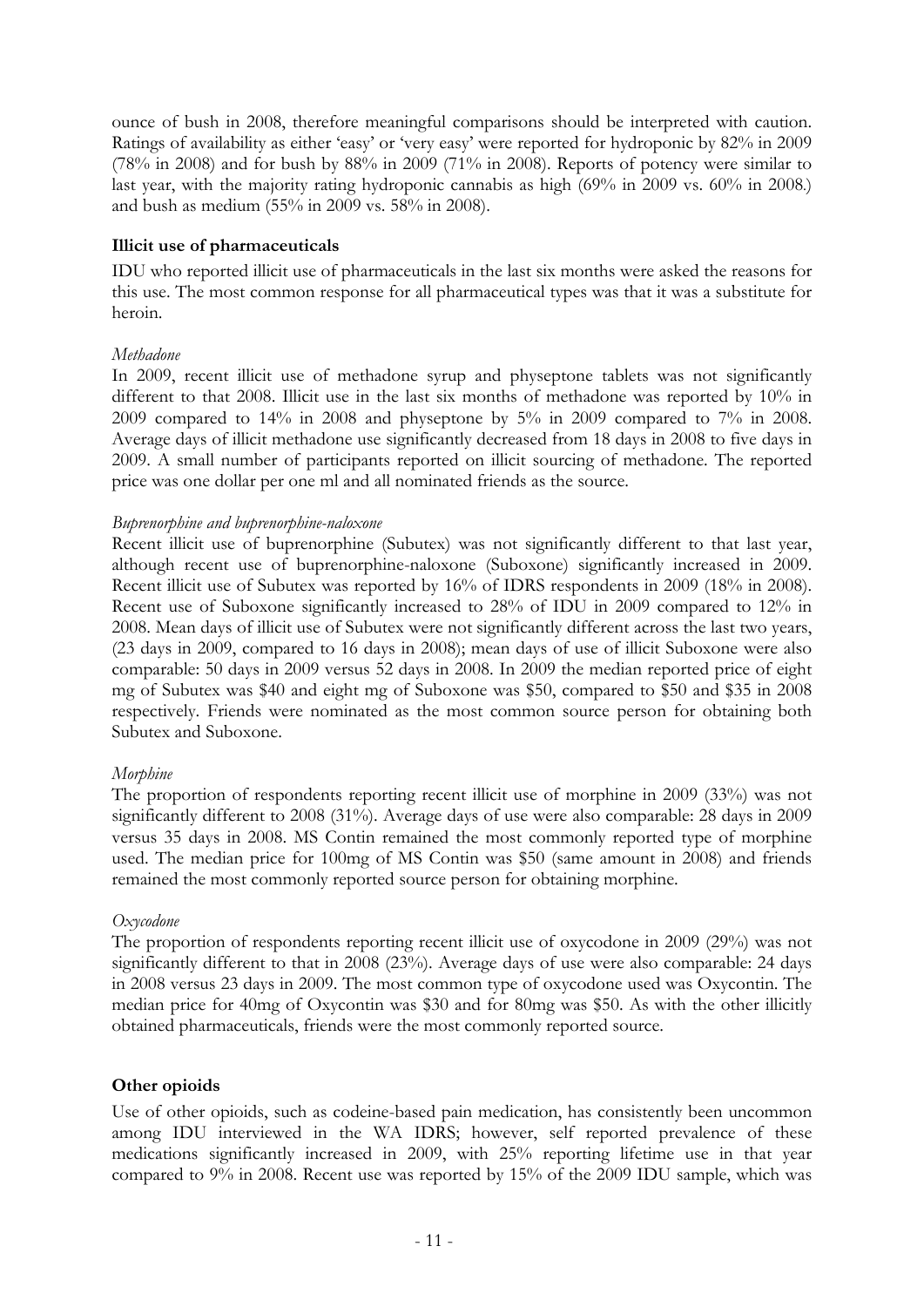ounce of bush in 2008, therefore meaningful comparisons should be interpreted with caution. Ratings of availability as either 'easy' or 'very easy' were reported for hydroponic by 82% in 2009 (78% in 2008) and for bush by 88% in 2009 (71% in 2008). Reports of potency were similar to last year, with the majority rating hydroponic cannabis as high (69% in 2009 vs. 60% in 2008.) and bush as medium (55% in 2009 vs. 58% in 2008).

**Illicit use of pharmaceuticals**

IDU who reported illicit use of pharmaceuticals in the last six months were asked the reasons for this use. The most common response for all pharmaceutical types was that it was a substitute for heroin.

*Methadone*

In 2009, recent illicit use of methadone syrup and physeptone tablets was not significantly different to that 2008. Illicit use in the last six months of methadone was reported by 10% in 2009 compared to 14% in 2008 and physeptone by 5% in 2009 compared to 7% in 2008. Average days of illicit methadone use significantly decreased from 18 days in 2008 to five days in 2009. A small number of participants reported on illicit sourcing of methadone. The reported price was one dollar per one ml and all nominated friends as the source.

*Buprenorphine and buprenorphine-naloxone*

Recent illicit use of buprenorphine (Subutex) was not significantly different to that last year, although recent use of buprenorphine-naloxone (Suboxone) significantly increased in 2009. Recent illicit use of Subutex was reported by 16% of IDRS respondents in 2009 (18% in 2008). Recent use of Suboxone significantly increased to 28% of IDU in 2009 compared to 12% in 2008. Mean days of illicit use of Subutex were not significantly different across the last two years, (23 days in 2009, compared to 16 days in 2008); mean days of use of illicit Suboxone were also comparable: 50 days in 2009 versus 52 days in 2008. In 2009 the median reported price of eight mg of Subutex was $40 and eight mg of Suboxone was $50, compared to $50 and $35 in 2008 respectively. Friends were nominated as the most common source person for obtaining both Subutex and Suboxone.

*Morphine*

The proportion of respondents reporting recent illicit use of morphine in 2009 (33%) was not significantly different to 2008 (31%). Average days of use were also comparable: 28 days in 2009 versus 35 days in 2008. MS Contin remained the most commonly reported type of morphine used. The median price for 100mg of MS Contin was $50 (same amount in 2008) and friends remained the most commonly reported source person for obtaining morphine.

*Oxycodone*

The proportion of respondents reporting recent illicit use of oxycodone in 2009 (29%) was not significantly different to that in 2008 (23%). Average days of use were also comparable: 24 days in 2008 versus 23 days in 2009. The most common type of oxycodone used was Oxycontin. The median price for 40mg of Oxycontin was $30 and for 80mg was $50. As with the other illicitly obtained pharmaceuticals, friends were the most commonly reported source.

**Other opioids**

Use of other opioids, such as codeine-based pain medication, has consistently been uncommon among IDU interviewed in the WA IDRS; however, self reported prevalence of these medications significantly increased in 2009, with 25% reporting lifetime use in that year compared to 9% in 2008. Recent use was reported by 15% of the 2009 IDU sample, which was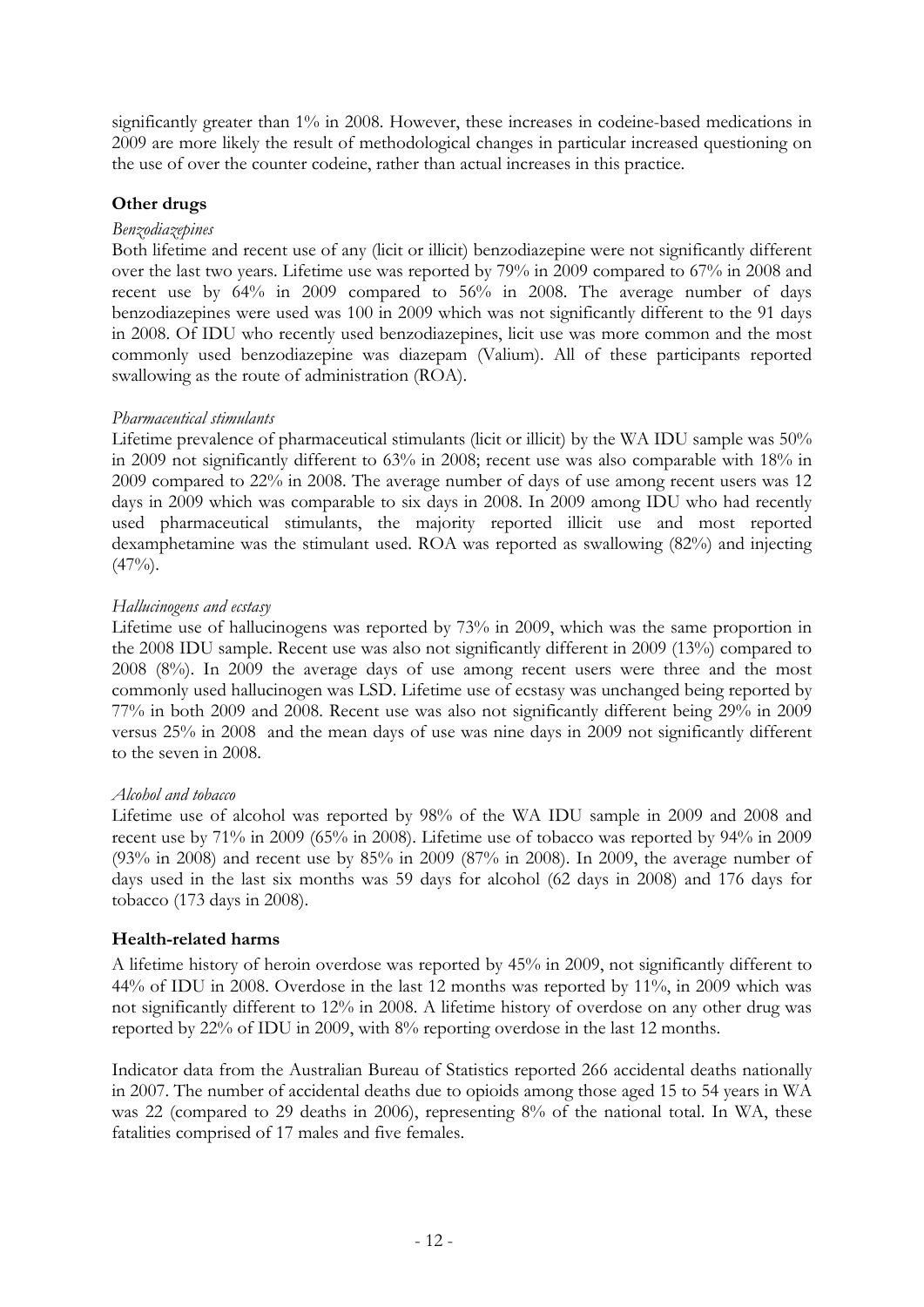significantly greater than 1% in 2008. However, these increases in codeine-based medications in 2009 are more likely the result of methodological changes in particular increased questioning on the use of over the counter codeine, rather than actual increases in this practice.

### Other drugs

*Benzodiazepines*

Both lifetime and recent use of any (licit or illicit) benzodiazepine were not significantly different over the last two years. Lifetime use was reported by 79% in 2009 compared to 67% in 2008 and recent use by 64% in 2009 compared to 56% in 2008. The average number of days benzodiazepines were used was 100 in 2009 which was not significantly different to the 91 days in 2008. Of IDU who recently used benzodiazepines, licit use was more common and the most commonly used benzodiazepine was diazepam (Valium). All of these participants reported swallowing as the route of administration (ROA).

*Pharmaceutical stimulants*

Lifetime prevalence of pharmaceutical stimulants (licit or illicit) by the WA IDU sample was 50% in 2009 not significantly different to 63% in 2008; recent use was also comparable with 18% in 2009 compared to 22% in 2008. The average number of days of use among recent users was 12 days in 2009 which was comparable to six days in 2008. In 2009 among IDU who had recently used pharmaceutical stimulants, the majority reported illicit use and most reported dexamphetamine was the stimulant used. ROA was reported as swallowing (82%) and injecting (47%).

*Hallucinogens and ecstasy*

Lifetime use of hallucinogens was reported by 73% in 2009, which was the same proportion in the 2008 IDU sample. Recent use was also not significantly different in 2009 (13%) compared to 2008 (8%). In 2009 the average days of use among recent users were three and the most commonly used hallucinogen was LSD. Lifetime use of ecstasy was unchanged being reported by 77% in both 2009 and 2008. Recent use was also not significantly different being 29% in 2009 versus 25% in 2008 and the mean days of use was nine days in 2009 not significantly different to the seven in 2008.

*Alcohol and tobacco*

Lifetime use of alcohol was reported by 98% of the WA IDU sample in 2009 and 2008 and recent use by 71% in 2009 (65% in 2008). Lifetime use of tobacco was reported by 94% in 2009 (93% in 2008) and recent use by 85% in 2009 (87% in 2008). In 2009, the average number of days used in the last six months was 59 days for alcohol (62 days in 2008) and 176 days for tobacco (173 days in 2008).

### Health-related harms

A lifetime history of heroin overdose was reported by 45% in 2009, not significantly different to 44% of IDU in 2008. Overdose in the last 12 months was reported by 11%, in 2009 which was not significantly different to 12% in 2008. A lifetime history of overdose on any other drug was reported by 22% of IDU in 2009, with 8% reporting overdose in the last 12 months.

Indicator data from the Australian Bureau of Statistics reported 266 accidental deaths nationally in 2007. The number of accidental deaths due to opioids among those aged 15 to 54 years in WA was 22 (compared to 29 deaths in 2006), representing 8% of the national total. In WA, these fatalities comprised of 17 males and five females.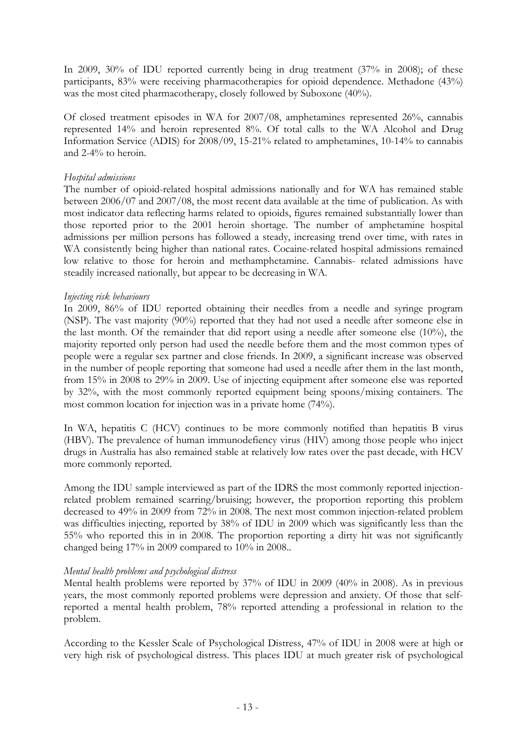In 2009, 30% of IDU reported currently being in drug treatment (37% in 2008); of these participants, 83% were receiving pharmacotherapies for opioid dependence. Methadone (43%) was the most cited pharmacotherapy, closely followed by Suboxone (40%).

Of closed treatment episodes in WA for 2007/08, amphetamines represented 26%, cannabis represented 14% and heroin represented 8%. Of total calls to the WA Alcohol and Drug Information Service (ADIS) for 2008/09, 15-21% related to amphetamines, 10-14% to cannabis and 2-4% to heroin.

*Hospital admissions*

The number of opioid-related hospital admissions nationally and for WA has remained stable between 2006/07 and 2007/08, the most recent data available at the time of publication. As with most indicator data reflecting harms related to opioids, figures remained substantially lower than those reported prior to the 2001 heroin shortage. The number of amphetamine hospital admissions per million persons has followed a steady, increasing trend over time, with rates in WA consistently being higher than national rates. Cocaine-related hospital admissions remained low relative to those for heroin and methamphetamine. Cannabis- related admissions have steadily increased nationally, but appear to be decreasing in WA.

*Injecting risk behaviours*

In 2009, 86% of IDU reported obtaining their needles from a needle and syringe program (NSP). The vast majority (90%) reported that they had not used a needle after someone else in the last month. Of the remainder that did report using a needle after someone else (10%), the majority reported only person had used the needle before them and the most common types of people were a regular sex partner and close friends. In 2009, a significant increase was observed in the number of people reporting that someone had used a needle after them in the last month, from 15% in 2008 to 29% in 2009. Use of injecting equipment after someone else was reported by 32%, with the most commonly reported equipment being spoons/mixing containers. The most common location for injection was in a private home (74%).

In WA, hepatitis C (HCV) continues to be more commonly notified than hepatitis B virus (HBV). The prevalence of human immunodefiency virus (HIV) among those people who inject drugs in Australia has also remained stable at relatively low rates over the past decade, with HCV more commonly reported.

Among the IDU sample interviewed as part of the IDRS the most commonly reported injection-related problem remained scarring/bruising; however, the proportion reporting this problem decreased to 49% in 2009 from 72% in 2008. The next most common injection-related problem was difficulties injecting, reported by 38% of IDU in 2009 which was significantly less than the 55% who reported this in in 2008. The proportion reporting a dirty hit was not significantly changed being 17% in 2009 compared to 10% in 2008..

*Mental health problems and psychological distress*

Mental health problems were reported by 37% of IDU in 2009 (40% in 2008). As in previous years, the most commonly reported problems were depression and anxiety. Of those that self-reported a mental health problem, 78% reported attending a professional in relation to the problem.

According to the Kessler Scale of Psychological Distress, 47% of IDU in 2008 were at high or very high risk of psychological distress. This places IDU at much greater risk of psychological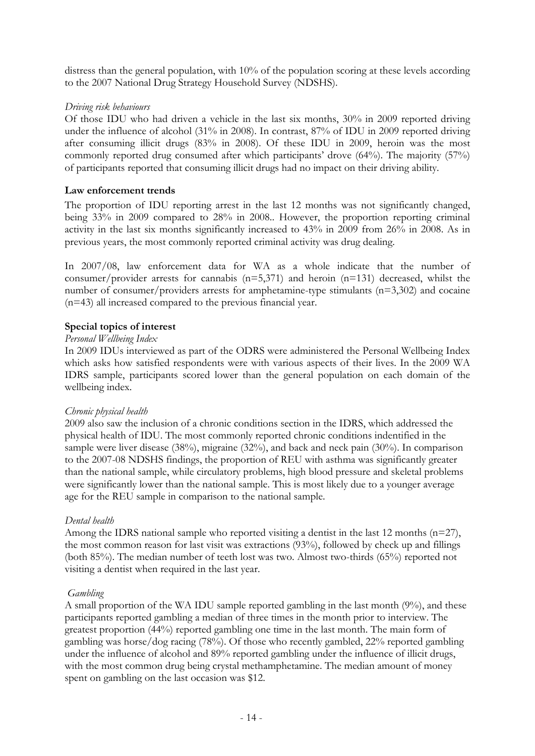distress than the general population, with 10% of the population scoring at these levels according to the 2007 National Drug Strategy Household Survey (NDSHS).

*Driving risk behaviours*

Of those IDU who had driven a vehicle in the last six months, 30% in 2009 reported driving under the influence of alcohol (31% in 2008). In contrast, 87% of IDU in 2009 reported driving after consuming illicit drugs (83% in 2008). Of these IDU in 2009, heroin was the most commonly reported drug consumed after which participants' drove (64%). The majority (57%) of participants reported that consuming illicit drugs had no impact on their driving ability.

**Law enforcement trends**

The proportion of IDU reporting arrest in the last 12 months was not significantly changed, being 33% in 2009 compared to 28% in 2008.. However, the proportion reporting criminal activity in the last six months significantly increased to 43% in 2009 from 26% in 2008. As in previous years, the most commonly reported criminal activity was drug dealing.

In 2007/08, law enforcement data for WA as a whole indicate that the number of consumer/provider arrests for cannabis (n=5,371) and heroin (n=131) decreased, whilst the number of consumer/providers arrests for amphetamine-type stimulants (n=3,302) and cocaine (n=43) all increased compared to the previous financial year.

**Special topics of interest**

*Personal Wellbeing Index*

In 2009 IDUs interviewed as part of the ODRS were administered the Personal Wellbeing Index which asks how satisfied respondents were with various aspects of their lives. In the 2009 WA IDRS sample, participants scored lower than the general population on each domain of the wellbeing index.

*Chronic physical health*

2009 also saw the inclusion of a chronic conditions section in the IDRS, which addressed the physical health of IDU. The most commonly reported chronic conditions indentified in the sample were liver disease (38%), migraine (32%), and back and neck pain (30%). In comparison to the 2007-08 NDSHS findings, the proportion of REU with asthma was significantly greater than the national sample, while circulatory problems, high blood pressure and skeletal problems were significantly lower than the national sample. This is most likely due to a younger average age for the REU sample in comparison to the national sample.

*Dental health*

Among the IDRS national sample who reported visiting a dentist in the last 12 months (n=27), the most common reason for last visit was extractions (93%), followed by check up and fillings (both 85%). The median number of teeth lost was two. Almost two-thirds (65%) reported not visiting a dentist when required in the last year.

*Gambling*

A small proportion of the WA IDU sample reported gambling in the last month (9%), and these participants reported gambling a median of three times in the month prior to interview. The greatest proportion (44%) reported gambling one time in the last month. The main form of gambling was horse/dog racing (78%). Of those who recently gambled, 22% reported gambling under the influence of alcohol and 89% reported gambling under the influence of illicit drugs, with the most common drug being crystal methamphetamine. The median amount of money spent on gambling on the last occasion was $12.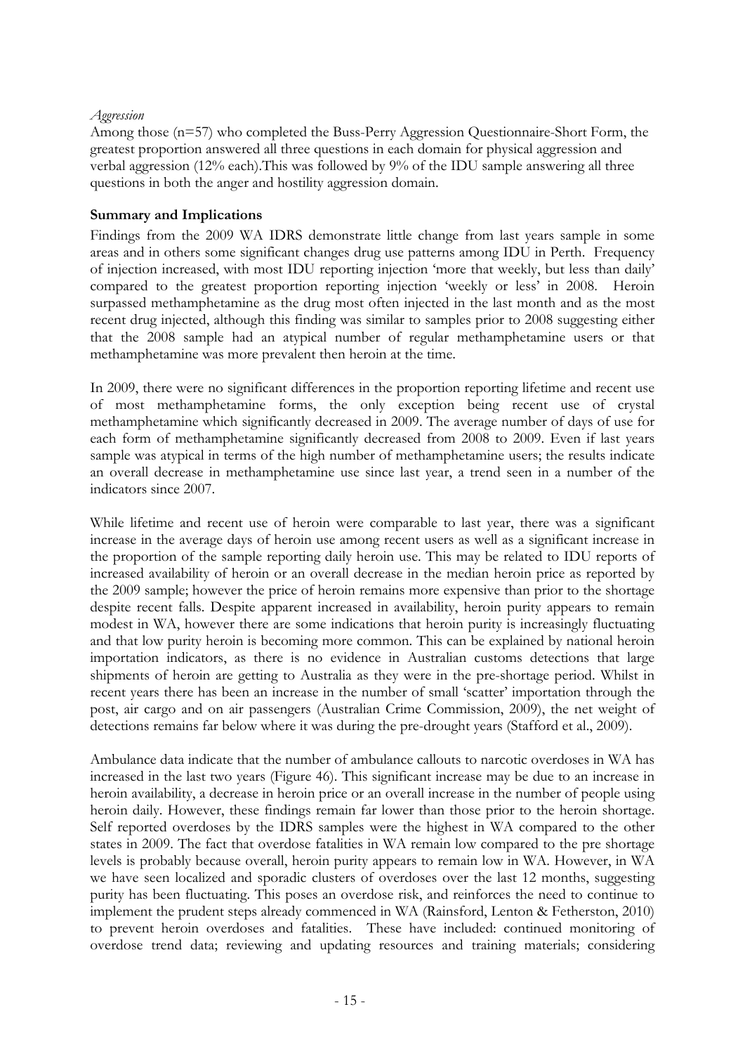*Aggression*

Among those (n=57) who completed the Buss-Perry Aggression Questionnaire-Short Form, the greatest proportion answered all three questions in each domain for physical aggression and verbal aggression (12% each).This was followed by 9% of the IDU sample answering all three questions in both the anger and hostility aggression domain.

**Summary and Implications**

Findings from the 2009 WA IDRS demonstrate little change from last years sample in some areas and in others some significant changes drug use patterns among IDU in Perth. Frequency of injection increased, with most IDU reporting injection 'more that weekly, but less than daily' compared to the greatest proportion reporting injection 'weekly or less' in 2008. Heroin surpassed methamphetamine as the drug most often injected in the last month and as the most recent drug injected, although this finding was similar to samples prior to 2008 suggesting either that the 2008 sample had an atypical number of regular methamphetamine users or that methamphetamine was more prevalent then heroin at the time.

In 2009, there were no significant differences in the proportion reporting lifetime and recent use of most methamphetamine forms, the only exception being recent use of crystal methamphetamine which significantly decreased in 2009. The average number of days of use for each form of methamphetamine significantly decreased from 2008 to 2009. Even if last years sample was atypical in terms of the high number of methamphetamine users; the results indicate an overall decrease in methamphetamine use since last year, a trend seen in a number of the indicators since 2007.

While lifetime and recent use of heroin were comparable to last year, there was a significant increase in the average days of heroin use among recent users as well as a significant increase in the proportion of the sample reporting daily heroin use. This may be related to IDU reports of increased availability of heroin or an overall decrease in the median heroin price as reported by the 2009 sample; however the price of heroin remains more expensive than prior to the shortage despite recent falls. Despite apparent increased in availability, heroin purity appears to remain modest in WA, however there are some indications that heroin purity is increasingly fluctuating and that low purity heroin is becoming more common. This can be explained by national heroin importation indicators, as there is no evidence in Australian customs detections that large shipments of heroin are getting to Australia as they were in the pre-shortage period. Whilst in recent years there has been an increase in the number of small 'scatter' importation through the post, air cargo and on air passengers (Australian Crime Commission, 2009), the net weight of detections remains far below where it was during the pre-drought years (Stafford et al., 2009).

Ambulance data indicate that the number of ambulance callouts to narcotic overdoses in WA has increased in the last two years (Figure 46). This significant increase may be due to an increase in heroin availability, a decrease in heroin price or an overall increase in the number of people using heroin daily. However, these findings remain far lower than those prior to the heroin shortage. Self reported overdoses by the IDRS samples were the highest in WA compared to the other states in 2009. The fact that overdose fatalities in WA remain low compared to the pre shortage levels is probably because overall, heroin purity appears to remain low in WA. However, in WA we have seen localized and sporadic clusters of overdoses over the last 12 months, suggesting purity has been fluctuating. This poses an overdose risk, and reinforces the need to continue to implement the prudent steps already commenced in WA (Rainsford, Lenton & Fetherston, 2010) to prevent heroin overdoses and fatalities. These have included: continued monitoring of overdose trend data; reviewing and updating resources and training materials; considering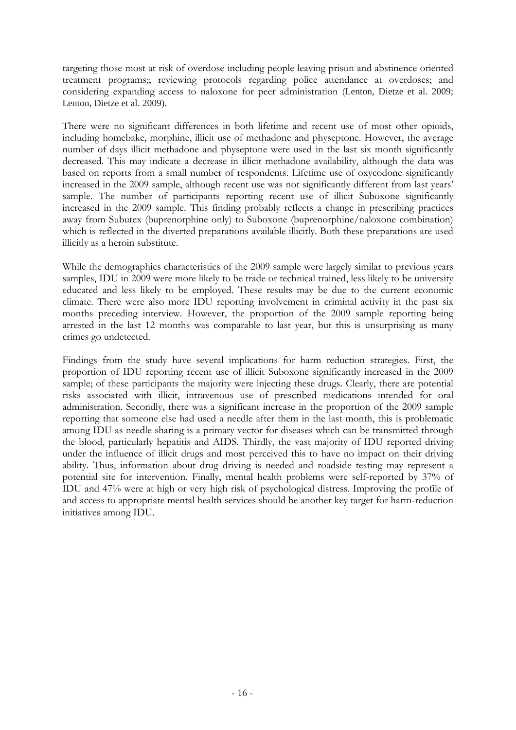targeting those most at risk of overdose including people leaving prison and abstinence oriented treatment programs;; reviewing protocols regarding police attendance at overdoses; and considering expanding access to naloxone for peer administration (Lenton, Dietze et al. 2009; Lenton, Dietze et al. 2009).

There were no significant differences in both lifetime and recent use of most other opioids, including homebake, morphine, illicit use of methadone and physeptone. However, the average number of days illicit methadone and physeptone were used in the last six month significantly decreased. This may indicate a decrease in illicit methadone availability, although the data was based on reports from a small number of respondents. Lifetime use of oxycodone significantly increased in the 2009 sample, although recent use was not significantly different from last years' sample. The number of participants reporting recent use of illicit Suboxone significantly increased in the 2009 sample. This finding probably reflects a change in prescribing practices away from Subutex (buprenorphine only) to Suboxone (buprenorphine/naloxone combination) which is reflected in the diverted preparations available illicitly. Both these preparations are used illicitly as a heroin substitute.

While the demographics characteristics of the 2009 sample were largely similar to previous years samples, IDU in 2009 were more likely to be trade or technical trained, less likely to be university educated and less likely to be employed. These results may be due to the current economic climate. There were also more IDU reporting involvement in criminal activity in the past six months preceding interview. However, the proportion of the 2009 sample reporting being arrested in the last 12 months was comparable to last year, but this is unsurprising as many crimes go undetected.

Findings from the study have several implications for harm reduction strategies. First, the proportion of IDU reporting recent use of illicit Suboxone significantly increased in the 2009 sample; of these participants the majority were injecting these drugs. Clearly, there are potential risks associated with illicit, intravenous use of prescribed medications intended for oral administration. Secondly, there was a significant increase in the proportion of the 2009 sample reporting that someone else had used a needle after them in the last month, this is problematic among IDU as needle sharing is a primary vector for diseases which can be transmitted through the blood, particularly hepatitis and AIDS. Thirdly, the vast majority of IDU reported driving under the influence of illicit drugs and most perceived this to have no impact on their driving ability. Thus, information about drug driving is needed and roadside testing may represent a potential site for intervention. Finally, mental health problems were self-reported by 37% of IDU and 47% were at high or very high risk of psychological distress. Improving the profile of and access to appropriate mental health services should be another key target for harm-reduction initiatives among IDU.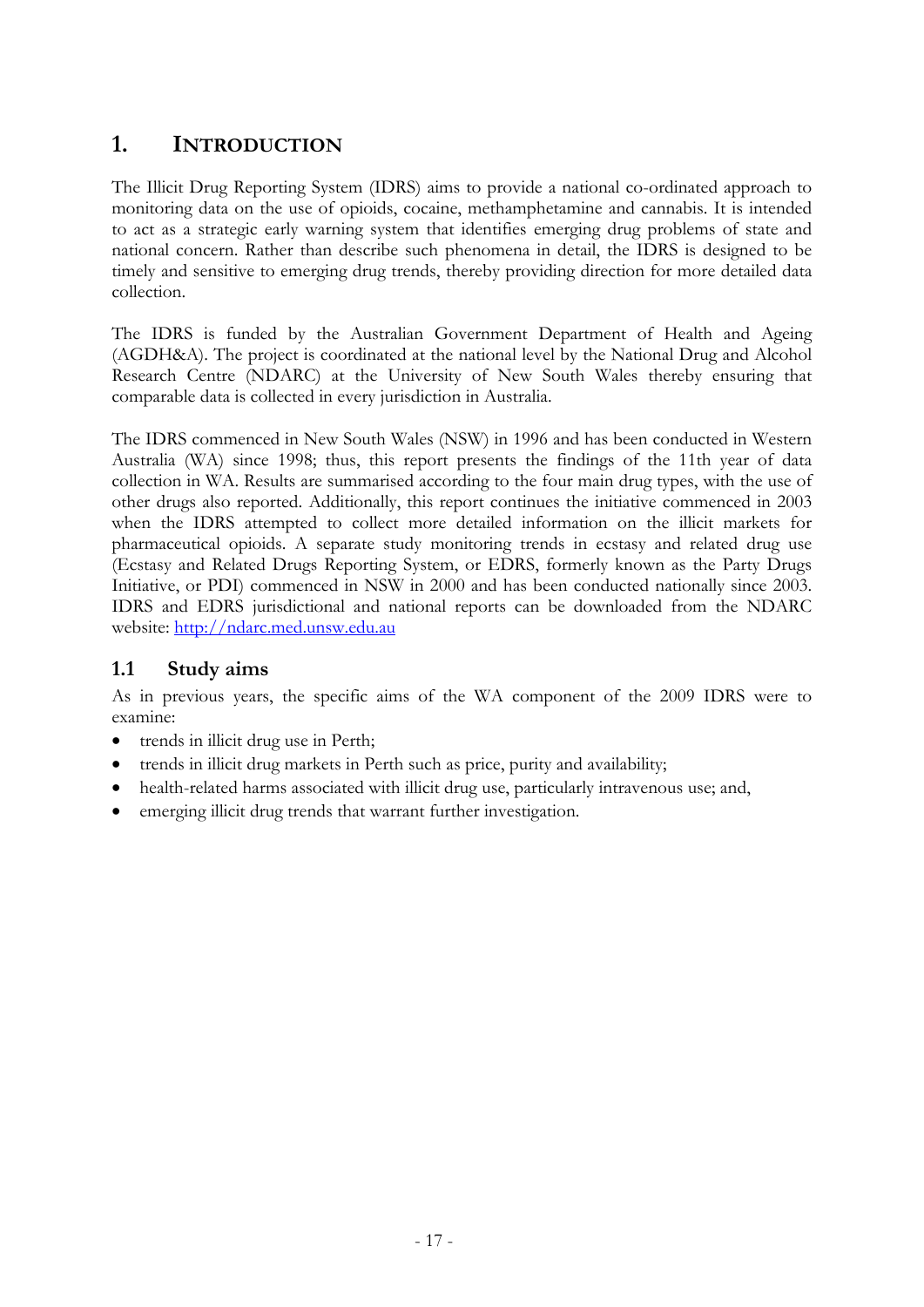# 1. INTRODUCTION

The Illicit Drug Reporting System (IDRS) aims to provide a national co-ordinated approach to monitoring data on the use of opioids, cocaine, methamphetamine and cannabis. It is intended to act as a strategic early warning system that identifies emerging drug problems of state and national concern. Rather than describe such phenomena in detail, the IDRS is designed to be timely and sensitive to emerging drug trends, thereby providing direction for more detailed data collection.

The IDRS is funded by the Australian Government Department of Health and Ageing (AGDH&A). The project is coordinated at the national level by the National Drug and Alcohol Research Centre (NDARC) at the University of New South Wales thereby ensuring that comparable data is collected in every jurisdiction in Australia.

The IDRS commenced in New South Wales (NSW) in 1996 and has been conducted in Western Australia (WA) since 1998; thus, this report presents the findings of the 11th year of data collection in WA. Results are summarised according to the four main drug types, with the use of other drugs also reported. Additionally, this report continues the initiative commenced in 2003 when the IDRS attempted to collect more detailed information on the illicit markets for pharmaceutical opioids. A separate study monitoring trends in ecstasy and related drug use (Ecstasy and Related Drugs Reporting System, or EDRS, formerly known as the Party Drugs Initiative, or PDI) commenced in NSW in 2000 and has been conducted nationally since 2003. IDRS and EDRS jurisdictional and national reports can be downloaded from the NDARC website: http://ndarc.med.unsw.edu.au

## 1.1 Study aims

As in previous years, the specific aims of the WA component of the 2009 IDRS were to examine:

- trends in illicit drug use in Perth;
- trends in illicit drug markets in Perth such as price, purity and availability;
- health-related harms associated with illicit drug use, particularly intravenous use; and,
- emerging illicit drug trends that warrant further investigation.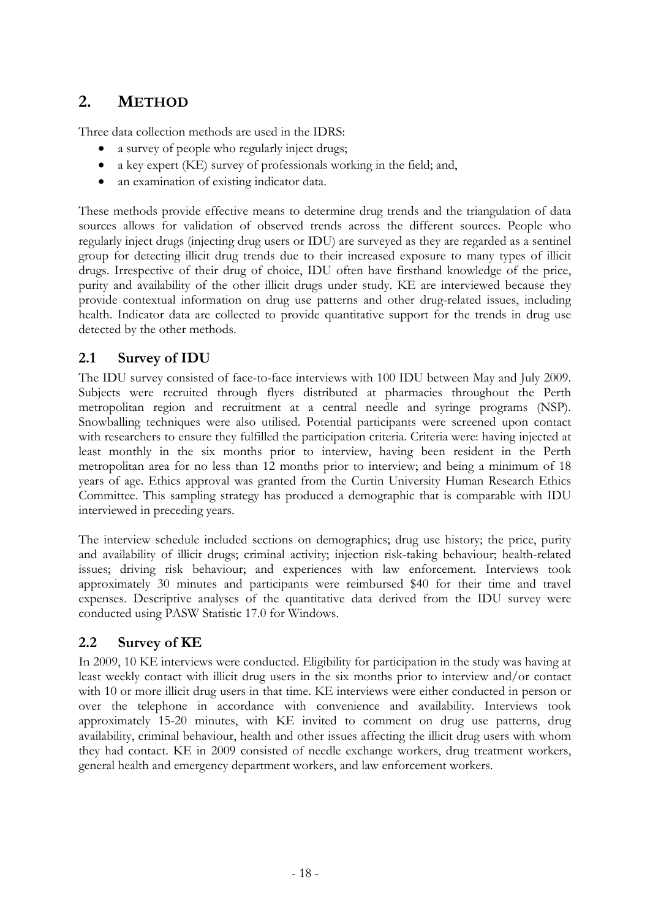## 2. METHOD

Three data collection methods are used in the IDRS:

- a survey of people who regularly inject drugs;
- a key expert (KE) survey of professionals working in the field; and,
- an examination of existing indicator data.

These methods provide effective means to determine drug trends and the triangulation of data sources allows for validation of observed trends across the different sources. People who regularly inject drugs (injecting drug users or IDU) are surveyed as they are regarded as a sentinel group for detecting illicit drug trends due to their increased exposure to many types of illicit drugs. Irrespective of their drug of choice, IDU often have firsthand knowledge of the price, purity and availability of the other illicit drugs under study. KE are interviewed because they provide contextual information on drug use patterns and other drug-related issues, including health. Indicator data are collected to provide quantitative support for the trends in drug use detected by the other methods.

### 2.1 Survey of IDU

The IDU survey consisted of face-to-face interviews with 100 IDU between May and July 2009. Subjects were recruited through flyers distributed at pharmacies throughout the Perth metropolitan region and recruitment at a central needle and syringe programs (NSP). Snowballing techniques were also utilised. Potential participants were screened upon contact with researchers to ensure they fulfilled the participation criteria. Criteria were: having injected at least monthly in the six months prior to interview, having been resident in the Perth metropolitan area for no less than 12 months prior to interview; and being a minimum of 18 years of age. Ethics approval was granted from the Curtin University Human Research Ethics Committee. This sampling strategy has produced a demographic that is comparable with IDU interviewed in preceding years.

The interview schedule included sections on demographics; drug use history; the price, purity and availability of illicit drugs; criminal activity; injection risk-taking behaviour; health-related issues; driving risk behaviour; and experiences with law enforcement. Interviews took approximately 30 minutes and participants were reimbursed $40 for their time and travel expenses. Descriptive analyses of the quantitative data derived from the IDU survey were conducted using PASW Statistic 17.0 for Windows.

### 2.2 Survey of KE

In 2009, 10 KE interviews were conducted. Eligibility for participation in the study was having at least weekly contact with illicit drug users in the six months prior to interview and/or contact with 10 or more illicit drug users in that time. KE interviews were either conducted in person or over the telephone in accordance with convenience and availability. Interviews took approximately 15-20 minutes, with KE invited to comment on drug use patterns, drug availability, criminal behaviour, health and other issues affecting the illicit drug users with whom they had contact. KE in 2009 consisted of needle exchange workers, drug treatment workers, general health and emergency department workers, and law enforcement workers.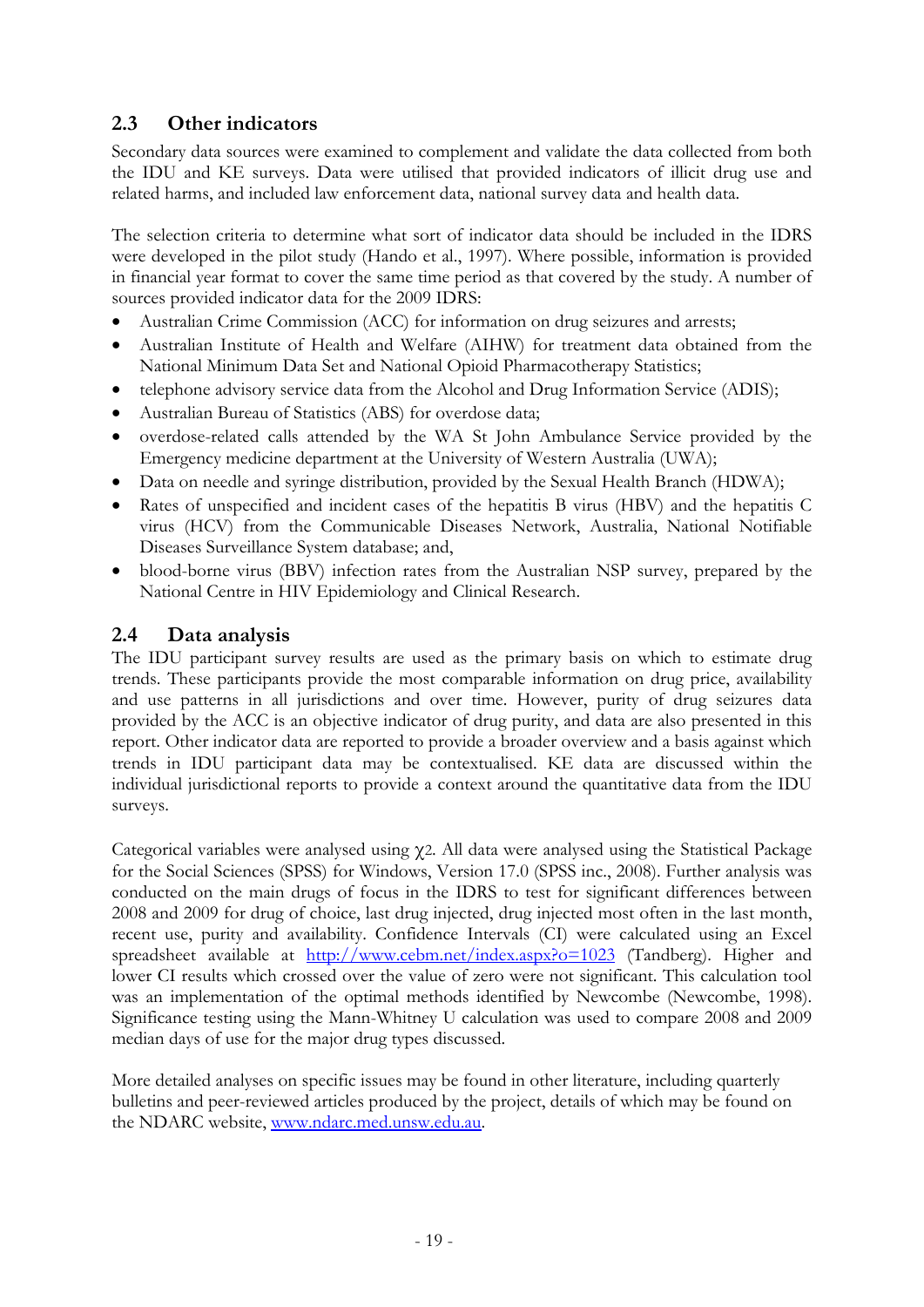## 2.3 Other indicators

Secondary data sources were examined to complement and validate the data collected from both the IDU and KE surveys. Data were utilised that provided indicators of illicit drug use and related harms, and included law enforcement data, national survey data and health data.

The selection criteria to determine what sort of indicator data should be included in the IDRS were developed in the pilot study (Hando et al., 1997). Where possible, information is provided in financial year format to cover the same time period as that covered by the study. A number of sources provided indicator data for the 2009 IDRS:

- Australian Crime Commission (ACC) for information on drug seizures and arrests;
- Australian Institute of Health and Welfare (AIHW) for treatment data obtained from the National Minimum Data Set and National Opioid Pharmacotherapy Statistics;
- telephone advisory service data from the Alcohol and Drug Information Service (ADIS);
- Australian Bureau of Statistics (ABS) for overdose data;
- overdose-related calls attended by the WA St John Ambulance Service provided by the Emergency medicine department at the University of Western Australia (UWA);
- Data on needle and syringe distribution, provided by the Sexual Health Branch (HDWA);
- Rates of unspecified and incident cases of the hepatitis B virus (HBV) and the hepatitis C virus (HCV) from the Communicable Diseases Network, Australia, National Notifiable Diseases Surveillance System database; and,
- blood-borne virus (BBV) infection rates from the Australian NSP survey, prepared by the National Centre in HIV Epidemiology and Clinical Research.

## 2.4 Data analysis

The IDU participant survey results are used as the primary basis on which to estimate drug trends. These participants provide the most comparable information on drug price, availability and use patterns in all jurisdictions and over time. However, purity of drug seizures data provided by the ACC is an objective indicator of drug purity, and data are also presented in this report. Other indicator data are reported to provide a broader overview and a basis against which trends in IDU participant data may be contextualised. KE data are discussed within the individual jurisdictional reports to provide a context around the quantitative data from the IDU surveys.

Categorical variables were analysed using $\chi 2$. All data were analysed using the Statistical Package for the Social Sciences (SPSS) for Windows, Version 17.0 (SPSS inc., 2008). Further analysis was conducted on the main drugs of focus in the IDRS to test for significant differences between 2008 and 2009 for drug of choice, last drug injected, drug injected most often in the last month, recent use, purity and availability. Confidence Intervals (CI) were calculated using an Excel spreadsheet available at http://www.cebm.net/index.aspx?o=1023 (Tandberg). Higher and lower CI results which crossed over the value of zero were not significant. This calculation tool was an implementation of the optimal methods identified by Newcombe (Newcombe, 1998). Significance testing using the Mann-Whitney U calculation was used to compare 2008 and 2009 median days of use for the major drug types discussed.

More detailed analyses on specific issues may be found in other literature, including quarterly bulletins and peer-reviewed articles produced by the project, details of which may be found on the NDARC website, www.ndarc.med.unsw.edu.au.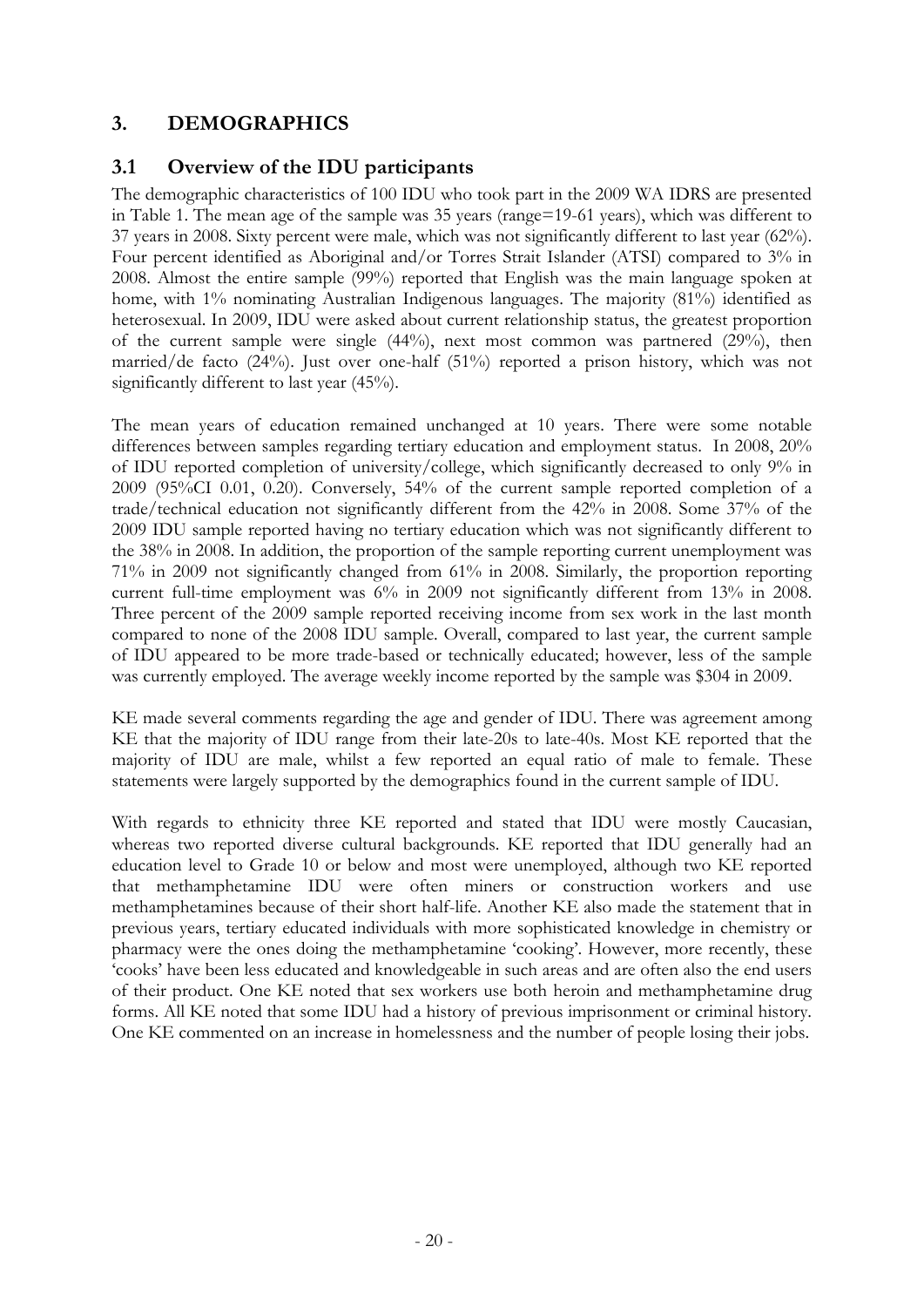# 3. DEMOGRAPHICS

## 3.1 Overview of the IDU participants

The demographic characteristics of 100 IDU who took part in the 2009 WA IDRS are presented in Table 1. The mean age of the sample was 35 years (range=19-61 years), which was different to 37 years in 2008. Sixty percent were male, which was not significantly different to last year (62%). Four percent identified as Aboriginal and/or Torres Strait Islander (ATSI) compared to 3% in 2008. Almost the entire sample (99%) reported that English was the main language spoken at home, with 1% nominating Australian Indigenous languages. The majority (81%) identified as heterosexual. In 2009, IDU were asked about current relationship status, the greatest proportion of the current sample were single (44%), next most common was partnered (29%), then married/de facto (24%). Just over one-half (51%) reported a prison history, which was not significantly different to last year (45%).

The mean years of education remained unchanged at 10 years. There were some notable differences between samples regarding tertiary education and employment status. In 2008, 20% of IDU reported completion of university/college, which significantly decreased to only 9% in 2009 (95%CI 0.01, 0.20). Conversely, 54% of the current sample reported completion of a trade/technical education not significantly different from the 42% in 2008. Some 37% of the 2009 IDU sample reported having no tertiary education which was not significantly different to the 38% in 2008. In addition, the proportion of the sample reporting current unemployment was 71% in 2009 not significantly changed from 61% in 2008. Similarly, the proportion reporting current full-time employment was 6% in 2009 not significantly different from 13% in 2008. Three percent of the 2009 sample reported receiving income from sex work in the last month compared to none of the 2008 IDU sample. Overall, compared to last year, the current sample of IDU appeared to be more trade-based or technically educated; however, less of the sample was currently employed. The average weekly income reported by the sample was $304 in 2009.

KE made several comments regarding the age and gender of IDU. There was agreement among KE that the majority of IDU range from their late-20s to late-40s. Most KE reported that the majority of IDU are male, whilst a few reported an equal ratio of male to female. These statements were largely supported by the demographics found in the current sample of IDU.

With regards to ethnicity three KE reported and stated that IDU were mostly Caucasian, whereas two reported diverse cultural backgrounds. KE reported that IDU generally had an education level to Grade 10 or below and most were unemployed, although two KE reported that methamphetamine IDU were often miners or construction workers and use methamphetamines because of their short half-life. Another KE also made the statement that in previous years, tertiary educated individuals with more sophisticated knowledge in chemistry or pharmacy were the ones doing the methamphetamine 'cooking'. However, more recently, these 'cooks' have been less educated and knowledgeable in such areas and are often also the end users of their product. One KE noted that sex workers use both heroin and methamphetamine drug forms. All KE noted that some IDU had a history of previous imprisonment or criminal history. One KE commented on an increase in homelessness and the number of people losing their jobs.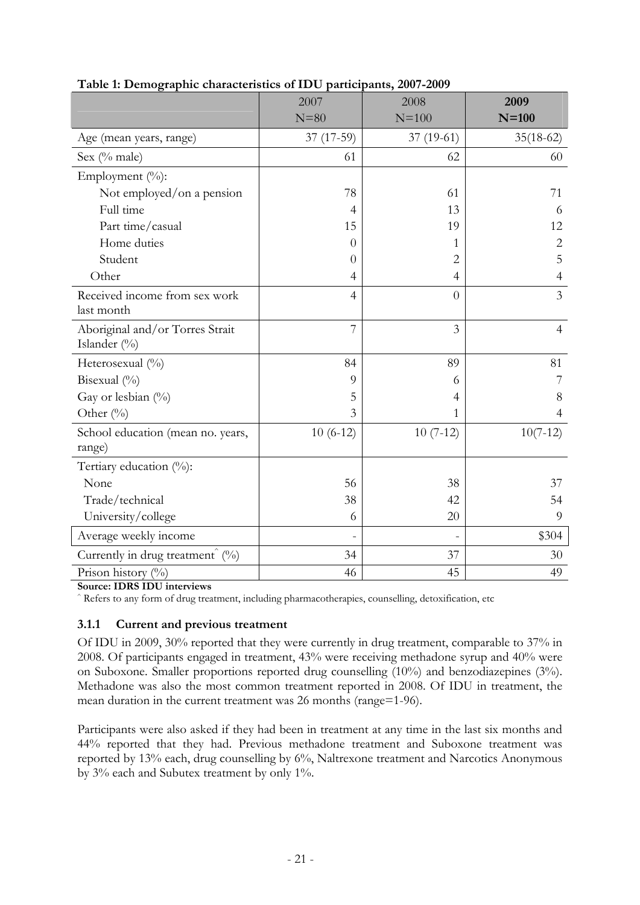**Table 1: Demographic characteristics of IDU participants, 2007-2009**

| | 2007 N=80 | 2008 N=100 | **2009 N=100** |
|---|---|---|---|
| Age (mean years, range) | 37 (17-59) | 37 (19-61) | 35(18-62) |
| Sex (% male) | 61 | 62 | 60 |
| Employment (%): | | | |
| Not employed/on a pension | 78 | 61 | 71 |
| Full time | 4 | 13 | 6 |
| Part time/casual | 15 | 19 | 12 |
| Home duties | 0 | 1 | 2 |
| Student | 0 | 2 | 5 |
| Other | 4 | 4 | 4 |
| Received income from sex work last month | 4 | 0 | 3 |
| Aboriginal and/or Torres Strait Islander (%) | 7 | 3 | 4 |
| Heterosexual (%) | 84 | 89 | 81 |
| Bisexual (%) | 9 | 6 | 7 |
| Gay or lesbian (%) | 5 | 4 | 8 |
| Other (%) | 3 | 1 | 4 |
| School education (mean no. years, range) | 10 (6-12) | 10 (7-12) | 10(7-12) |
| Tertiary education (%): | | | |
| None | 56 | 38 | 37 |
| Trade/technical | 38 | 42 | 54 |
| University/college | 6 | 20 | 9 |
| Average weekly income | - | - | $304 |
| Currently in drug treatment^ (%) | 34 | 37 | 30 |
| Prison history (%) | 46 | 45 | 49 |

**Source: IDRS IDU interviews**
^ Refers to any form of drug treatment, including pharmacotherapies, counselling, detoxification, etc

### 3.1.1 Current and previous treatment

Of IDU in 2009, 30% reported that they were currently in drug treatment, comparable to 37% in 2008. Of participants engaged in treatment, 43% were receiving methadone syrup and 40% were on Suboxone. Smaller proportions reported drug counselling (10%) and benzodiazepines (3%). Methadone was also the most common treatment reported in 2008. Of IDU in treatment, the mean duration in the current treatment was 26 months (range=1-96).

Participants were also asked if they had been in treatment at any time in the last six months and 44% reported that they had. Previous methadone treatment and Suboxone treatment was reported by 13% each, drug counselling by 6%, Naltrexone treatment and Narcotics Anonymous by 3% each and Subutex treatment by only 1%.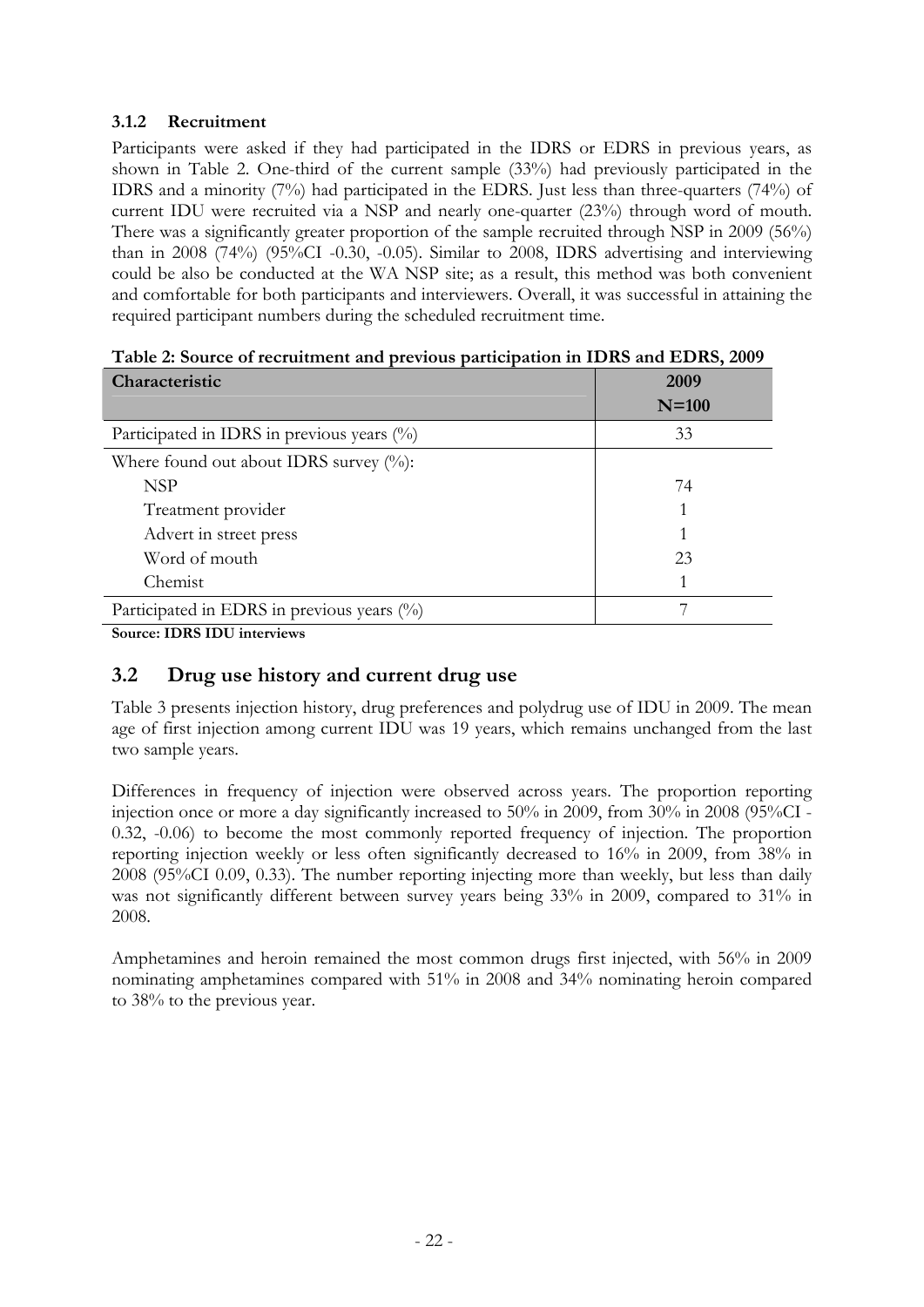### 3.1.2 Recruitment

Participants were asked if they had participated in the IDRS or EDRS in previous years, as shown in Table 2. One-third of the current sample (33%) had previously participated in the IDRS and a minority (7%) had participated in the EDRS. Just less than three-quarters (74%) of current IDU were recruited via a NSP and nearly one-quarter (23%) through word of mouth. There was a significantly greater proportion of the sample recruited through NSP in 2009 (56%) than in 2008 (74%) (95%CI -0.30, -0.05). Similar to 2008, IDRS advertising and interviewing could be also be conducted at the WA NSP site; as a result, this method was both convenient and comfortable for both participants and interviewers. Overall, it was successful in attaining the required participant numbers during the scheduled recruitment time.

**Table 2: Source of recruitment and previous participation in IDRS and EDRS, 2009**

| Characteristic | 2009 N=100 |
|---|---|
| Participated in IDRS in previous years (%) | 33 |
| Where found out about IDRS survey (%): | |
| NSP | 74 |
| Treatment provider | 1 |
| Advert in street press | 1 |
| Word of mouth | 23 |
| Chemist | 1 |
| Participated in EDRS in previous years (%) | 7 |

**Source: IDRS IDU interviews**

## 3.2 Drug use history and current drug use

Table 3 presents injection history, drug preferences and polydrug use of IDU in 2009. The mean age of first injection among current IDU was 19 years, which remains unchanged from the last two sample years.

Differences in frequency of injection were observed across years. The proportion reporting injection once or more a day significantly increased to 50% in 2009, from 30% in 2008 (95%CI -0.32, -0.06) to become the most commonly reported frequency of injection. The proportion reporting injection weekly or less often significantly decreased to 16% in 2009, from 38% in 2008 (95%CI 0.09, 0.33). The number reporting injecting more than weekly, but less than daily was not significantly different between survey years being 33% in 2009, compared to 31% in 2008.

Amphetamines and heroin remained the most common drugs first injected, with 56% in 2009 nominating amphetamines compared with 51% in 2008 and 34% nominating heroin compared to 38% to the previous year.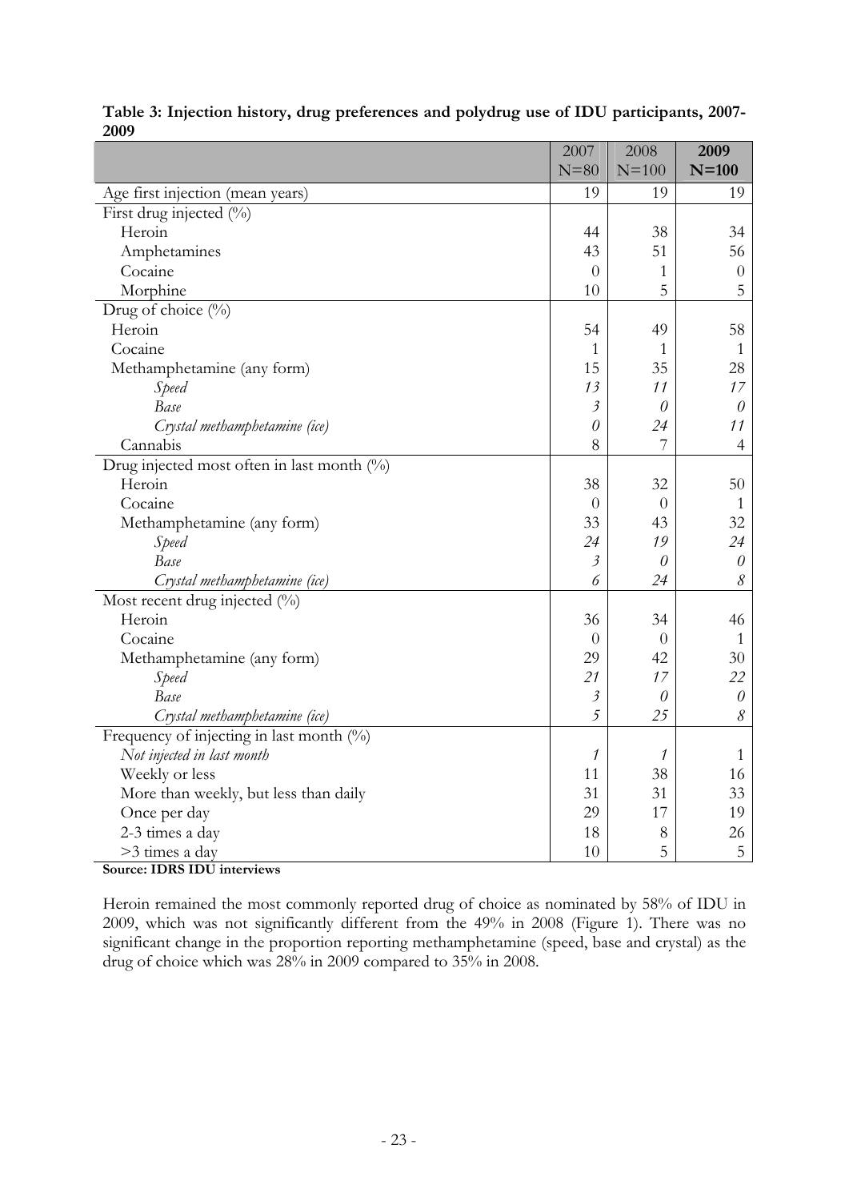**Table 3: Injection history, drug preferences and polydrug use of IDU participants, 2007-2009**

| | 2007 N=80 | 2008 N=100 | **2009 N=100** |
|---|---|---|---|
| Age first injection (mean years) | 19 | 19 | 19 |
| First drug injected (%) | | | |
| Heroin | 44 | 38 | 34 |
| Amphetamines | 43 | 51 | 56 |
| Cocaine | 0 | 1 | 0 |
| Morphine | 10 | 5 | 5 |
| Drug of choice (%) | | | |
| Heroin | 54 | 49 | 58 |
| Cocaine | 1 | 1 | 1 |
| Methamphetamine (any form) | 15 | 35 | 28 |
| *Speed* | *13* | *11* | *17* |
| *Base* | *3* | *0* | *0* |
| *Crystal methamphetamine (ice)* | *0* | *24* | *11* |
| Cannabis | 8 | 7 | 4 |
| Drug injected most often in last month (%) | | | |
| Heroin | 38 | 32 | 50 |
| Cocaine | 0 | 0 | 1 |
| Methamphetamine (any form) | 33 | 43 | 32 |
| *Speed* | *24* | *19* | *24* |
| *Base* | *3* | *0* | *0* |
| *Crystal methamphetamine (ice)* | *6* | *24* | *8* |
| Most recent drug injected (%) | | | |
| Heroin | 36 | 34 | 46 |
| Cocaine | 0 | 0 | 1 |
| Methamphetamine (any form) | 29 | 42 | 30 |
| *Speed* | *21* | *17* | *22* |
| *Base* | *3* | *0* | *0* |
| *Crystal methamphetamine (ice)* | *5* | *25* | *8* |
| Frequency of injecting in last month (%) | | | |
| *Not injected in last month* | *1* | *1* | 1 |
| Weekly or less | 11 | 38 | 16 |
| More than weekly, but less than daily | 31 | 31 | 33 |
| Once per day | 29 | 17 | 19 |
| 2-3 times a day | 18 | 8 | 26 |
| >3 times a day | 10 | 5 | 5 |

**Source: IDRS IDU interviews**

Heroin remained the most commonly reported drug of choice as nominated by 58% of IDU in 2009, which was not significantly different from the 49% in 2008 (Figure 1). There was no significant change in the proportion reporting methamphetamine (speed, base and crystal) as the drug of choice which was 28% in 2009 compared to 35% in 2008.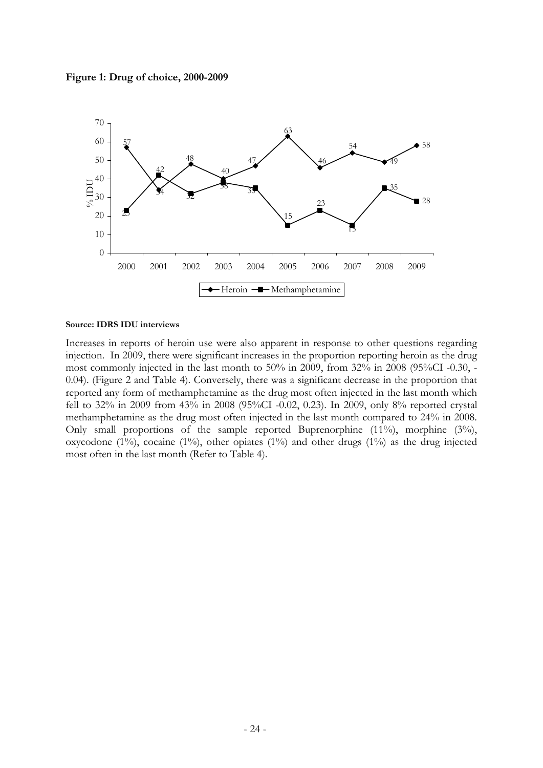**Figure 1: Drug of choice, 2000-2009**

**Source: IDRS IDU interviews**

Increases in reports of heroin use were also apparent in response to other questions regarding injection. In 2009, there were significant increases in the proportion reporting heroin as the drug most commonly injected in the last month to 50% in 2009, from 32% in 2008 (95%CI -0.30, -0.04). (Figure 2 and Table 4). Conversely, there was a significant decrease in the proportion that reported any form of methamphetamine as the drug most often injected in the last month which fell to 32% in 2009 from 43% in 2008 (95%CI -0.02, 0.23). In 2009, only 8% reported crystal methamphetamine as the drug most often injected in the last month compared to 24% in 2008. Only small proportions of the sample reported Buprenorphine (11%), morphine (3%), oxycodone (1%), cocaine (1%), other opiates (1%) and other drugs (1%) as the drug injected most often in the last month (Refer to Table 4).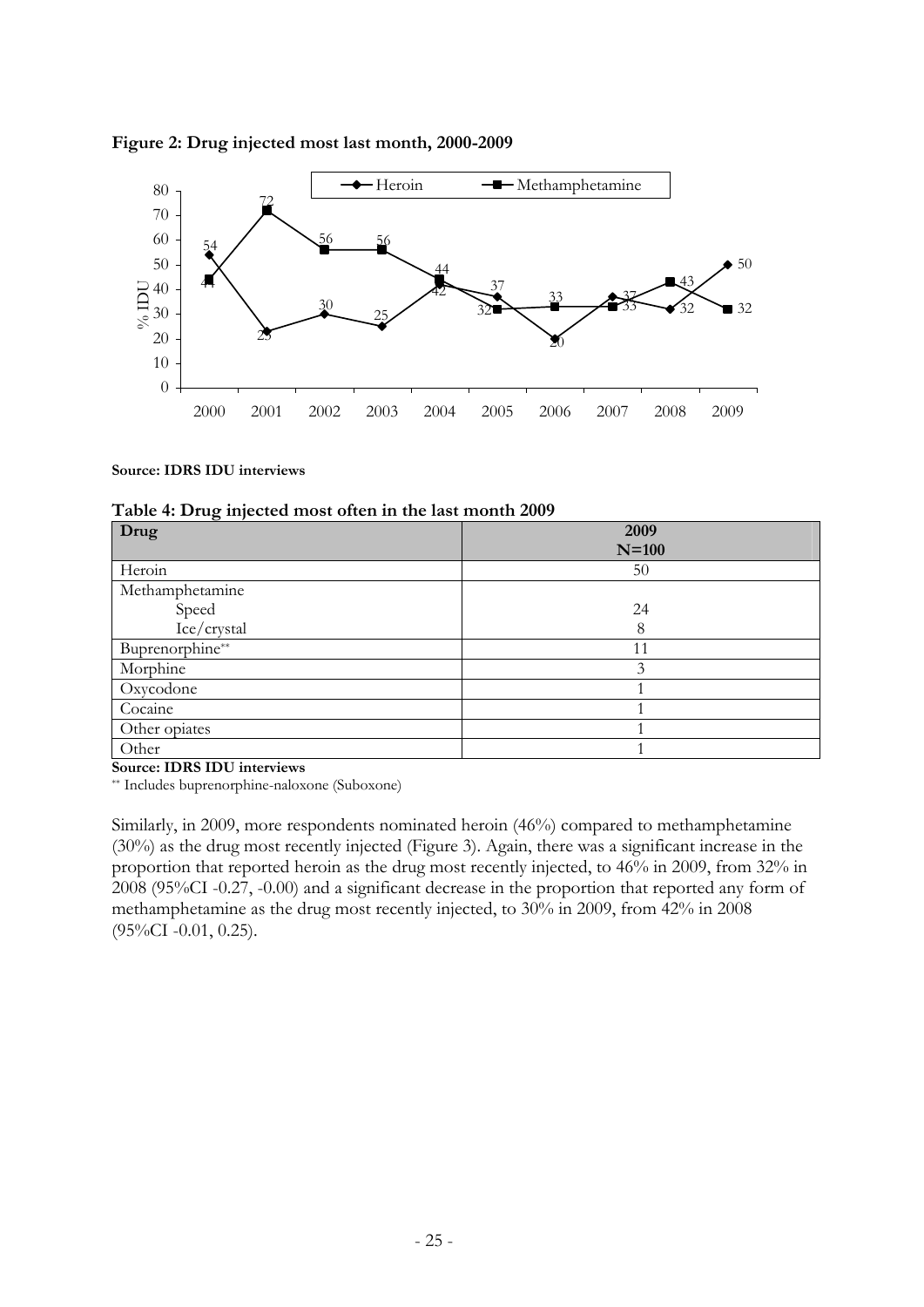**Figure 2: Drug injected most last month, 2000-2009**

**Source: IDRS IDU interviews**

**Table 4: Drug injected most often in the last month 2009**

| Drug | 2009 N=100 |
|---|---|
| Heroin | 50 |
| Methamphetamine | |
| Speed | 24 |
| Ice/crystal | 8 |
| Buprenorphine** | 11 |
| Morphine | 3 |
| Oxycodone | 1 |
| Cocaine | 1 |
| Other opiates | 1 |
| Other | 1 |

**Source: IDRS IDU interviews**

** Includes buprenorphine-naloxone (Suboxone)

Similarly, in 2009, more respondents nominated heroin (46%) compared to methamphetamine (30%) as the drug most recently injected (Figure 3). Again, there was a significant increase in the proportion that reported heroin as the drug most recently injected, to 46% in 2009, from 32% in 2008 (95%CI -0.27, -0.00) and a significant decrease in the proportion that reported any form of methamphetamine as the drug most recently injected, to 30% in 2009, from 42% in 2008 (95%CI -0.01, 0.25).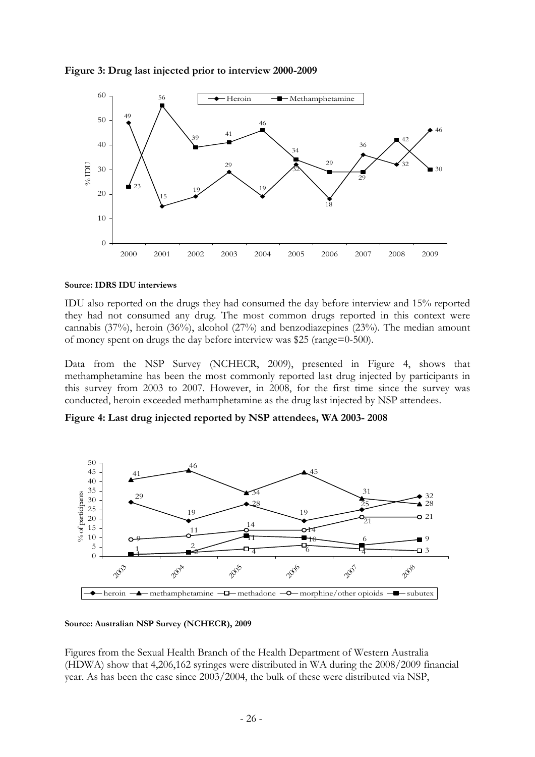**Figure 3: Drug last injected prior to interview 2000-2009**

**Source: IDRS IDU interviews**

IDU also reported on the drugs they had consumed the day before interview and 15% reported they had not consumed any drug. The most common drugs reported in this context were cannabis (37%), heroin (36%), alcohol (27%) and benzodiazepines (23%). The median amount of money spent on drugs the day before interview was $25 (range=0-500).

Data from the NSP Survey (NCHECR, 2009), presented in Figure 4, shows that methamphetamine has been the most commonly reported last drug injected by participants in this survey from 2003 to 2007. However, in 2008, for the first time since the survey was conducted, heroin exceeded methamphetamine as the drug last injected by NSP attendees.

**Figure 4: Last drug injected reported by NSP attendees, WA 2003- 2008**

**Source: Australian NSP Survey (NCHECR), 2009**

Figures from the Sexual Health Branch of the Health Department of Western Australia (HDWA) show that 4,206,162 syringes were distributed in WA during the 2008/2009 financial year. As has been the case since 2003/2004, the bulk of these were distributed via NSP,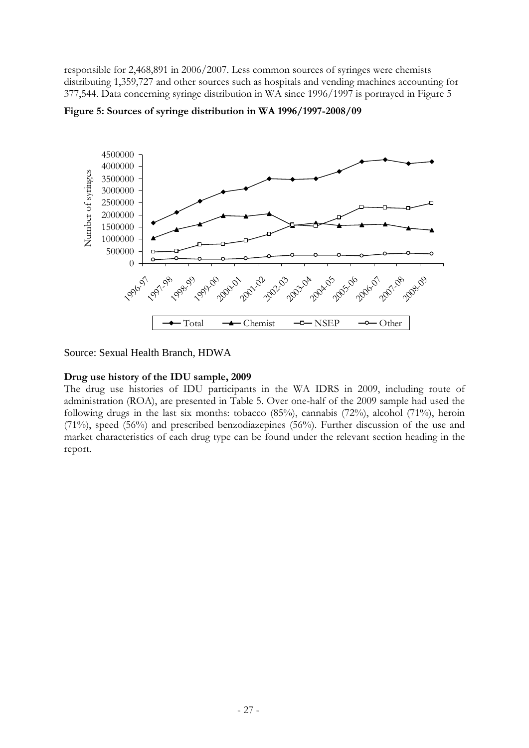responsible for 2,468,891 in 2006/2007. Less common sources of syringes were chemists distributing 1,359,727 and other sources such as hospitals and vending machines accounting for 377,544. Data concerning syringe distribution in WA since 1996/1997 is portrayed in Figure 5

**Figure 5: Sources of syringe distribution in WA 1996/1997-2008/09**

Source: Sexual Health Branch, HDWA

**Drug use history of the IDU sample, 2009**

The drug use histories of IDU participants in the WA IDRS in 2009, including route of administration (ROA), are presented in Table 5. Over one-half of the 2009 sample had used the following drugs in the last six months: tobacco (85%), cannabis (72%), alcohol (71%), heroin (71%), speed (56%) and prescribed benzodiazepines (56%). Further discussion of the use and market characteristics of each drug type can be found under the relevant section heading in the report.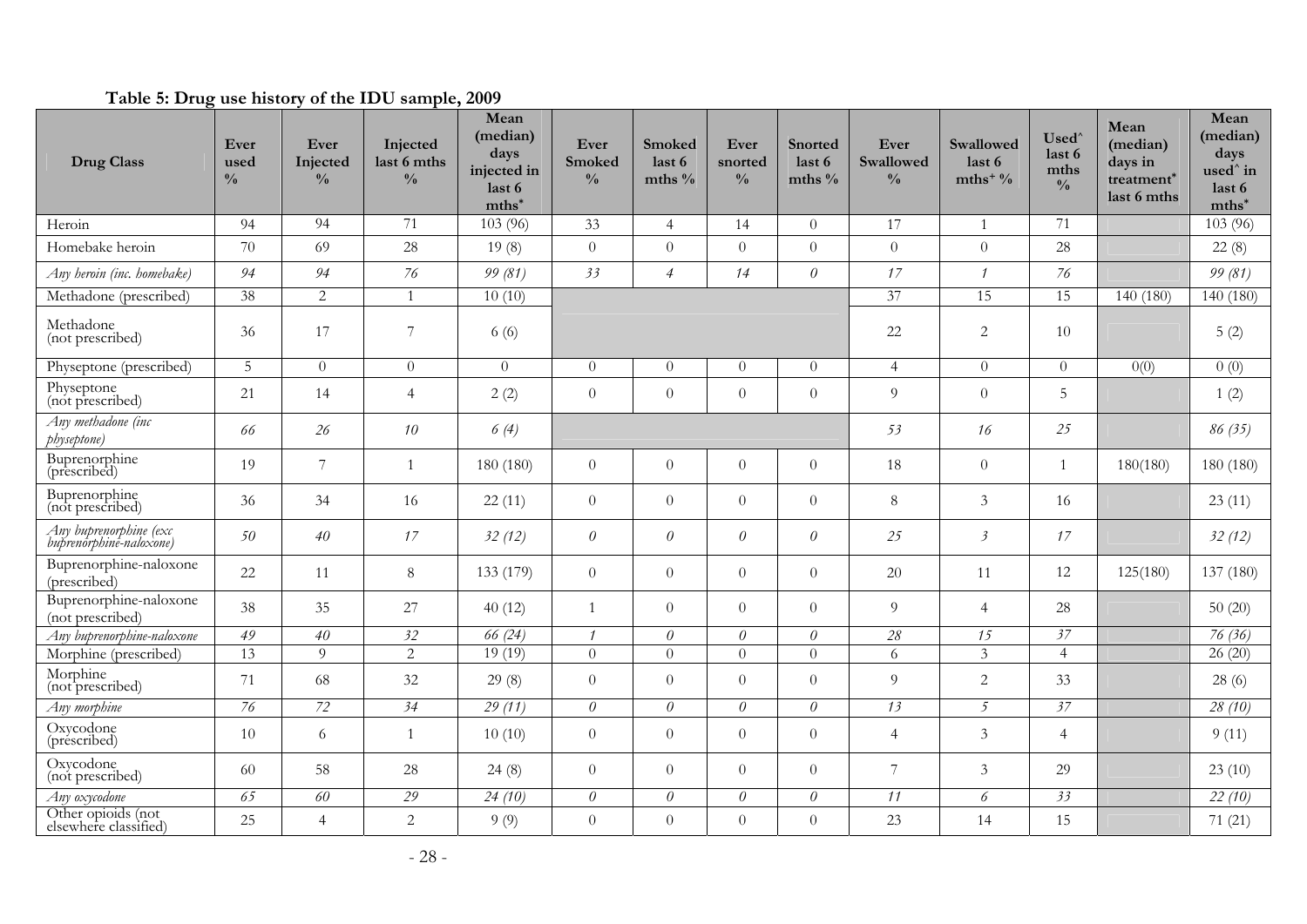**Table 5: Drug use history of the IDU sample, 2009**

| Drug Class | Ever used % | Ever Injected % | Injected last 6 mths % | Mean (median) days injected in last 6 mths* | Ever Smoked % | Smoked last 6 mths % | Ever snorted % | Snorted last 6 mths % | Ever Swallowed % | Swallowed last 6 mths+ % | Used^ last 6 mths % | Mean (median) days in treatment* last 6 mths | Mean (median) days used^ in last 6 mths* |
|---|---|---|---|---|---|---|---|---|---|---|---|---|---|
| Heroin | 94 | 94 | 71 | 103 (96) | 33 | 4 | 14 | 0 | 17 | 1 | 71 | | 103 (96) |
| Homebake heroin | 70 | 69 | 28 | 19 (8) | 0 | 0 | 0 | 0 | 0 | 0 | 28 | | 22 (8) |
| *Any heroin (inc. homebake)* | *94* | *94* | *76* | *99 (81)* | *33* | *4* | *14* | *0* | *17* | *1* | *76* | | *99 (81)* |
| Methadone (prescribed) | 38 | 2 | 1 | 10 (10) | | | | | 37 | 15 | 15 | 140 (180) | 140 (180) |
| Methadone (not prescribed) | 36 | 17 | 7 | 6 (6) | | | | | 22 | 2 | 10 | | 5 (2) |
| Physeptone (prescribed) | 5 | 0 | 0 | 0 | 0 | 0 | 0 | 0 | 4 | 0 | 0 | 0(0) | 0 (0) |
| Physeptone (not prescribed) | 21 | 14 | 4 | 2 (2) | 0 | 0 | 0 | 0 | 9 | 0 | 5 | | 1 (2) |
| *Any methadone (inc physeptone)* | *66* | *26* | *10* | *6 (4)* | | | | | *53* | *16* | *25* | | *86 (35)* |
| Buprenorphine (prescribed) | 19 | 7 | 1 | 180 (180) | 0 | 0 | 0 | 0 | 18 | 0 | 1 | 180(180) | 180 (180) |
| Buprenorphine (not prescribed) | 36 | 34 | 16 | 22 (11) | 0 | 0 | 0 | 0 | 8 | 3 | 16 | | 23 (11) |
| *Any buprenorphine (exc buprenorphine-naloxone)* | *50* | *40* | *17* | *32 (12)* | *0* | *0* | *0* | *0* | *25* | *3* | *17* | | *32 (12)* |
| Buprenorphine-naloxone (prescribed) | 22 | 11 | 8 | 133 (179) | 0 | 0 | 0 | 0 | 20 | 11 | 12 | 125(180) | 137 (180) |
| Buprenorphine-naloxone (not prescribed) | 38 | 35 | 27 | 40 (12) | 1 | 0 | 0 | 0 | 9 | 4 | 28 | | 50 (20) |
| *Any buprenorphine-naloxone* | *49* | *40* | *32* | *66 (24)* | *1* | *0* | *0* | *0* | *28* | *15* | *37* | | *76 (36)* |
| Morphine (prescribed) | 13 | 9 | 2 | 19 (19) | 0 | 0 | 0 | 0 | 6 | 3 | 4 | | 26 (20) |
| Morphine (not prescribed) | 71 | 68 | 32 | 29 (8) | 0 | 0 | 0 | 0 | 9 | 2 | 33 | | 28 (6) |
| *Any morphine* | *76* | *72* | *34* | *29 (11)* | *0* | *0* | *0* | *0* | *13* | *5* | *37* | | *28 (10)* |
| Oxycodone (prescribed) | 10 | 6 | 1 | 10 (10) | 0 | 0 | 0 | 0 | 4 | 3 | 4 | | 9 (11) |
| Oxycodone (not prescribed) | 60 | 58 | 28 | 24 (8) | 0 | 0 | 0 | 0 | 7 | 3 | 29 | | 23 (10) |
| *Any oxycodone* | *65* | *60* | *29* | *24 (10)* | *0* | *0* | *0* | *0* | *11* | *6* | *33* | | *22 (10)* |
| Other opioids (not elsewhere classified) | 25 | 4 | 2 | 9 (9) | 0 | 0 | 0 | 0 | 23 | 14 | 15 | | 71 (21) |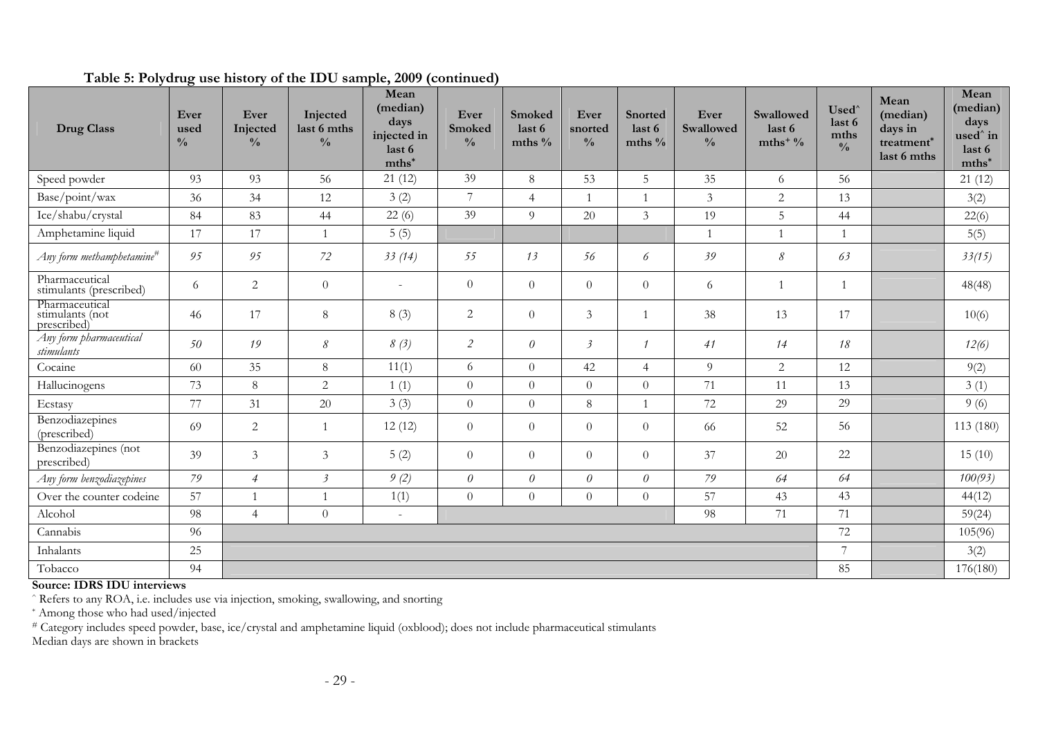**Table 5: Polydrug use history of the IDU sample, 2009 (continued)**

| Drug Class | Ever used % | Ever Injected % | Injected last 6 mths % | Mean (median) days injected in last 6 mths* | Ever Smoked % | Smoked last 6 mths % | Ever snorted % | Snorted last 6 mths % | Ever Swallowed % | Swallowed last 6 mths+ % | Used^ last 6 mths % | Mean (median) days in treatment* last 6 mths | Mean (median) days used^ in last 6 mths* |
|---|---|---|---|---|---|---|---|---|---|---|---|---|---|
| Speed powder | 93 | 93 | 56 | 21 (12) | 39 | 8 | 53 | 5 | 35 | 6 | 56 | | 21 (12) |
| Base/point/wax | 36 | 34 | 12 | 3 (2) | 7 | 4 | 1 | 1 | 3 | 2 | 13 | | 3(2) |
| Ice/shabu/crystal | 84 | 83 | 44 | 22 (6) | 39 | 9 | 20 | 3 | 19 | 5 | 44 | | 22(6) |
| Amphetamine liquid | 17 | 17 | 1 | 5 (5) | | | | | 1 | 1 | 1 | | 5(5) |
| *Any form methamphetamine#* | *95* | *95* | *72* | *33 (14)* | *55* | *13* | *56* | *6* | *39* | *8* | *63* | | *33(15)* |
| Pharmaceutical stimulants (prescribed) | 6 | 2 | 0 | - | 0 | 0 | 0 | 0 | 6 | 1 | 1 | | 48(48) |
| Pharmaceutical stimulants (not prescribed) | 46 | 17 | 8 | 8 (3) | 2 | 0 | 3 | 1 | 38 | 13 | 17 | | 10(6) |
| *Any form pharmaceutical stimulants* | *50* | *19* | *8* | *8 (3)* | *2* | *0* | *3* | *1* | *41* | *14* | *18* | | *12(6)* |
| Cocaine | 60 | 35 | 8 | 11(1) | 6 | 0 | 42 | 4 | 9 | 2 | 12 | | 9(2) |
| Hallucinogens | 73 | 8 | 2 | 1 (1) | 0 | 0 | 0 | 0 | 71 | 11 | 13 | | 3 (1) |
| Ecstasy | 77 | 31 | 20 | 3 (3) | 0 | 0 | 8 | 1 | 72 | 29 | 29 | | 9 (6) |
| Benzodiazepines (prescribed) | 69 | 2 | 1 | 12 (12) | 0 | 0 | 0 | 0 | 66 | 52 | 56 | | 113 (180) |
| Benzodiazepines (not prescribed) | 39 | 3 | 3 | 5 (2) | 0 | 0 | 0 | 0 | 37 | 20 | 22 | | 15 (10) |
| *Any form benzodiazepines* | *79* | *4* | *3* | *9 (2)* | *0* | *0* | *0* | *0* | *79* | *64* | *64* | | *100(93)* |
| Over the counter codeine | 57 | 1 | 1 | 1(1) | 0 | 0 | 0 | 0 | 57 | 43 | 43 | | 44(12) |
| Alcohol | 98 | 4 | 0 | - | | | | | 98 | 71 | 71 | | 59(24) |
| Cannabis | 96 | | | | | | | | | | 72 | | 105(96) |
| Inhalants | 25 | | | | | | | | | | 7 | | 3(2) |
| Tobacco | 94 | | | | | | | | | | 85 | | 176(180) |

**Source: IDRS IDU interviews**

^ Refers to any ROA, i.e. includes use via injection, smoking, swallowing, and snorting

* Among those who had used/injected

# Category includes speed powder, base, ice/crystal and amphetamine liquid (oxblood); does not include pharmaceutical stimulants

Median days are shown in brackets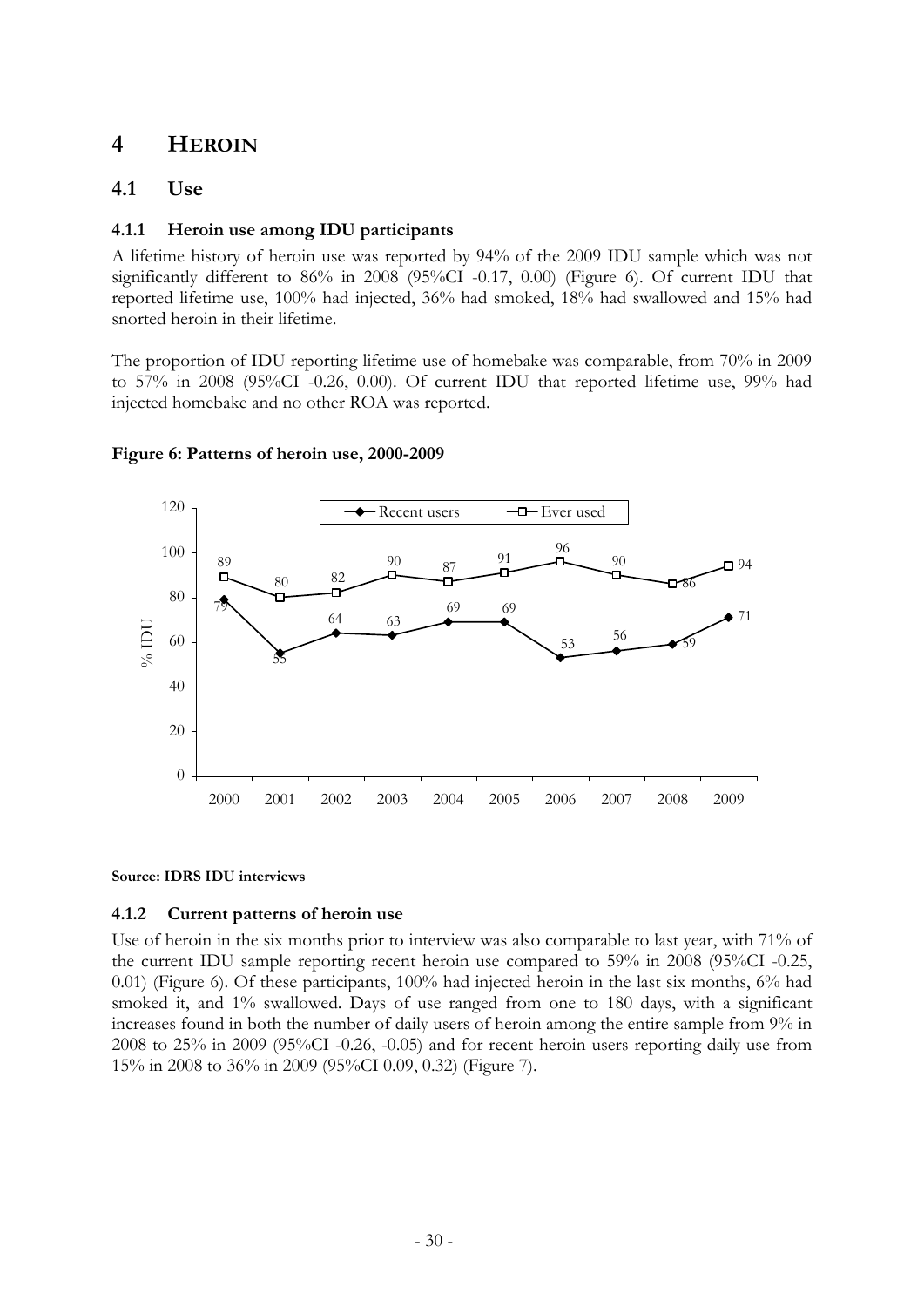# 4 HEROIN

## 4.1 Use

### 4.1.1 Heroin use among IDU participants

A lifetime history of heroin use was reported by 94% of the 2009 IDU sample which was not significantly different to 86% in 2008 (95%CI -0.17, 0.00) (Figure 6). Of current IDU that reported lifetime use, 100% had injected, 36% had smoked, 18% had swallowed and 15% had snorted heroin in their lifetime.

The proportion of IDU reporting lifetime use of homebake was comparable, from 70% in 2009 to 57% in 2008 (95%CI -0.26, 0.00). Of current IDU that reported lifetime use, 99% had injected homebake and no other ROA was reported.

**Figure 6: Patterns of heroin use, 2000-2009**

| Year | Recent users (% IDU) | Ever used (% IDU) |
|---|---|---|
| 2000 | 79 | 89 |
| 2001 | 55 | 80 |
| 2002 | 64 | 82 |
| 2003 | 63 | 90 |
| 2004 | 69 | 87 |
| 2005 | 69 | 91 |
| 2006 | 53 | 96 |
| 2007 | 56 | 90 |
| 2008 | 59 | 86 |
| 2009 | 71 | 94 |

**Source: IDRS IDU interviews**

### 4.1.2 Current patterns of heroin use

Use of heroin in the six months prior to interview was also comparable to last year, with 71% of the current IDU sample reporting recent heroin use compared to 59% in 2008 (95%CI -0.25, 0.01) (Figure 6). Of these participants, 100% had injected heroin in the last six months, 6% had smoked it, and 1% swallowed. Days of use ranged from one to 180 days, with a significant increases found in both the number of daily users of heroin among the entire sample from 9% in 2008 to 25% in 2009 (95%CI -0.26, -0.05) and for recent heroin users reporting daily use from 15% in 2008 to 36% in 2009 (95%CI 0.09, 0.32) (Figure 7).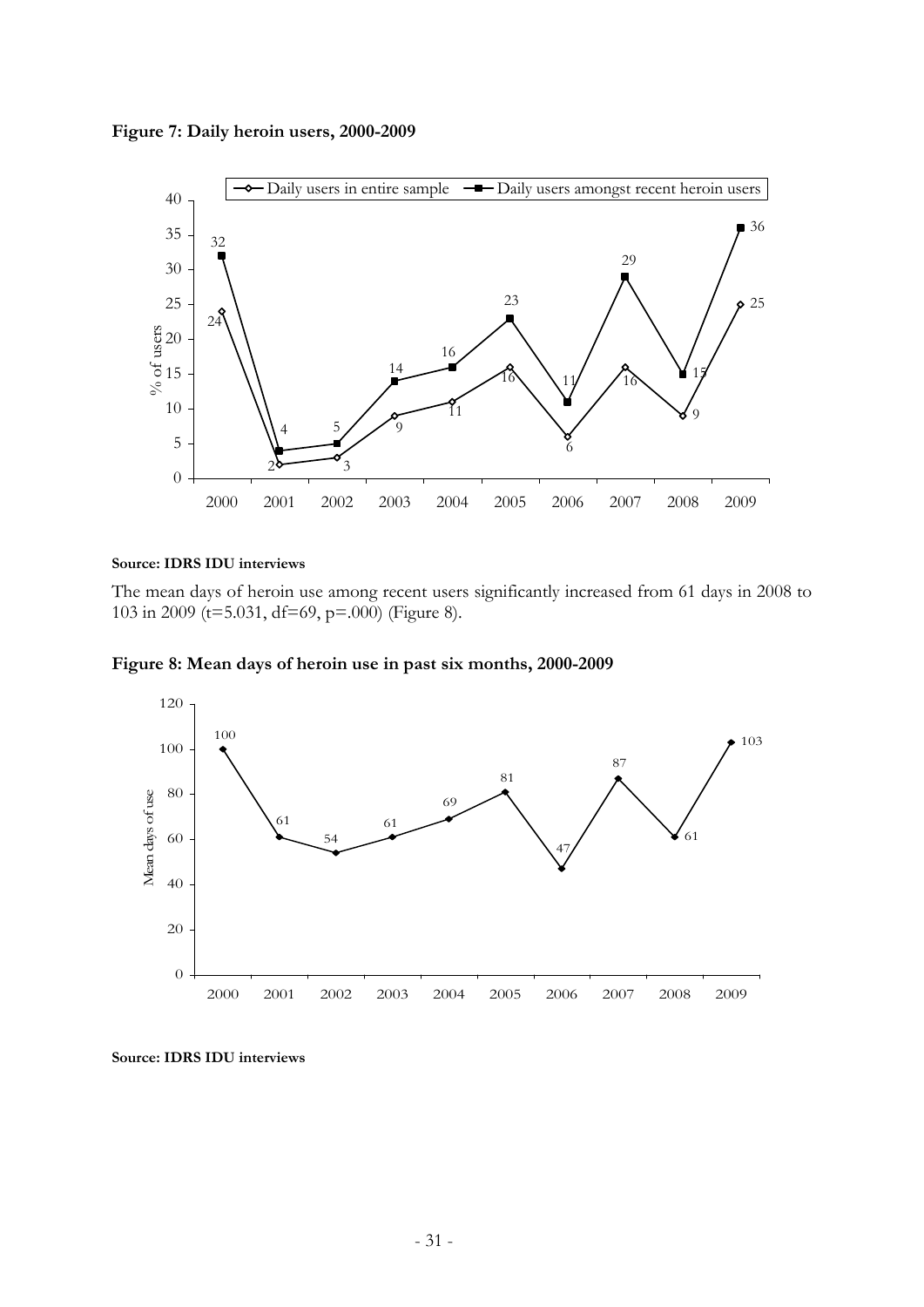**Figure 7: Daily heroin users, 2000-2009**

**Source: IDRS IDU interviews**

The mean days of heroin use among recent users significantly increased from 61 days in 2008 to 103 in 2009 (t=5.031, df=69, p=.000) (Figure 8).

**Figure 8: Mean days of heroin use in past six months, 2000-2009**

**Source: IDRS IDU interviews**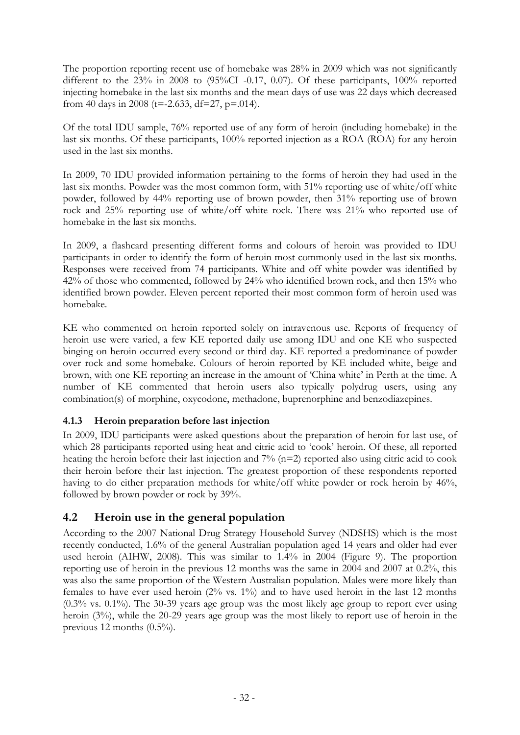The proportion reporting recent use of homebake was 28% in 2009 which was not significantly different to the 23% in 2008 to (95%CI -0.17, 0.07). Of these participants, 100% reported injecting homebake in the last six months and the mean days of use was 22 days which decreased from 40 days in 2008 ($t=-2.633$, $df=27$, $p=.014$).

Of the total IDU sample, 76% reported use of any form of heroin (including homebake) in the last six months. Of these participants, 100% reported injection as a ROA (ROA) for any heroin used in the last six months.

In 2009, 70 IDU provided information pertaining to the forms of heroin they had used in the last six months. Powder was the most common form, with 51% reporting use of white/off white powder, followed by 44% reporting use of brown powder, then 31% reporting use of brown rock and 25% reporting use of white/off white rock. There was 21% who reported use of homebake in the last six months.

In 2009, a flashcard presenting different forms and colours of heroin was provided to IDU participants in order to identify the form of heroin most commonly used in the last six months. Responses were received from 74 participants. White and off white powder was identified by 42% of those who commented, followed by 24% who identified brown rock, and then 15% who identified brown powder. Eleven percent reported their most common form of heroin used was homebake.

KE who commented on heroin reported solely on intravenous use. Reports of frequency of heroin use were varied, a few KE reported daily use among IDU and one KE who suspected binging on heroin occurred every second or third day. KE reported a predominance of powder over rock and some homebake. Colours of heroin reported by KE included white, beige and brown, with one KE reporting an increase in the amount of 'China white' in Perth at the time. A number of KE commented that heroin users also typically polydrug users, using any combination(s) of morphine, oxycodone, methadone, buprenorphine and benzodiazepines.

### 4.1.3 Heroin preparation before last injection

In 2009, IDU participants were asked questions about the preparation of heroin for last use, of which 28 participants reported using heat and citric acid to 'cook' heroin. Of these, all reported heating the heroin before their last injection and 7% (n=2) reported also using citric acid to cook their heroin before their last injection. The greatest proportion of these respondents reported having to do either preparation methods for white/off white powder or rock heroin by 46%, followed by brown powder or rock by 39%.

## 4.2 Heroin use in the general population

According to the 2007 National Drug Strategy Household Survey (NDSHS) which is the most recently conducted, 1.6% of the general Australian population aged 14 years and older had ever used heroin (AIHW, 2008). This was similar to 1.4% in 2004 (Figure 9). The proportion reporting use of heroin in the previous 12 months was the same in 2004 and 2007 at 0.2%, this was also the same proportion of the Western Australian population. Males were more likely than females to have ever used heroin (2% vs. 1%) and to have used heroin in the last 12 months (0.3% vs. 0.1%). The 30-39 years age group was the most likely age group to report ever using heroin (3%), while the 20-29 years age group was the most likely to report use of heroin in the previous 12 months (0.5%).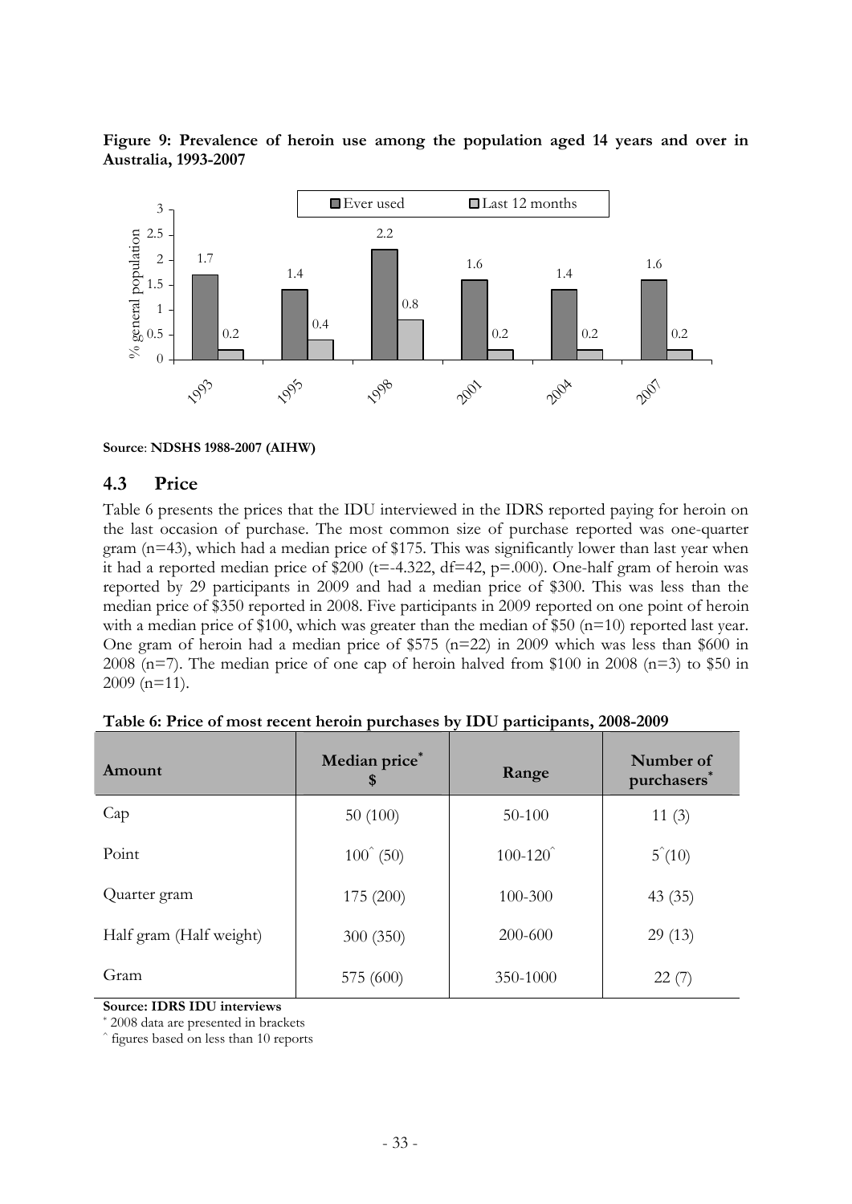**Figure 9: Prevalence of heroin use among the population aged 14 years and over in Australia, 1993-2007**

**Source**: **NDSHS 1988-2007 (AIHW)**

## 4.3 Price

Table 6 presents the prices that the IDU interviewed in the IDRS reported paying for heroin on the last occasion of purchase. The most common size of purchase reported was one-quarter gram (n=43), which had a median price of $175. This was significantly lower than last year when it had a reported median price of $200 (t=-4.322, df=42, p=.000). One-half gram of heroin was reported by 29 participants in 2009 and had a median price of $300. This was less than the median price of $350 reported in 2008. Five participants in 2009 reported on one point of heroin with a median price of $100, which was greater than the median of $50 (n=10) reported last year. One gram of heroin had a median price of $575 (n=22) in 2009 which was less than $600 in 2008 (n=7). The median price of one cap of heroin halved from $100 in 2008 (n=3) to $50 in 2009 (n=11).

**Table 6: Price of most recent heroin purchases by IDU participants, 2008-2009**

| Amount | Median price* $ | Range | Number of purchasers* |
|---|---|---|---|
| Cap | 50 (100) | 50-100 | 11 (3) |
| Point | 100^ (50) | 100-120^ | 5^(10) |
| Quarter gram | 175 (200) | 100-300 | 43 (35) |
| Half gram (Half weight) | 300 (350) | 200-600 | 29 (13) |
| Gram | 575 (600) | 350-1000 | 22 (7) |

**Source: IDRS IDU interviews**

* 2008 data are presented in brackets

^ figures based on less than 10 reports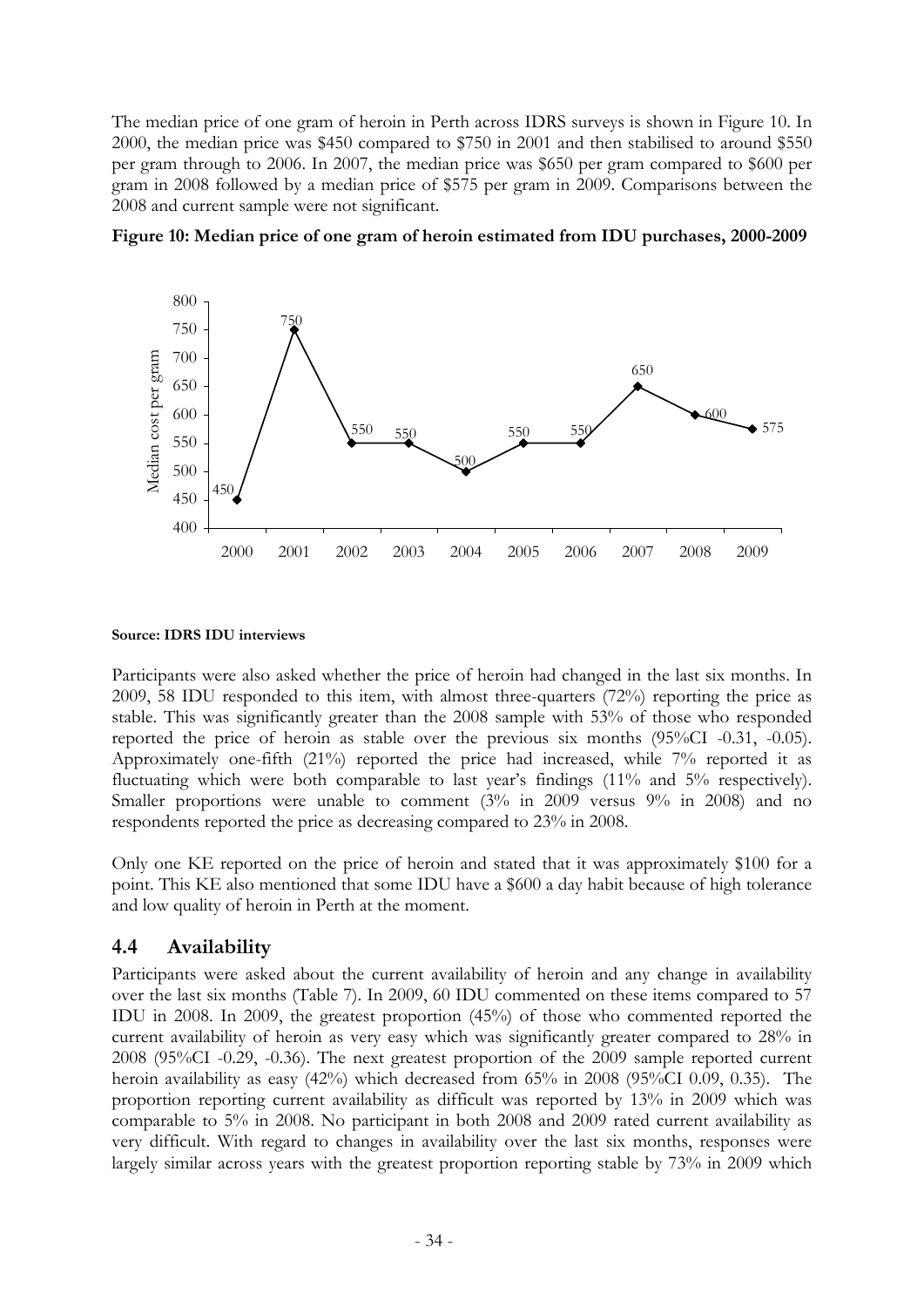The median price of one gram of heroin in Perth across IDRS surveys is shown in Figure 10. In 2000, the median price was $450 compared to $750 in 2001 and then stabilised to around $550 per gram through to 2006. In 2007, the median price was $650 per gram compared to $600 per gram in 2008 followed by a median price of $575 per gram in 2009. Comparisons between the 2008 and current sample were not significant.

**Figure 10: Median price of one gram of heroin estimated from IDU purchases, 2000-2009**

**Source: IDRS IDU interviews**

Participants were also asked whether the price of heroin had changed in the last six months. In 2009, 58 IDU responded to this item, with almost three-quarters (72%) reporting the price as stable. This was significantly greater than the 2008 sample with 53% of those who responded reported the price of heroin as stable over the previous six months (95%CI -0.31, -0.05). Approximately one-fifth (21%) reported the price had increased, while 7% reported it as fluctuating which were both comparable to last year's findings (11% and 5% respectively). Smaller proportions were unable to comment (3% in 2009 versus 9% in 2008) and no respondents reported the price as decreasing compared to 23% in 2008.

Only one KE reported on the price of heroin and stated that it was approximately $100 for a point. This KE also mentioned that some IDU have a $600 a day habit because of high tolerance and low quality of heroin in Perth at the moment.

## 4.4 Availability

Participants were asked about the current availability of heroin and any change in availability over the last six months (Table 7). In 2009, 60 IDU commented on these items compared to 57 IDU in 2008. In 2009, the greatest proportion (45%) of those who commented reported the current availability of heroin as very easy which was significantly greater compared to 28% in 2008 (95%CI -0.29, -0.36). The next greatest proportion of the 2009 sample reported current heroin availability as easy (42%) which decreased from 65% in 2008 (95%CI 0.09, 0.35). The proportion reporting current availability as difficult was reported by 13% in 2009 which was comparable to 5% in 2008. No participant in both 2008 and 2009 rated current availability as very difficult. With regard to changes in availability over the last six months, responses were largely similar across years with the greatest proportion reporting stable by 73% in 2009 which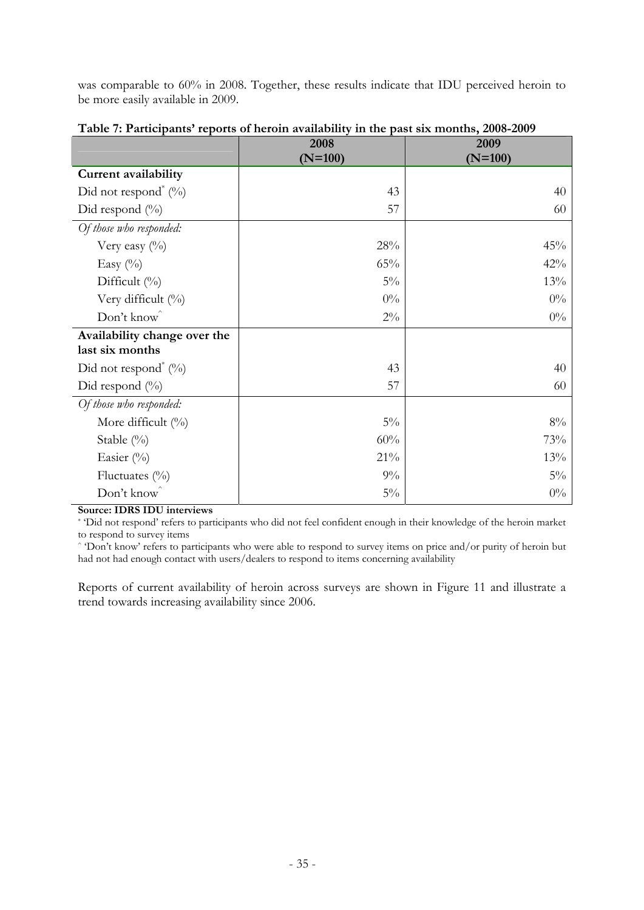was comparable to 60% in 2008. Together, these results indicate that IDU perceived heroin to be more easily available in 2009.

**Table 7: Participants' reports of heroin availability in the past six months, 2008-2009**

| | 2008 (N=100) | 2009 (N=100) |
|---|---|---|
| **Current availability** | | |
| Did not respond* (%) | 43 | 40 |
| Did respond (%) | 57 | 60 |
| *Of those who responded:* | | |
| Very easy (%) | 28% | 45% |
| Easy (%) | 65% | 42% |
| Difficult (%) | 5% | 13% |
| Very difficult (%) | 0% | 0% |
| Don't know^ | 2% | 0% |
| **Availability change over the last six months** | | |
| Did not respond* (%) | 43 | 40 |
| Did respond (%) | 57 | 60 |
| *Of those who responded:* | | |
| More difficult (%) | 5% | 8% |
| Stable (%) | 60% | 73% |
| Easier (%) | 21% | 13% |
| Fluctuates (%) | 9% | 5% |
| Don't know^ | 5% | 0% |

**Source: IDRS IDU interviews**

* 'Did not respond' refers to participants who did not feel confident enough in their knowledge of the heroin market to respond to survey items

^ 'Don't know' refers to participants who were able to respond to survey items on price and/or purity of heroin but had not had enough contact with users/dealers to respond to items concerning availability

Reports of current availability of heroin across surveys are shown in Figure 11 and illustrate a trend towards increasing availability since 2006.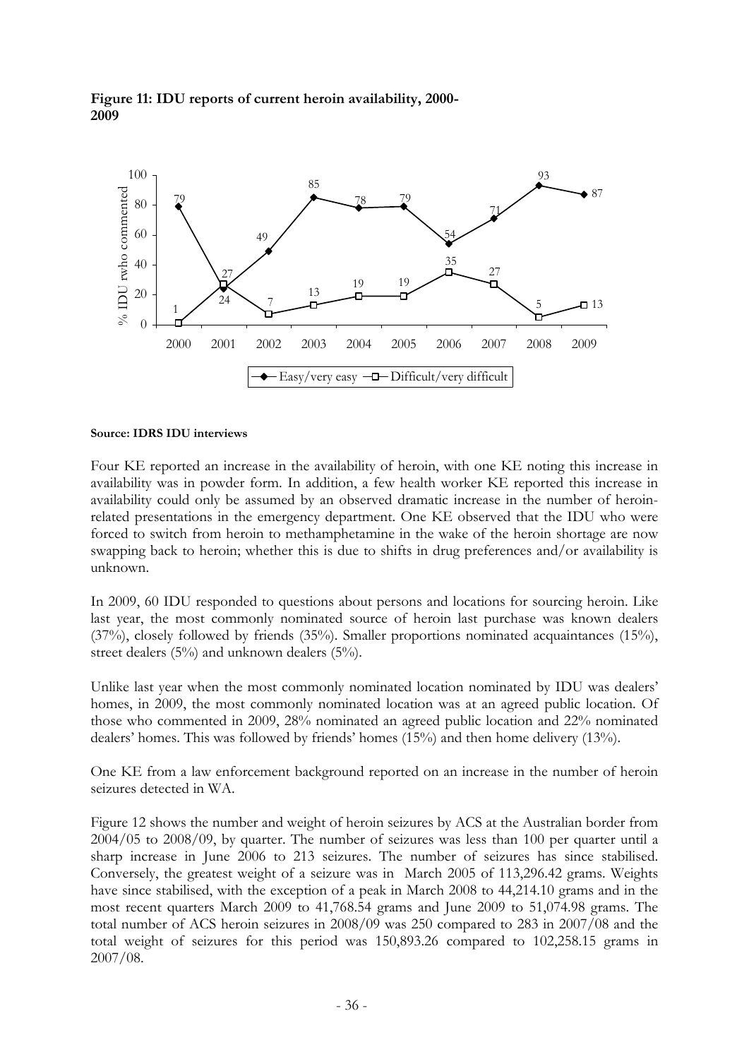**Figure 11: IDU reports of current heroin availability, 2000-2009**

| Year | Easy/very easy | Difficult/very difficult |
|---|---|---|
| 2000 | 79 | 1 |
| 2001 | 24 | 27 |
| 2002 | 49 | 7 |
| 2003 | 85 | 13 |
| 2004 | 78 | 19 |
| 2005 | 79 | 19 |
| 2006 | 54 | 35 |
| 2007 | 71 | 27 |
| 2008 | 93 | 5 |
| 2009 | 87 | 13 |

**Source: IDRS IDU interviews**

Four KE reported an increase in the availability of heroin, with one KE noting this increase in availability was in powder form. In addition, a few health worker KE reported this increase in availability could only be assumed by an observed dramatic increase in the number of heroin-related presentations in the emergency department. One KE observed that the IDU who were forced to switch from heroin to methamphetamine in the wake of the heroin shortage are now swapping back to heroin; whether this is due to shifts in drug preferences and/or availability is unknown.

In 2009, 60 IDU responded to questions about persons and locations for sourcing heroin. Like last year, the most commonly nominated source of heroin last purchase was known dealers (37%), closely followed by friends (35%). Smaller proportions nominated acquaintances (15%), street dealers (5%) and unknown dealers (5%).

Unlike last year when the most commonly nominated location nominated by IDU was dealers' homes, in 2009, the most commonly nominated location was at an agreed public location. Of those who commented in 2009, 28% nominated an agreed public location and 22% nominated dealers' homes. This was followed by friends' homes (15%) and then home delivery (13%).

One KE from a law enforcement background reported on an increase in the number of heroin seizures detected in WA.

Figure 12 shows the number and weight of heroin seizures by ACS at the Australian border from 2004/05 to 2008/09, by quarter. The number of seizures was less than 100 per quarter until a sharp increase in June 2006 to 213 seizures. The number of seizures has since stabilised. Conversely, the greatest weight of a seizure was in March 2005 of 113,296.42 grams. Weights have since stabilised, with the exception of a peak in March 2008 to 44,214.10 grams and in the most recent quarters March 2009 to 41,768.54 grams and June 2009 to 51,074.98 grams. The total number of ACS heroin seizures in 2008/09 was 250 compared to 283 in 2007/08 and the total weight of seizures for this period was 150,893.26 compared to 102,258.15 grams in 2007/08.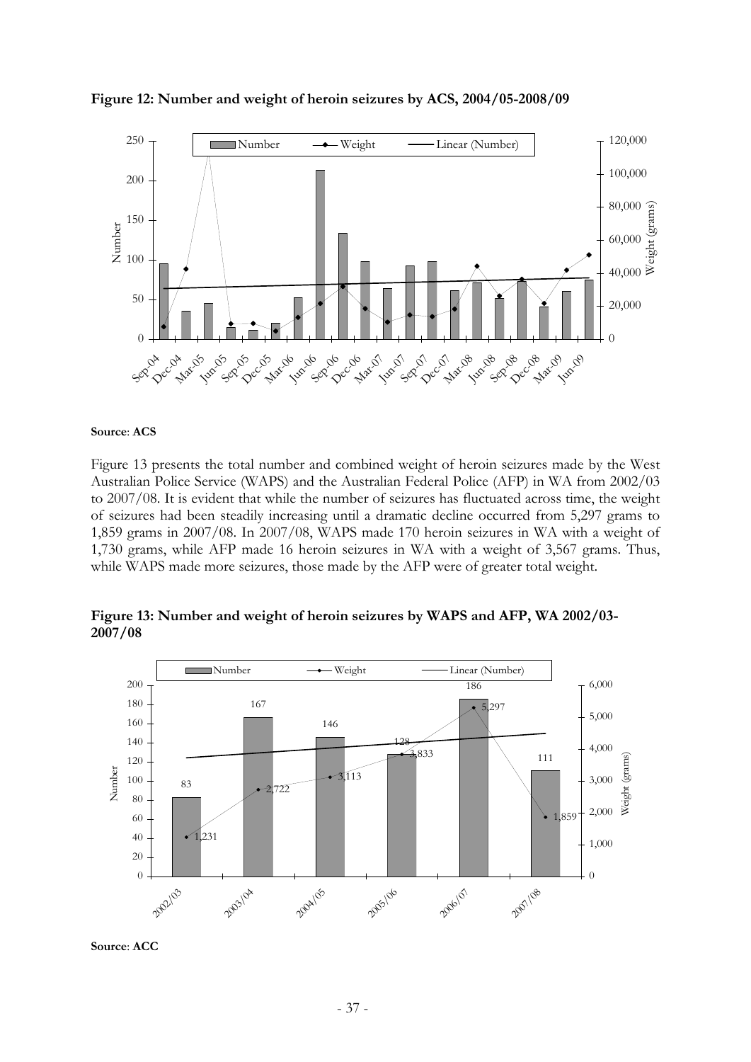**Figure 12: Number and weight of heroin seizures by ACS, 2004/05-2008/09**

**Source**: **ACS**

Figure 13 presents the total number and combined weight of heroin seizures made by the West Australian Police Service (WAPS) and the Australian Federal Police (AFP) in WA from 2002/03 to 2007/08. It is evident that while the number of seizures has fluctuated across time, the weight of seizures had been steadily increasing until a dramatic decline occurred from 5,297 grams to 1,859 grams in 2007/08. In 2007/08, WAPS made 170 heroin seizures in WA with a weight of 1,730 grams, while AFP made 16 heroin seizures in WA with a weight of 3,567 grams. Thus, while WAPS made more seizures, those made by the AFP were of greater total weight.

**Figure 13: Number and weight of heroin seizures by WAPS and AFP, WA 2002/03-2007/08**

**Source**: **ACC**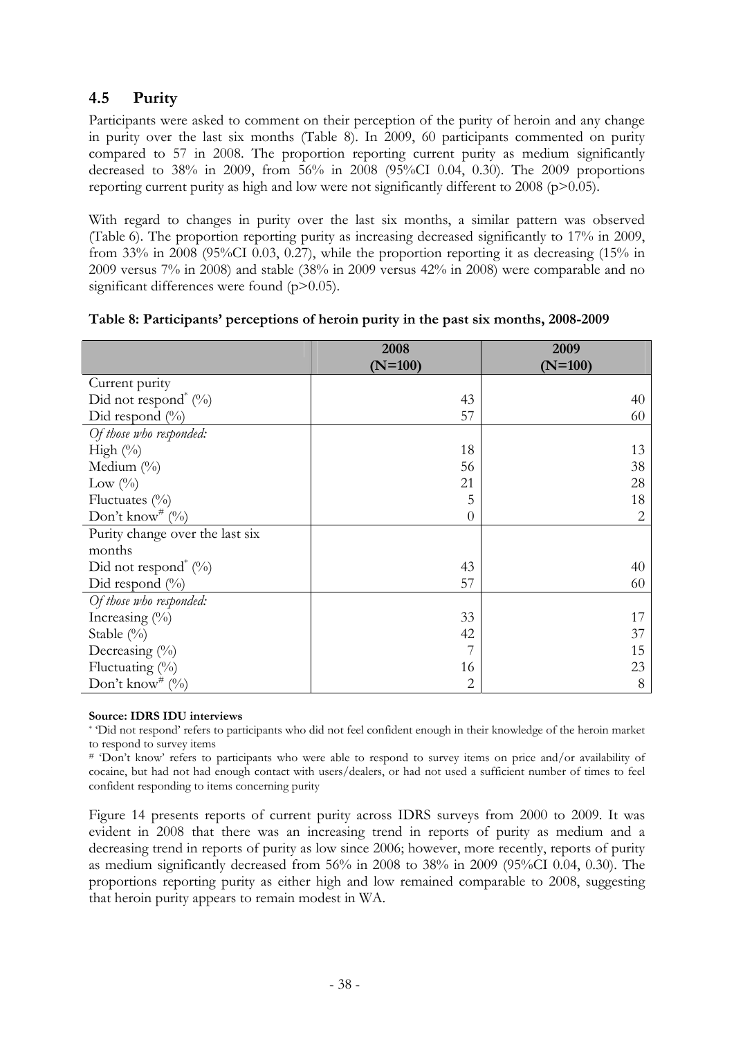## 4.5 Purity

Participants were asked to comment on their perception of the purity of heroin and any change in purity over the last six months (Table 8). In 2009, 60 participants commented on purity compared to 57 in 2008. The proportion reporting current purity as medium significantly decreased to 38% in 2009, from 56% in 2008 (95%CI 0.04, 0.30). The 2009 proportions reporting current purity as high and low were not significantly different to 2008 ($p>0.05$).

With regard to changes in purity over the last six months, a similar pattern was observed (Table 6). The proportion reporting purity as increasing decreased significantly to 17% in 2009, from 33% in 2008 (95%CI 0.03, 0.27), while the proportion reporting it as decreasing (15% in 2009 versus 7% in 2008) and stable (38% in 2009 versus 42% in 2008) were comparable and no significant differences were found ($p>0.05$).

**Table 8: Participants' perceptions of heroin purity in the past six months, 2008-2009**

| | 2008 (N=100) | 2009 (N=100) |
|---|---|---|
| Current purity | | |
| Did not respond* (%) | 43 | 40 |
| Did respond (%) | 57 | 60 |
| *Of those who responded:* | | |
| High (%) | 18 | 13 |
| Medium (%) | 56 | 38 |
| Low (%) | 21 | 28 |
| Fluctuates (%) | 5 | 18 |
| Don't know# (%) | 0 | 2 |
| Purity change over the last six months | | |
| Did not respond* (%) | 43 | 40 |
| Did respond (%) | 57 | 60 |
| *Of those who responded:* | | |
| Increasing (%) | 33 | 17 |
| Stable (%) | 42 | 37 |
| Decreasing (%) | 7 | 15 |
| Fluctuating (%) | 16 | 23 |
| Don't know# (%) | 2 | 8 |

**Source: IDRS IDU interviews**

* 'Did not respond' refers to participants who did not feel confident enough in their knowledge of the heroin market to respond to survey items

# 'Don't know' refers to participants who were able to respond to survey items on price and/or availability of cocaine, but had not had enough contact with users/dealers, or had not used a sufficient number of times to feel confident responding to items concerning purity

Figure 14 presents reports of current purity across IDRS surveys from 2000 to 2009. It was evident in 2008 that there was an increasing trend in reports of purity as medium and a decreasing trend in reports of purity as low since 2006; however, more recently, reports of purity as medium significantly decreased from 56% in 2008 to 38% in 2009 (95%CI 0.04, 0.30). The proportions reporting purity as either high and low remained comparable to 2008, suggesting that heroin purity appears to remain modest in WA.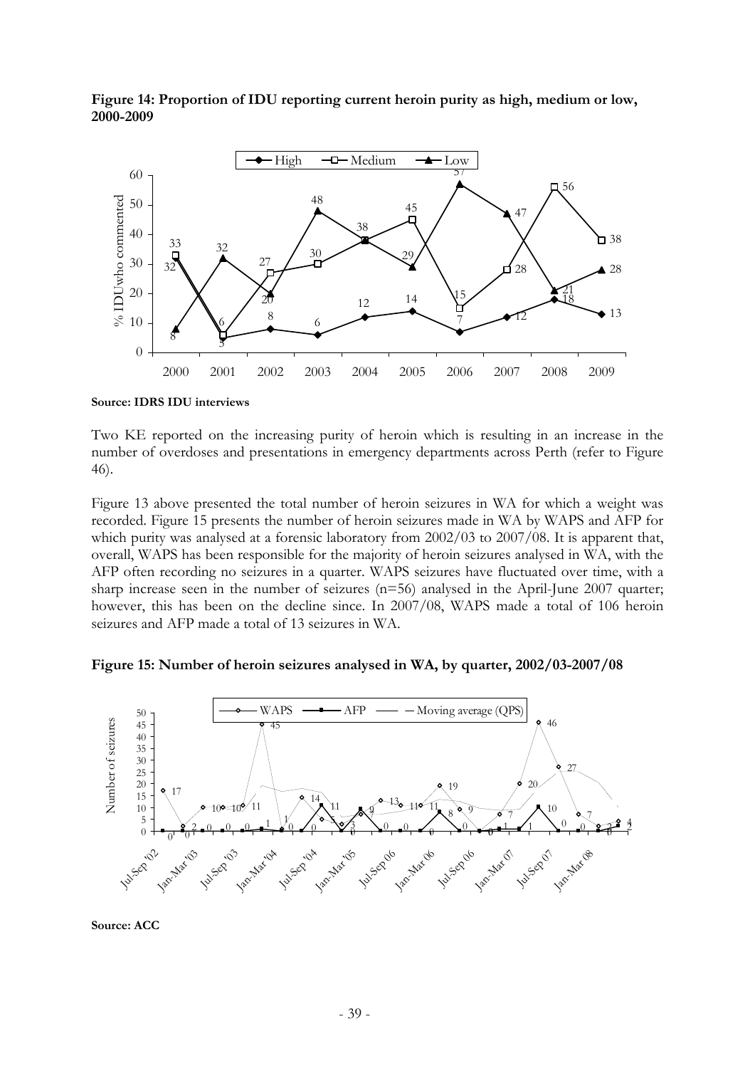**Figure 14: Proportion of IDU reporting current heroin purity as high, medium or low, 2000-2009**

**Source: IDRS IDU interviews**

Two KE reported on the increasing purity of heroin which is resulting in an increase in the number of overdoses and presentations in emergency departments across Perth (refer to Figure 46).

Figure 13 above presented the total number of heroin seizures in WA for which a weight was recorded. Figure 15 presents the number of heroin seizures made in WA by WAPS and AFP for which purity was analysed at a forensic laboratory from 2002/03 to 2007/08. It is apparent that, overall, WAPS has been responsible for the majority of heroin seizures analysed in WA, with the AFP often recording no seizures in a quarter. WAPS seizures have fluctuated over time, with a sharp increase seen in the number of seizures (n=56) analysed in the April-June 2007 quarter; however, this has been on the decline since. In 2007/08, WAPS made a total of 106 heroin seizures and AFP made a total of 13 seizures in WA.

**Figure 15: Number of heroin seizures analysed in WA, by quarter, 2002/03-2007/08**

**Source: ACC**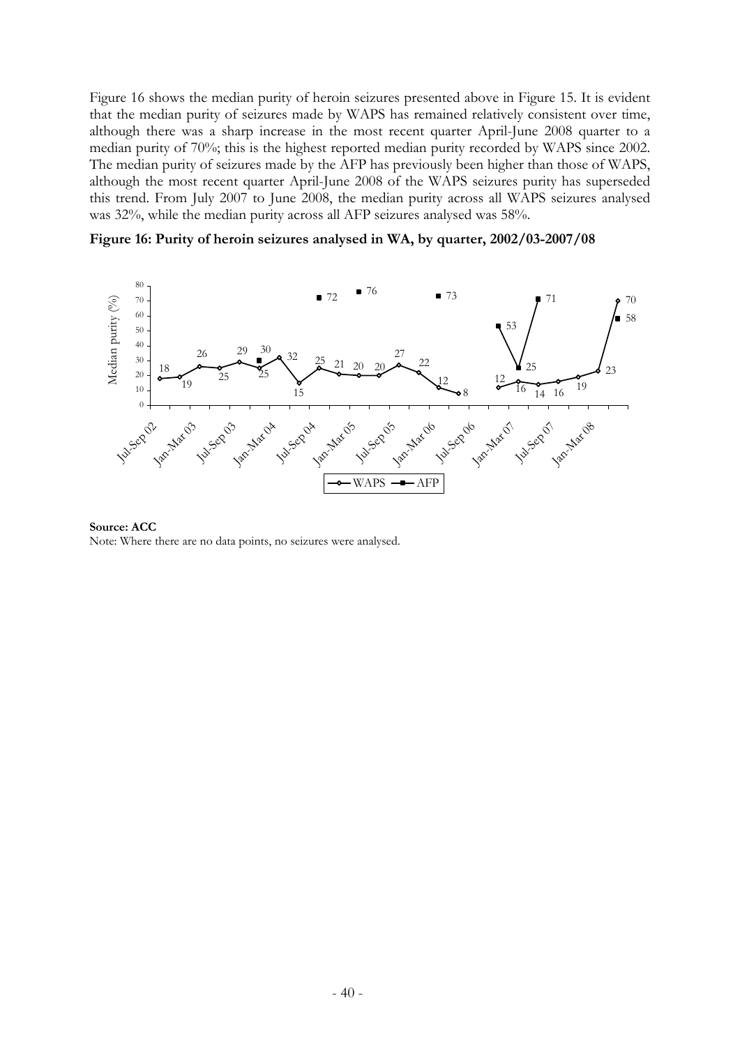Figure 16 shows the median purity of heroin seizures presented above in Figure 15. It is evident that the median purity of seizures made by WAPS has remained relatively consistent over time, although there was a sharp increase in the most recent quarter April-June 2008 quarter to a median purity of 70%; this is the highest reported median purity recorded by WAPS since 2002. The median purity of seizures made by the AFP has previously been higher than those of WAPS, although the most recent quarter April-June 2008 of the WAPS seizures purity has superseded this trend. From July 2007 to June 2008, the median purity across all WAPS seizures analysed was 32%, while the median purity across all AFP seizures analysed was 58%.

**Figure 16: Purity of heroin seizures analysed in WA, by quarter, 2002/03-2007/08**

**Source: ACC**

Note: Where there are no data points, no seizures were analysed.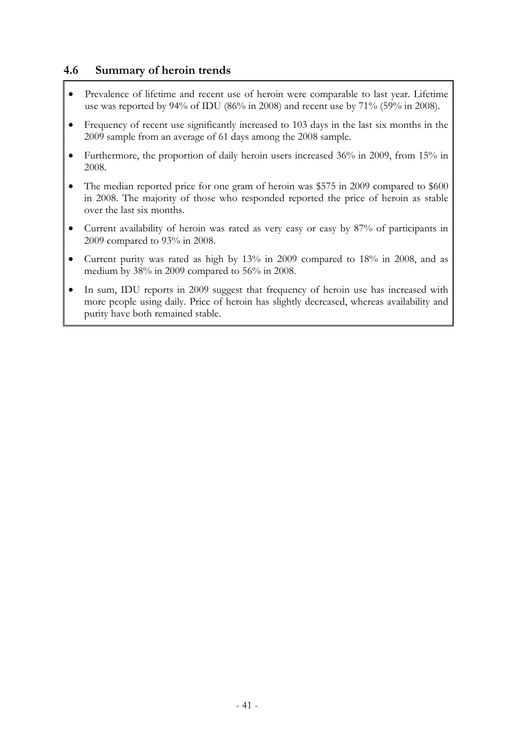## 4.6 Summary of heroin trends

- Prevalence of lifetime and recent use of heroin were comparable to last year. Lifetime use was reported by 94% of IDU (86% in 2008) and recent use by 71% (59% in 2008).
- Frequency of recent use significantly increased to 103 days in the last six months in the 2009 sample from an average of 61 days among the 2008 sample.
- Furthermore, the proportion of daily heroin users increased 36% in 2009, from 15% in 2008.
- The median reported price for one gram of heroin was $575 in 2009 compared to $600 in 2008. The majority of those who responded reported the price of heroin as stable over the last six months.
- Current availability of heroin was rated as very easy or easy by 87% of participants in 2009 compared to 93% in 2008.
- Current purity was rated as high by 13% in 2009 compared to 18% in 2008, and as medium by 38% in 2009 compared to 56% in 2008.
- In sum, IDU reports in 2009 suggest that frequency of heroin use has increased with more people using daily. Price of heroin has slightly decreased, whereas availability and purity have both remained stable.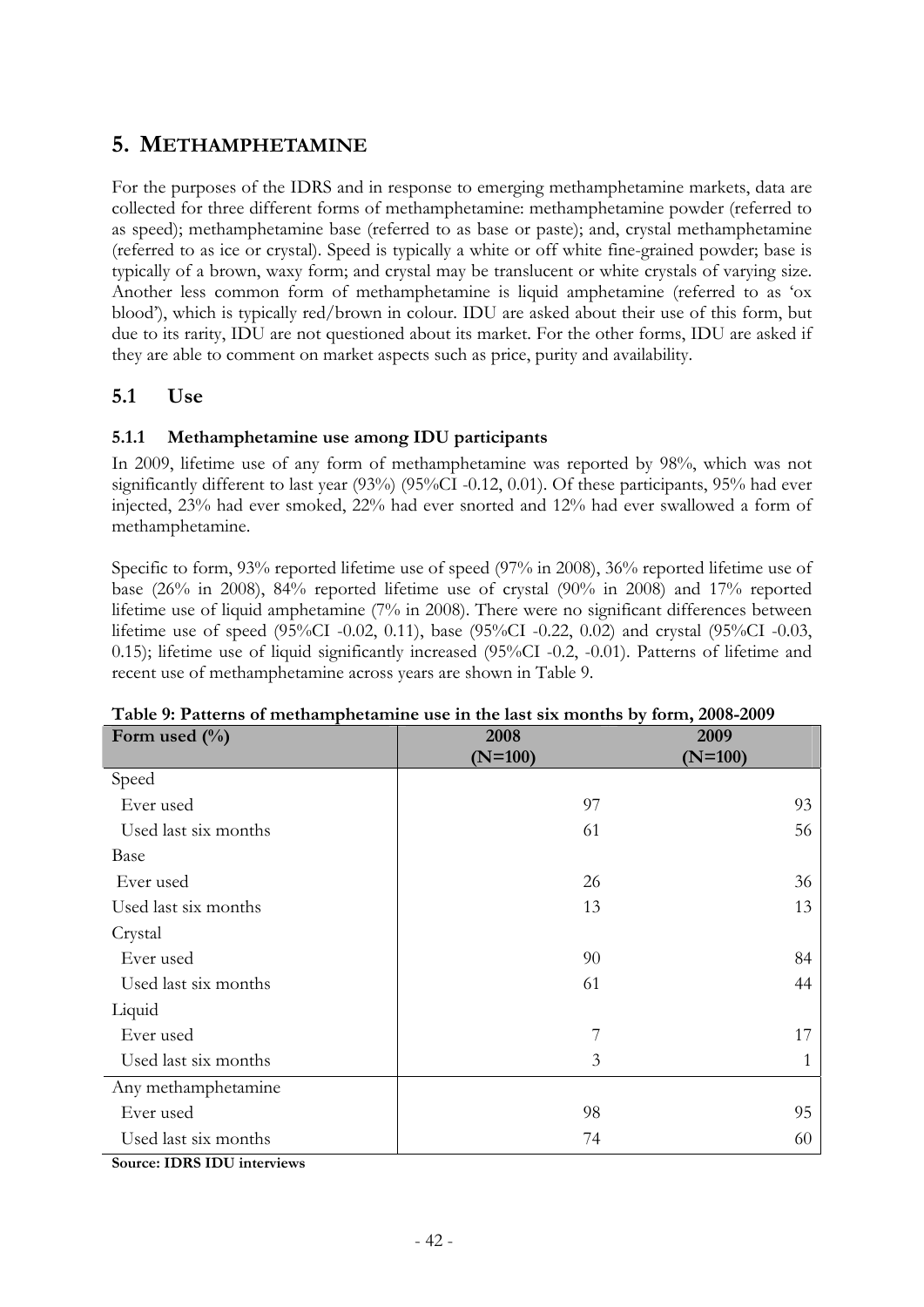# 5. METHAMPHETAMINE

For the purposes of the IDRS and in response to emerging methamphetamine markets, data are collected for three different forms of methamphetamine: methamphetamine powder (referred to as speed); methamphetamine base (referred to as base or paste); and, crystal methamphetamine (referred to as ice or crystal). Speed is typically a white or off white fine-grained powder; base is typically of a brown, waxy form; and crystal may be translucent or white crystals of varying size. Another less common form of methamphetamine is liquid amphetamine (referred to as 'ox blood'), which is typically red/brown in colour. IDU are asked about their use of this form, but due to its rarity, IDU are not questioned about its market. For the other forms, IDU are asked if they are able to comment on market aspects such as price, purity and availability.

## 5.1 Use

### 5.1.1 Methamphetamine use among IDU participants

In 2009, lifetime use of any form of methamphetamine was reported by 98%, which was not significantly different to last year (93%) (95%CI -0.12, 0.01). Of these participants, 95% had ever injected, 23% had ever smoked, 22% had ever snorted and 12% had ever swallowed a form of methamphetamine.

Specific to form, 93% reported lifetime use of speed (97% in 2008), 36% reported lifetime use of base (26% in 2008), 84% reported lifetime use of crystal (90% in 2008) and 17% reported lifetime use of liquid amphetamine (7% in 2008). There were no significant differences between lifetime use of speed (95%CI -0.02, 0.11), base (95%CI -0.22, 0.02) and crystal (95%CI -0.03, 0.15); lifetime use of liquid significantly increased (95%CI -0.2, -0.01). Patterns of lifetime and recent use of methamphetamine across years are shown in Table 9.

**Table 9: Patterns of methamphetamine use in the last six months by form, 2008-2009**

| Form used (%) | 2008 (N=100) | 2009 (N=100) |
|---|---|---|
| Speed | | |
| Ever used | 97 | 93 |
| Used last six months | 61 | 56 |
| Base | | |
| Ever used | 26 | 36 |
| Used last six months | 13 | 13 |
| Crystal | | |
| Ever used | 90 | 84 |
| Used last six months | 61 | 44 |
| Liquid | | |
| Ever used | 7 | 17 |
| Used last six months | 3 | 1 |
| Any methamphetamine | | |
| Ever used | 98 | 95 |
| Used last six months | 74 | 60 |

**Source: IDRS IDU interviews**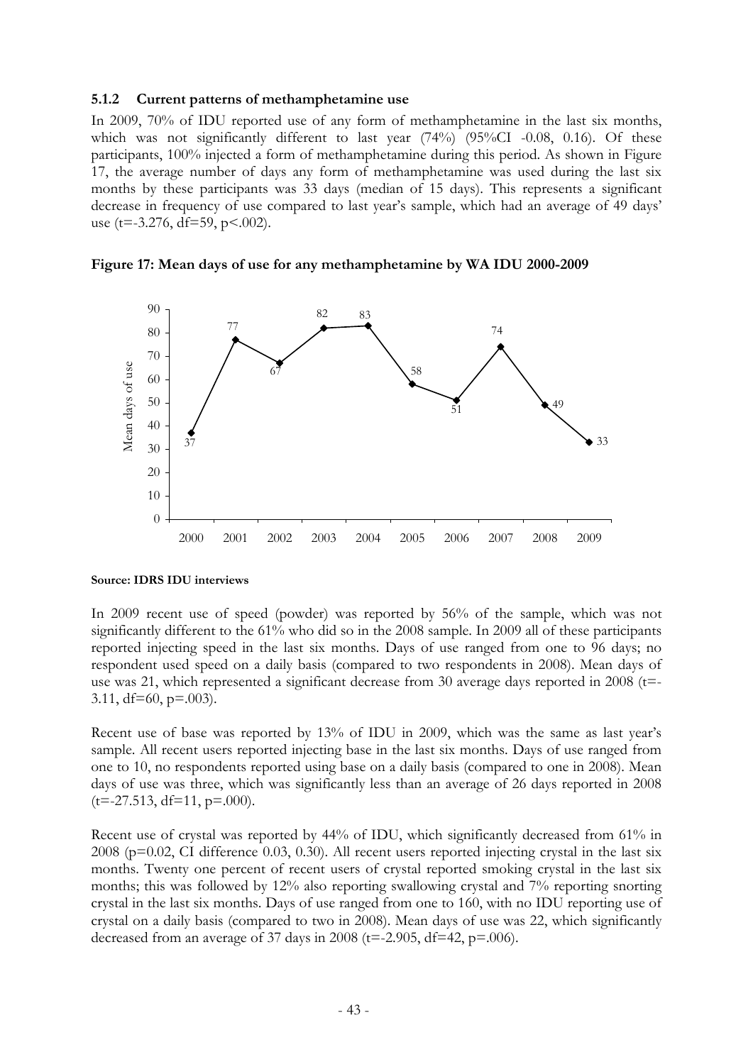### 5.1.2 Current patterns of methamphetamine use

In 2009, 70% of IDU reported use of any form of methamphetamine in the last six months, which was not significantly different to last year (74%) (95%CI -0.08, 0.16). Of these participants, 100% injected a form of methamphetamine during this period. As shown in Figure 17, the average number of days any form of methamphetamine was used during the last six months by these participants was 33 days (median of 15 days). This represents a significant decrease in frequency of use compared to last year's sample, which had an average of 49 days' use ($t=-3.276$, $df=59$, $p<.002$).

**Figure 17: Mean days of use for any methamphetamine by WA IDU 2000-2009**

| Year | Mean days of use |
|---|---|
| 2000 | 37 |
| 2001 | 77 |
| 2002 | 67 |
| 2003 | 82 |
| 2004 | 83 |
| 2005 | 58 |
| 2006 | 51 |
| 2007 | 74 |
| 2008 | 49 |
| 2009 | 33 |

**Source: IDRS IDU interviews**

In 2009 recent use of speed (powder) was reported by 56% of the sample, which was not significantly different to the 61% who did so in the 2008 sample. In 2009 all of these participants reported injecting speed in the last six months. Days of use ranged from one to 96 days; no respondent used speed on a daily basis (compared to two respondents in 2008). Mean days of use was 21, which represented a significant decrease from 30 average days reported in 2008 ($t=-3.11$, $df=60$, $p=.003$).

Recent use of base was reported by 13% of IDU in 2009, which was the same as last year's sample. All recent users reported injecting base in the last six months. Days of use ranged from one to 10, no respondents reported using base on a daily basis (compared to one in 2008). Mean days of use was three, which was significantly less than an average of 26 days reported in 2008 ($t=-27.513$, $df=11$, $p=.000$).

Recent use of crystal was reported by 44% of IDU, which significantly decreased from 61% in 2008 ($p=0.02$, CI difference 0.03, 0.30). All recent users reported injecting crystal in the last six months. Twenty one percent of recent users of crystal reported smoking crystal in the last six months; this was followed by 12% also reporting swallowing crystal and 7% reporting snorting crystal in the last six months. Days of use ranged from one to 160, with no IDU reporting use of crystal on a daily basis (compared to two in 2008). Mean days of use was 22, which significantly decreased from an average of 37 days in 2008 ($t=-2.905$, $df=42$, $p=.006$).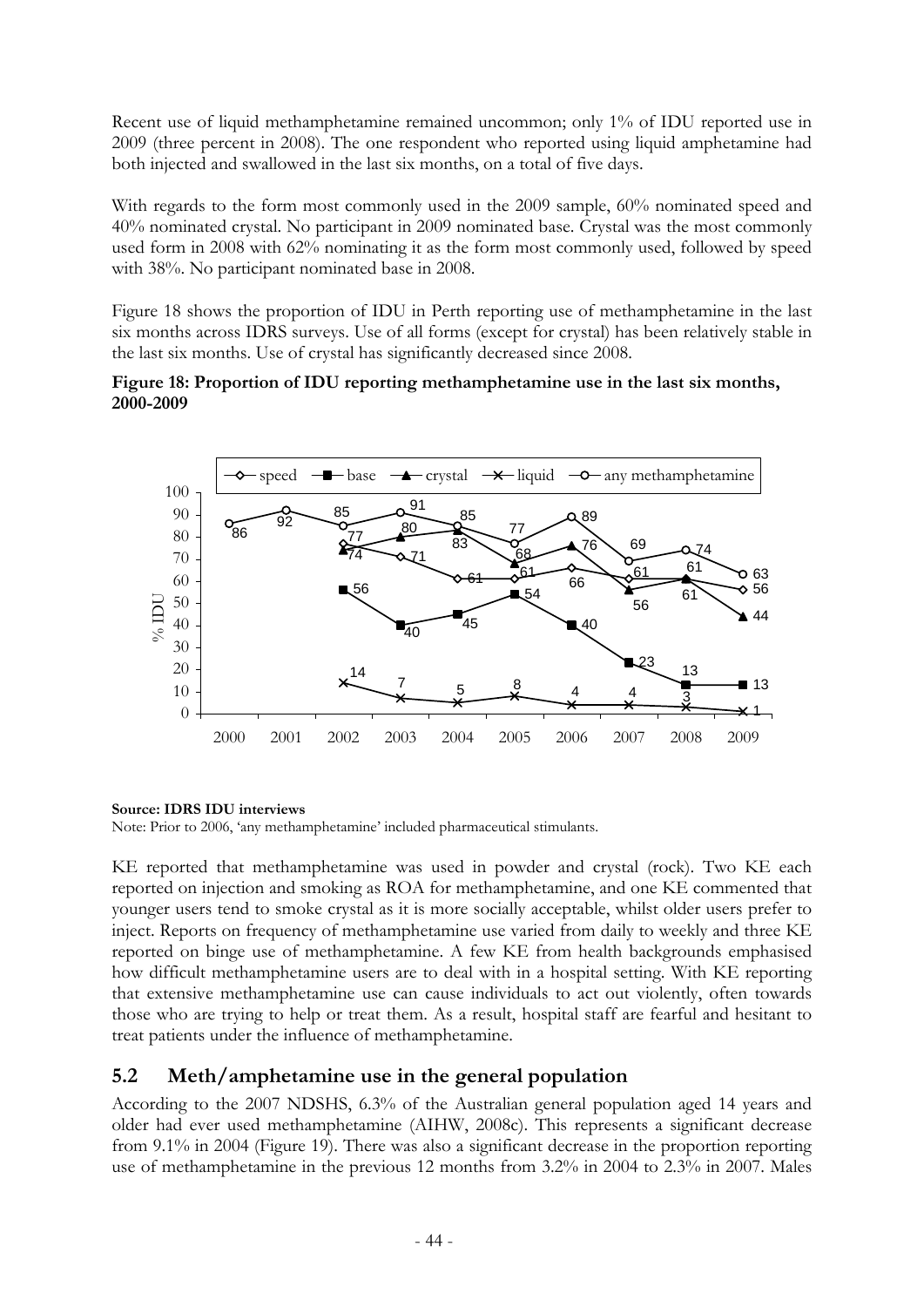Recent use of liquid methamphetamine remained uncommon; only 1% of IDU reported use in 2009 (three percent in 2008). The one respondent who reported using liquid amphetamine had both injected and swallowed in the last six months, on a total of five days.

With regards to the form most commonly used in the 2009 sample, 60% nominated speed and 40% nominated crystal. No participant in 2009 nominated base. Crystal was the most commonly used form in 2008 with 62% nominating it as the form most commonly used, followed by speed with 38%. No participant nominated base in 2008.

Figure 18 shows the proportion of IDU in Perth reporting use of methamphetamine in the last six months across IDRS surveys. Use of all forms (except for crystal) has been relatively stable in the last six months. Use of crystal has significantly decreased since 2008.

**Figure 18: Proportion of IDU reporting methamphetamine use in the last six months, 2000-2009**

| % IDU | 2000 | 2001 | 2002 | 2003 | 2004 | 2005 | 2006 | 2007 | 2008 | 2009 |
|---|---|---|---|---|---|---|---|---|---|---|
| speed | | | 77 | 71 | 61 | 61 | 66 | 61 | 61 | 56 |
| base | | | 56 | 40 | 45 | 54 | 40 | 23 | 13 | 13 |
| crystal | | | 74 | 80 | 83 | 68 | 76 | 56 | 61 | 44 |
| liquid | | | 14 | 7 | 5 | 8 | 4 | 4 | 3 | 1 |
| any methamphetamine | 86 | 92 | 85 | 91 | 85 | 77 | 89 | 69 | 74 | 63 |

**Source: IDRS IDU interviews**
Note: Prior to 2006, 'any methamphetamine' included pharmaceutical stimulants.

KE reported that methamphetamine was used in powder and crystal (rock). Two KE each reported on injection and smoking as ROA for methamphetamine, and one KE commented that younger users tend to smoke crystal as it is more socially acceptable, whilst older users prefer to inject. Reports on frequency of methamphetamine use varied from daily to weekly and three KE reported on binge use of methamphetamine. A few KE from health backgrounds emphasised how difficult methamphetamine users are to deal with in a hospital setting. With KE reporting that extensive methamphetamine use can cause individuals to act out violently, often towards those who are trying to help or treat them. As a result, hospital staff are fearful and hesitant to treat patients under the influence of methamphetamine.

## 5.2 Meth/amphetamine use in the general population

According to the 2007 NDSHS, 6.3% of the Australian general population aged 14 years and older had ever used methamphetamine (AIHW, 2008c). This represents a significant decrease from 9.1% in 2004 (Figure 19). There was also a significant decrease in the proportion reporting use of methamphetamine in the previous 12 months from 3.2% in 2004 to 2.3% in 2007. Males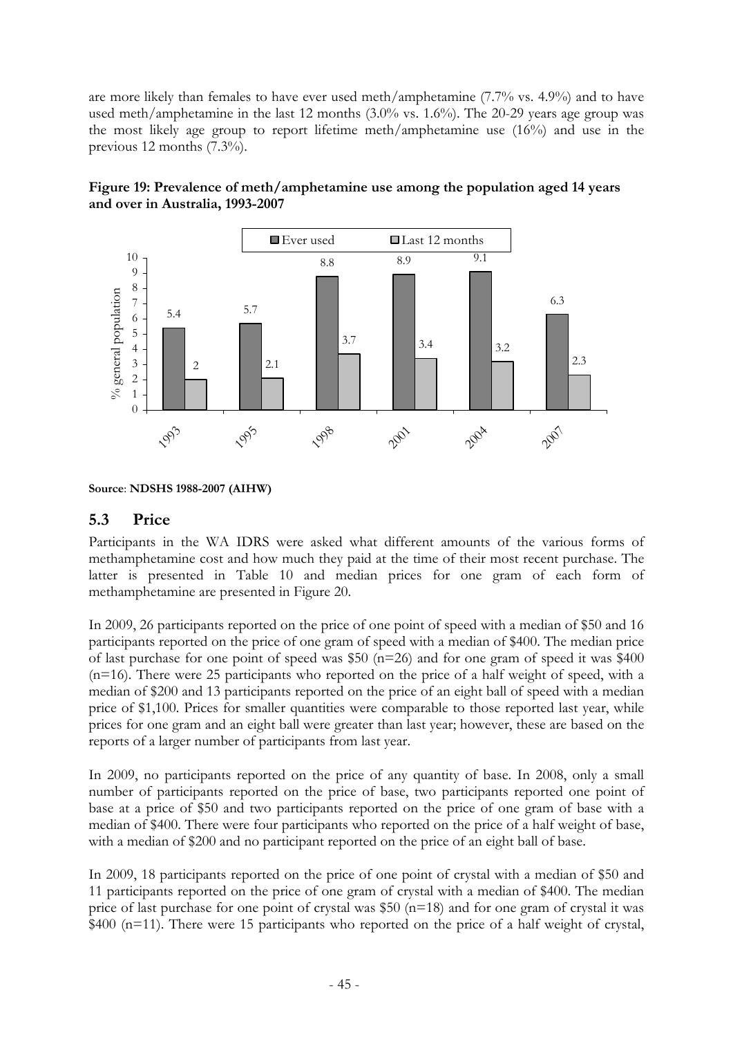are more likely than females to have ever used meth/amphetamine (7.7% vs. 4.9%) and to have used meth/amphetamine in the last 12 months (3.0% vs. 1.6%). The 20-29 years age group was the most likely age group to report lifetime meth/amphetamine use (16%) and use in the previous 12 months (7.3%).

**Figure 19: Prevalence of meth/amphetamine use among the population aged 14 years and over in Australia, 1993-2007**

| Year | Ever used | Last 12 months |
|---|---|---|
| 1993 | 5.4 | 2 |
| 1995 | 5.7 | 2.1 |
| 1998 | 8.8 | 3.7 |
| 2001 | 8.9 | 3.4 |
| 2004 | 9.1 | 3.2 |
| 2007 | 6.3 | 2.3 |

**Source**: **NDSHS 1988-2007 (AIHW)**

## 5.3 Price

Participants in the WA IDRS were asked what different amounts of the various forms of methamphetamine cost and how much they paid at the time of their most recent purchase. The latter is presented in Table 10 and median prices for one gram of each form of methamphetamine are presented in Figure 20.

In 2009, 26 participants reported on the price of one point of speed with a median of $50 and 16 participants reported on the price of one gram of speed with a median of $400. The median price of last purchase for one point of speed was $50 (n=26) and for one gram of speed it was $400 (n=16). There were 25 participants who reported on the price of a half weight of speed, with a median of $200 and 13 participants reported on the price of an eight ball of speed with a median price of $1,100. Prices for smaller quantities were comparable to those reported last year, while prices for one gram and an eight ball were greater than last year; however, these are based on the reports of a larger number of participants from last year.

In 2009, no participants reported on the price of any quantity of base. In 2008, only a small number of participants reported on the price of base, two participants reported one point of base at a price of $50 and two participants reported on the price of one gram of base with a median of $400. There were four participants who reported on the price of a half weight of base, with a median of $200 and no participant reported on the price of an eight ball of base.

In 2009, 18 participants reported on the price of one point of crystal with a median of $50 and 11 participants reported on the price of one gram of crystal with a median of $400. The median price of last purchase for one point of crystal was $50 (n=18) and for one gram of crystal it was $400 (n=11). There were 15 participants who reported on the price of a half weight of crystal,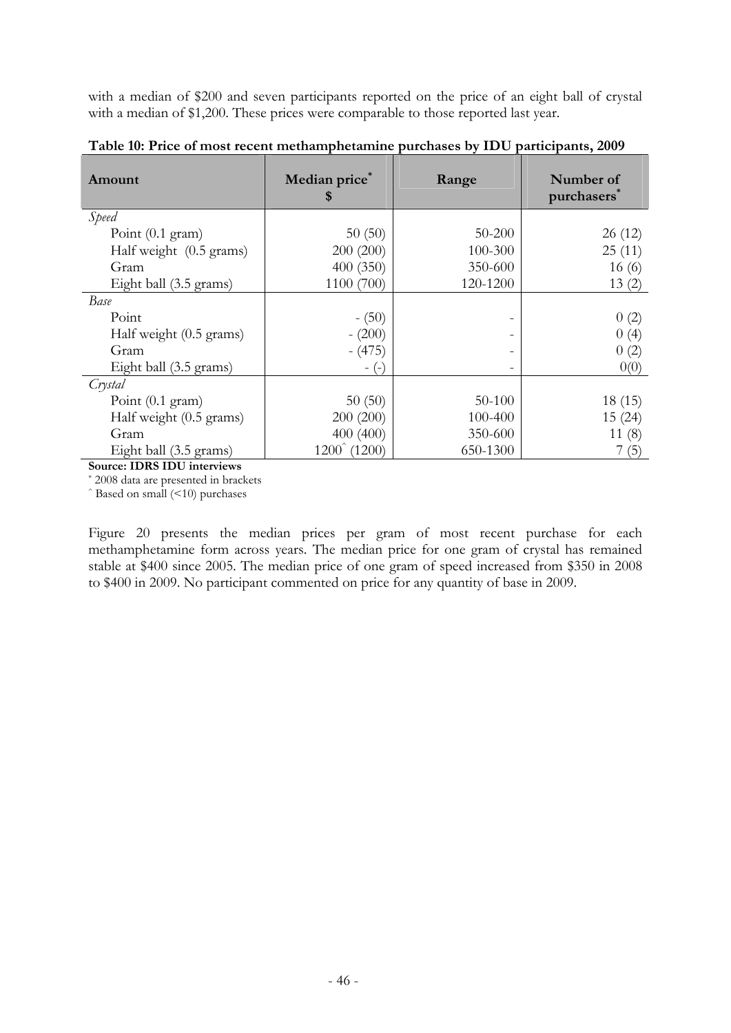with a median of $200 and seven participants reported on the price of an eight ball of crystal with a median of $1,200. These prices were comparable to those reported last year.

**Table 10: Price of most recent methamphetamine purchases by IDU participants, 2009**

| Amount | Median price* $ | Range | Number of purchasers* |
|---|---|---|---|
| *Speed* | | | |
| Point (0.1 gram) | 50 (50) | 50-200 | 26 (12) |
| Half weight (0.5 grams) | 200 (200) | 100-300 | 25 (11) |
| Gram | 400 (350) | 350-600 | 16 (6) |
| Eight ball (3.5 grams) | 1100 (700) | 120-1200 | 13 (2) |
| *Base* | | | |
| Point | - (50) | - | 0 (2) |
| Half weight (0.5 grams) | - (200) | - | 0 (4) |
| Gram | - (475) | - | 0 (2) |
| Eight ball (3.5 grams) | - (-) | - | 0(0) |
| *Crystal* | | | |
| Point (0.1 gram) | 50 (50) | 50-100 | 18 (15) |
| Half weight (0.5 grams) | 200 (200) | 100-400 | 15 (24) |
| Gram | 400 (400) | 350-600 | 11 (8) |
| Eight ball (3.5 grams) | 1200^ (1200) | 650-1300 | 7 (5) |

**Source: IDRS IDU interviews**

\* 2008 data are presented in brackets

^ Based on small (<10) purchases

Figure 20 presents the median prices per gram of most recent purchase for each methamphetamine form across years. The median price for one gram of crystal has remained stable at $400 since 2005. The median price of one gram of speed increased from $350 in 2008 to $400 in 2009. No participant commented on price for any quantity of base in 2009.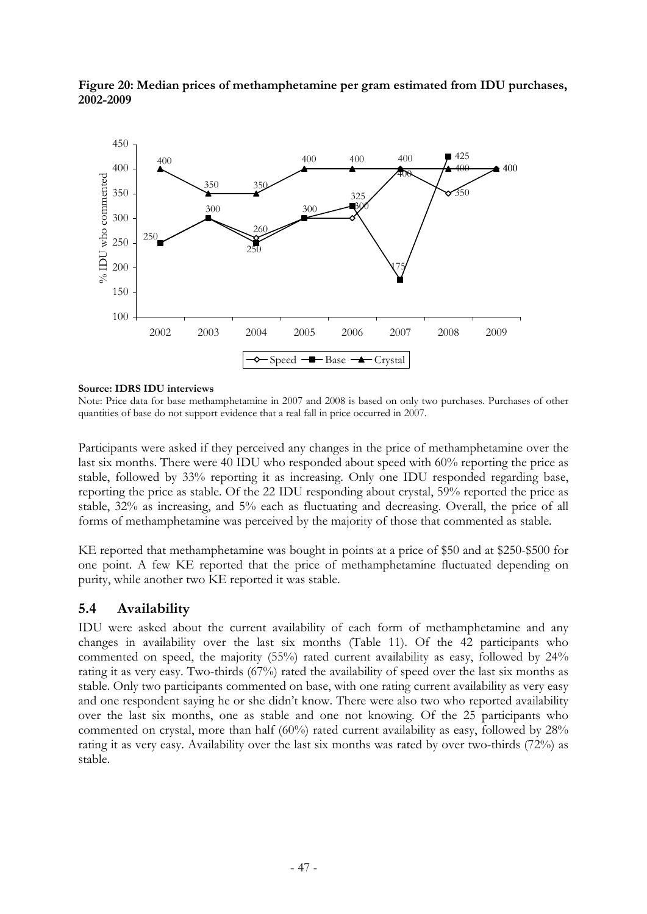**Figure 20: Median prices of methamphetamine per gram estimated from IDU purchases, 2002-2009**

**Source: IDRS IDU interviews**

Note: Price data for base methamphetamine in 2007 and 2008 is based on only two purchases. Purchases of other quantities of base do not support evidence that a real fall in price occurred in 2007.

Participants were asked if they perceived any changes in the price of methamphetamine over the last six months. There were 40 IDU who responded about speed with 60% reporting the price as stable, followed by 33% reporting it as increasing. Only one IDU responded regarding base, reporting the price as stable. Of the 22 IDU responding about crystal, 59% reported the price as stable, 32% as increasing, and 5% each as fluctuating and decreasing. Overall, the price of all forms of methamphetamine was perceived by the majority of those that commented as stable.

KE reported that methamphetamine was bought in points at a price of $50 and at $250-$500 for one point. A few KE reported that the price of methamphetamine fluctuated depending on purity, while another two KE reported it was stable.

## 5.4 Availability

IDU were asked about the current availability of each form of methamphetamine and any changes in availability over the last six months (Table 11). Of the 42 participants who commented on speed, the majority (55%) rated current availability as easy, followed by 24% rating it as very easy. Two-thirds (67%) rated the availability of speed over the last six months as stable. Only two participants commented on base, with one rating current availability as very easy and one respondent saying he or she didn't know. There were also two who reported availability over the last six months, one as stable and one not knowing. Of the 25 participants who commented on crystal, more than half (60%) rated current availability as easy, followed by 28% rating it as very easy. Availability over the last six months was rated by over two-thirds (72%) as stable.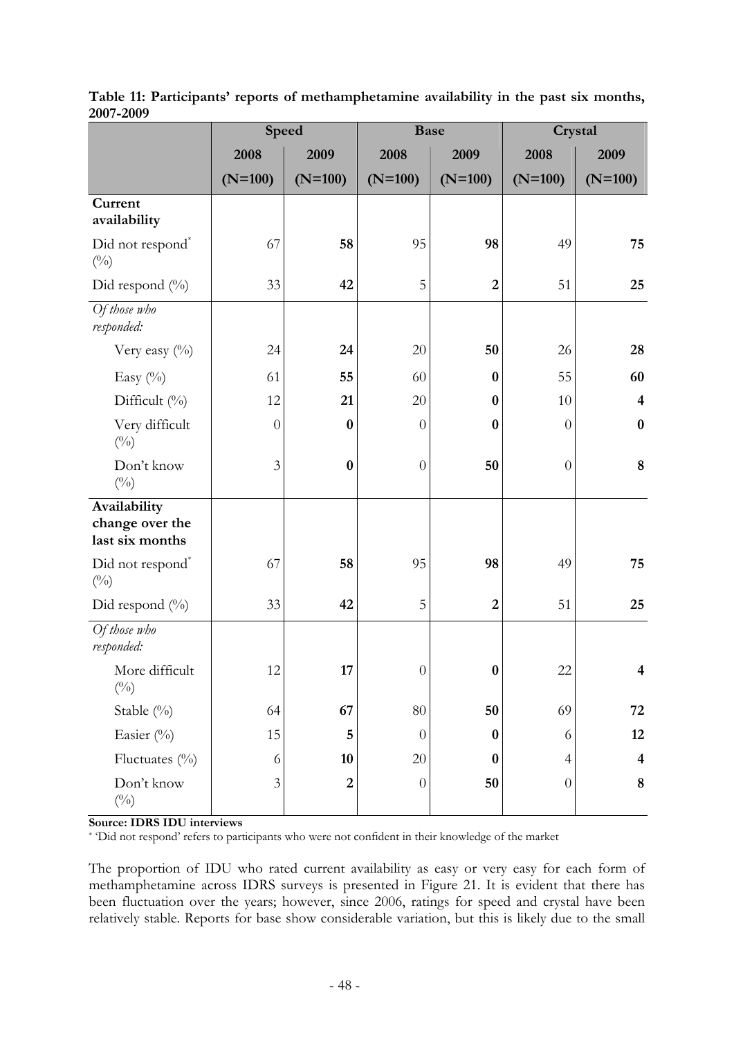**Table 11: Participants' reports of methamphetamine availability in the past six months, 2007-2009**

| | Speed | | Base | | Crystal | |
|---|---|---|---|---|---|---|
| | 2008 (N=100) | 2009 (N=100) | 2008 (N=100) | 2009 (N=100) | 2008 (N=100) | 2009 (N=100) |
| **Current availability** | | | | | | |
| Did not respond* (%) | 67 | **58** | 95 | **98** | 49 | **75** |
| Did respond (%) | 33 | **42** | 5 | **2** | 51 | **25** |
| *Of those who responded:* | | | | | | |
| Very easy (%) | 24 | **24** | 20 | **50** | 26 | **28** |
| Easy (%) | 61 | **55** | 60 | **0** | 55 | **60** |
| Difficult (%) | 12 | **21** | 20 | **0** | 10 | **4** |
| Very difficult (%) | 0 | **0** | 0 | **0** | 0 | **0** |
| Don't know (%) | 3 | **0** | 0 | **50** | 0 | **8** |
| **Availability change over the last six months** | | | | | | |
| Did not respond* (%) | 67 | **58** | 95 | **98** | 49 | **75** |
| Did respond (%) | 33 | **42** | 5 | **2** | 51 | **25** |
| *Of those who responded:* | | | | | | |
| More difficult (%) | 12 | **17** | 0 | **0** | 22 | **4** |
| Stable (%) | 64 | **67** | 80 | **50** | 69 | **72** |
| Easier (%) | 15 | **5** | 0 | **0** | 6 | **12** |
| Fluctuates (%) | 6 | **10** | 20 | **0** | 4 | **4** |
| Don't know (%) | 3 | **2** | 0 | **50** | 0 | **8** |

**Source: IDRS IDU interviews**

* 'Did not respond' refers to participants who were not confident in their knowledge of the market

The proportion of IDU who rated current availability as easy or very easy for each form of methamphetamine across IDRS surveys is presented in Figure 21. It is evident that there has been fluctuation over the years; however, since 2006, ratings for speed and crystal have been relatively stable. Reports for base show considerable variation, but this is likely due to the small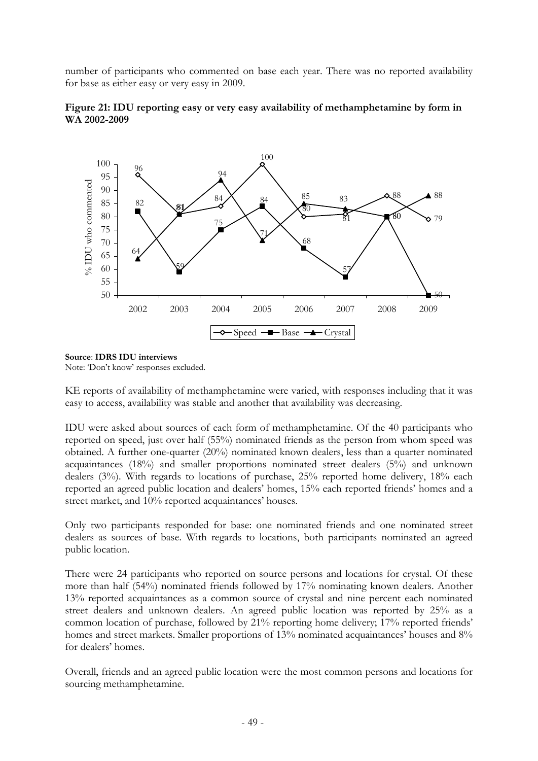number of participants who commented on base each year. There was no reported availability for base as either easy or very easy in 2009.

**Figure 21: IDU reporting easy or very easy availability of methamphetamine by form in WA 2002-2009**

**Source**: **IDRS IDU interviews**
Note: 'Don't know' responses excluded.

KE reports of availability of methamphetamine were varied, with responses including that it was easy to access, availability was stable and another that availability was decreasing.

IDU were asked about sources of each form of methamphetamine. Of the 40 participants who reported on speed, just over half (55%) nominated friends as the person from whom speed was obtained. A further one-quarter (20%) nominated known dealers, less than a quarter nominated acquaintances (18%) and smaller proportions nominated street dealers (5%) and unknown dealers (3%). With regards to locations of purchase, 25% reported home delivery, 18% each reported an agreed public location and dealers' homes, 15% each reported friends' homes and a street market, and 10% reported acquaintances' houses.

Only two participants responded for base: one nominated friends and one nominated street dealers as sources of base. With regards to locations, both participants nominated an agreed public location.

There were 24 participants who reported on source persons and locations for crystal. Of these more than half (54%) nominated friends followed by 17% nominating known dealers. Another 13% reported acquaintances as a common source of crystal and nine percent each nominated street dealers and unknown dealers. An agreed public location was reported by 25% as a common location of purchase, followed by 21% reporting home delivery; 17% reported friends' homes and street markets. Smaller proportions of 13% nominated acquaintances' houses and 8% for dealers' homes.

Overall, friends and an agreed public location were the most common persons and locations for sourcing methamphetamine.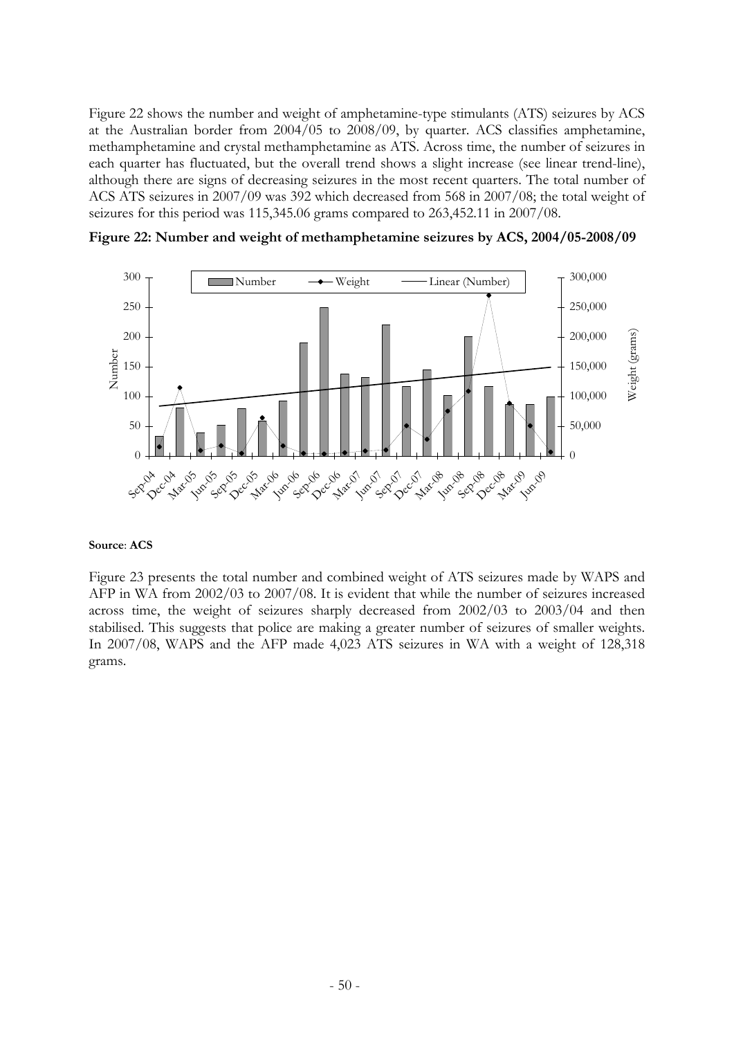Figure 22 shows the number and weight of amphetamine-type stimulants (ATS) seizures by ACS at the Australian border from 2004/05 to 2008/09, by quarter. ACS classifies amphetamine, methamphetamine and crystal methamphetamine as ATS. Across time, the number of seizures in each quarter has fluctuated, but the overall trend shows a slight increase (see linear trend-line), although there are signs of decreasing seizures in the most recent quarters. The total number of ACS ATS seizures in 2007/09 was 392 which decreased from 568 in 2007/08; the total weight of seizures for this period was 115,345.06 grams compared to 263,452.11 in 2007/08.

**Figure 22: Number and weight of methamphetamine seizures by ACS, 2004/05-2008/09**

**Source**: **ACS**

Figure 23 presents the total number and combined weight of ATS seizures made by WAPS and AFP in WA from 2002/03 to 2007/08. It is evident that while the number of seizures increased across time, the weight of seizures sharply decreased from 2002/03 to 2003/04 and then stabilised. This suggests that police are making a greater number of seizures of smaller weights. In 2007/08, WAPS and the AFP made 4,023 ATS seizures in WA with a weight of 128,318 grams.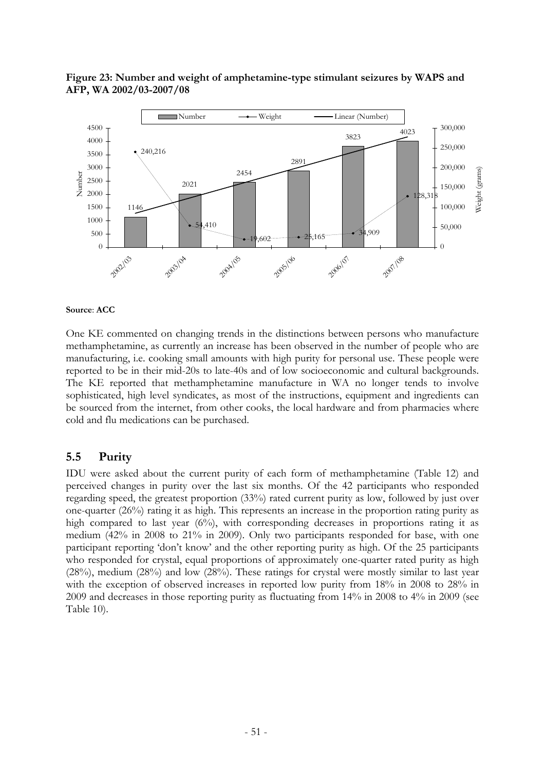**Figure 23: Number and weight of amphetamine-type stimulant seizures by WAPS and AFP, WA 2002/03-2007/08**

**Source**: **ACC**

One KE commented on changing trends in the distinctions between persons who manufacture methamphetamine, as currently an increase has been observed in the number of people who are manufacturing, i.e. cooking small amounts with high purity for personal use. These people were reported to be in their mid-20s to late-40s and of low socioeconomic and cultural backgrounds. The KE reported that methamphetamine manufacture in WA no longer tends to involve sophisticated, high level syndicates, as most of the instructions, equipment and ingredients can be sourced from the internet, from other cooks, the local hardware and from pharmacies where cold and flu medications can be purchased.

## 5.5 Purity

IDU were asked about the current purity of each form of methamphetamine (Table 12) and perceived changes in purity over the last six months. Of the 42 participants who responded regarding speed, the greatest proportion (33%) rated current purity as low, followed by just over one-quarter (26%) rating it as high. This represents an increase in the proportion rating purity as high compared to last year (6%), with corresponding decreases in proportions rating it as medium (42% in 2008 to 21% in 2009). Only two participants responded for base, with one participant reporting 'don't know' and the other reporting purity as high. Of the 25 participants who responded for crystal, equal proportions of approximately one-quarter rated purity as high (28%), medium (28%) and low (28%). These ratings for crystal were mostly similar to last year with the exception of observed increases in reported low purity from 18% in 2008 to 28% in 2009 and decreases in those reporting purity as fluctuating from 14% in 2008 to 4% in 2009 (see Table 10).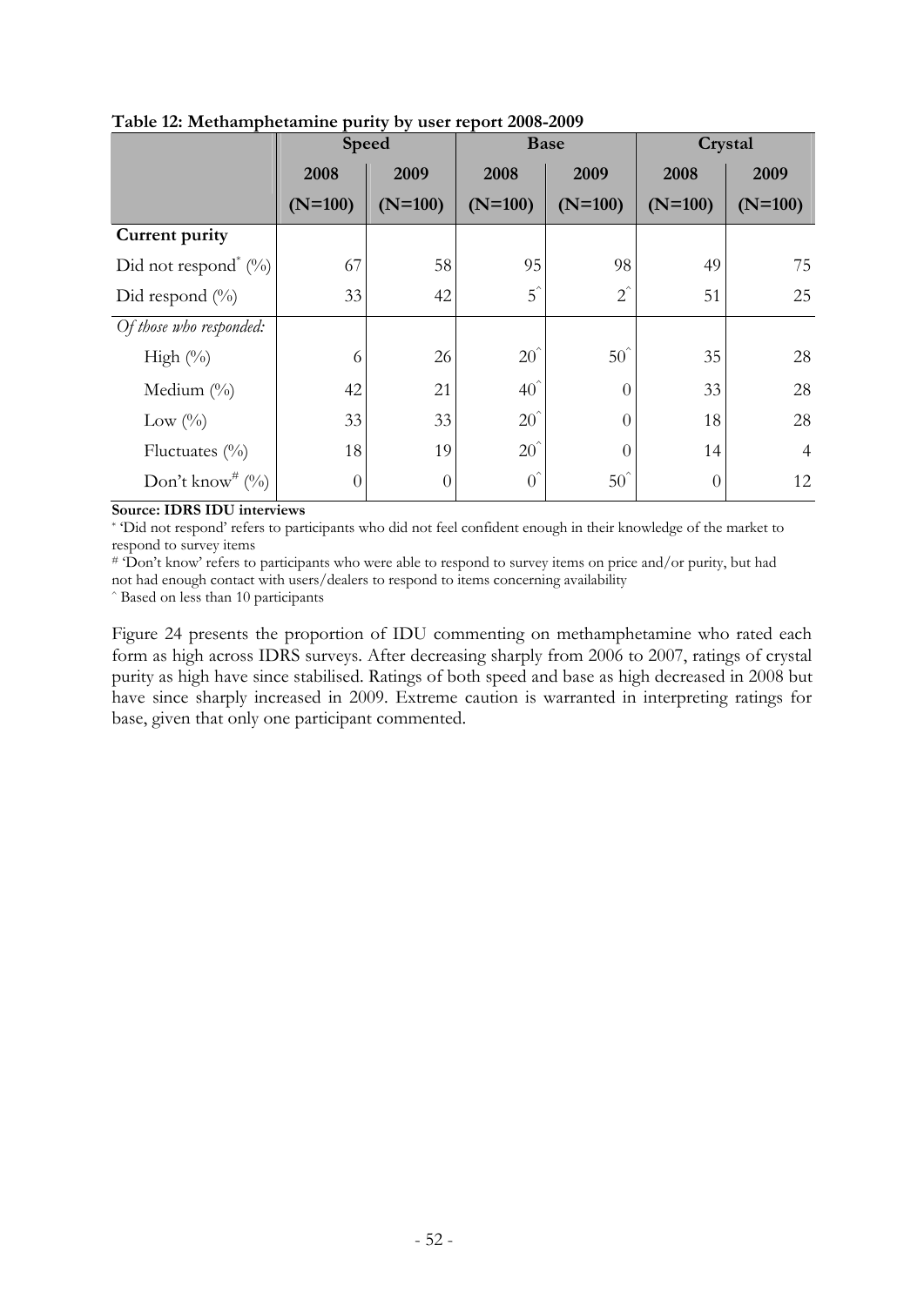**Table 12: Methamphetamine purity by user report 2008-2009**

| | Speed | | Base | | Crystal | |
|---|---|---|---|---|---|---|
| | 2008 (N=100) | 2009 (N=100) | 2008 (N=100) | 2009 (N=100) | 2008 (N=100) | 2009 (N=100) |
| **Current purity** | | | | | | |
| Did not respond* (%) | 67 | 58 | 95 | 98 | 49 | 75 |
| Did respond (%) | 33 | 42 | 5^ | 2^ | 51 | 25 |
| *Of those who responded:* | | | | | | |
| High (%) | 6 | 26 | 20^ | 50^ | 35 | 28 |
| Medium (%) | 42 | 21 | 40^ | 0 | 33 | 28 |
| Low (%) | 33 | 33 | 20^ | 0 | 18 | 28 |
| Fluctuates (%) | 18 | 19 | 20^ | 0 | 14 | 4 |
| Don't know# (%) | 0 | 0 | 0^ | 50^ | 0 | 12 |

**Source: IDRS IDU interviews**

* 'Did not respond' refers to participants who did not feel confident enough in their knowledge of the market to respond to survey items

# 'Don't know' refers to participants who were able to respond to survey items on price and/or purity, but had not had enough contact with users/dealers to respond to items concerning availability

^ Based on less than 10 participants

Figure 24 presents the proportion of IDU commenting on methamphetamine who rated each form as high across IDRS surveys. After decreasing sharply from 2006 to 2007, ratings of crystal purity as high have since stabilised. Ratings of both speed and base as high decreased in 2008 but have since sharply increased in 2009. Extreme caution is warranted in interpreting ratings for base, given that only one participant commented.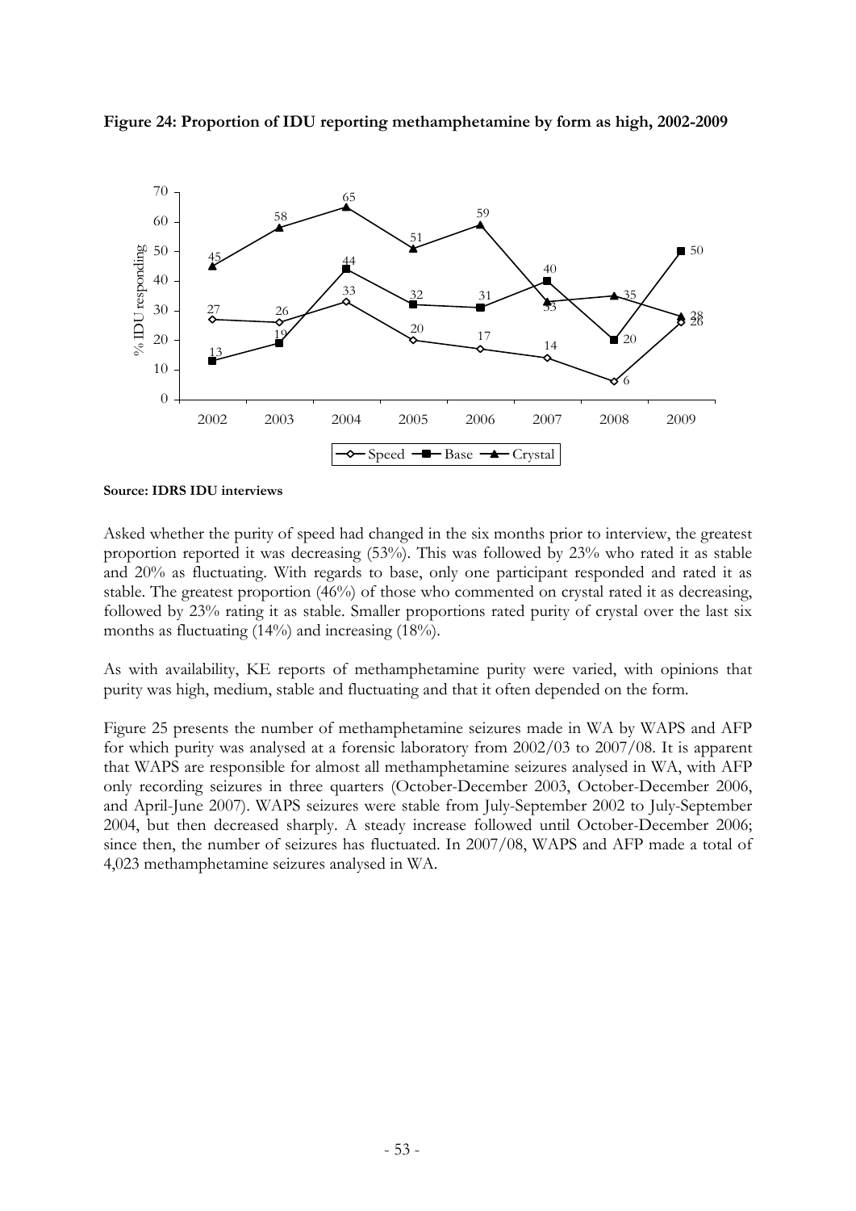**Figure 24: Proportion of IDU reporting methamphetamine by form as high, 2002-2009**

| Year | Speed | Base | Crystal |
|---|---|---|---|
| 2002 | 27 | 13 | 45 |
| 2003 | 26 | 19 | 58 |
| 2004 | 33 | 44 | 65 |
| 2005 | 20 | 32 | 51 |
| 2006 | 17 | 31 | 59 |
| 2007 | 14 | 40 | 33 |
| 2008 | 6 | 20 | 35 |
| 2009 | 26 | 50 | 28 |

**Source: IDRS IDU interviews**

Asked whether the purity of speed had changed in the six months prior to interview, the greatest proportion reported it was decreasing (53%). This was followed by 23% who rated it as stable and 20% as fluctuating. With regards to base, only one participant responded and rated it as stable. The greatest proportion (46%) of those who commented on crystal rated it as decreasing, followed by 23% rating it as stable. Smaller proportions rated purity of crystal over the last six months as fluctuating (14%) and increasing (18%).

As with availability, KE reports of methamphetamine purity were varied, with opinions that purity was high, medium, stable and fluctuating and that it often depended on the form.

Figure 25 presents the number of methamphetamine seizures made in WA by WAPS and AFP for which purity was analysed at a forensic laboratory from 2002/03 to 2007/08. It is apparent that WAPS are responsible for almost all methamphetamine seizures analysed in WA, with AFP only recording seizures in three quarters (October-December 2003, October-December 2006, and April-June 2007). WAPS seizures were stable from July-September 2002 to July-September 2004, but then decreased sharply. A steady increase followed until October-December 2006; since then, the number of seizures has fluctuated. In 2007/08, WAPS and AFP made a total of 4,023 methamphetamine seizures analysed in WA.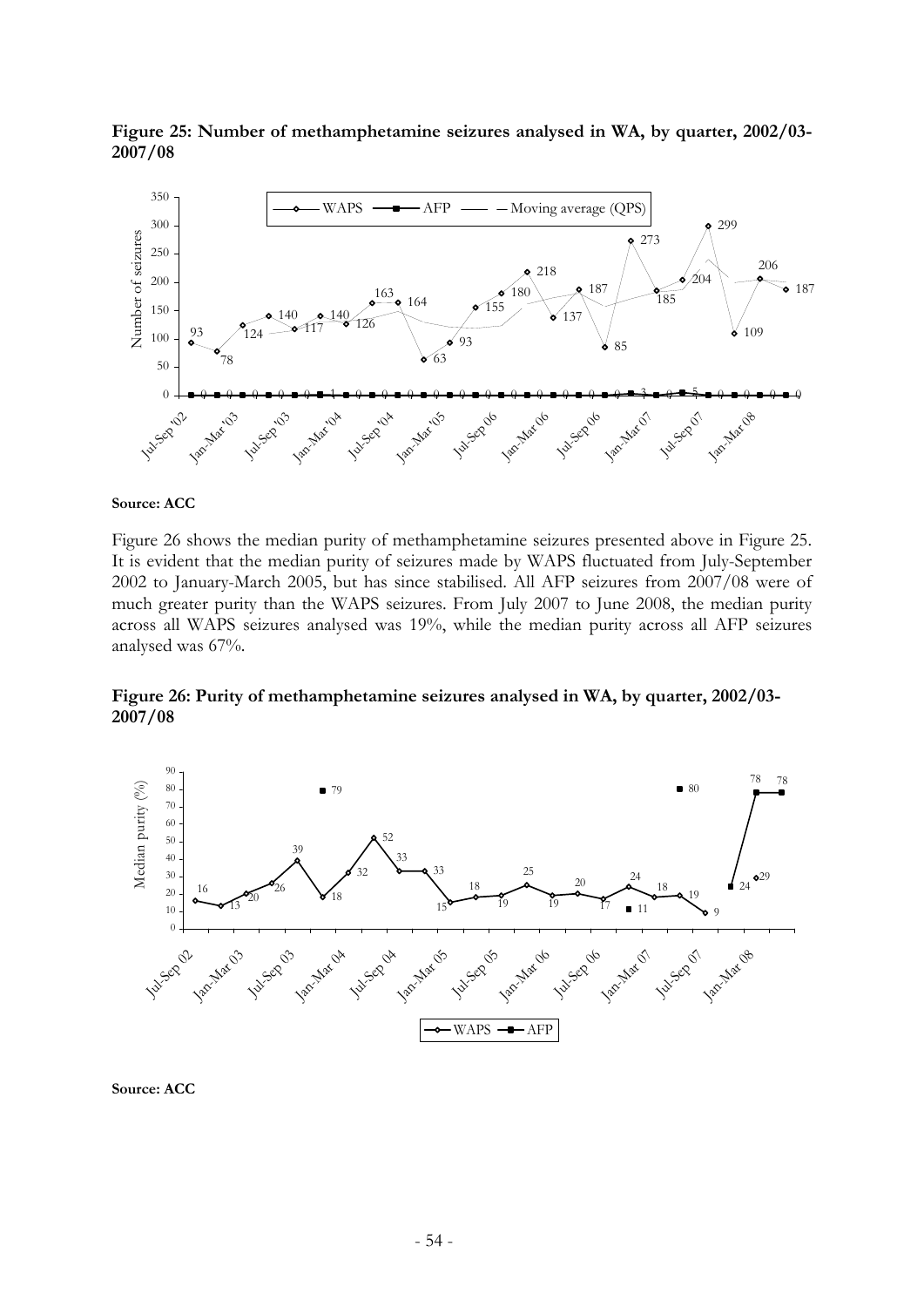**Figure 25: Number of methamphetamine seizures analysed in WA, by quarter, 2002/03-2007/08**

**Source: ACC**

Figure 26 shows the median purity of methamphetamine seizures presented above in Figure 25. It is evident that the median purity of seizures made by WAPS fluctuated from July-September 2002 to January-March 2005, but has since stabilised. All AFP seizures from 2007/08 were of much greater purity than the WAPS seizures. From July 2007 to June 2008, the median purity across all WAPS seizures analysed was 19%, while the median purity across all AFP seizures analysed was 67%.

**Figure 26: Purity of methamphetamine seizures analysed in WA, by quarter, 2002/03-2007/08**

**Source: ACC**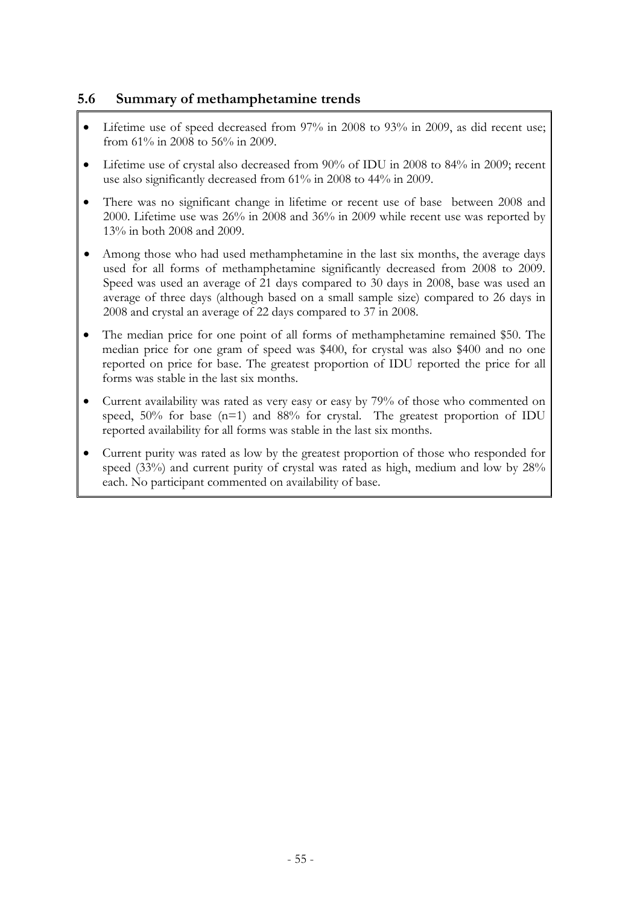## 5.6 Summary of methamphetamine trends

- Lifetime use of speed decreased from 97% in 2008 to 93% in 2009, as did recent use; from 61% in 2008 to 56% in 2009.
- Lifetime use of crystal also decreased from 90% of IDU in 2008 to 84% in 2009; recent use also significantly decreased from 61% in 2008 to 44% in 2009.
- There was no significant change in lifetime or recent use of base between 2008 and 2000. Lifetime use was 26% in 2008 and 36% in 2009 while recent use was reported by 13% in both 2008 and 2009.
- Among those who had used methamphetamine in the last six months, the average days used for all forms of methamphetamine significantly decreased from 2008 to 2009. Speed was used an average of 21 days compared to 30 days in 2008, base was used an average of three days (although based on a small sample size) compared to 26 days in 2008 and crystal an average of 22 days compared to 37 in 2008.
- The median price for one point of all forms of methamphetamine remained $50. The median price for one gram of speed was $400, for crystal was also $400 and no one reported on price for base. The greatest proportion of IDU reported the price for all forms was stable in the last six months.
- Current availability was rated as very easy or easy by 79% of those who commented on speed, 50% for base (n=1) and 88% for crystal. The greatest proportion of IDU reported availability for all forms was stable in the last six months.
- Current purity was rated as low by the greatest proportion of those who responded for speed (33%) and current purity of crystal was rated as high, medium and low by 28% each. No participant commented on availability of base.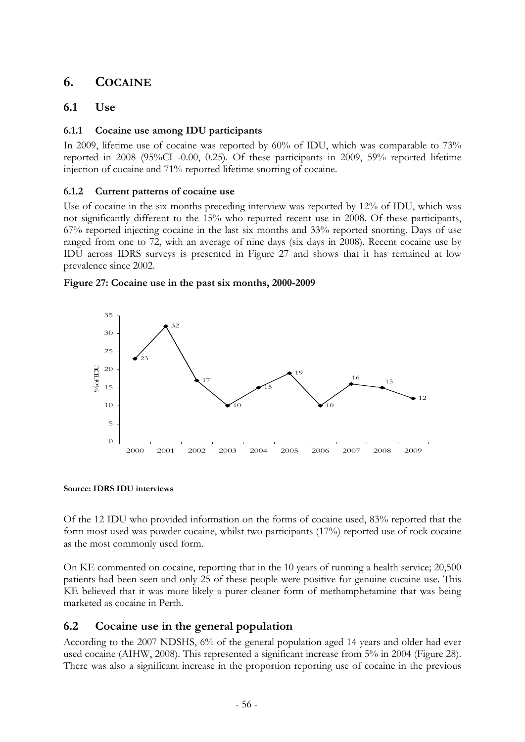# 6. COCAINE

## 6.1 Use

### 6.1.1 Cocaine use among IDU participants

In 2009, lifetime use of cocaine was reported by 60% of IDU, which was comparable to 73% reported in 2008 (95%CI -0.00, 0.25). Of these participants in 2009, 59% reported lifetime injection of cocaine and 71% reported lifetime snorting of cocaine.

### 6.1.2 Current patterns of cocaine use

Use of cocaine in the six months preceding interview was reported by 12% of IDU, which was not significantly different to the 15% who reported recent use in 2008. Of these participants, 67% reported injecting cocaine in the last six months and 33% reported snorting. Days of use ranged from one to 72, with an average of nine days (six days in 2008). Recent cocaine use by IDU across IDRS surveys is presented in Figure 27 and shows that it has remained at low prevalence since 2002.

**Figure 27: Cocaine use in the past six months, 2000-2009**

| Year | % of IDU |
|---|---|
| 2000 | 23 |
| 2001 | 32 |
| 2002 | 17 |
| 2003 | 10 |
| 2004 | 15 |
| 2005 | 19 |
| 2006 | 10 |
| 2007 | 16 |
| 2008 | 15 |
| 2009 | 12 |

**Source: IDRS IDU interviews**

Of the 12 IDU who provided information on the forms of cocaine used, 83% reported that the form most used was powder cocaine, whilst two participants (17%) reported use of rock cocaine as the most commonly used form.

On KE commented on cocaine, reporting that in the 10 years of running a health service; 20,500 patients had been seen and only 25 of these people were positive for genuine cocaine use. This KE believed that it was more likely a purer cleaner form of methamphetamine that was being marketed as cocaine in Perth.

## 6.2 Cocaine use in the general population

According to the 2007 NDSHS, 6% of the general population aged 14 years and older had ever used cocaine (AIHW, 2008). This represented a significant increase from 5% in 2004 (Figure 28). There was also a significant increase in the proportion reporting use of cocaine in the previous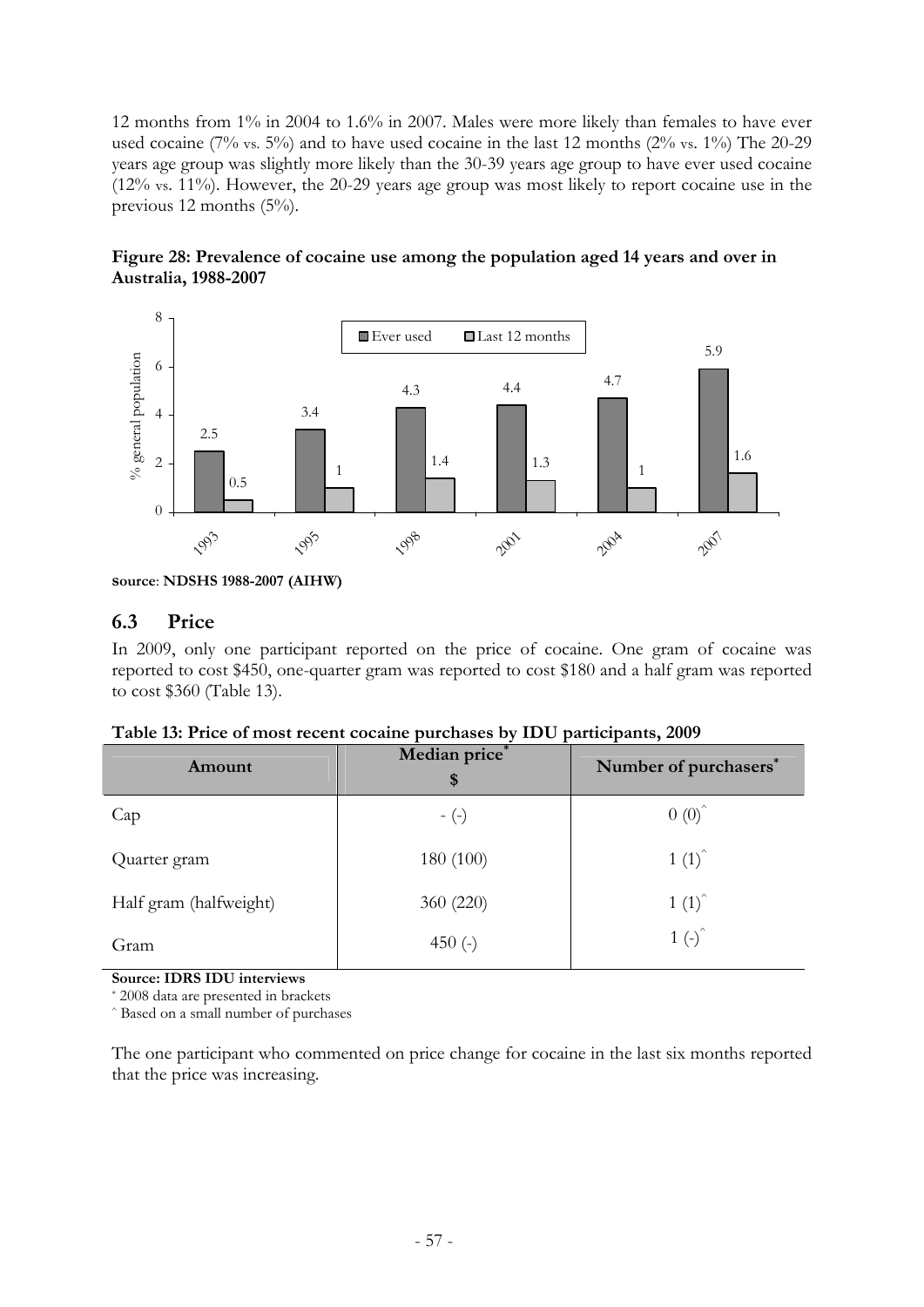12 months from 1% in 2004 to 1.6% in 2007. Males were more likely than females to have ever used cocaine (7% *vs.* 5%) and to have used cocaine in the last 12 months (2% *vs.* 1%) The 20-29 years age group was slightly more likely than the 30-39 years age group to have ever used cocaine (12% *vs.* 11%). However, the 20-29 years age group was most likely to report cocaine use in the previous 12 months (5%).

**Figure 28: Prevalence of cocaine use among the population aged 14 years and over in Australia, 1988-2007**

| Year | Ever used | Last 12 months |
|---|---|---|
| 1993 | 2.5 | 0.5 |
| 1995 | 3.4 | 1 |
| 1998 | 4.3 | 1.4 |
| 2001 | 4.4 | 1.3 |
| 2004 | 4.7 | 1 |
| 2007 | 5.9 | 1.6 |

**Source**: **NDSHS 1988-2007 (AIHW)**

## 6.3 Price

In 2009, only one participant reported on the price of cocaine. One gram of cocaine was reported to cost $450, one-quarter gram was reported to cost $180 and a half gram was reported to cost $360 (Table 13).

**Table 13: Price of most recent cocaine purchases by IDU participants, 2009**

| Amount | Median price* $ | Number of purchasers* |
|---|---|---|
| Cap | - (-) | 0 (0)^ |
| Quarter gram | 180 (100) | 1 (1)^ |
| Half gram (halfweight) | 360 (220) | 1 (1)^ |
| Gram | 450 (-) | 1 (-)^ |

**Source: IDRS IDU interviews**

\* 2008 data are presented in brackets

^ Based on a small number of purchases

The one participant who commented on price change for cocaine in the last six months reported that the price was increasing.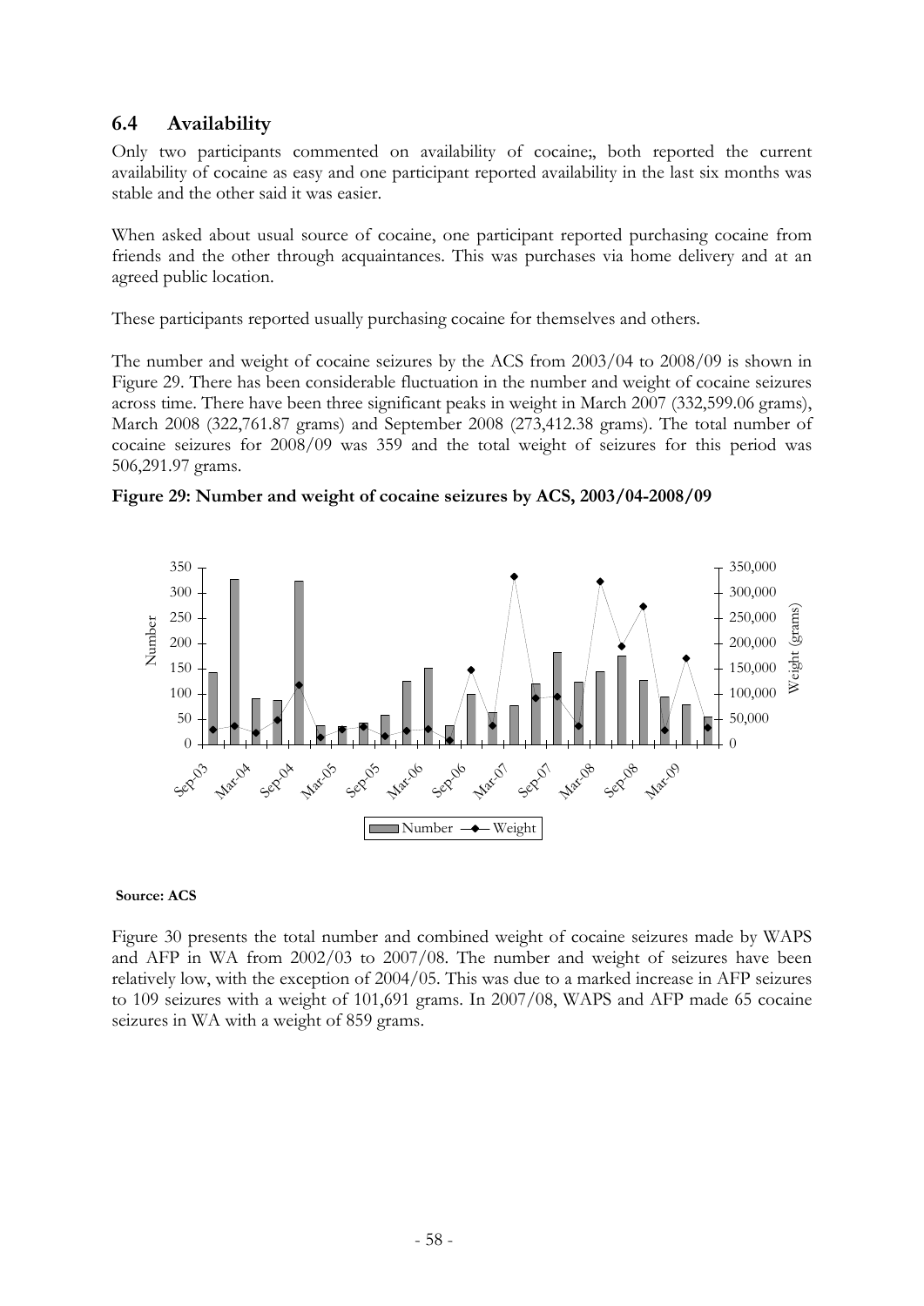## 6.4 Availability

Only two participants commented on availability of cocaine;, both reported the current availability of cocaine as easy and one participant reported availability in the last six months was stable and the other said it was easier.

When asked about usual source of cocaine, one participant reported purchasing cocaine from friends and the other through acquaintances. This was purchases via home delivery and at an agreed public location.

These participants reported usually purchasing cocaine for themselves and others.

The number and weight of cocaine seizures by the ACS from 2003/04 to 2008/09 is shown in Figure 29. There has been considerable fluctuation in the number and weight of cocaine seizures across time. There have been three significant peaks in weight in March 2007 (332,599.06 grams), March 2008 (322,761.87 grams) and September 2008 (273,412.38 grams). The total number of cocaine seizures for 2008/09 was 359 and the total weight of seizures for this period was 506,291.97 grams.

**Figure 29: Number and weight of cocaine seizures by ACS, 2003/04-2008/09**

**Source: ACS**

Figure 30 presents the total number and combined weight of cocaine seizures made by WAPS and AFP in WA from 2002/03 to 2007/08. The number and weight of seizures have been relatively low, with the exception of 2004/05. This was due to a marked increase in AFP seizures to 109 seizures with a weight of 101,691 grams. In 2007/08, WAPS and AFP made 65 cocaine seizures in WA with a weight of 859 grams.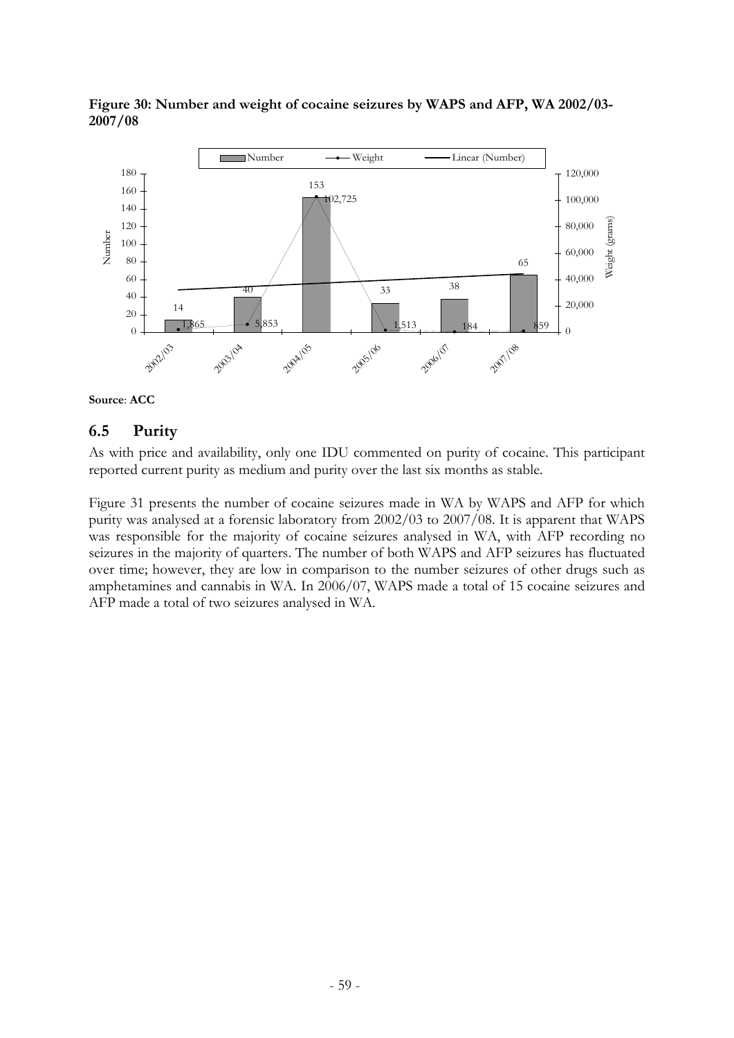**Figure 30: Number and weight of cocaine seizures by WAPS and AFP, WA 2002/03-2007/08**

**Source**: **ACC**

## 6.5 Purity

As with price and availability, only one IDU commented on purity of cocaine. This participant reported current purity as medium and purity over the last six months as stable.

Figure 31 presents the number of cocaine seizures made in WA by WAPS and AFP for which purity was analysed at a forensic laboratory from 2002/03 to 2007/08. It is apparent that WAPS was responsible for the majority of cocaine seizures analysed in WA, with AFP recording no seizures in the majority of quarters. The number of both WAPS and AFP seizures has fluctuated over time; however, they are low in comparison to the number seizures of other drugs such as amphetamines and cannabis in WA. In 2006/07, WAPS made a total of 15 cocaine seizures and AFP made a total of two seizures analysed in WA.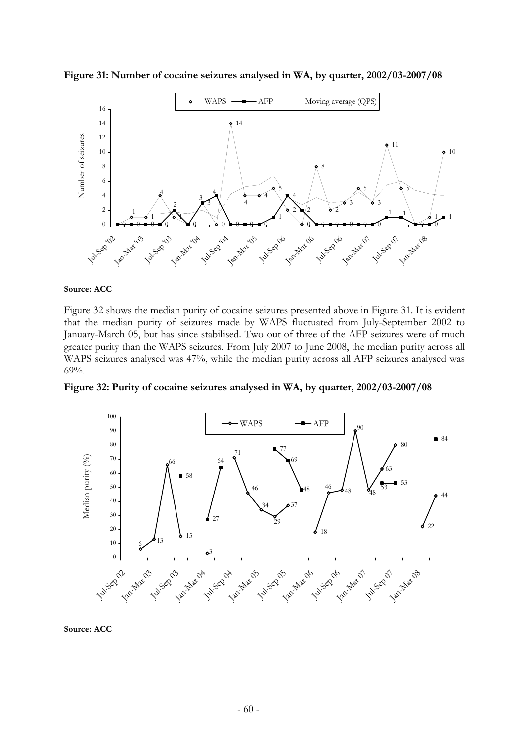**Figure 31: Number of cocaine seizures analysed in WA, by quarter, 2002/03-2007/08**

**Source: ACC**

Figure 32 shows the median purity of cocaine seizures presented above in Figure 31. It is evident that the median purity of seizures made by WAPS fluctuated from July-September 2002 to January-March 05, but has since stabilised. Two out of three of the AFP seizures were of much greater purity than the WAPS seizures. From July 2007 to June 2008, the median purity across all WAPS seizures analysed was 47%, while the median purity across all AFP seizures analysed was 69%.

**Figure 32: Purity of cocaine seizures analysed in WA, by quarter, 2002/03-2007/08**

**Source: ACC**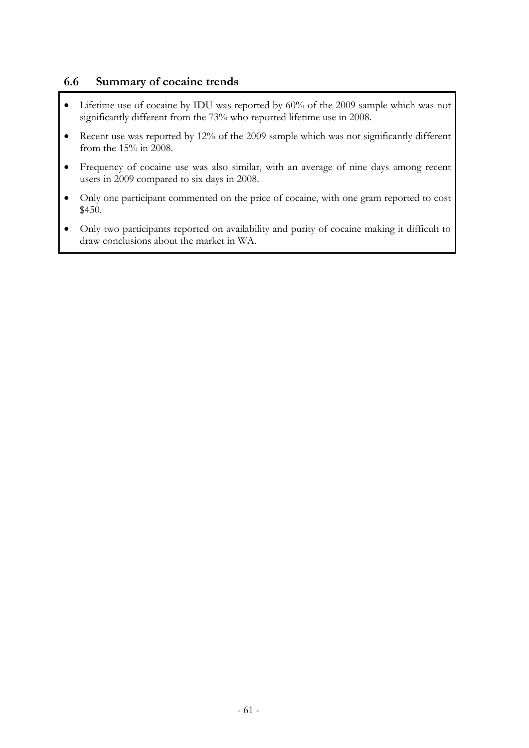## 6.6 Summary of cocaine trends

- Lifetime use of cocaine by IDU was reported by 60% of the 2009 sample which was not significantly different from the 73% who reported lifetime use in 2008.
- Recent use was reported by 12% of the 2009 sample which was not significantly different from the 15% in 2008.
- Frequency of cocaine use was also similar, with an average of nine days among recent users in 2009 compared to six days in 2008.
- Only one participant commented on the price of cocaine, with one gram reported to cost $450.
- Only two participants reported on availability and purity of cocaine making it difficult to draw conclusions about the market in WA.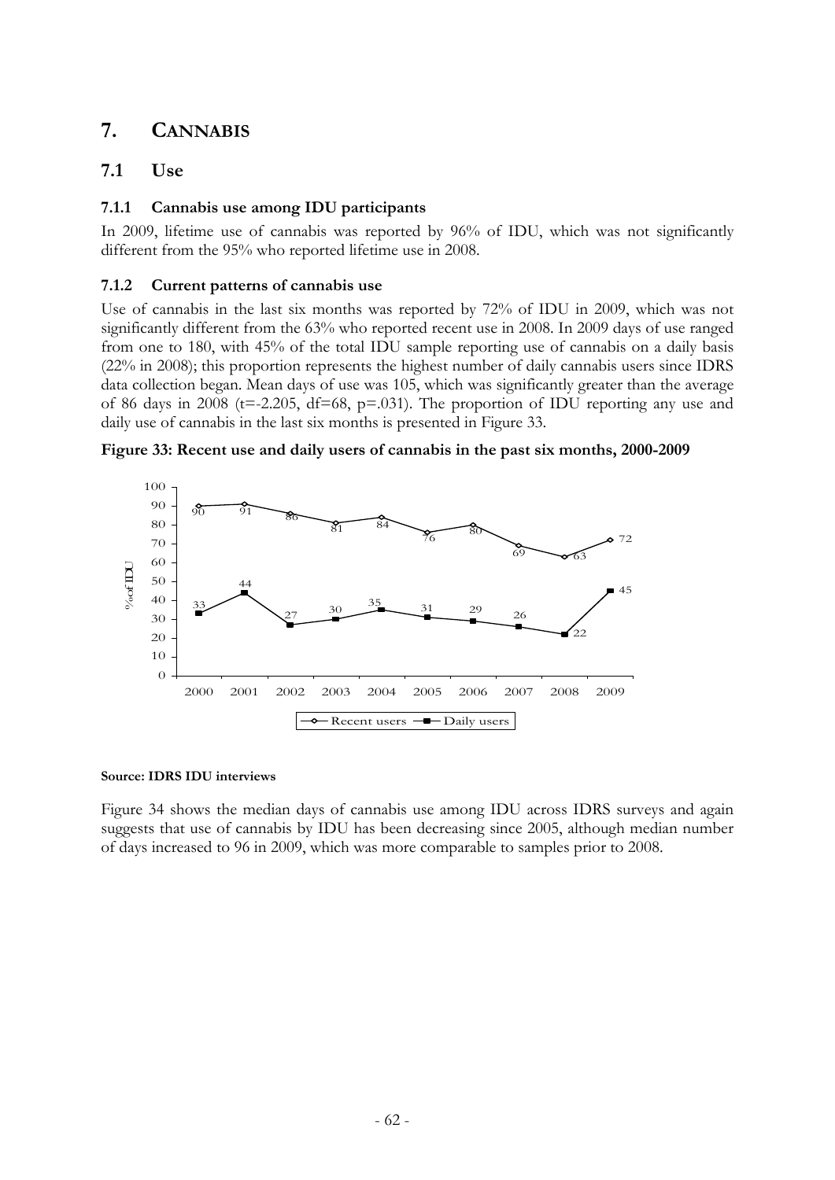# 7. CANNABIS

## 7.1 Use

### 7.1.1 Cannabis use among IDU participants

In 2009, lifetime use of cannabis was reported by 96% of IDU, which was not significantly different from the 95% who reported lifetime use in 2008.

### 7.1.2 Current patterns of cannabis use

Use of cannabis in the last six months was reported by 72% of IDU in 2009, which was not significantly different from the 63% who reported recent use in 2008. In 2009 days of use ranged from one to 180, with 45% of the total IDU sample reporting use of cannabis on a daily basis (22% in 2008); this proportion represents the highest number of daily cannabis users since IDRS data collection began. Mean days of use was 105, which was significantly greater than the average of 86 days in 2008 ($t=-2.205$, $df=68$, $p=.031$). The proportion of IDU reporting any use and daily use of cannabis in the last six months is presented in Figure 33.

**Figure 33: Recent use and daily users of cannabis in the past six months, 2000-2009**

| Year | Recent users (% of IDU) | Daily users (% of IDU) |
|---|---|---|
| 2000 | 90 | 33 |
| 2001 | 91 | 44 |
| 2002 | 86 | 27 |
| 2003 | 81 | 30 |
| 2004 | 84 | 35 |
| 2005 | 76 | 31 |
| 2006 | 80 | 29 |
| 2007 | 69 | 26 |
| 2008 | 63 | 22 |
| 2009 | 72 | 45 |

**Source: IDRS IDU interviews**

Figure 34 shows the median days of cannabis use among IDU across IDRS surveys and again suggests that use of cannabis by IDU has been decreasing since 2005, although median number of days increased to 96 in 2009, which was more comparable to samples prior to 2008.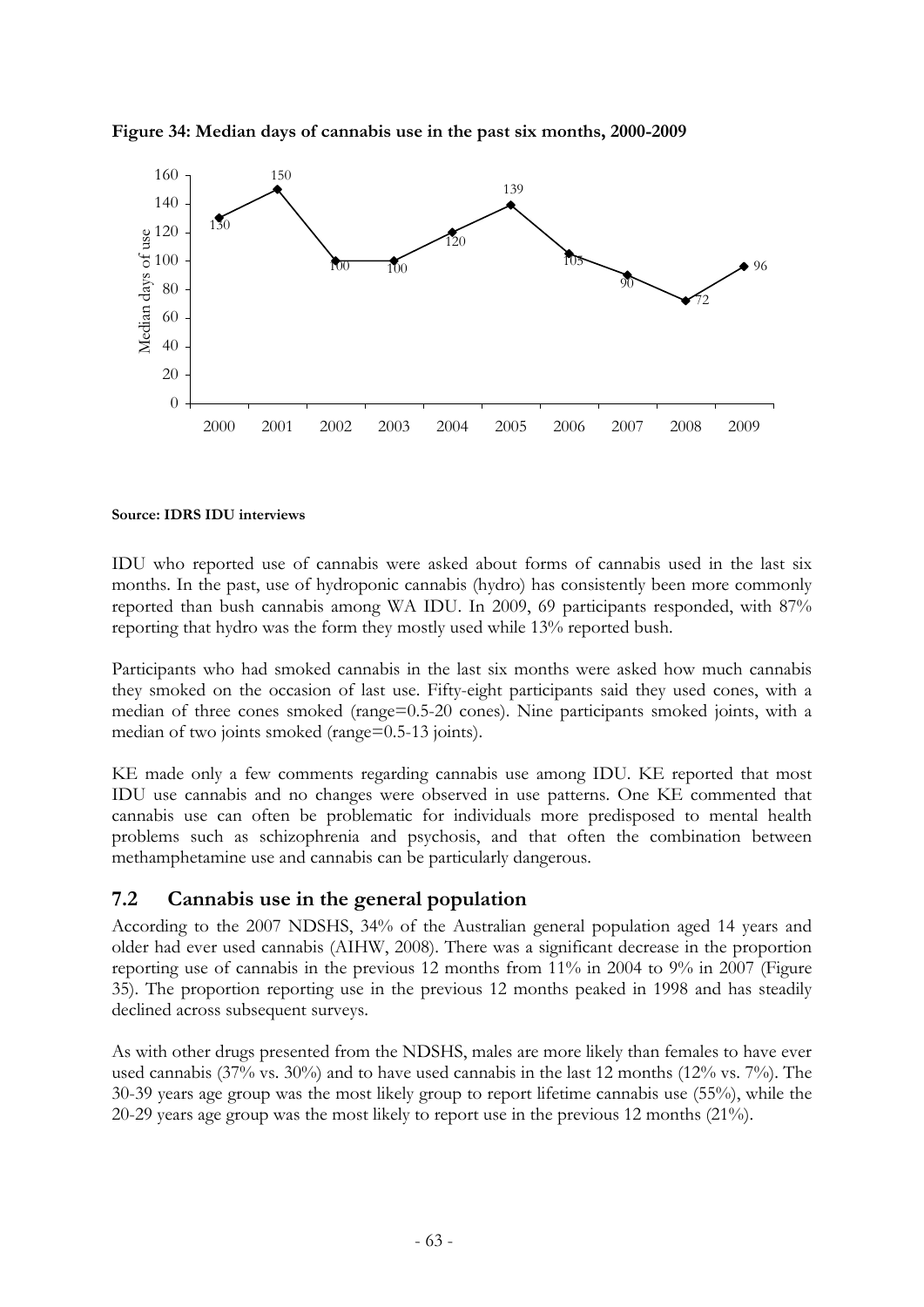**Figure 34: Median days of cannabis use in the past six months, 2000-2009**

| Year | Median days of use |
|---|---|
| 2000 | 130 |
| 2001 | 150 |
| 2002 | 100 |
| 2003 | 100 |
| 2004 | 120 |
| 2005 | 139 |
| 2006 | 105 |
| 2007 | 90 |
| 2008 | 72 |
| 2009 | 96 |

**Source: IDRS IDU interviews**

IDU who reported use of cannabis were asked about forms of cannabis used in the last six months. In the past, use of hydroponic cannabis (hydro) has consistently been more commonly reported than bush cannabis among WA IDU. In 2009, 69 participants responded, with 87% reporting that hydro was the form they mostly used while 13% reported bush.

Participants who had smoked cannabis in the last six months were asked how much cannabis they smoked on the occasion of last use. Fifty-eight participants said they used cones, with a median of three cones smoked (range=0.5-20 cones). Nine participants smoked joints, with a median of two joints smoked (range=0.5-13 joints).

KE made only a few comments regarding cannabis use among IDU. KE reported that most IDU use cannabis and no changes were observed in use patterns. One KE commented that cannabis use can often be problematic for individuals more predisposed to mental health problems such as schizophrenia and psychosis, and that often the combination between methamphetamine use and cannabis can be particularly dangerous.

## 7.2 Cannabis use in the general population

According to the 2007 NDSHS, 34% of the Australian general population aged 14 years and older had ever used cannabis (AIHW, 2008). There was a significant decrease in the proportion reporting use of cannabis in the previous 12 months from 11% in 2004 to 9% in 2007 (Figure 35). The proportion reporting use in the previous 12 months peaked in 1998 and has steadily declined across subsequent surveys.

As with other drugs presented from the NDSHS, males are more likely than females to have ever used cannabis (37% vs. 30%) and to have used cannabis in the last 12 months (12% vs. 7%). The 30-39 years age group was the most likely group to report lifetime cannabis use (55%), while the 20-29 years age group was the most likely to report use in the previous 12 months (21%).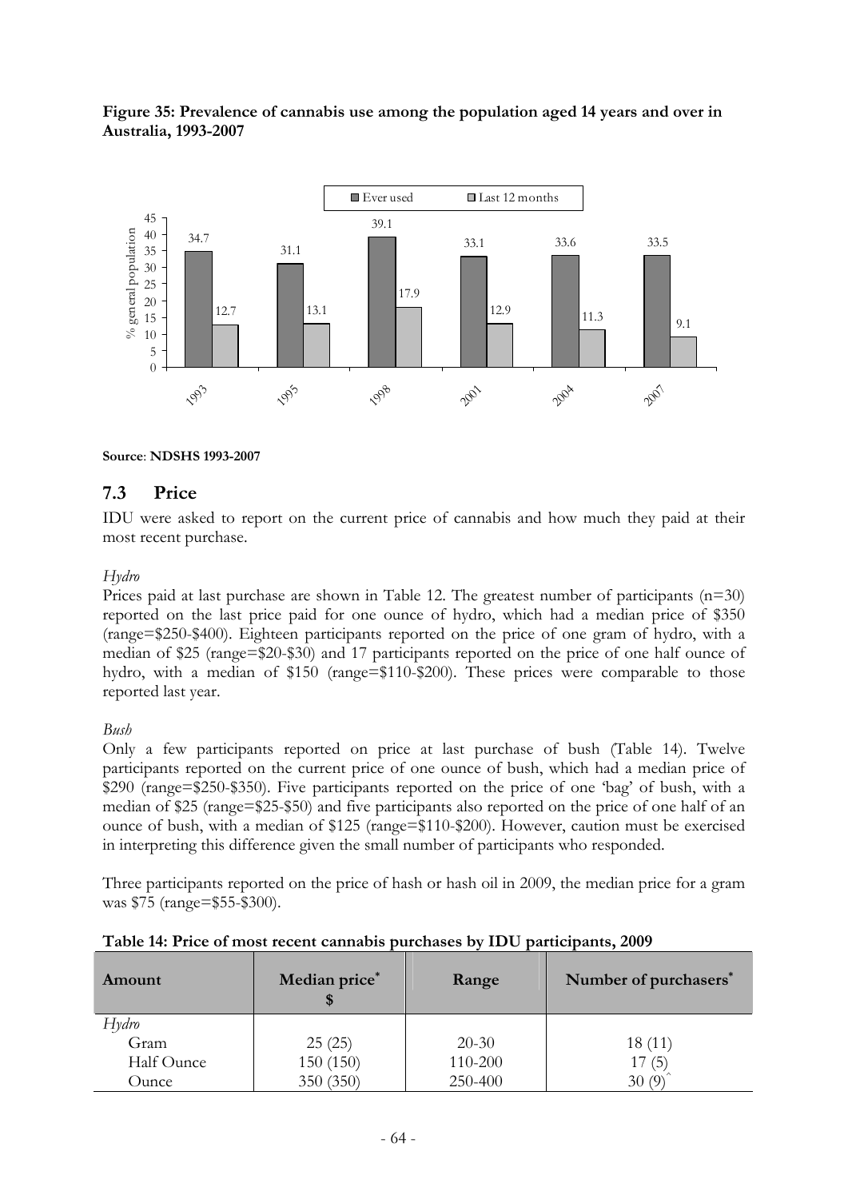**Figure 35: Prevalence of cannabis use among the population aged 14 years and over in Australia, 1993-2007**

**Source**: **NDSHS 1993-2007**

## 7.3 Price

IDU were asked to report on the current price of cannabis and how much they paid at their most recent purchase.

*Hydro*

Prices paid at last purchase are shown in Table 12. The greatest number of participants (n=30) reported on the last price paid for one ounce of hydro, which had a median price of $350 (range=$250-$400). Eighteen participants reported on the price of one gram of hydro, with a median of $25 (range=$20-$30) and 17 participants reported on the price of one half ounce of hydro, with a median of $150 (range=$110-$200). These prices were comparable to those reported last year.

*Bush*

Only a few participants reported on price at last purchase of bush (Table 14). Twelve participants reported on the current price of one ounce of bush, which had a median price of $290 (range=$250-$350). Five participants reported on the price of one 'bag' of bush, with a median of $25 (range=$25-$50) and five participants also reported on the price of one half of an ounce of bush, with a median of $125 (range=$110-$200). However, caution must be exercised in interpreting this difference given the small number of participants who responded.

Three participants reported on the price of hash or hash oil in 2009, the median price for a gram was $75 (range=$55-$300).

**Table 14: Price of most recent cannabis purchases by IDU participants, 2009**

| Amount | Median price* $ | Range | Number of purchasers* |
|---|---|---|---|
| *Hydro* | | | |
| Gram | 25 (25) | 20-30 | 18 (11) |
| Half Ounce | 150 (150) | 110-200 | 17 (5) |
| Ounce | 350 (350) | 250-400 | 30 (9)^ |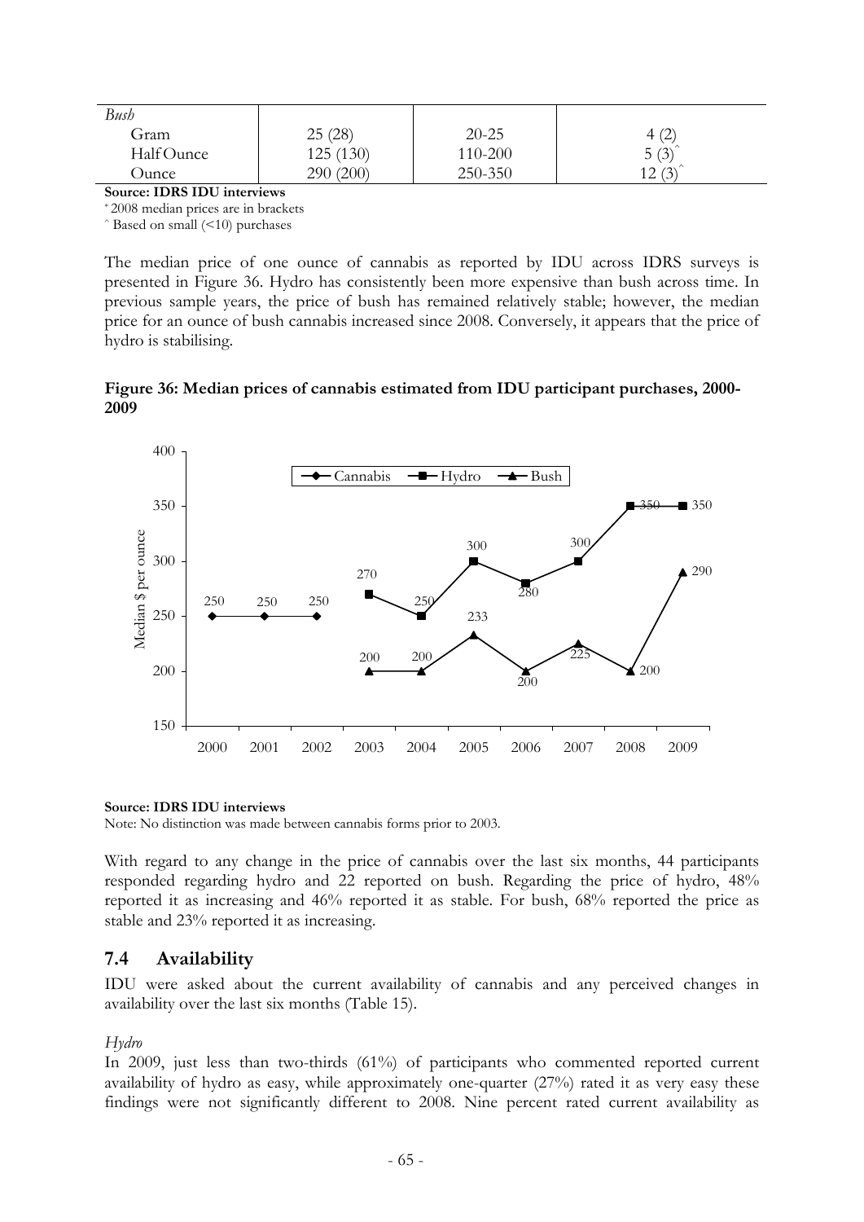| *Bush* | | | |
|---|---|---|---|
| Gram | 25 (28) | 20-25 | 4 (2) |
| Half Ounce | 125 (130) | 110-200 | 5 (3)^ |
| Ounce | 290 (200) | 250-350 | 12 (3)^ |

**Source: IDRS IDU interviews**

* 2008 median prices are in brackets

^ Based on small (<10) purchases

The median price of one ounce of cannabis as reported by IDU across IDRS surveys is presented in Figure 36. Hydro has consistently been more expensive than bush across time. In previous sample years, the price of bush has remained relatively stable; however, the median price for an ounce of bush cannabis increased since 2008. Conversely, it appears that the price of hydro is stabilising.

**Figure 36: Median prices of cannabis estimated from IDU participant purchases, 2000-2009**

| Year | Cannabis | Hydro | Bush |
|---|---|---|---|
| 2000 | 250 | | |
| 2001 | 250 | | |
| 2002 | 250 | | |
| 2003 | | 270 | 200 |
| 2004 | | 250 | 200 |
| 2005 | | 300 | 233 |
| 2006 | | 280 | 200 |
| 2007 | | 300 | 225 |
| 2008 | | 350 | 200 |
| 2009 | | 350 | 290 |

**Source: IDRS IDU interviews**

Note: No distinction was made between cannabis forms prior to 2003.

With regard to any change in the price of cannabis over the last six months, 44 participants responded regarding hydro and 22 reported on bush. Regarding the price of hydro, 48% reported it as increasing and 46% reported it as stable. For bush, 68% reported the price as stable and 23% reported it as increasing.

## 7.4 Availability

IDU were asked about the current availability of cannabis and any perceived changes in availability over the last six months (Table 15).

*Hydro*

In 2009, just less than two-thirds (61%) of participants who commented reported current availability of hydro as easy, while approximately one-quarter (27%) rated it as very easy these findings were not significantly different to 2008. Nine percent rated current availability as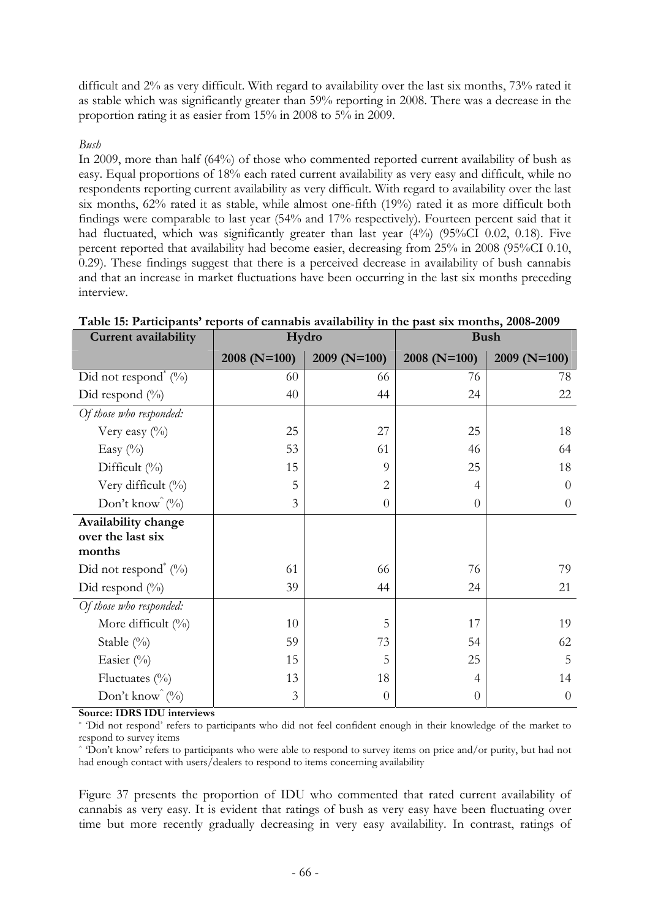difficult and 2% as very difficult. With regard to availability over the last six months, 73% rated it as stable which was significantly greater than 59% reporting in 2008. There was a decrease in the proportion rating it as easier from 15% in 2008 to 5% in 2009.

*Bush*

In 2009, more than half (64%) of those who commented reported current availability of bush as easy. Equal proportions of 18% each rated current availability as very easy and difficult, while no respondents reporting current availability as very difficult. With regard to availability over the last six months, 62% rated it as stable, while almost one-fifth (19%) rated it as more difficult both findings were comparable to last year (54% and 17% respectively). Fourteen percent said that it had fluctuated, which was significantly greater than last year (4%) (95%CI 0.02, 0.18). Five percent reported that availability had become easier, decreasing from 25% in 2008 (95%CI 0.10, 0.29). These findings suggest that there is a perceived decrease in availability of bush cannabis and that an increase in market fluctuations have been occurring in the last six months preceding interview.

**Table 15: Participants' reports of cannabis availability in the past six months, 2008-2009**

| Current availability | Hydro | | Bush | |
|---|---|---|---|---|
| | 2008 (N=100) | 2009 (N=100) | 2008 (N=100) | 2009 (N=100) |
| Did not respond* (%) | 60 | 66 | 76 | 78 |
| Did respond (%) | 40 | 44 | 24 | 22 |
| *Of those who responded:* | | | | |
| Very easy (%) | 25 | 27 | 25 | 18 |
| Easy (%) | 53 | 61 | 46 | 64 |
| Difficult (%) | 15 | 9 | 25 | 18 |
| Very difficult (%) | 5 | 2 | 4 | 0 |
| Don't know^ (%) | 3 | 0 | 0 | 0 |
| **Availability change over the last six months** | | | | |
| Did not respond* (%) | 61 | 66 | 76 | 79 |
| Did respond (%) | 39 | 44 | 24 | 21 |
| *Of those who responded:* | | | | |
| More difficult (%) | 10 | 5 | 17 | 19 |
| Stable (%) | 59 | 73 | 54 | 62 |
| Easier (%) | 15 | 5 | 25 | 5 |
| Fluctuates (%) | 13 | 18 | 4 | 14 |
| Don't know^ (%) | 3 | 0 | 0 | 0 |

**Source: IDRS IDU interviews**

* 'Did not respond' refers to participants who did not feel confident enough in their knowledge of the market to respond to survey items

^ 'Don't know' refers to participants who were able to respond to survey items on price and/or purity, but had not had enough contact with users/dealers to respond to items concerning availability

Figure 37 presents the proportion of IDU who commented that rated current availability of cannabis as very easy. It is evident that ratings of bush as very easy have been fluctuating over time but more recently gradually decreasing in very easy availability. In contrast, ratings of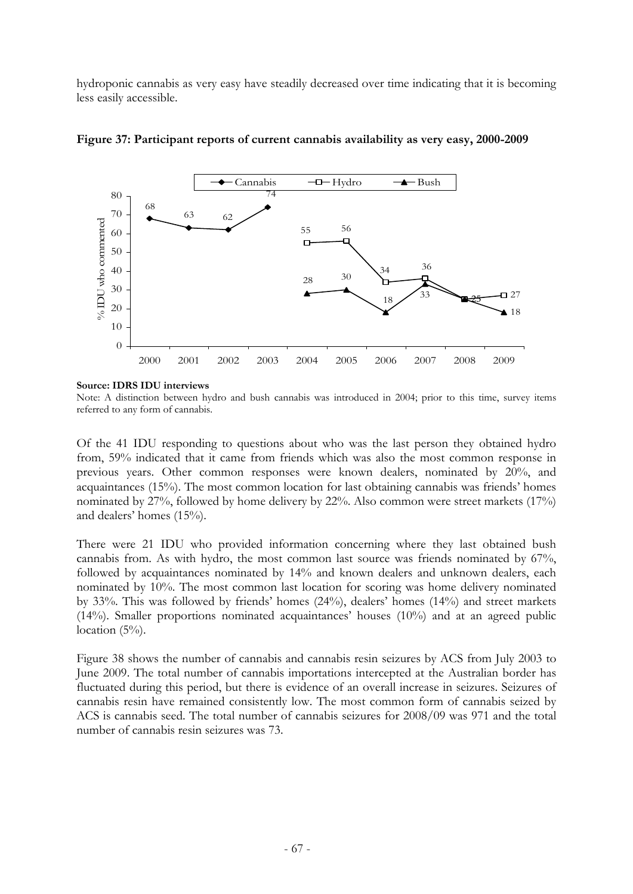hydroponic cannabis as very easy have steadily decreased over time indicating that it is becoming less easily accessible.

**Figure 37: Participant reports of current cannabis availability as very easy, 2000-2009**

**Source: IDRS IDU interviews**

Note: A distinction between hydro and bush cannabis was introduced in 2004; prior to this time, survey items referred to any form of cannabis.

Of the 41 IDU responding to questions about who was the last person they obtained hydro from, 59% indicated that it came from friends which was also the most common response in previous years. Other common responses were known dealers, nominated by 20%, and acquaintances (15%). The most common location for last obtaining cannabis was friends' homes nominated by 27%, followed by home delivery by 22%. Also common were street markets (17%) and dealers' homes (15%).

There were 21 IDU who provided information concerning where they last obtained bush cannabis from. As with hydro, the most common last source was friends nominated by 67%, followed by acquaintances nominated by 14% and known dealers and unknown dealers, each nominated by 10%. The most common last location for scoring was home delivery nominated by 33%. This was followed by friends' homes (24%), dealers' homes (14%) and street markets (14%). Smaller proportions nominated acquaintances' houses (10%) and at an agreed public location (5%).

Figure 38 shows the number of cannabis and cannabis resin seizures by ACS from July 2003 to June 2009. The total number of cannabis importations intercepted at the Australian border has fluctuated during this period, but there is evidence of an overall increase in seizures. Seizures of cannabis resin have remained consistently low. The most common form of cannabis seized by ACS is cannabis seed. The total number of cannabis seizures for 2008/09 was 971 and the total number of cannabis resin seizures was 73.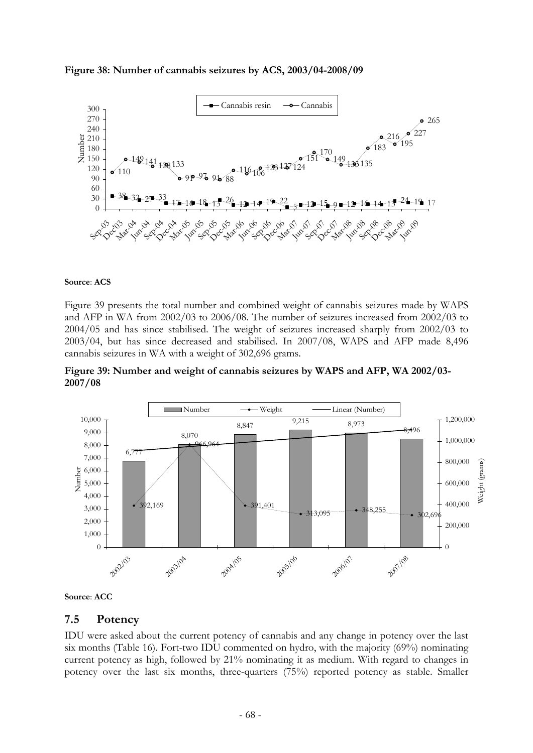**Figure 38: Number of cannabis seizures by ACS, 2003/04-2008/09**

**Source**: **ACS**

Figure 39 presents the total number and combined weight of cannabis seizures made by WAPS and AFP in WA from 2002/03 to 2006/08. The number of seizures increased from 2002/03 to 2004/05 and has since stabilised. The weight of seizures increased sharply from 2002/03 to 2003/04, but has since decreased and stabilised. In 2007/08, WAPS and AFP made 8,496 cannabis seizures in WA with a weight of 302,696 grams.

**Figure 39: Number and weight of cannabis seizures by WAPS and AFP, WA 2002/03-2007/08**

**Source**: **ACC**

## 7.5 Potency

IDU were asked about the current potency of cannabis and any change in potency over the last six months (Table 16). Fort-two IDU commented on hydro, with the majority (69%) nominating current potency as high, followed by 21% nominating it as medium. With regard to changes in potency over the last six months, three-quarters (75%) reported potency as stable. Smaller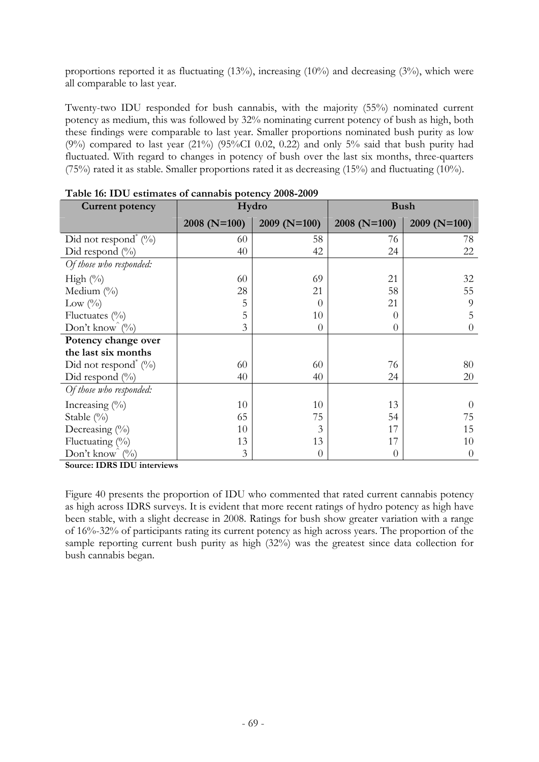proportions reported it as fluctuating (13%), increasing (10%) and decreasing (3%), which were all comparable to last year.

Twenty-two IDU responded for bush cannabis, with the majority (55%) nominated current potency as medium, this was followed by 32% nominating current potency of bush as high, both these findings were comparable to last year. Smaller proportions nominated bush purity as low (9%) compared to last year (21%) (95%CI 0.02, 0.22) and only 5% said that bush purity had fluctuated. With regard to changes in potency of bush over the last six months, three-quarters (75%) rated it as stable. Smaller proportions rated it as decreasing (15%) and fluctuating (10%).

**Table 16: IDU estimates of cannabis potency 2008-2009**

| Current potency | Hydro | | Bush | |
|---|---|---|---|---|
| | 2008 (N=100) | 2009 (N=100) | 2008 (N=100) | 2009 (N=100) |
| Did not respond* (%) | 60 | 58 | 76 | 78 |
| Did respond (%) | 40 | 42 | 24 | 22 |
| *Of those who responded:* | | | | |
| High (%) | 60 | 69 | 21 | 32 |
| Medium (%) | 28 | 21 | 58 | 55 |
| Low (%) | 5 | 0 | 21 | 9 |
| Fluctuates (%) | 5 | 10 | 0 | 5 |
| Don't know^ (%) | 3 | 0 | 0 | 0 |
| **Potency change over the last six months** | | | | |
| Did not respond* (%) | 60 | 60 | 76 | 80 |
| Did respond (%) | 40 | 40 | 24 | 20 |
| *Of those who responded:* | | | | |
| Increasing (%) | 10 | 10 | 13 | 0 |
| Stable (%) | 65 | 75 | 54 | 75 |
| Decreasing (%) | 10 | 3 | 17 | 15 |
| Fluctuating (%) | 13 | 13 | 17 | 10 |
| Don't know^ (%) | 3 | 0 | 0 | 0 |

**Source: IDRS IDU interviews**

Figure 40 presents the proportion of IDU who commented that rated current cannabis potency as high across IDRS surveys. It is evident that more recent ratings of hydro potency as high have been stable, with a slight decrease in 2008. Ratings for bush show greater variation with a range of 16%-32% of participants rating its current potency as high across years. The proportion of the sample reporting current bush purity as high (32%) was the greatest since data collection for bush cannabis began.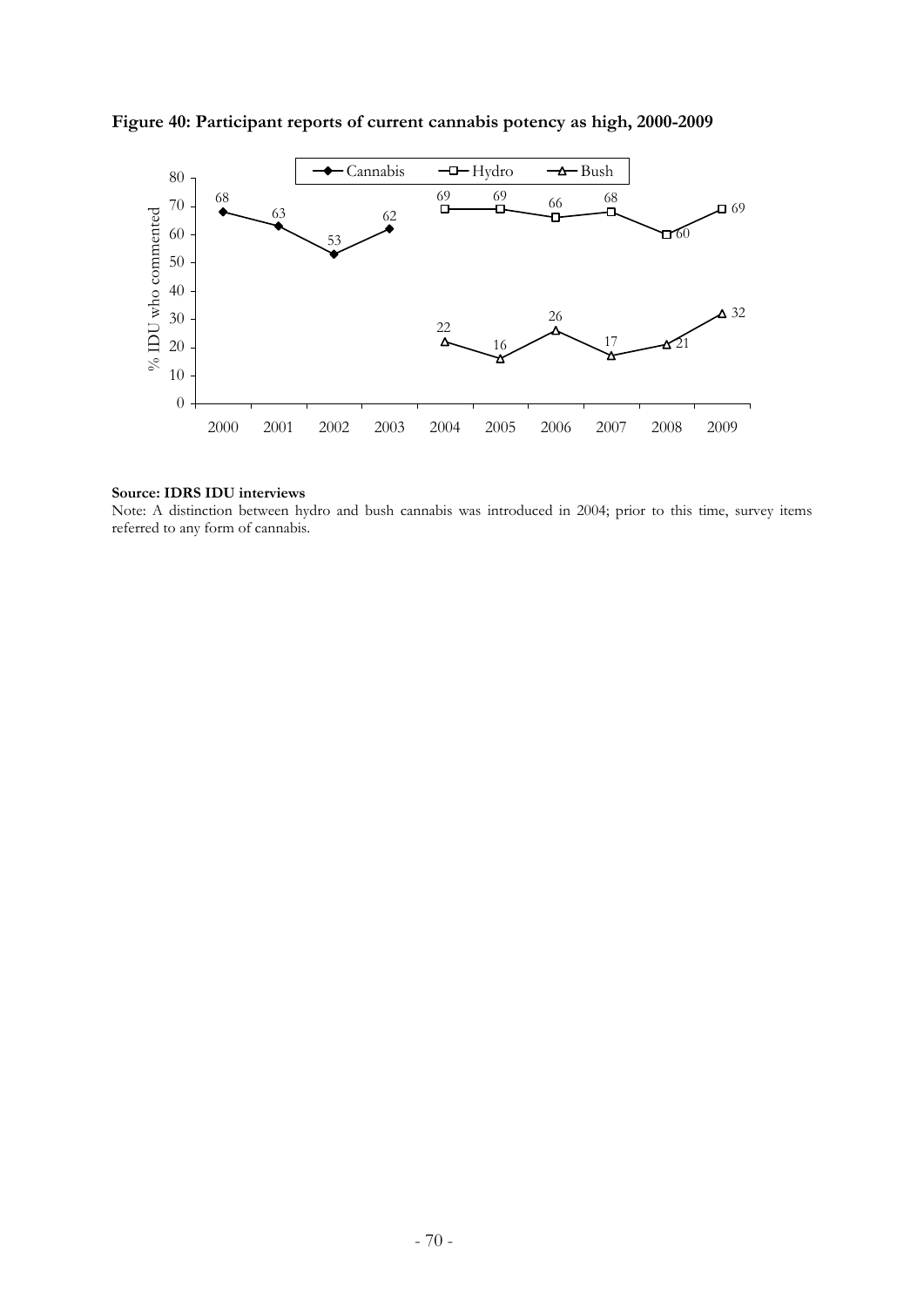**Figure 40: Participant reports of current cannabis potency as high, 2000-2009**

| Year | Cannabis | Hydro | Bush |
|---|---|---|---|
| 2000 | 68 | | |
| 2001 | 63 | | |
| 2002 | 53 | | |
| 2003 | 62 | | |
| 2004 | | 69 | 22 |
| 2005 | | 69 | 16 |
| 2006 | | 66 | 26 |
| 2007 | | 68 | 17 |
| 2008 | | 60 | 21 |
| 2009 | | 69 | 32 |

**Source: IDRS IDU interviews**

Note: A distinction between hydro and bush cannabis was introduced in 2004; prior to this time, survey items referred to any form of cannabis.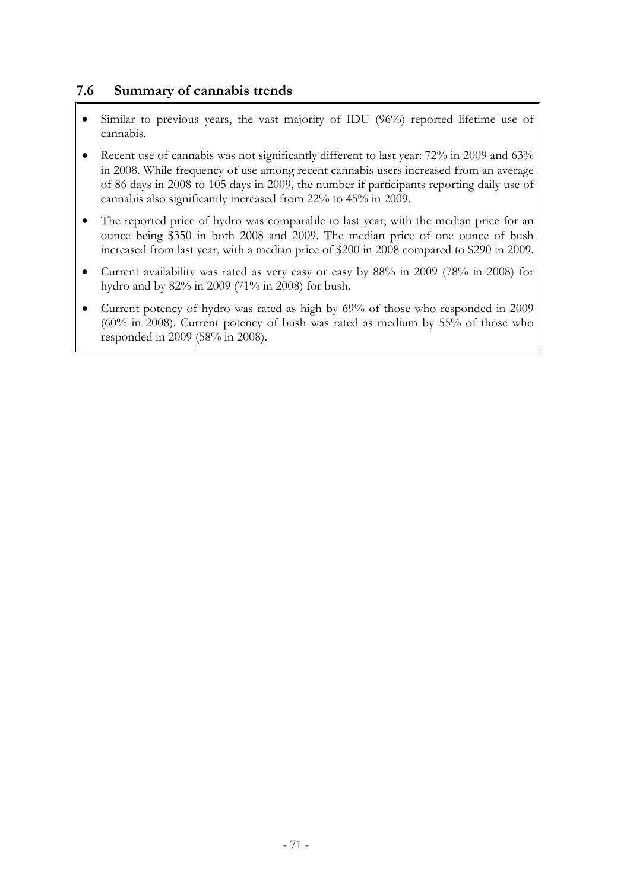## 7.6 Summary of cannabis trends

- Similar to previous years, the vast majority of IDU (96%) reported lifetime use of cannabis.
- Recent use of cannabis was not significantly different to last year: 72% in 2009 and 63% in 2008. While frequency of use among recent cannabis users increased from an average of 86 days in 2008 to 105 days in 2009, the number if participants reporting daily use of cannabis also significantly increased from 22% to 45% in 2009.
- The reported price of hydro was comparable to last year, with the median price for an ounce being $350 in both 2008 and 2009. The median price of one ounce of bush increased from last year, with a median price of $200 in 2008 compared to $290 in 2009.
- Current availability was rated as very easy or easy by 88% in 2009 (78% in 2008) for hydro and by 82% in 2009 (71% in 2008) for bush.
- Current potency of hydro was rated as high by 69% of those who responded in 2009 (60% in 2008). Current potency of bush was rated as medium by 55% of those who responded in 2009 (58% in 2008).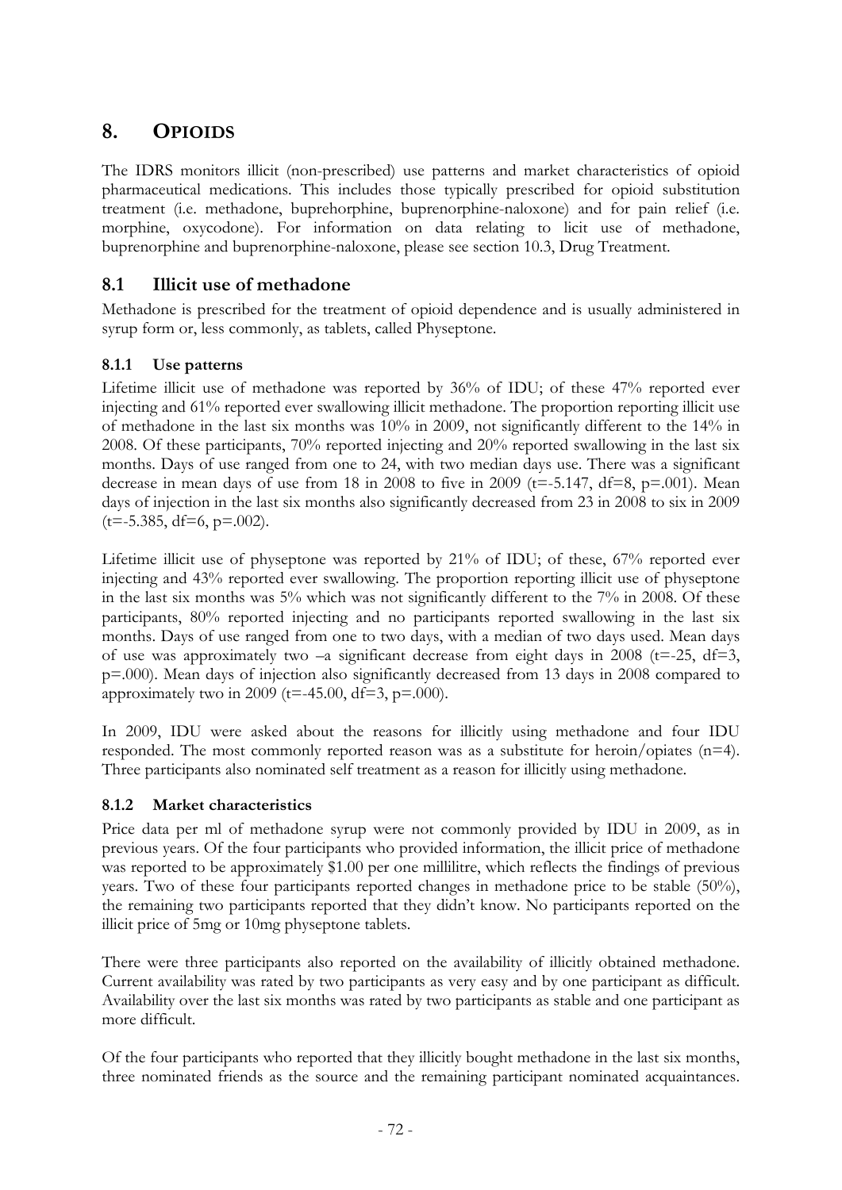# 8. OPIOIDS

The IDRS monitors illicit (non-prescribed) use patterns and market characteristics of opioid pharmaceutical medications. This includes those typically prescribed for opioid substitution treatment (i.e. methadone, buprehorphine, buprenorphine-naloxone) and for pain relief (i.e. morphine, oxycodone). For information on data relating to licit use of methadone, buprenorphine and buprenorphine-naloxone, please see section 10.3, Drug Treatment.

## 8.1 Illicit use of methadone

Methadone is prescribed for the treatment of opioid dependence and is usually administered in syrup form or, less commonly, as tablets, called Physeptone.

### 8.1.1 Use patterns

Lifetime illicit use of methadone was reported by 36% of IDU; of these 47% reported ever injecting and 61% reported ever swallowing illicit methadone. The proportion reporting illicit use of methadone in the last six months was 10% in 2009, not significantly different to the 14% in 2008. Of these participants, 70% reported injecting and 20% reported swallowing in the last six months. Days of use ranged from one to 24, with two median days use. There was a significant decrease in mean days of use from 18 in 2008 to five in 2009 ($t=-5.147$, $df=8$, $p=.001$). Mean days of injection in the last six months also significantly decreased from 23 in 2008 to six in 2009 ($t=-5.385$, $df=6$, $p=.002$).

Lifetime illicit use of physeptone was reported by 21% of IDU; of these, 67% reported ever injecting and 43% reported ever swallowing. The proportion reporting illicit use of physeptone in the last six months was 5% which was not significantly different to the 7% in 2008. Of these participants, 80% reported injecting and no participants reported swallowing in the last six months. Days of use ranged from one to two days, with a median of two days used. Mean days of use was approximately two –a significant decrease from eight days in 2008 ($t=-25$, $df=3$, $p=.000$). Mean days of injection also significantly decreased from 13 days in 2008 compared to approximately two in 2009 ($t=-45.00$, $df=3$, $p=.000$).

In 2009, IDU were asked about the reasons for illicitly using methadone and four IDU responded. The most commonly reported reason was as a substitute for heroin/opiates (n=4). Three participants also nominated self treatment as a reason for illicitly using methadone.

### 8.1.2 Market characteristics

Price data per ml of methadone syrup were not commonly provided by IDU in 2009, as in previous years. Of the four participants who provided information, the illicit price of methadone was reported to be approximately $1.00 per one millilitre, which reflects the findings of previous years. Two of these four participants reported changes in methadone price to be stable (50%), the remaining two participants reported that they didn't know. No participants reported on the illicit price of 5mg or 10mg physeptone tablets.

There were three participants also reported on the availability of illicitly obtained methadone. Current availability was rated by two participants as very easy and by one participant as difficult. Availability over the last six months was rated by two participants as stable and one participant as more difficult.

Of the four participants who reported that they illicitly bought methadone in the last six months, three nominated friends as the source and the remaining participant nominated acquaintances.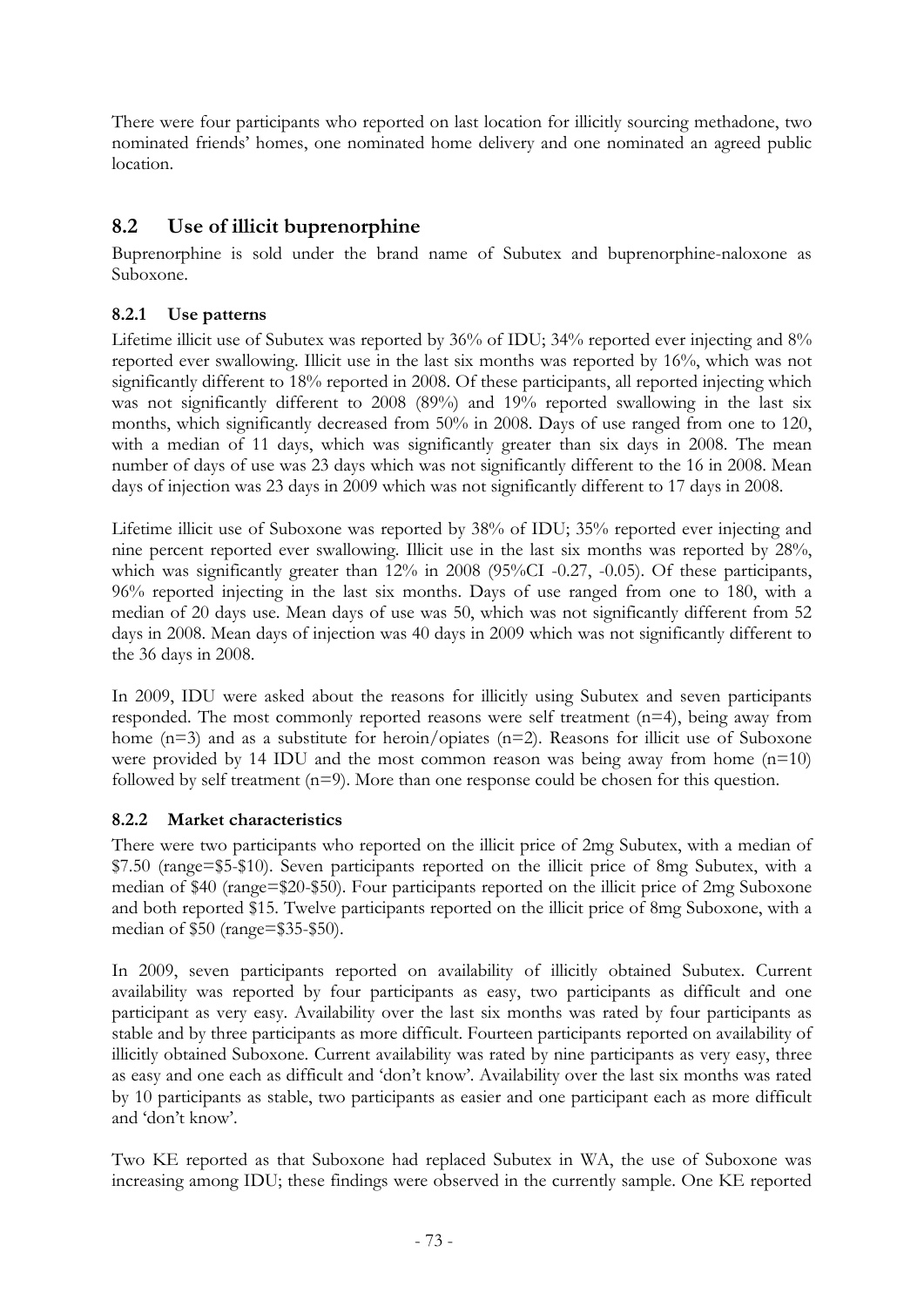There were four participants who reported on last location for illicitly sourcing methadone, two nominated friends' homes, one nominated home delivery and one nominated an agreed public location.

## 8.2 Use of illicit buprenorphine

Buprenorphine is sold under the brand name of Subutex and buprenorphine-naloxone as Suboxone.

### 8.2.1 Use patterns

Lifetime illicit use of Subutex was reported by 36% of IDU; 34% reported ever injecting and 8% reported ever swallowing. Illicit use in the last six months was reported by 16%, which was not significantly different to 18% reported in 2008. Of these participants, all reported injecting which was not significantly different to 2008 (89%) and 19% reported swallowing in the last six months, which significantly decreased from 50% in 2008. Days of use ranged from one to 120, with a median of 11 days, which was significantly greater than six days in 2008. The mean number of days of use was 23 days which was not significantly different to the 16 in 2008. Mean days of injection was 23 days in 2009 which was not significantly different to 17 days in 2008.

Lifetime illicit use of Suboxone was reported by 38% of IDU; 35% reported ever injecting and nine percent reported ever swallowing. Illicit use in the last six months was reported by 28%, which was significantly greater than 12% in 2008 (95%CI -0.27, -0.05). Of these participants, 96% reported injecting in the last six months. Days of use ranged from one to 180, with a median of 20 days use. Mean days of use was 50, which was not significantly different from 52 days in 2008. Mean days of injection was 40 days in 2009 which was not significantly different to the 36 days in 2008.

In 2009, IDU were asked about the reasons for illicitly using Subutex and seven participants responded. The most commonly reported reasons were self treatment (n=4), being away from home (n=3) and as a substitute for heroin/opiates (n=2). Reasons for illicit use of Suboxone were provided by 14 IDU and the most common reason was being away from home (n=10) followed by self treatment (n=9). More than one response could be chosen for this question.

### 8.2.2 Market characteristics

There were two participants who reported on the illicit price of 2mg Subutex, with a median of $7.50 (range=$5-$10). Seven participants reported on the illicit price of 8mg Subutex, with a median of $40 (range=$20-$50). Four participants reported on the illicit price of 2mg Suboxone and both reported $15. Twelve participants reported on the illicit price of 8mg Suboxone, with a median of $50 (range=$35-$50).

In 2009, seven participants reported on availability of illicitly obtained Subutex. Current availability was reported by four participants as easy, two participants as difficult and one participant as very easy. Availability over the last six months was rated by four participants as stable and by three participants as more difficult. Fourteen participants reported on availability of illicitly obtained Suboxone. Current availability was rated by nine participants as very easy, three as easy and one each as difficult and 'don't know'. Availability over the last six months was rated by 10 participants as stable, two participants as easier and one participant each as more difficult and 'don't know'.

Two KE reported as that Suboxone had replaced Subutex in WA, the use of Suboxone was increasing among IDU; these findings were observed in the currently sample. One KE reported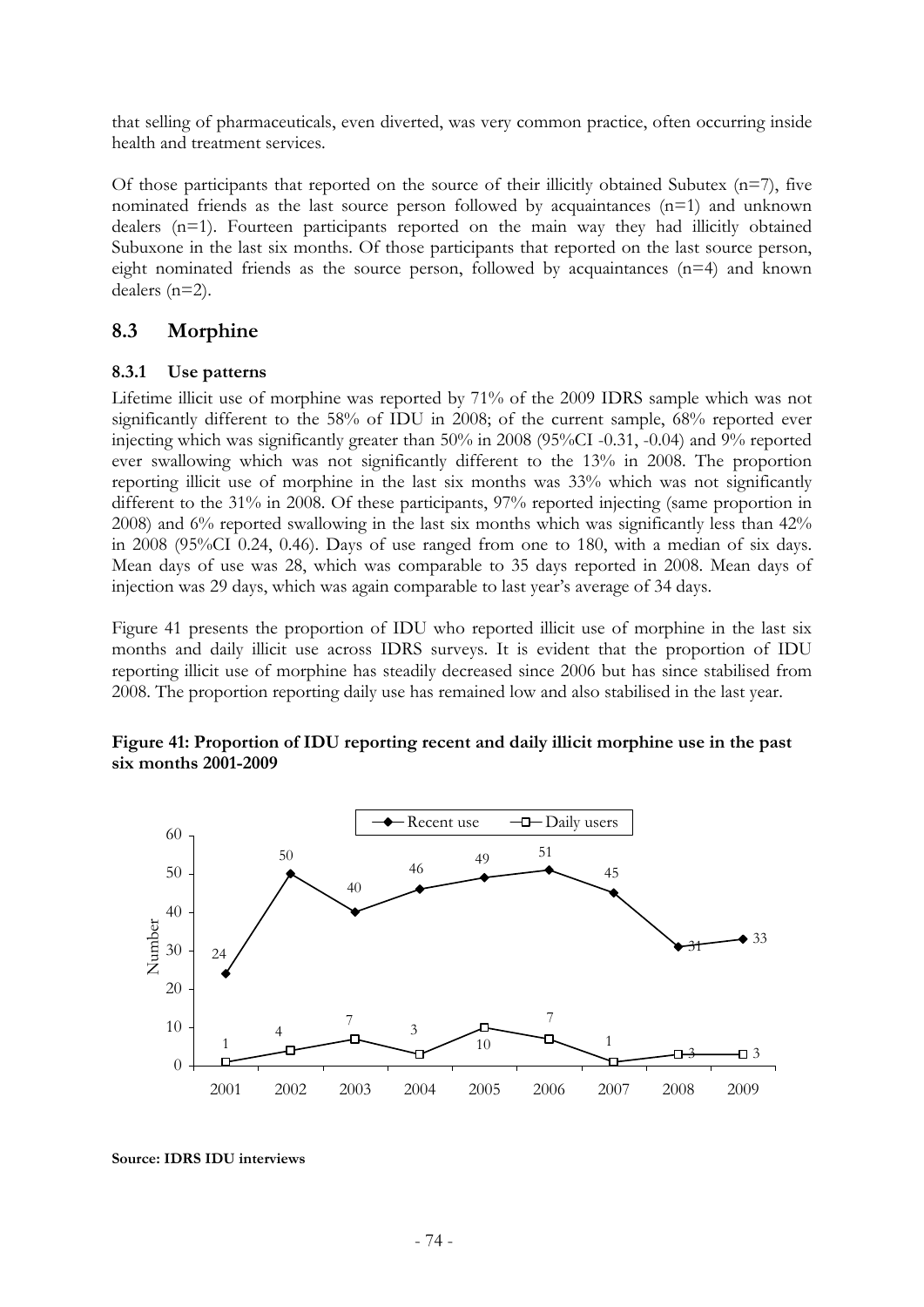that selling of pharmaceuticals, even diverted, was very common practice, often occurring inside health and treatment services.

Of those participants that reported on the source of their illicitly obtained Subutex (n=7), five nominated friends as the last source person followed by acquaintances (n=1) and unknown dealers (n=1). Fourteen participants reported on the main way they had illicitly obtained Subuxone in the last six months. Of those participants that reported on the last source person, eight nominated friends as the source person, followed by acquaintances (n=4) and known dealers (n=2).

## 8.3 Morphine

### 8.3.1 Use patterns

Lifetime illicit use of morphine was reported by 71% of the 2009 IDRS sample which was not significantly different to the 58% of IDU in 2008; of the current sample, 68% reported ever injecting which was significantly greater than 50% in 2008 (95%CI -0.31, -0.04) and 9% reported ever swallowing which was not significantly different to the 13% in 2008. The proportion reporting illicit use of morphine in the last six months was 33% which was not significantly different to the 31% in 2008. Of these participants, 97% reported injecting (same proportion in 2008) and 6% reported swallowing in the last six months which was significantly less than 42% in 2008 (95%CI 0.24, 0.46). Days of use ranged from one to 180, with a median of six days. Mean days of use was 28, which was comparable to 35 days reported in 2008. Mean days of injection was 29 days, which was again comparable to last year's average of 34 days.

Figure 41 presents the proportion of IDU who reported illicit use of morphine in the last six months and daily illicit use across IDRS surveys. It is evident that the proportion of IDU reporting illicit use of morphine has steadily decreased since 2006 but has since stabilised from 2008. The proportion reporting daily use has remained low and also stabilised in the last year.

**Figure 41: Proportion of IDU reporting recent and daily illicit morphine use in the past six months 2001-2009**

| Year | Recent use | Daily users |
|---|---|---|
| 2001 | 24 | 1 |
| 2002 | 50 | 4 |
| 2003 | 40 | 7 |
| 2004 | 46 | 3 |
| 2005 | 49 | 10 |
| 2006 | 51 | 7 |
| 2007 | 45 | 1 |
| 2008 | 31 | 3 |
| 2009 | 33 | 3 |

**Source: IDRS IDU interviews**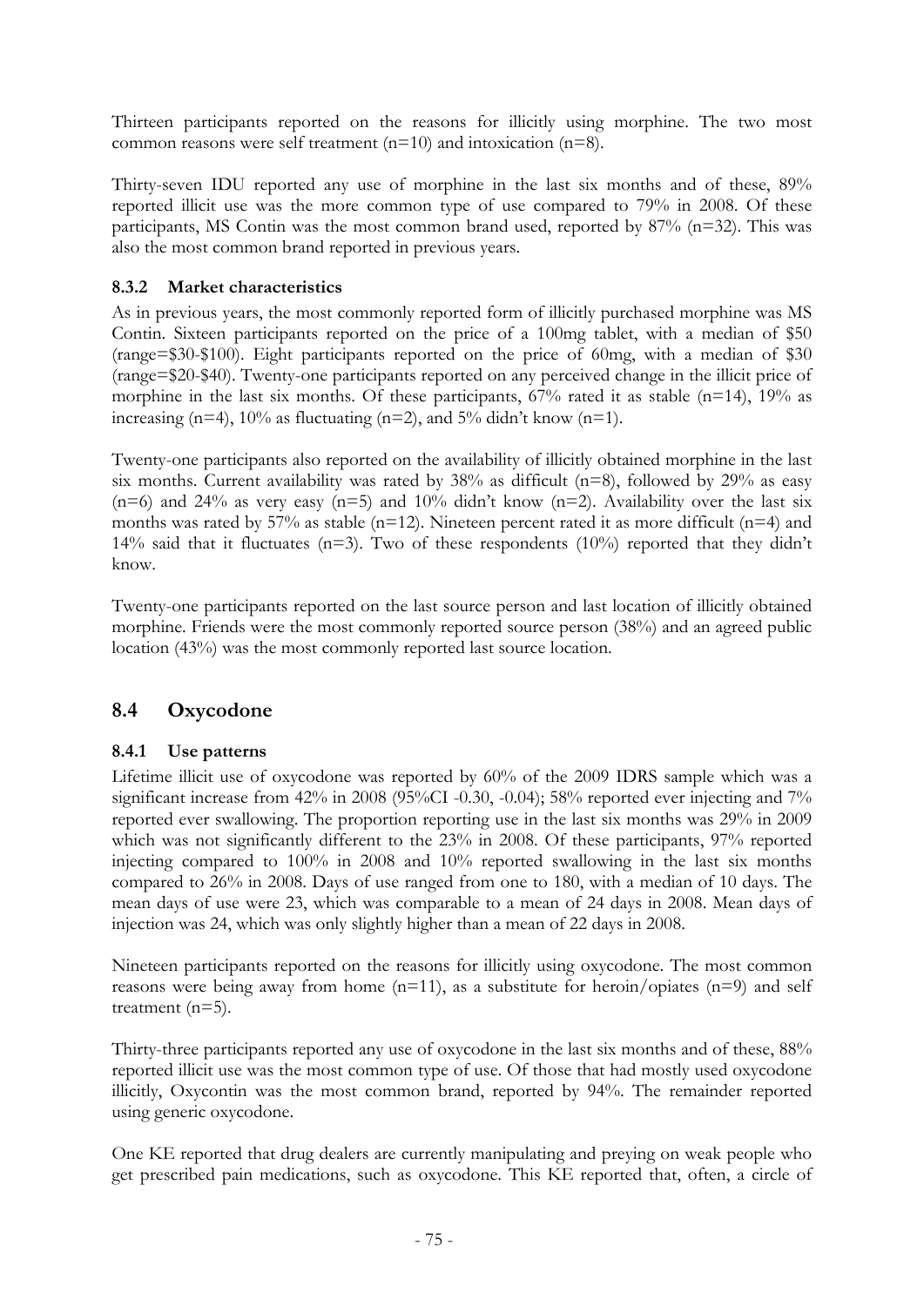Thirteen participants reported on the reasons for illicitly using morphine. The two most common reasons were self treatment (n=10) and intoxication (n=8).

Thirty-seven IDU reported any use of morphine in the last six months and of these, 89% reported illicit use was the more common type of use compared to 79% in 2008. Of these participants, MS Contin was the most common brand used, reported by 87% (n=32). This was also the most common brand reported in previous years.

### 8.3.2 Market characteristics

As in previous years, the most commonly reported form of illicitly purchased morphine was MS Contin. Sixteen participants reported on the price of a 100mg tablet, with a median of $50 (range=$30-$100). Eight participants reported on the price of 60mg, with a median of $30 (range=$20-$40). Twenty-one participants reported on any perceived change in the illicit price of morphine in the last six months. Of these participants, 67% rated it as stable (n=14), 19% as increasing (n=4), 10% as fluctuating (n=2), and 5% didn't know (n=1).

Twenty-one participants also reported on the availability of illicitly obtained morphine in the last six months. Current availability was rated by 38% as difficult (n=8), followed by 29% as easy (n=6) and 24% as very easy (n=5) and 10% didn't know (n=2). Availability over the last six months was rated by 57% as stable (n=12). Nineteen percent rated it as more difficult (n=4) and 14% said that it fluctuates (n=3). Two of these respondents (10%) reported that they didn't know.

Twenty-one participants reported on the last source person and last location of illicitly obtained morphine. Friends were the most commonly reported source person (38%) and an agreed public location (43%) was the most commonly reported last source location.

## 8.4 Oxycodone

### 8.4.1 Use patterns

Lifetime illicit use of oxycodone was reported by 60% of the 2009 IDRS sample which was a significant increase from 42% in 2008 (95%CI -0.30, -0.04); 58% reported ever injecting and 7% reported ever swallowing. The proportion reporting use in the last six months was 29% in 2009 which was not significantly different to the 23% in 2008. Of these participants, 97% reported injecting compared to 100% in 2008 and 10% reported swallowing in the last six months compared to 26% in 2008. Days of use ranged from one to 180, with a median of 10 days. The mean days of use were 23, which was comparable to a mean of 24 days in 2008. Mean days of injection was 24, which was only slightly higher than a mean of 22 days in 2008.

Nineteen participants reported on the reasons for illicitly using oxycodone. The most common reasons were being away from home (n=11), as a substitute for heroin/opiates (n=9) and self treatment (n=5).

Thirty-three participants reported any use of oxycodone in the last six months and of these, 88% reported illicit use was the most common type of use. Of those that had mostly used oxycodone illicitly, Oxycontin was the most common brand, reported by 94%. The remainder reported using generic oxycodone.

One KE reported that drug dealers are currently manipulating and preying on weak people who get prescribed pain medications, such as oxycodone. This KE reported that, often, a circle of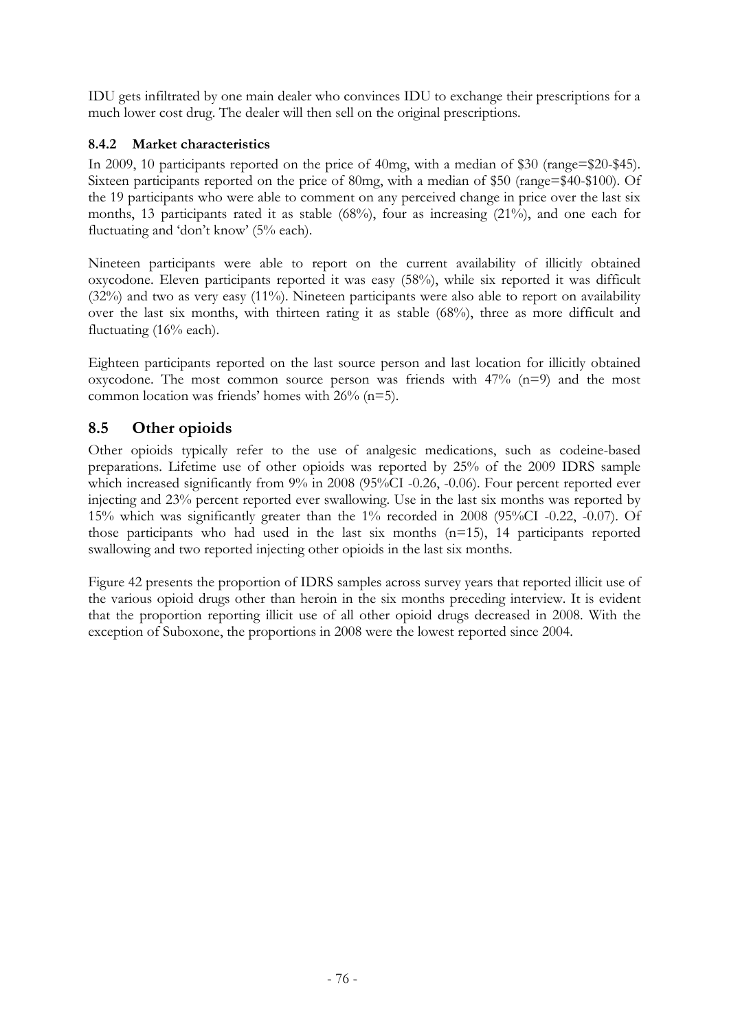IDU gets infiltrated by one main dealer who convinces IDU to exchange their prescriptions for a much lower cost drug. The dealer will then sell on the original prescriptions.

### 8.4.2 Market characteristics

In 2009, 10 participants reported on the price of 40mg, with a median of $30 (range=$20-$45). Sixteen participants reported on the price of 80mg, with a median of $50 (range=$40-$100). Of the 19 participants who were able to comment on any perceived change in price over the last six months, 13 participants rated it as stable (68%), four as increasing (21%), and one each for fluctuating and 'don't know' (5% each).

Nineteen participants were able to report on the current availability of illicitly obtained oxycodone. Eleven participants reported it was easy (58%), while six reported it was difficult (32%) and two as very easy (11%). Nineteen participants were also able to report on availability over the last six months, with thirteen rating it as stable (68%), three as more difficult and fluctuating (16% each).

Eighteen participants reported on the last source person and last location for illicitly obtained oxycodone. The most common source person was friends with 47% (n=9) and the most common location was friends' homes with 26% (n=5).

## 8.5 Other opioids

Other opioids typically refer to the use of analgesic medications, such as codeine-based preparations. Lifetime use of other opioids was reported by 25% of the 2009 IDRS sample which increased significantly from 9% in 2008 (95%CI -0.26, -0.06). Four percent reported ever injecting and 23% percent reported ever swallowing. Use in the last six months was reported by 15% which was significantly greater than the 1% recorded in 2008 (95%CI -0.22, -0.07). Of those participants who had used in the last six months (n=15), 14 participants reported swallowing and two reported injecting other opioids in the last six months.

Figure 42 presents the proportion of IDRS samples across survey years that reported illicit use of the various opioid drugs other than heroin in the six months preceding interview. It is evident that the proportion reporting illicit use of all other opioid drugs decreased in 2008. With the exception of Suboxone, the proportions in 2008 were the lowest reported since 2004.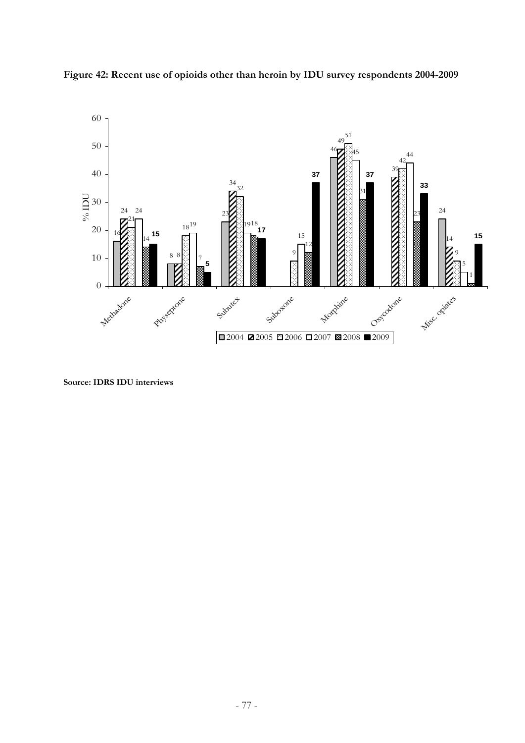**Figure 42: Recent use of opioids other than heroin by IDU survey respondents 2004-2009**

| % IDU | 2004 | 2005 | 2006 | 2007 | 2008 | 2009 |
|---|---|---|---|---|---|---|
| Methadone | 16 | 24 | 21 | 24 | 14 | 15 |
| Physeptone | 8 | 8 | 18 | 19 | 7 | 5 |
| Subutex | 23 | 34 | 32 | 19 | 18 | 17 |
| Suboxone | | | 9 | 15 | 12 | 37 |
| Morphine | 46 | 49 | 51 | 45 | 31 | 37 |
| Oxycodone | | 39 | 42 | 44 | 23 | 33 |
| Misc. opiates | 24 | 14 | 9 | 5 | 1 | 15 |

**Source: IDRS IDU interviews**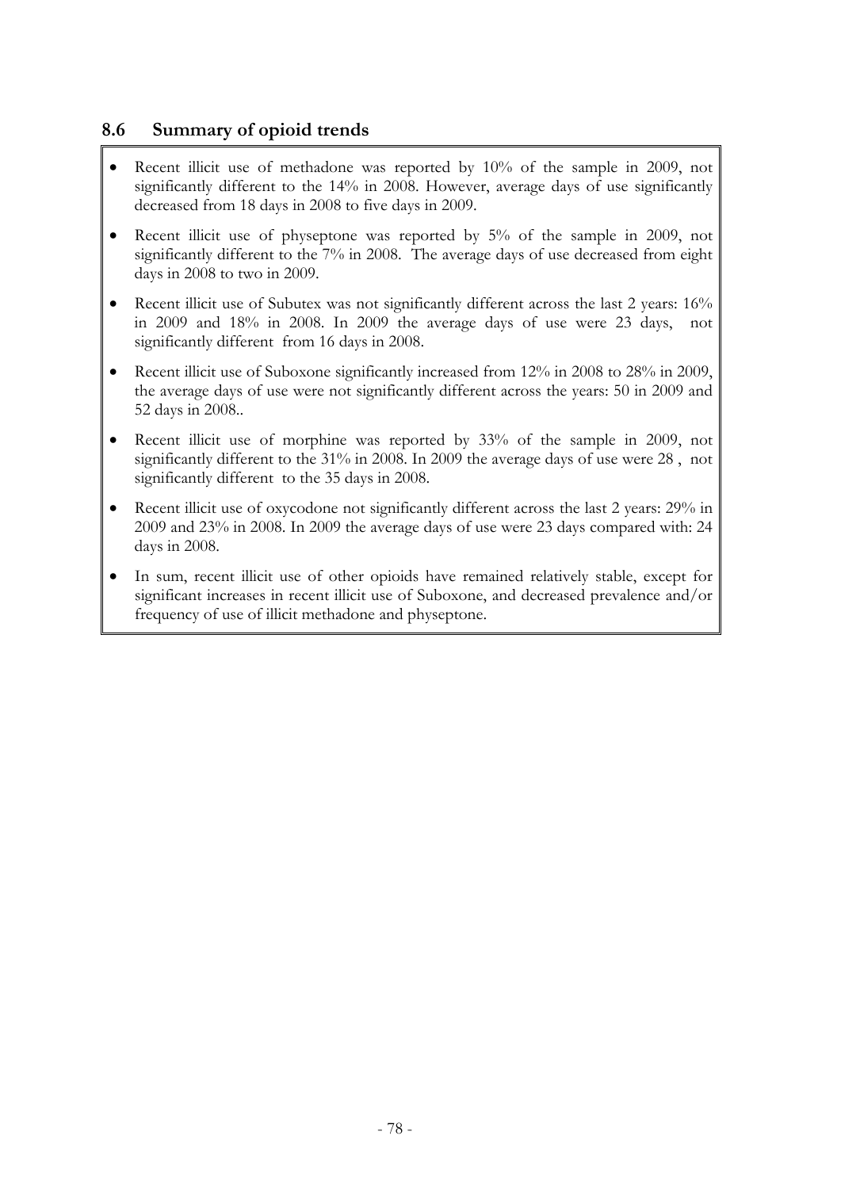## 8.6 Summary of opioid trends

- Recent illicit use of methadone was reported by 10% of the sample in 2009, not significantly different to the 14% in 2008. However, average days of use significantly decreased from 18 days in 2008 to five days in 2009.
- Recent illicit use of physeptone was reported by 5% of the sample in 2009, not significantly different to the 7% in 2008. The average days of use decreased from eight days in 2008 to two in 2009.
- Recent illicit use of Subutex was not significantly different across the last 2 years: 16% in 2009 and 18% in 2008. In 2009 the average days of use were 23 days, not significantly different from 16 days in 2008.
- Recent illicit use of Suboxone significantly increased from 12% in 2008 to 28% in 2009, the average days of use were not significantly different across the years: 50 in 2009 and 52 days in 2008..
- Recent illicit use of morphine was reported by 33% of the sample in 2009, not significantly different to the 31% in 2008. In 2009 the average days of use were 28 , not significantly different to the 35 days in 2008.
- Recent illicit use of oxycodone not significantly different across the last 2 years: 29% in 2009 and 23% in 2008. In 2009 the average days of use were 23 days compared with: 24 days in 2008.
- In sum, recent illicit use of other opioids have remained relatively stable, except for significant increases in recent illicit use of Suboxone, and decreased prevalence and/or frequency of use of illicit methadone and physeptone.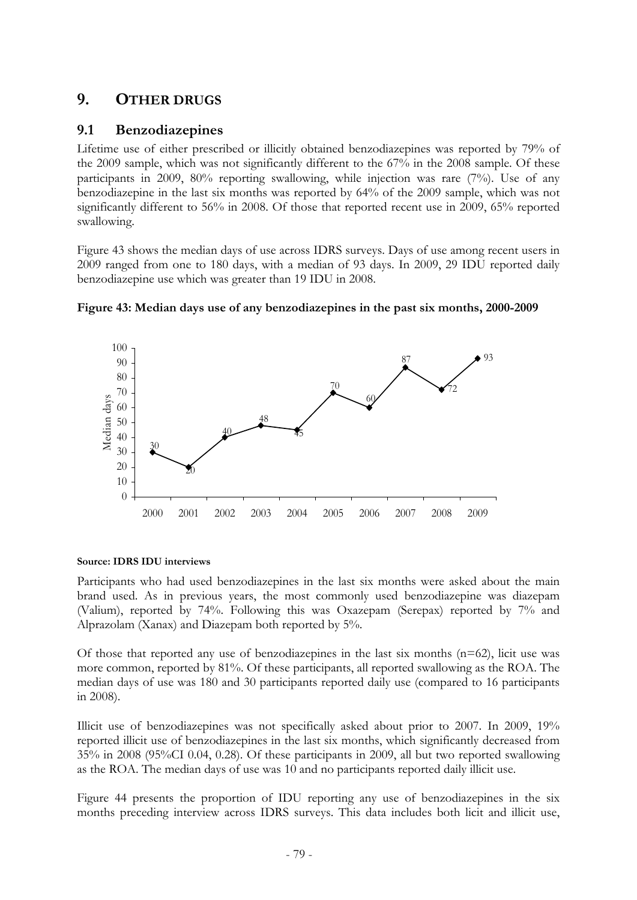# 9. OTHER DRUGS

## 9.1 Benzodiazepines

Lifetime use of either prescribed or illicitly obtained benzodiazepines was reported by 79% of the 2009 sample, which was not significantly different to the 67% in the 2008 sample. Of these participants in 2009, 80% reporting swallowing, while injection was rare (7%). Use of any benzodiazepine in the last six months was reported by 64% of the 2009 sample, which was not significantly different to 56% in 2008. Of those that reported recent use in 2009, 65% reported swallowing.

Figure 43 shows the median days of use across IDRS surveys. Days of use among recent users in 2009 ranged from one to 180 days, with a median of 93 days. In 2009, 29 IDU reported daily benzodiazepine use which was greater than 19 IDU in 2008.

**Figure 43: Median days use of any benzodiazepines in the past six months, 2000-2009**

| Year | Median days |
|---|---|
| 2000 | 30 |
| 2001 | 20 |
| 2002 | 40 |
| 2003 | 48 |
| 2004 | 45 |
| 2005 | 70 |
| 2006 | 60 |
| 2007 | 87 |
| 2008 | 72 |
| 2009 | 93 |

**Source: IDRS IDU interviews**

Participants who had used benzodiazepines in the last six months were asked about the main brand used. As in previous years, the most commonly used benzodiazepine was diazepam (Valium), reported by 74%. Following this was Oxazepam (Serepax) reported by 7% and Alprazolam (Xanax) and Diazepam both reported by 5%.

Of those that reported any use of benzodiazepines in the last six months (n=62), licit use was more common, reported by 81%. Of these participants, all reported swallowing as the ROA. The median days of use was 180 and 30 participants reported daily use (compared to 16 participants in 2008).

Illicit use of benzodiazepines was not specifically asked about prior to 2007. In 2009, 19% reported illicit use of benzodiazepines in the last six months, which significantly decreased from 35% in 2008 (95%CI 0.04, 0.28). Of these participants in 2009, all but two reported swallowing as the ROA. The median days of use was 10 and no participants reported daily illicit use.

Figure 44 presents the proportion of IDU reporting any use of benzodiazepines in the six months preceding interview across IDRS surveys. This data includes both licit and illicit use,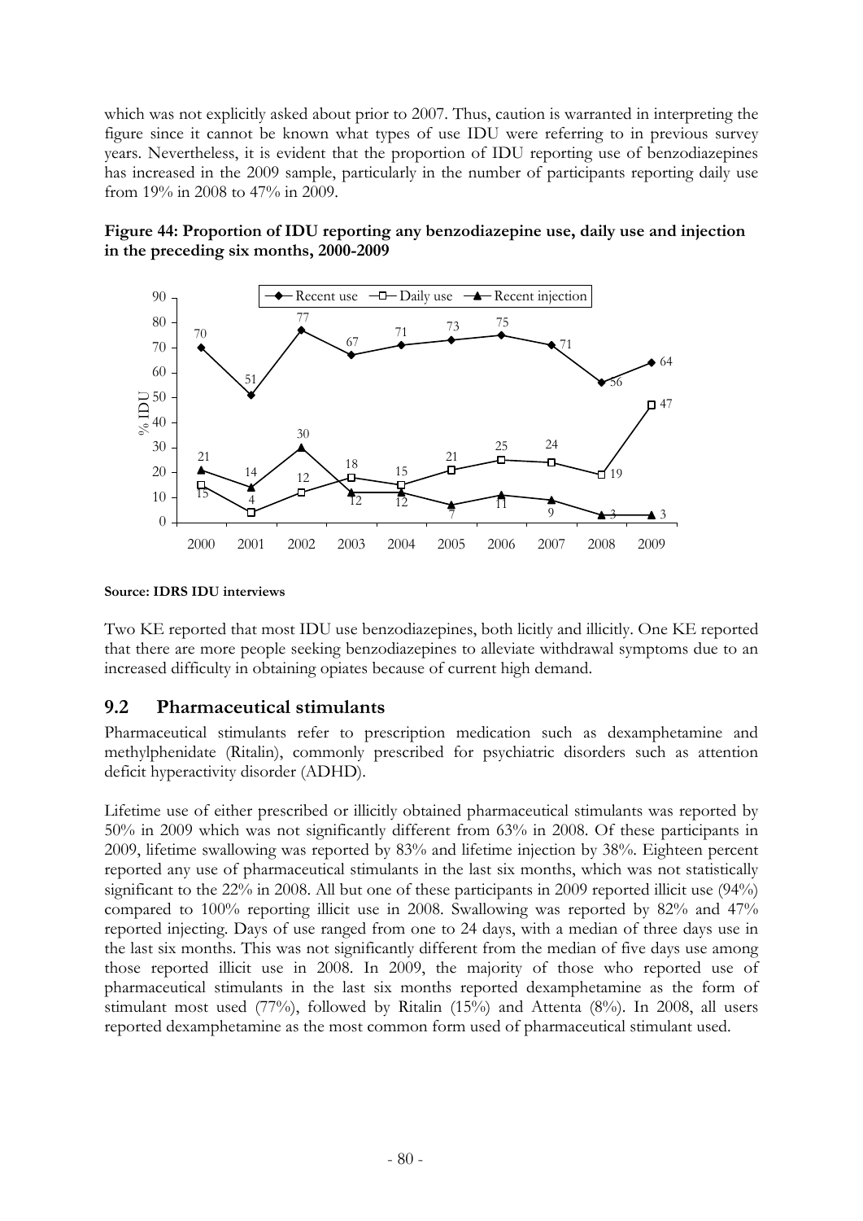which was not explicitly asked about prior to 2007. Thus, caution is warranted in interpreting the figure since it cannot be known what types of use IDU were referring to in previous survey years. Nevertheless, it is evident that the proportion of IDU reporting use of benzodiazepines has increased in the 2009 sample, particularly in the number of participants reporting daily use from 19% in 2008 to 47% in 2009.

**Figure 44: Proportion of IDU reporting any benzodiazepine use, daily use and injection in the preceding six months, 2000-2009**

| Year | Recent use | Daily use | Recent injection |
|---|---|---|---|
| 2000 | 70 | 15 | 21 |
| 2001 | 51 | 4 | 14 |
| 2002 | 77 | 12 | 30 |
| 2003 | 67 | 18 | 12 |
| 2004 | 71 | 15 | 12 |
| 2005 | 73 | 21 | 7 |
| 2006 | 75 | 25 | 11 |
| 2007 | 71 | 24 | 9 |
| 2008 | 56 | 19 | 3 |
| 2009 | 64 | 47 | 3 |

**Source: IDRS IDU interviews**

Two KE reported that most IDU use benzodiazepines, both licitly and illicitly. One KE reported that there are more people seeking benzodiazepines to alleviate withdrawal symptoms due to an increased difficulty in obtaining opiates because of current high demand.

## 9.2 Pharmaceutical stimulants

Pharmaceutical stimulants refer to prescription medication such as dexamphetamine and methylphenidate (Ritalin), commonly prescribed for psychiatric disorders such as attention deficit hyperactivity disorder (ADHD).

Lifetime use of either prescribed or illicitly obtained pharmaceutical stimulants was reported by 50% in 2009 which was not significantly different from 63% in 2008. Of these participants in 2009, lifetime swallowing was reported by 83% and lifetime injection by 38%. Eighteen percent reported any use of pharmaceutical stimulants in the last six months, which was not statistically significant to the 22% in 2008. All but one of these participants in 2009 reported illicit use (94%) compared to 100% reporting illicit use in 2008. Swallowing was reported by 82% and 47% reported injecting. Days of use ranged from one to 24 days, with a median of three days use in the last six months. This was not significantly different from the median of five days use among those reported illicit use in 2008. In 2009, the majority of those who reported use of pharmaceutical stimulants in the last six months reported dexamphetamine as the form of stimulant most used (77%), followed by Ritalin (15%) and Attenta (8%). In 2008, all users reported dexamphetamine as the most common form used of pharmaceutical stimulant used.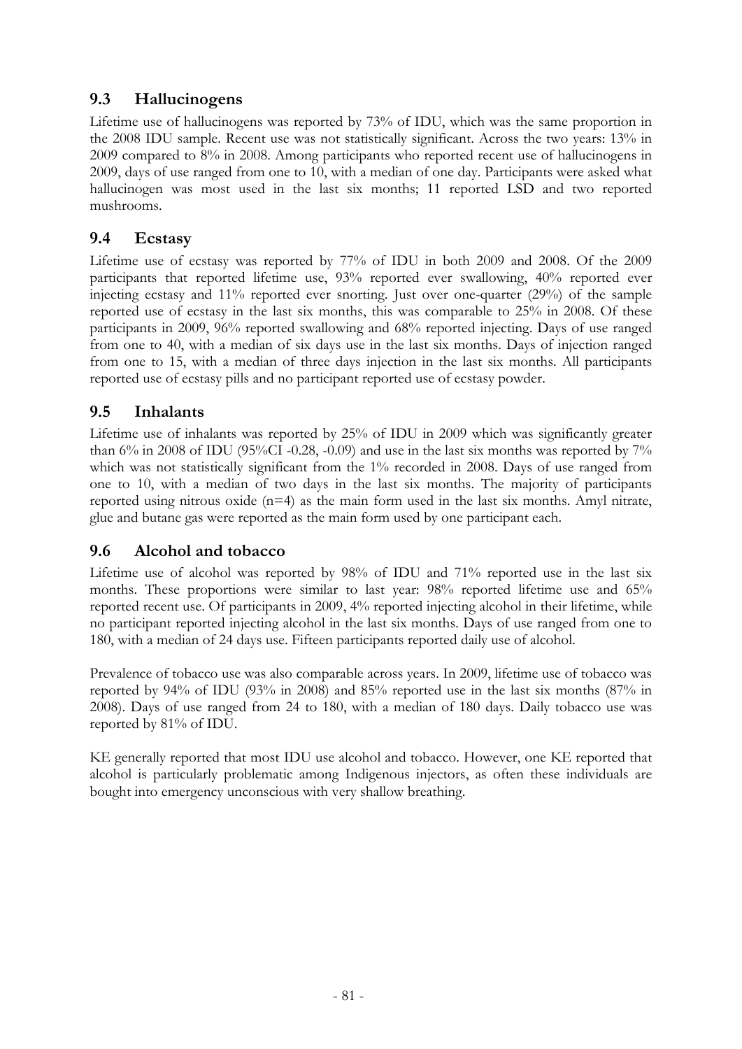## 9.3 Hallucinogens

Lifetime use of hallucinogens was reported by 73% of IDU, which was the same proportion in the 2008 IDU sample. Recent use was not statistically significant. Across the two years: 13% in 2009 compared to 8% in 2008. Among participants who reported recent use of hallucinogens in 2009, days of use ranged from one to 10, with a median of one day. Participants were asked what hallucinogen was most used in the last six months; 11 reported LSD and two reported mushrooms.

## 9.4 Ecstasy

Lifetime use of ecstasy was reported by 77% of IDU in both 2009 and 2008. Of the 2009 participants that reported lifetime use, 93% reported ever swallowing, 40% reported ever injecting ecstasy and 11% reported ever snorting. Just over one-quarter (29%) of the sample reported use of ecstasy in the last six months, this was comparable to 25% in 2008. Of these participants in 2009, 96% reported swallowing and 68% reported injecting. Days of use ranged from one to 40, with a median of six days use in the last six months. Days of injection ranged from one to 15, with a median of three days injection in the last six months. All participants reported use of ecstasy pills and no participant reported use of ecstasy powder.

## 9.5 Inhalants

Lifetime use of inhalants was reported by 25% of IDU in 2009 which was significantly greater than 6% in 2008 of IDU (95%CI -0.28, -0.09) and use in the last six months was reported by 7% which was not statistically significant from the 1% recorded in 2008. Days of use ranged from one to 10, with a median of two days in the last six months. The majority of participants reported using nitrous oxide (n=4) as the main form used in the last six months. Amyl nitrate, glue and butane gas were reported as the main form used by one participant each.

## 9.6 Alcohol and tobacco

Lifetime use of alcohol was reported by 98% of IDU and 71% reported use in the last six months. These proportions were similar to last year: 98% reported lifetime use and 65% reported recent use. Of participants in 2009, 4% reported injecting alcohol in their lifetime, while no participant reported injecting alcohol in the last six months. Days of use ranged from one to 180, with a median of 24 days use. Fifteen participants reported daily use of alcohol.

Prevalence of tobacco use was also comparable across years. In 2009, lifetime use of tobacco was reported by 94% of IDU (93% in 2008) and 85% reported use in the last six months (87% in 2008). Days of use ranged from 24 to 180, with a median of 180 days. Daily tobacco use was reported by 81% of IDU.

KE generally reported that most IDU use alcohol and tobacco. However, one KE reported that alcohol is particularly problematic among Indigenous injectors, as often these individuals are bought into emergency unconscious with very shallow breathing.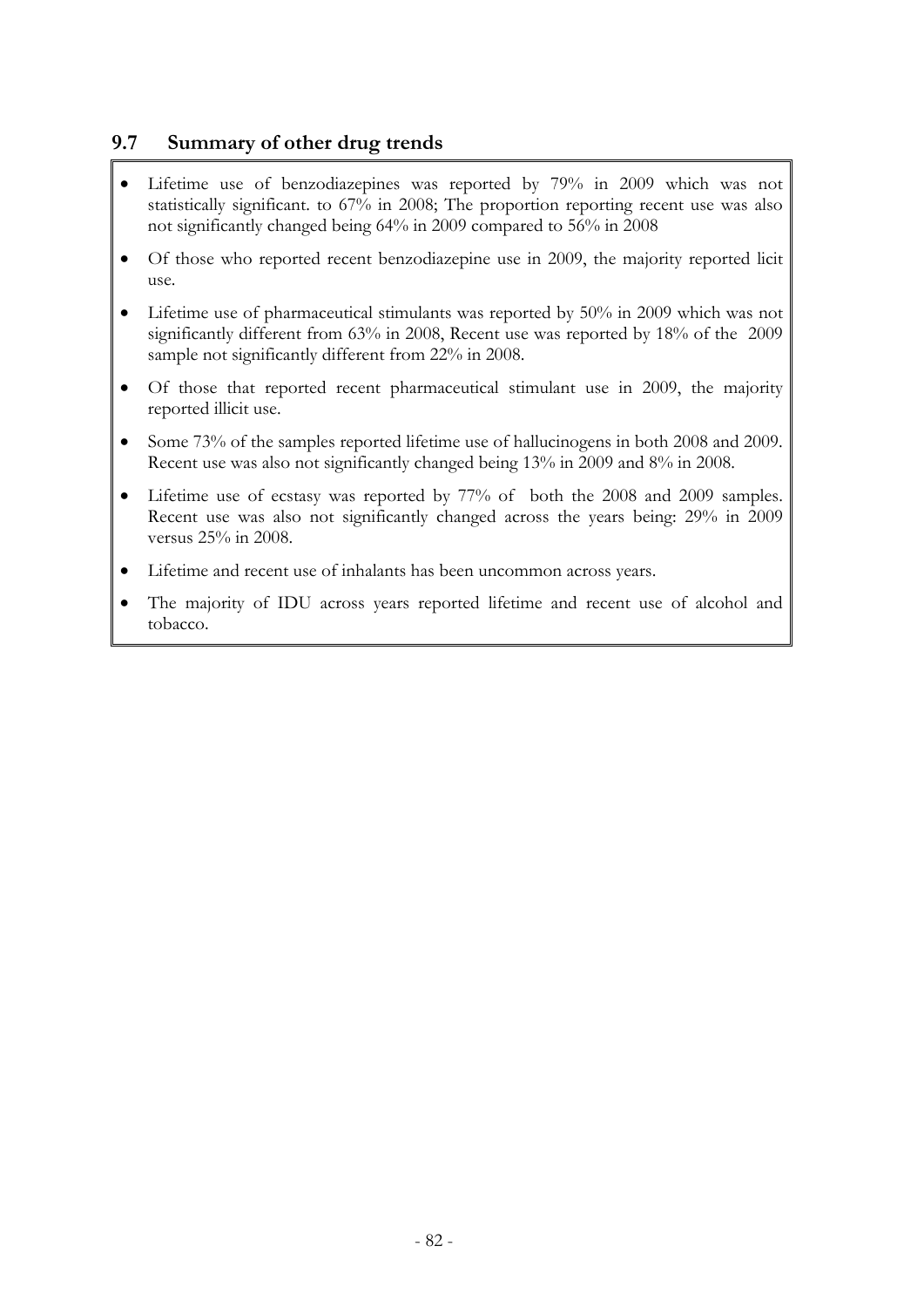## 9.7 Summary of other drug trends

- Lifetime use of benzodiazepines was reported by 79% in 2009 which was not statistically significant. to 67% in 2008; The proportion reporting recent use was also not significantly changed being 64% in 2009 compared to 56% in 2008
- Of those who reported recent benzodiazepine use in 2009, the majority reported licit use.
- Lifetime use of pharmaceutical stimulants was reported by 50% in 2009 which was not significantly different from 63% in 2008, Recent use was reported by 18% of the 2009 sample not significantly different from 22% in 2008.
- Of those that reported recent pharmaceutical stimulant use in 2009, the majority reported illicit use.
- Some 73% of the samples reported lifetime use of hallucinogens in both 2008 and 2009. Recent use was also not significantly changed being 13% in 2009 and 8% in 2008.
- Lifetime use of ecstasy was reported by 77% of both the 2008 and 2009 samples. Recent use was also not significantly changed across the years being: 29% in 2009 versus 25% in 2008.
- Lifetime and recent use of inhalants has been uncommon across years.
- The majority of IDU across years reported lifetime and recent use of alcohol and tobacco.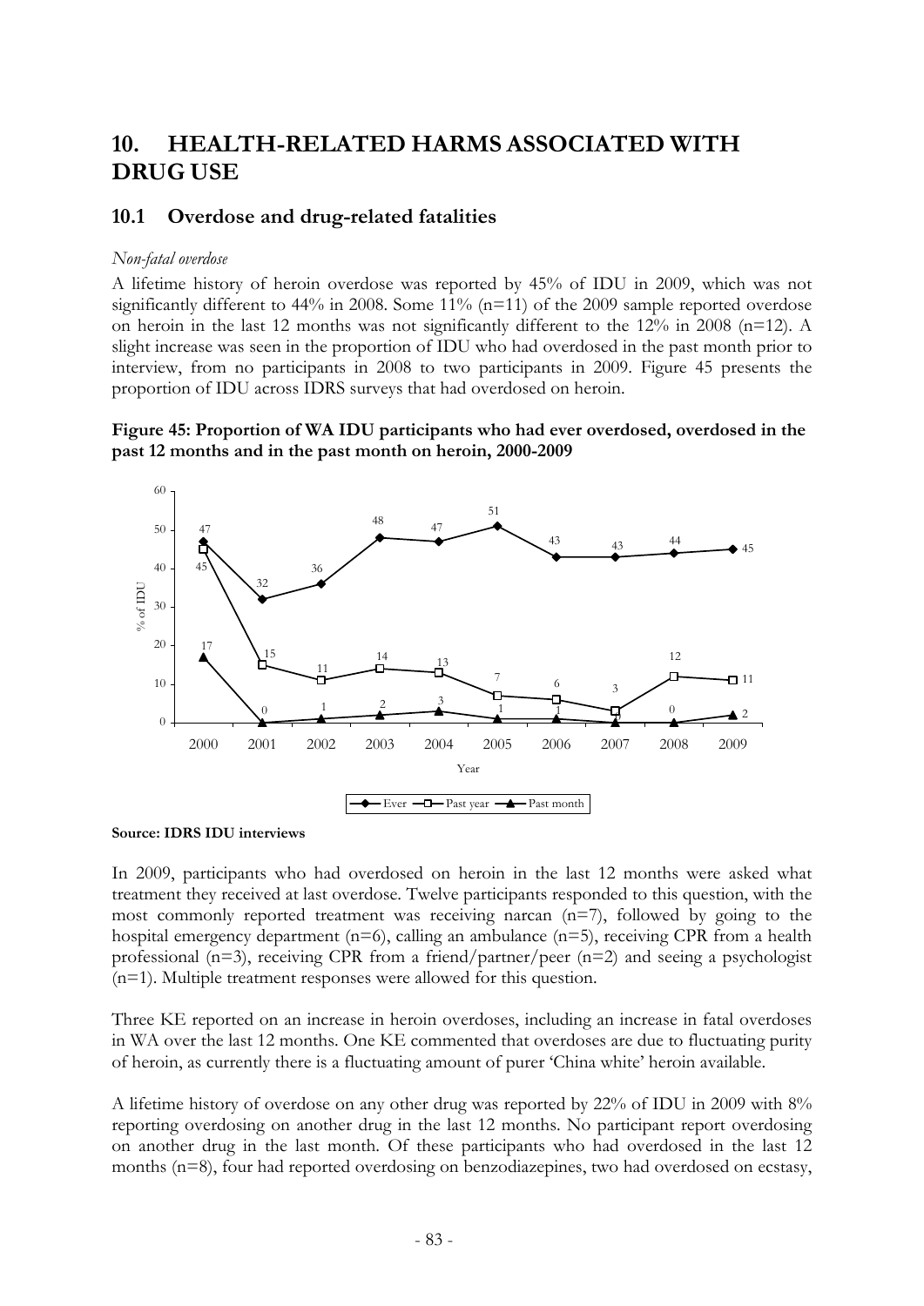# 10. HEALTH-RELATED HARMS ASSOCIATED WITH DRUG USE

## 10.1 Overdose and drug-related fatalities

*Non-fatal overdose*

A lifetime history of heroin overdose was reported by 45% of IDU in 2009, which was not significantly different to 44% in 2008. Some 11% (n=11) of the 2009 sample reported overdose on heroin in the last 12 months was not significantly different to the 12% in 2008 (n=12). A slight increase was seen in the proportion of IDU who had overdosed in the past month prior to interview, from no participants in 2008 to two participants in 2009. Figure 45 presents the proportion of IDU across IDRS surveys that had overdosed on heroin.

**Figure 45: Proportion of WA IDU participants who had ever overdosed, overdosed in the past 12 months and in the past month on heroin, 2000-2009**

| Year | Ever | Past year | Past month |
|---|---|---|---|
| 2000 | 47 | 45 | 17 |
| 2001 | 32 | 15 | 0 |
| 2002 | 36 | 11 | 1 |
| 2003 | 48 | 14 | 2 |
| 2004 | 47 | 13 | 3 |
| 2005 | 51 | 7 | 1 |
| 2006 | 43 | 6 | 1 |
| 2007 | 43 | 3 | 0 |
| 2008 | 44 | 12 | 0 |
| 2009 | 45 | 11 | 2 |

**Source: IDRS IDU interviews**

In 2009, participants who had overdosed on heroin in the last 12 months were asked what treatment they received at last overdose. Twelve participants responded to this question, with the most commonly reported treatment was receiving narcan (n=7), followed by going to the hospital emergency department (n=6), calling an ambulance (n=5), receiving CPR from a health professional (n=3), receiving CPR from a friend/partner/peer (n=2) and seeing a psychologist (n=1). Multiple treatment responses were allowed for this question.

Three KE reported on an increase in heroin overdoses, including an increase in fatal overdoses in WA over the last 12 months. One KE commented that overdoses are due to fluctuating purity of heroin, as currently there is a fluctuating amount of purer 'China white' heroin available.

A lifetime history of overdose on any other drug was reported by 22% of IDU in 2009 with 8% reporting overdosing on another drug in the last 12 months. No participant report overdosing on another drug in the last month. Of these participants who had overdosed in the last 12 months (n=8), four had reported overdosing on benzodiazepines, two had overdosed on ecstasy,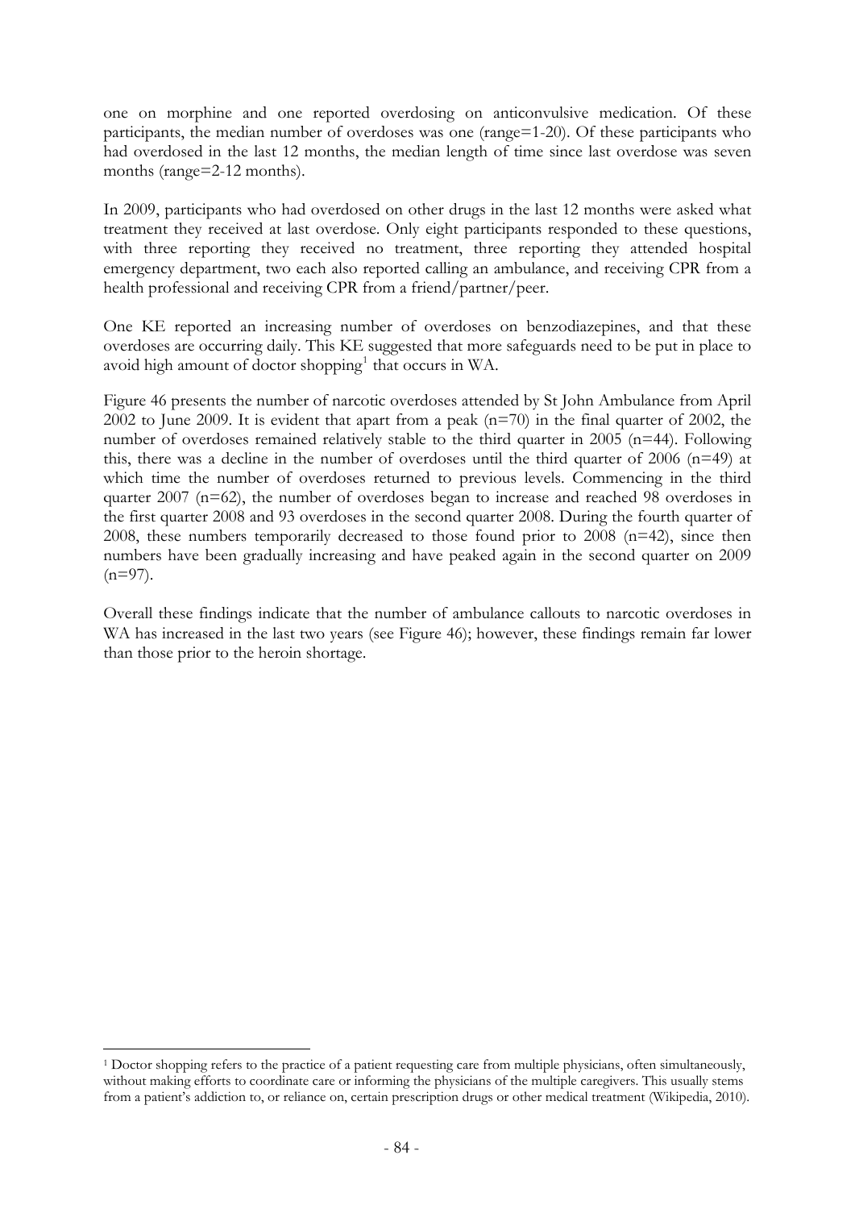one on morphine and one reported overdosing on anticonvulsive medication. Of these participants, the median number of overdoses was one (range=1-20). Of these participants who had overdosed in the last 12 months, the median length of time since last overdose was seven months (range=2-12 months).

In 2009, participants who had overdosed on other drugs in the last 12 months were asked what treatment they received at last overdose. Only eight participants responded to these questions, with three reporting they received no treatment, three reporting they attended hospital emergency department, two each also reported calling an ambulance, and receiving CPR from a health professional and receiving CPR from a friend/partner/peer.

One KE reported an increasing number of overdoses on benzodiazepines, and that these overdoses are occurring daily. This KE suggested that more safeguards need to be put in place to avoid high amount of doctor shopping[1] that occurs in WA.

Figure 46 presents the number of narcotic overdoses attended by St John Ambulance from April 2002 to June 2009. It is evident that apart from a peak (n=70) in the final quarter of 2002, the number of overdoses remained relatively stable to the third quarter in 2005 (n=44). Following this, there was a decline in the number of overdoses until the third quarter of 2006 (n=49) at which time the number of overdoses returned to previous levels. Commencing in the third quarter 2007 (n=62), the number of overdoses began to increase and reached 98 overdoses in the first quarter 2008 and 93 overdoses in the second quarter 2008. During the fourth quarter of 2008, these numbers temporarily decreased to those found prior to 2008 (n=42), since then numbers have been gradually increasing and have peaked again in the second quarter on 2009 (n=97).

Overall these findings indicate that the number of ambulance callouts to narcotic overdoses in WA has increased in the last two years (see Figure 46); however, these findings remain far lower than those prior to the heroin shortage.

---

[1] Doctor shopping refers to the practice of a patient requesting care from multiple physicians, often simultaneously, without making efforts to coordinate care or informing the physicians of the multiple caregivers. This usually stems from a patient's addiction to, or reliance on, certain prescription drugs or other medical treatment (Wikipedia, 2010).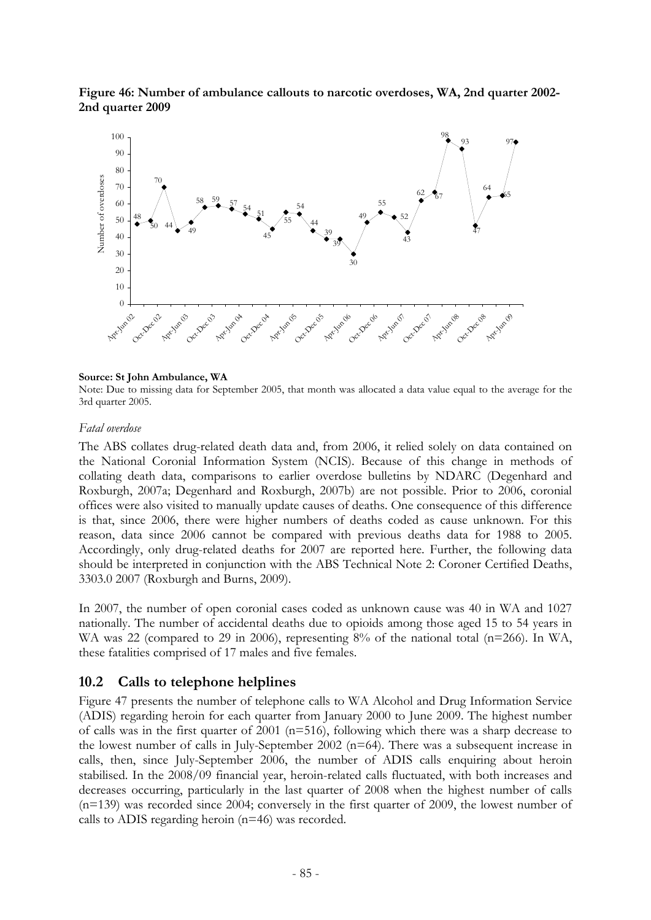**Figure 46: Number of ambulance callouts to narcotic overdoses, WA, 2nd quarter 2002-2nd quarter 2009**

**Source: St John Ambulance, WA**

Note: Due to missing data for September 2005, that month was allocated a data value equal to the average for the 3rd quarter 2005.

*Fatal overdose*

The ABS collates drug-related death data and, from 2006, it relied solely on data contained on the National Coronial Information System (NCIS). Because of this change in methods of collating death data, comparisons to earlier overdose bulletins by NDARC (Degenhard and Roxburgh, 2007a; Degenhard and Roxburgh, 2007b) are not possible. Prior to 2006, coronial offices were also visited to manually update causes of deaths. One consequence of this difference is that, since 2006, there were higher numbers of deaths coded as cause unknown. For this reason, data since 2006 cannot be compared with previous deaths data for 1988 to 2005. Accordingly, only drug-related deaths for 2007 are reported here. Further, the following data should be interpreted in conjunction with the ABS Technical Note 2: Coroner Certified Deaths, 3303.0 2007 (Roxburgh and Burns, 2009).

In 2007, the number of open coronial cases coded as unknown cause was 40 in WA and 1027 nationally. The number of accidental deaths due to opioids among those aged 15 to 54 years in WA was 22 (compared to 29 in 2006), representing 8% of the national total (n=266). In WA, these fatalities comprised of 17 males and five females.

## 10.2 Calls to telephone helplines

Figure 47 presents the number of telephone calls to WA Alcohol and Drug Information Service (ADIS) regarding heroin for each quarter from January 2000 to June 2009. The highest number of calls was in the first quarter of 2001 (n=516), following which there was a sharp decrease to the lowest number of calls in July-September 2002 (n=64). There was a subsequent increase in calls, then, since July-September 2006, the number of ADIS calls enquiring about heroin stabilised. In the 2008/09 financial year, heroin-related calls fluctuated, with both increases and decreases occurring, particularly in the last quarter of 2008 when the highest number of calls (n=139) was recorded since 2004; conversely in the first quarter of 2009, the lowest number of calls to ADIS regarding heroin (n=46) was recorded.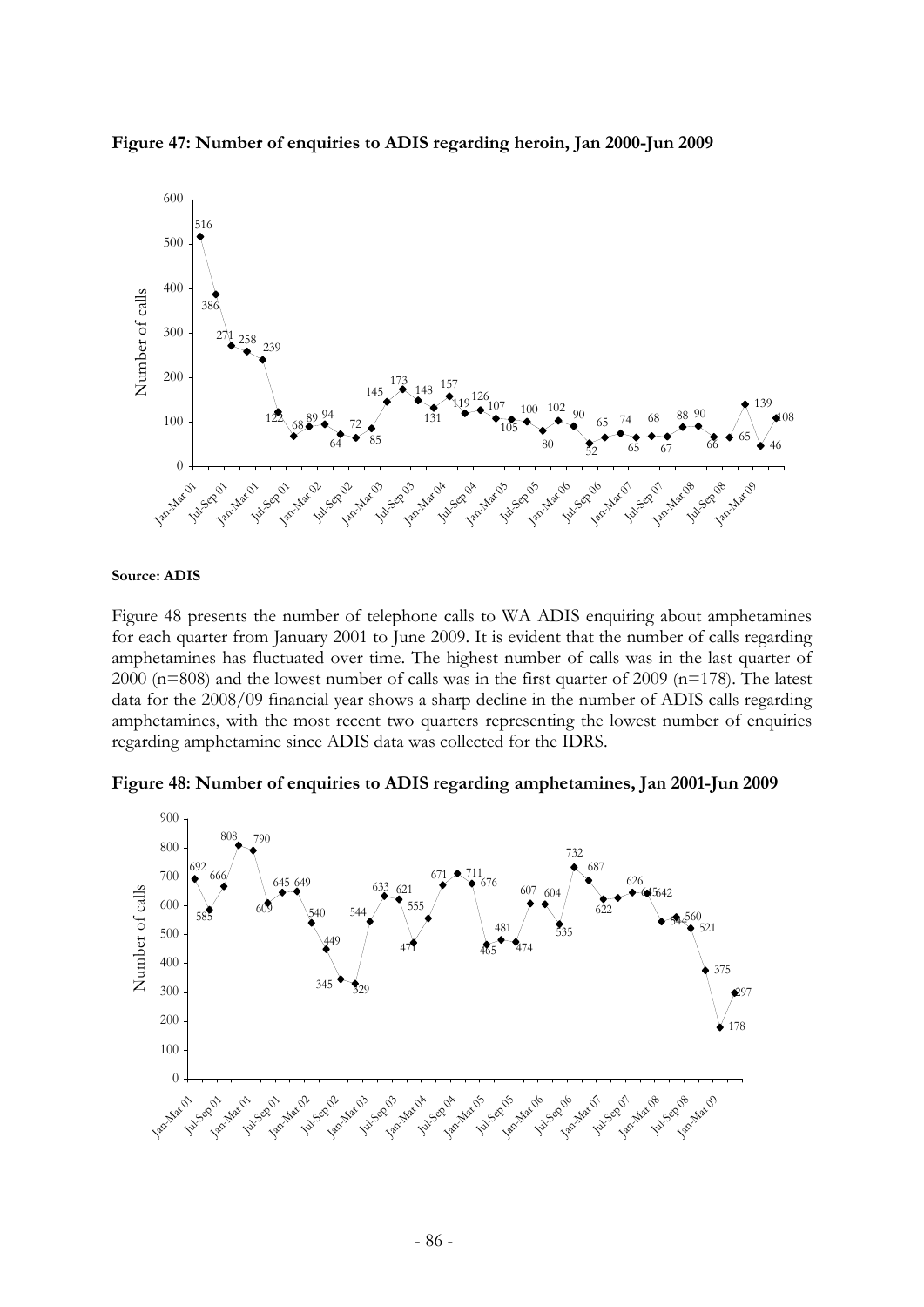**Figure 47: Number of enquiries to ADIS regarding heroin, Jan 2000-Jun 2009**

**Source: ADIS**

Figure 48 presents the number of telephone calls to WA ADIS enquiring about amphetamines for each quarter from January 2001 to June 2009. It is evident that the number of calls regarding amphetamines has fluctuated over time. The highest number of calls was in the last quarter of 2000 (n=808) and the lowest number of calls was in the first quarter of 2009 (n=178). The latest data for the 2008/09 financial year shows a sharp decline in the number of ADIS calls regarding amphetamines, with the most recent two quarters representing the lowest number of enquiries regarding amphetamine since ADIS data was collected for the IDRS.

**Figure 48: Number of enquiries to ADIS regarding amphetamines, Jan 2001-Jun 2009**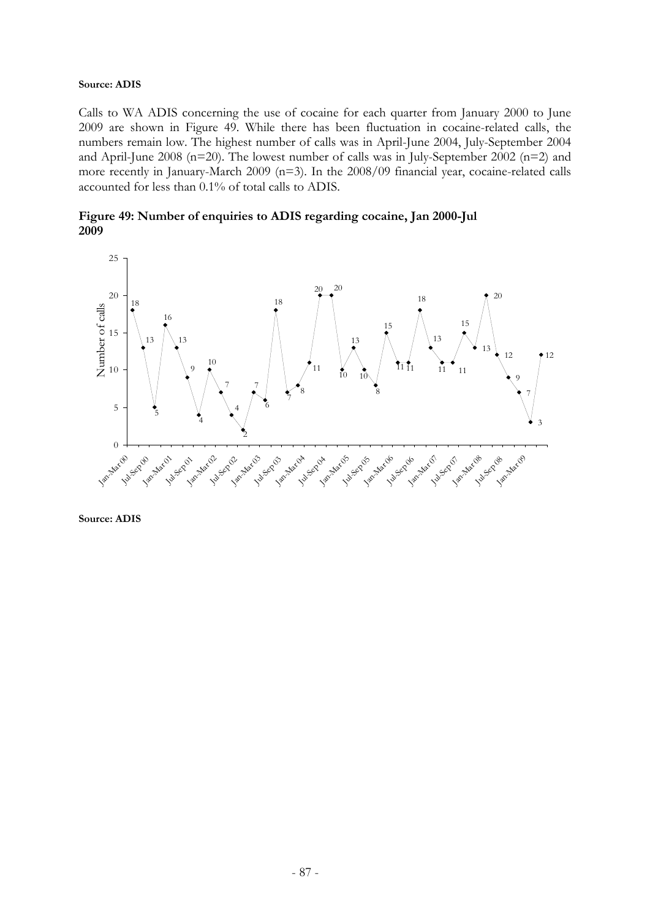**Source: ADIS**

Calls to WA ADIS concerning the use of cocaine for each quarter from January 2000 to June 2009 are shown in Figure 49. While there has been fluctuation in cocaine-related calls, the numbers remain low. The highest number of calls was in April-June 2004, July-September 2004 and April-June 2008 (n=20). The lowest number of calls was in July-September 2002 (n=2) and more recently in January-March 2009 (n=3). In the 2008/09 financial year, cocaine-related calls accounted for less than 0.1% of total calls to ADIS.

**Figure 49: Number of enquiries to ADIS regarding cocaine, Jan 2000-Jul 2009**

**Source: ADIS**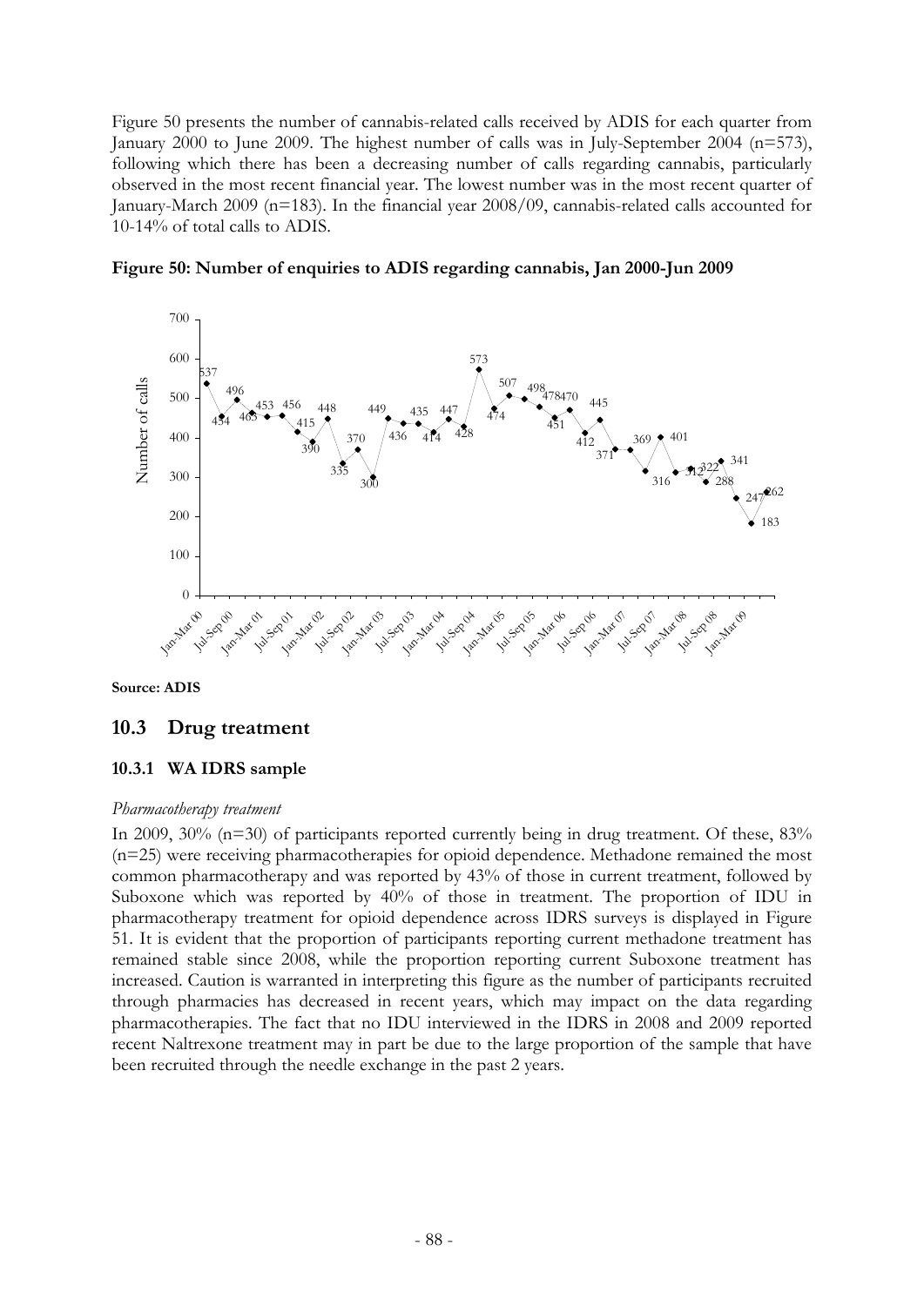Figure 50 presents the number of cannabis-related calls received by ADIS for each quarter from January 2000 to June 2009. The highest number of calls was in July-September 2004 (n=573), following which there has been a decreasing number of calls regarding cannabis, particularly observed in the most recent financial year. The lowest number was in the most recent quarter of January-March 2009 (n=183). In the financial year 2008/09, cannabis-related calls accounted for 10-14% of total calls to ADIS.

**Figure 50: Number of enquiries to ADIS regarding cannabis, Jan 2000-Jun 2009**

**Source: ADIS**

## 10.3 Drug treatment

### 10.3.1 WA IDRS sample

*Pharmacotherapy treatment*

In 2009, 30% (n=30) of participants reported currently being in drug treatment. Of these, 83% (n=25) were receiving pharmacotherapies for opioid dependence. Methadone remained the most common pharmacotherapy and was reported by 43% of those in current treatment, followed by Suboxone which was reported by 40% of those in treatment. The proportion of IDU in pharmacotherapy treatment for opioid dependence across IDRS surveys is displayed in Figure 51. It is evident that the proportion of participants reporting current methadone treatment has remained stable since 2008, while the proportion reporting current Suboxone treatment has increased. Caution is warranted in interpreting this figure as the number of participants recruited through pharmacies has decreased in recent years, which may impact on the data regarding pharmacotherapies. The fact that no IDU interviewed in the IDRS in 2008 and 2009 reported recent Naltrexone treatment may in part be due to the large proportion of the sample that have been recruited through the needle exchange in the past 2 years.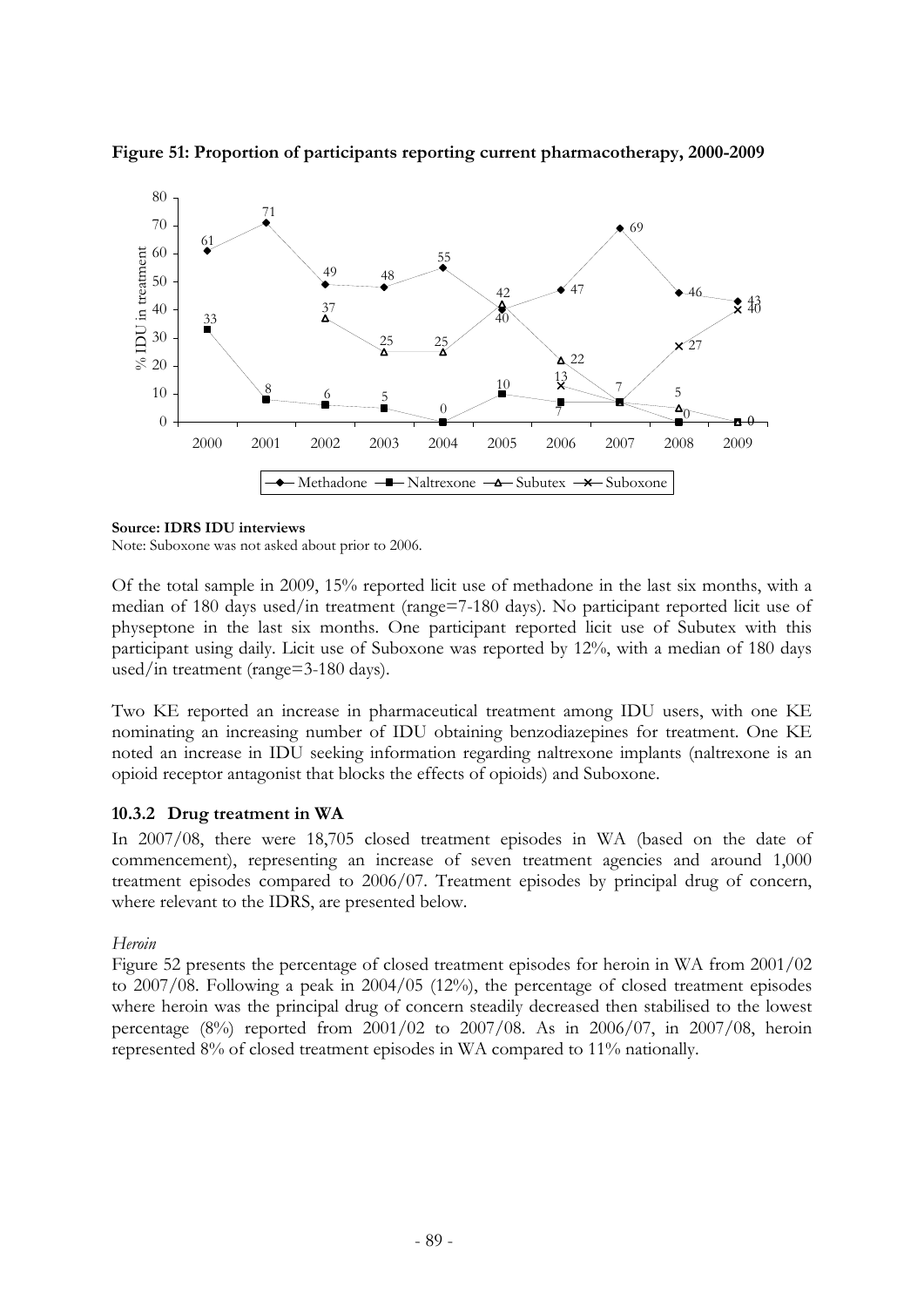**Figure 51: Proportion of participants reporting current pharmacotherapy, 2000-2009**

**Source: IDRS IDU interviews**

Note: Suboxone was not asked about prior to 2006.

Of the total sample in 2009, 15% reported licit use of methadone in the last six months, with a median of 180 days used/in treatment (range=7-180 days). No participant reported licit use of physeptone in the last six months. One participant reported licit use of Subutex with this participant using daily. Licit use of Suboxone was reported by 12%, with a median of 180 days used/in treatment (range=3-180 days).

Two KE reported an increase in pharmaceutical treatment among IDU users, with one KE nominating an increasing number of IDU obtaining benzodiazepines for treatment. One KE noted an increase in IDU seeking information regarding naltrexone implants (naltrexone is an opioid receptor antagonist that blocks the effects of opioids) and Suboxone.

### 10.3.2 Drug treatment in WA

In 2007/08, there were 18,705 closed treatment episodes in WA (based on the date of commencement), representing an increase of seven treatment agencies and around 1,000 treatment episodes compared to 2006/07. Treatment episodes by principal drug of concern, where relevant to the IDRS, are presented below.

*Heroin*

Figure 52 presents the percentage of closed treatment episodes for heroin in WA from 2001/02 to 2007/08. Following a peak in 2004/05 (12%), the percentage of closed treatment episodes where heroin was the principal drug of concern steadily decreased then stabilised to the lowest percentage (8%) reported from 2001/02 to 2007/08. As in 2006/07, in 2007/08, heroin represented 8% of closed treatment episodes in WA compared to 11% nationally.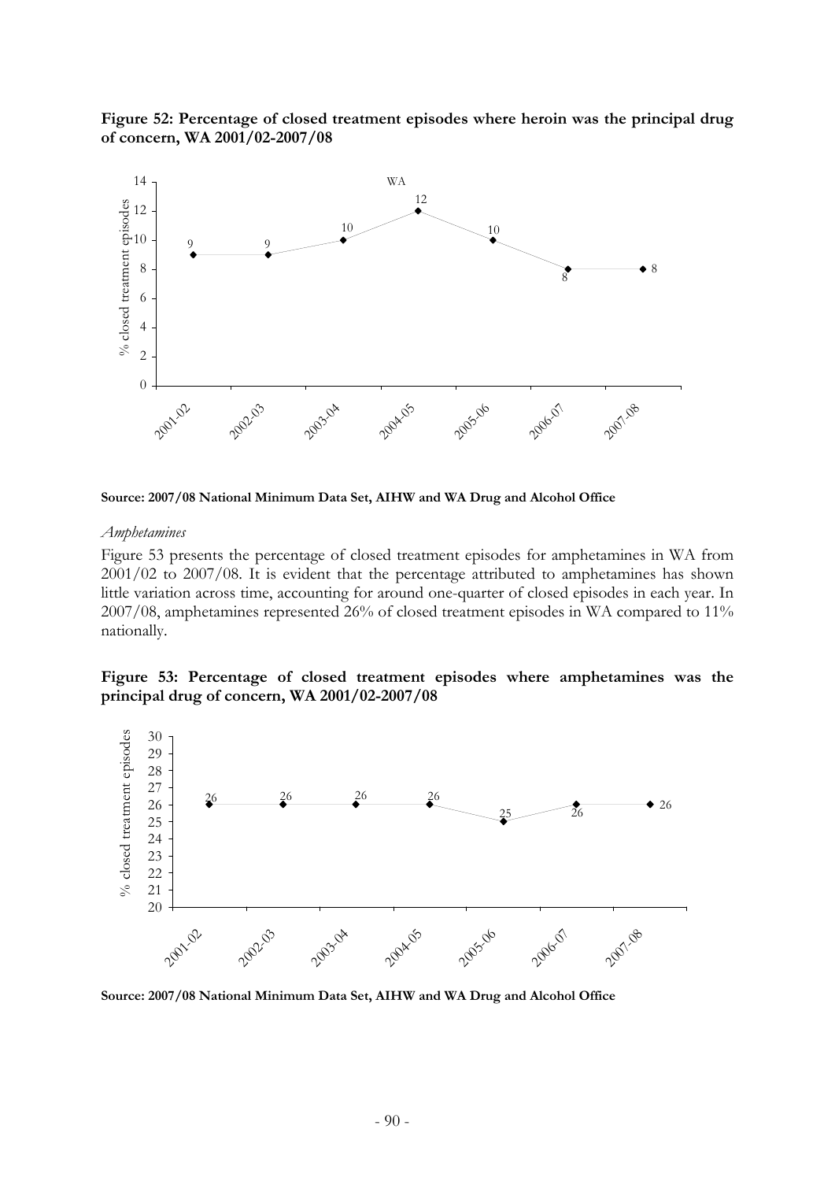**Figure 52: Percentage of closed treatment episodes where heroin was the principal drug of concern, WA 2001/02-2007/08**

**Source: 2007/08 National Minimum Data Set, AIHW and WA Drug and Alcohol Office**

*Amphetamines*

Figure 53 presents the percentage of closed treatment episodes for amphetamines in WA from 2001/02 to 2007/08. It is evident that the percentage attributed to amphetamines has shown little variation across time, accounting for around one-quarter of closed episodes in each year. In 2007/08, amphetamines represented 26% of closed treatment episodes in WA compared to 11% nationally.

**Figure 53: Percentage of closed treatment episodes where amphetamines was the principal drug of concern, WA 2001/02-2007/08**

**Source: 2007/08 National Minimum Data Set, AIHW and WA Drug and Alcohol Office**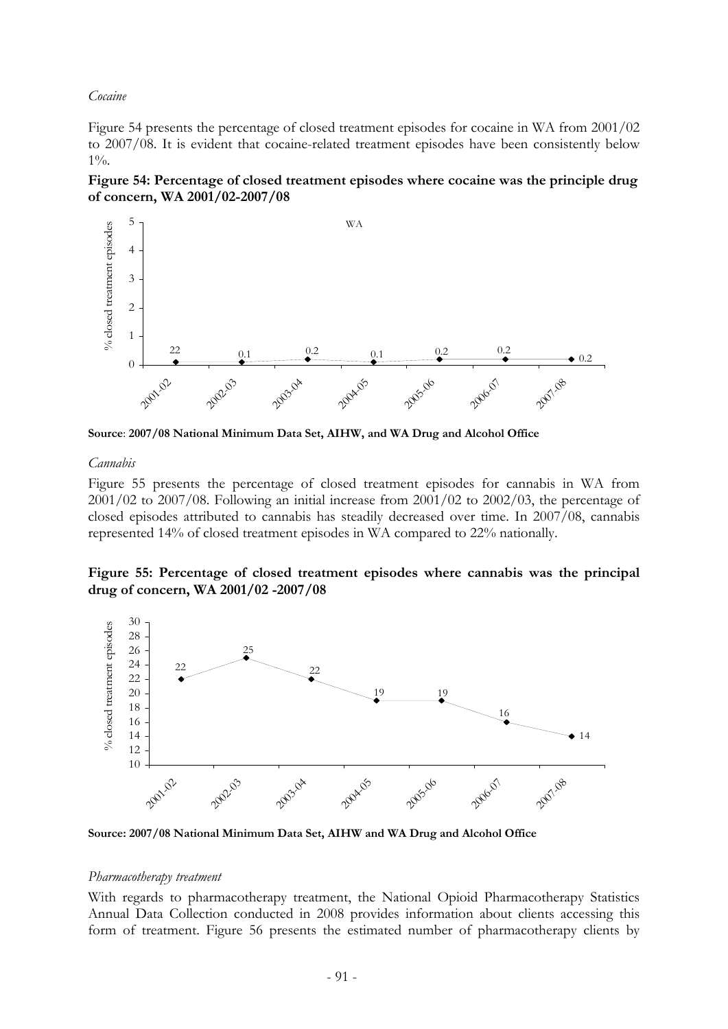*Cocaine*

Figure 54 presents the percentage of closed treatment episodes for cocaine in WA from 2001/02 to 2007/08. It is evident that cocaine-related treatment episodes have been consistently below 1%.

**Figure 54: Percentage of closed treatment episodes where cocaine was the principle drug of concern, WA 2001/02-2007/08**

| | 2001-02 | 2002-03 | 2003-04 | 2004-05 | 2005-06 | 2006-07 | 2007-08 |
|---|---|---|---|---|---|---|---|
| WA (% closed treatment episodes) | 22 | 0.1 | 0.2 | 0.1 | 0.2 | 0.2 | 0.2 |

**Source**: **2007/08 National Minimum Data Set, AIHW, and WA Drug and Alcohol Office**

*Cannabis*

Figure 55 presents the percentage of closed treatment episodes for cannabis in WA from 2001/02 to 2007/08. Following an initial increase from 2001/02 to 2002/03, the percentage of closed episodes attributed to cannabis has steadily decreased over time. In 2007/08, cannabis represented 14% of closed treatment episodes in WA compared to 22% nationally.

**Figure 55: Percentage of closed treatment episodes where cannabis was the principal drug of concern, WA 2001/02 -2007/08**

| | 2001-02 | 2002-03 | 2003-04 | 2004-05 | 2005-06 | 2006-07 | 2007-08 |
|---|---|---|---|---|---|---|---|
| % closed treatment episodes | 22 | 25 | 22 | 19 | 19 | 16 | 14 |

**Source: 2007/08 National Minimum Data Set, AIHW and WA Drug and Alcohol Office**

*Pharmacotherapy treatment*

With regards to pharmacotherapy treatment, the National Opioid Pharmacotherapy Statistics Annual Data Collection conducted in 2008 provides information about clients accessing this form of treatment. Figure 56 presents the estimated number of pharmacotherapy clients by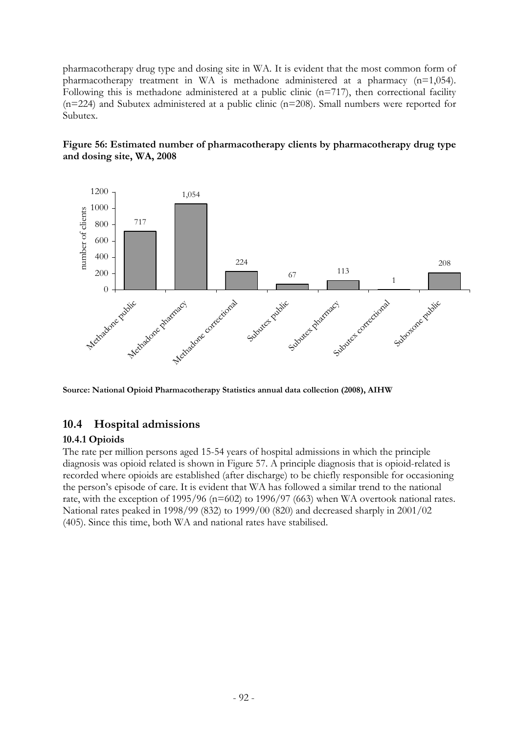pharmacotherapy drug type and dosing site in WA. It is evident that the most common form of pharmacotherapy treatment in WA is methadone administered at a pharmacy (n=1,054). Following this is methadone administered at a public clinic (n=717), then correctional facility (n=224) and Subutex administered at a public clinic (n=208). Small numbers were reported for Subutex.

**Figure 56: Estimated number of pharmacotherapy clients by pharmacotherapy drug type and dosing site, WA, 2008**

| Drug type and dosing site | Number of clients |
|---|---|
| Methadone public | 717 |
| Methadone pharmacy | 1,054 |
| Methadone correctional | 224 |
| Subutex public | 67 |
| Subutex pharmacy | 113 |
| Subutex correctional | 1 |
| Suboxone public | 208 |

**Source: National Opioid Pharmacotherapy Statistics annual data collection (2008), AIHW**

## 10.4 Hospital admissions

### 10.4.1 Opioids

The rate per million persons aged 15-54 years of hospital admissions in which the principle diagnosis was opioid related is shown in Figure 57. A principle diagnosis that is opioid-related is recorded where opioids are established (after discharge) to be chiefly responsible for occasioning the person's episode of care. It is evident that WA has followed a similar trend to the national rate, with the exception of 1995/96 (n=602) to 1996/97 (663) when WA overtook national rates. National rates peaked in 1998/99 (832) to 1999/00 (820) and decreased sharply in 2001/02 (405). Since this time, both WA and national rates have stabilised.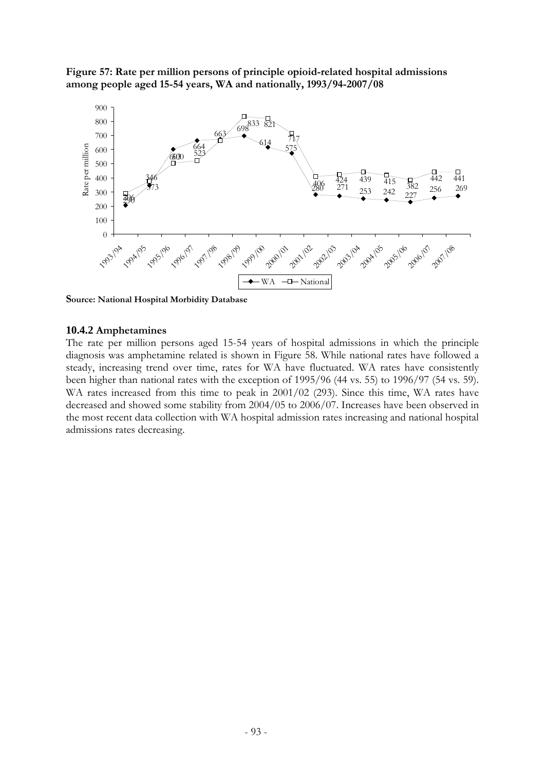**Figure 57: Rate per million persons of principle opioid-related hospital admissions among people aged 15-54 years, WA and nationally, 1993/94-2007/08**

**Source: National Hospital Morbidity Database**

### 10.4.2 Amphetamines

The rate per million persons aged 15-54 years of hospital admissions in which the principle diagnosis was amphetamine related is shown in Figure 58. While national rates have followed a steady, increasing trend over time, rates for WA have fluctuated. WA rates have consistently been higher than national rates with the exception of 1995/96 (44 vs. 55) to 1996/97 (54 vs. 59). WA rates increased from this time to peak in 2001/02 (293). Since this time, WA rates have decreased and showed some stability from 2004/05 to 2006/07. Increases have been observed in the most recent data collection with WA hospital admission rates increasing and national hospital admissions rates decreasing.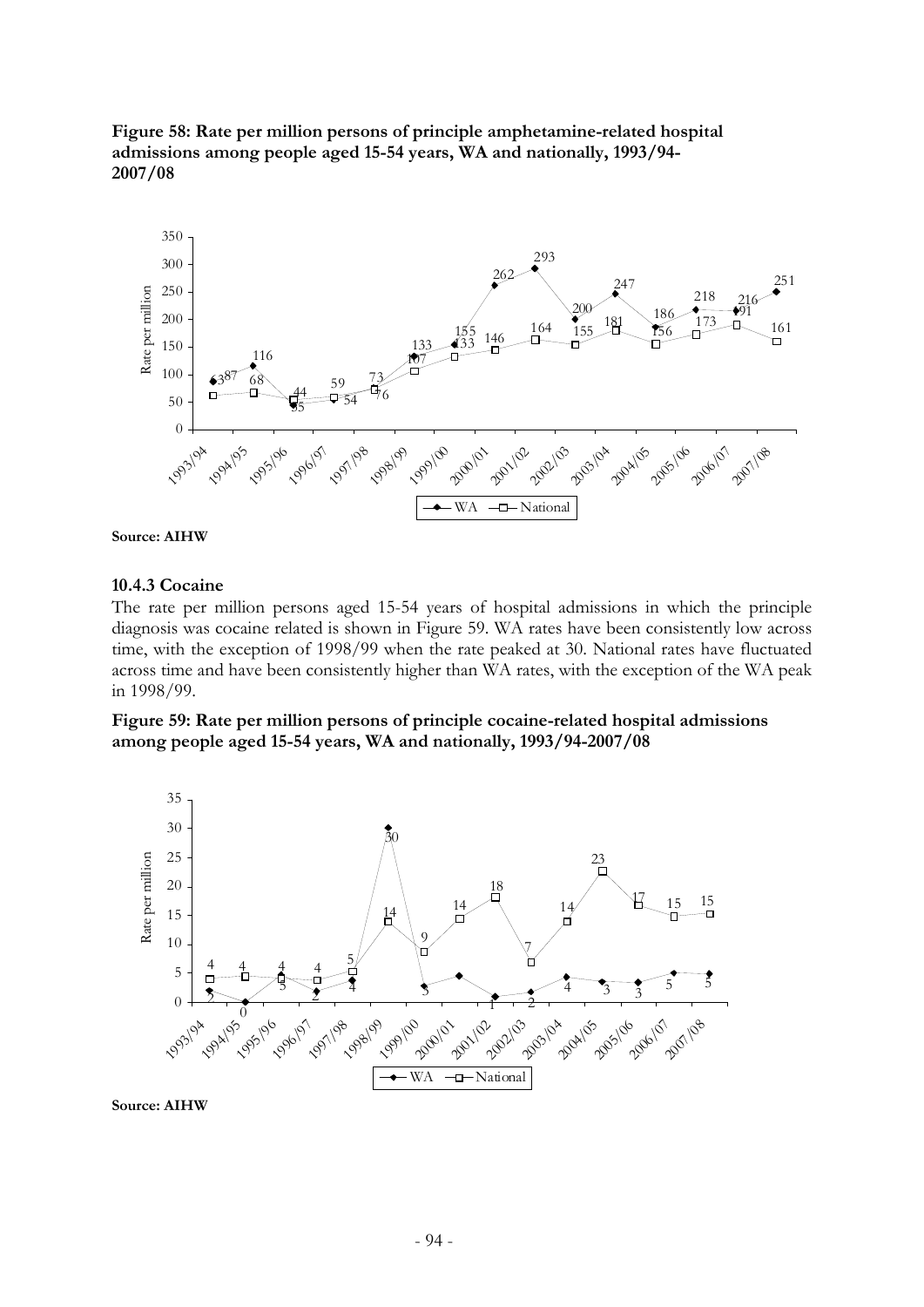**Figure 58: Rate per million persons of principle amphetamine-related hospital admissions among people aged 15-54 years, WA and nationally, 1993/94-2007/08**

**Source: AIHW**

### 10.4.3 Cocaine

The rate per million persons aged 15-54 years of hospital admissions in which the principle diagnosis was cocaine related is shown in Figure 59. WA rates have been consistently low across time, with the exception of 1998/99 when the rate peaked at 30. National rates have fluctuated across time and have been consistently higher than WA rates, with the exception of the WA peak in 1998/99.

**Figure 59: Rate per million persons of principle cocaine-related hospital admissions among people aged 15-54 years, WA and nationally, 1993/94-2007/08**

**Source: AIHW**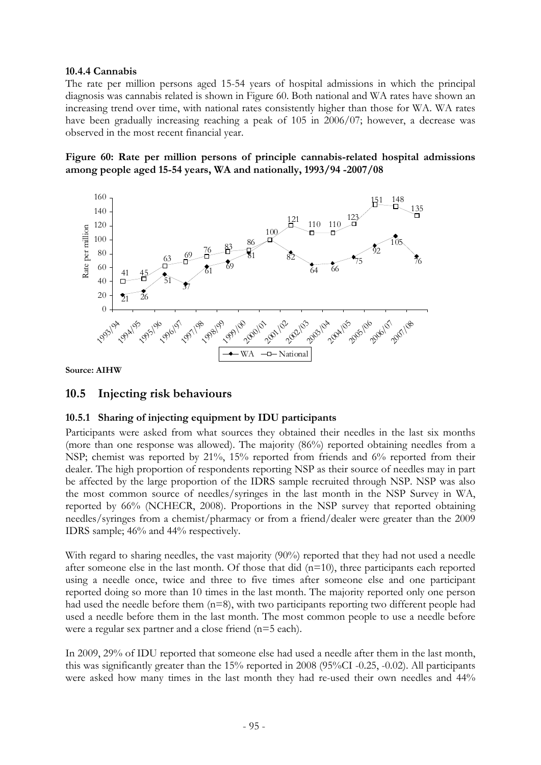#### 10.4.4 Cannabis

The rate per million persons aged 15-54 years of hospital admissions in which the principal diagnosis was cannabis related is shown in Figure 60. Both national and WA rates have shown an increasing trend over time, with national rates consistently higher than those for WA. WA rates have been gradually increasing reaching a peak of 105 in 2006/07; however, a decrease was observed in the most recent financial year.

**Figure 60: Rate per million persons of principle cannabis-related hospital admissions among people aged 15-54 years, WA and nationally, 1993/94 -2007/08**

| Year | WA | National |
|---|---|---|
| 1993/94 | 21 | 41 |
| 1994/95 | 26 | 45 |
| 1995/96 | 51 | 63 |
| 1996/97 | 37 | 69 |
| 1997/98 | 61 | 76 |
| 1998/99 | 69 | 83 |
| 1999/00 | 81 | 86 |
| 2000/01 | 100 | 100 |
| 2001/02 | 82 | 121 |
| 2002/03 | 64 | 110 |
| 2003/04 | 66 | 110 |
| 2004/05 | 75 | 123 |
| 2005/06 | 92 | 151 |
| 2006/07 | 105 | 148 |
| 2007/08 | 76 | 135 |

**Source: AIHW**

## 10.5 Injecting risk behaviours

### 10.5.1 Sharing of injecting equipment by IDU participants

Participants were asked from what sources they obtained their needles in the last six months (more than one response was allowed). The majority (86%) reported obtaining needles from a NSP; chemist was reported by 21%, 15% reported from friends and 6% reported from their dealer. The high proportion of respondents reporting NSP as their source of needles may in part be affected by the large proportion of the IDRS sample recruited through NSP. NSP was also the most common source of needles/syringes in the last month in the NSP Survey in WA, reported by 66% (NCHECR, 2008). Proportions in the NSP survey that reported obtaining needles/syringes from a chemist/pharmacy or from a friend/dealer were greater than the 2009 IDRS sample; 46% and 44% respectively.

With regard to sharing needles, the vast majority (90%) reported that they had not used a needle after someone else in the last month. Of those that did (n=10), three participants each reported using a needle once, twice and three to five times after someone else and one participant reported doing so more than 10 times in the last month. The majority reported only one person had used the needle before them (n=8), with two participants reporting two different people had used a needle before them in the last month. The most common people to use a needle before were a regular sex partner and a close friend (n=5 each).

In 2009, 29% of IDU reported that someone else had used a needle after them in the last month, this was significantly greater than the 15% reported in 2008 (95%CI -0.25, -0.02). All participants were asked how many times in the last month they had re-used their own needles and 44%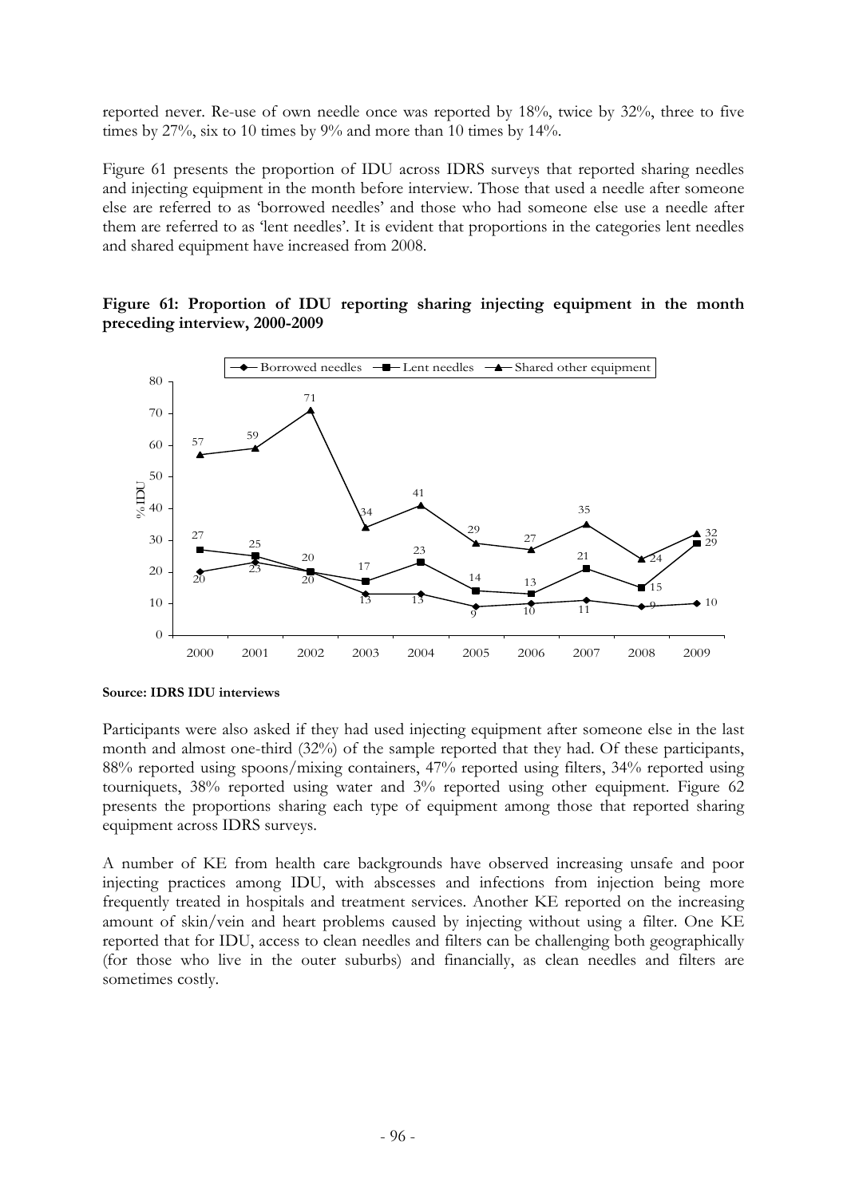reported never. Re-use of own needle once was reported by 18%, twice by 32%, three to five times by 27%, six to 10 times by 9% and more than 10 times by 14%.

Figure 61 presents the proportion of IDU across IDRS surveys that reported sharing needles and injecting equipment in the month before interview. Those that used a needle after someone else are referred to as 'borrowed needles' and those who had someone else use a needle after them are referred to as 'lent needles'. It is evident that proportions in the categories lent needles and shared equipment have increased from 2008.

**Figure 61: Proportion of IDU reporting sharing injecting equipment in the month preceding interview, 2000-2009**

| Year | Borrowed needles | Lent needles | Shared other equipment |
|---|---|---|---|
| 2000 | 20 | 27 | 57 |
| 2001 | 23 | 25 | 59 |
| 2002 | 20 | 20 | 71 |
| 2003 | 13 | 17 | 34 |
| 2004 | 13 | 23 | 41 |
| 2005 | 9 | 14 | 29 |
| 2006 | 10 | 13 | 27 |
| 2007 | 11 | 21 | 35 |
| 2008 | 9 | 15 | 24 |
| 2009 | 10 | 29 | 32 |

**Source: IDRS IDU interviews**

Participants were also asked if they had used injecting equipment after someone else in the last month and almost one-third (32%) of the sample reported that they had. Of these participants, 88% reported using spoons/mixing containers, 47% reported using filters, 34% reported using tourniquets, 38% reported using water and 3% reported using other equipment. Figure 62 presents the proportions sharing each type of equipment among those that reported sharing equipment across IDRS surveys.

A number of KE from health care backgrounds have observed increasing unsafe and poor injecting practices among IDU, with abscesses and infections from injection being more frequently treated in hospitals and treatment services. Another KE reported on the increasing amount of skin/vein and heart problems caused by injecting without using a filter. One KE reported that for IDU, access to clean needles and filters can be challenging both geographically (for those who live in the outer suburbs) and financially, as clean needles and filters are sometimes costly.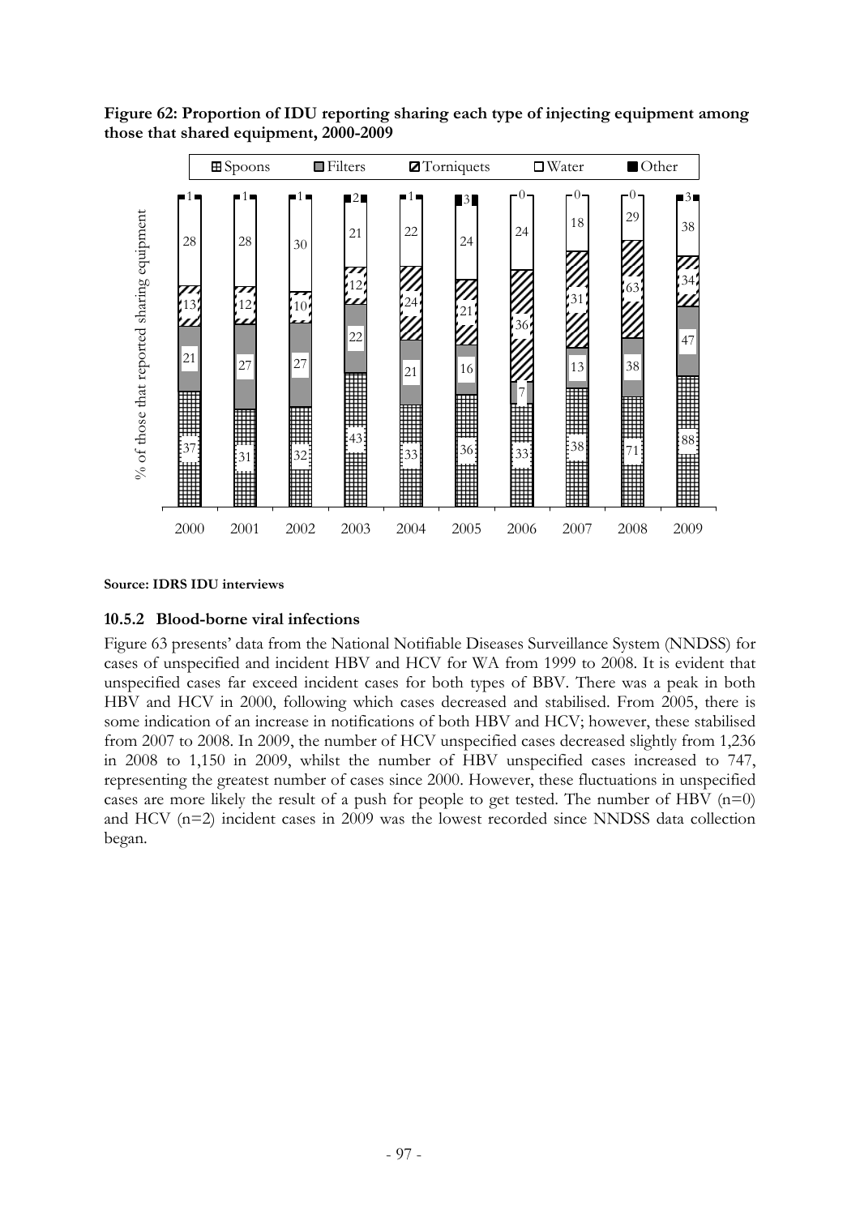**Figure 62: Proportion of IDU reporting sharing each type of injecting equipment among those that shared equipment, 2000-2009**

% of those that reported sharing equipment:

| Year | Spoons | Filters | Torniquets | Water | Other |
|---|---|---|---|---|---|
| 2000 | 37 | 21 | 13 | 28 | 1 |
| 2001 | 31 | 27 | 12 | 28 | 1 |
| 2002 | 32 | 27 | 10 | 30 | 1 |
| 2003 | 43 | 22 | 12 | 21 | 2 |
| 2004 | 33 | 21 | 24 | 22 | 1 |
| 2005 | 36 | 16 | 21 | 24 | 3 |
| 2006 | 33 | 7 | 36 | 24 | 0 |
| 2007 | 38 | 13 | 31 | 18 | 0 |
| 2008 | 71 | 38 | 63 | 29 | 0 |
| 2009 | 88 | 47 | 34 | 38 | 3 |

**Source: IDRS IDU interviews**

### 10.5.2 Blood-borne viral infections

Figure 63 presents' data from the National Notifiable Diseases Surveillance System (NNDSS) for cases of unspecified and incident HBV and HCV for WA from 1999 to 2008. It is evident that unspecified cases far exceed incident cases for both types of BBV. There was a peak in both HBV and HCV in 2000, following which cases decreased and stabilised. From 2005, there is some indication of an increase in notifications of both HBV and HCV; however, these stabilised from 2007 to 2008. In 2009, the number of HCV unspecified cases decreased slightly from 1,236 in 2008 to 1,150 in 2009, whilst the number of HBV unspecified cases increased to 747, representing the greatest number of cases since 2000. However, these fluctuations in unspecified cases are more likely the result of a push for people to get tested. The number of HBV (n=0) and HCV (n=2) incident cases in 2009 was the lowest recorded since NNDSS data collection began.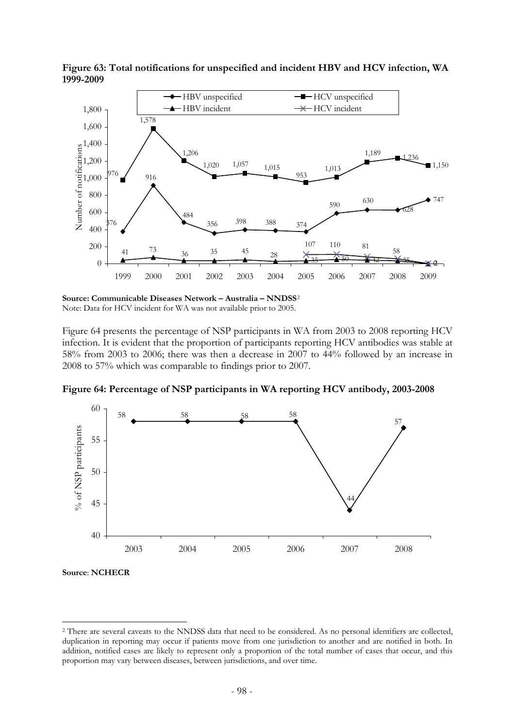**Figure 63: Total notifications for unspecified and incident HBV and HCV infection, WA 1999-2009**

**Source: Communicable Diseases Network – Australia – NNDSS**[2]

Note: Data for HCV incident for WA was not available prior to 2005.

Figure 64 presents the percentage of NSP participants in WA from 2003 to 2008 reporting HCV infection. It is evident that the proportion of participants reporting HCV antibodies was stable at 58% from 2003 to 2006; there was then a decrease in 2007 to 44% followed by an increase in 2008 to 57% which was comparable to findings prior to 2007.

**Figure 64: Percentage of NSP participants in WA reporting HCV antibody, 2003-2008**

**Source**: **NCHECR**

[2] There are several caveats to the NNDSS data that need to be considered. As no personal identifiers are collected, duplication in reporting may occur if patients move from one jurisdiction to another and are notified in both. In addition, notified cases are likely to represent only a proportion of the total number of cases that occur, and this proportion may vary between diseases, between jurisdictions, and over time.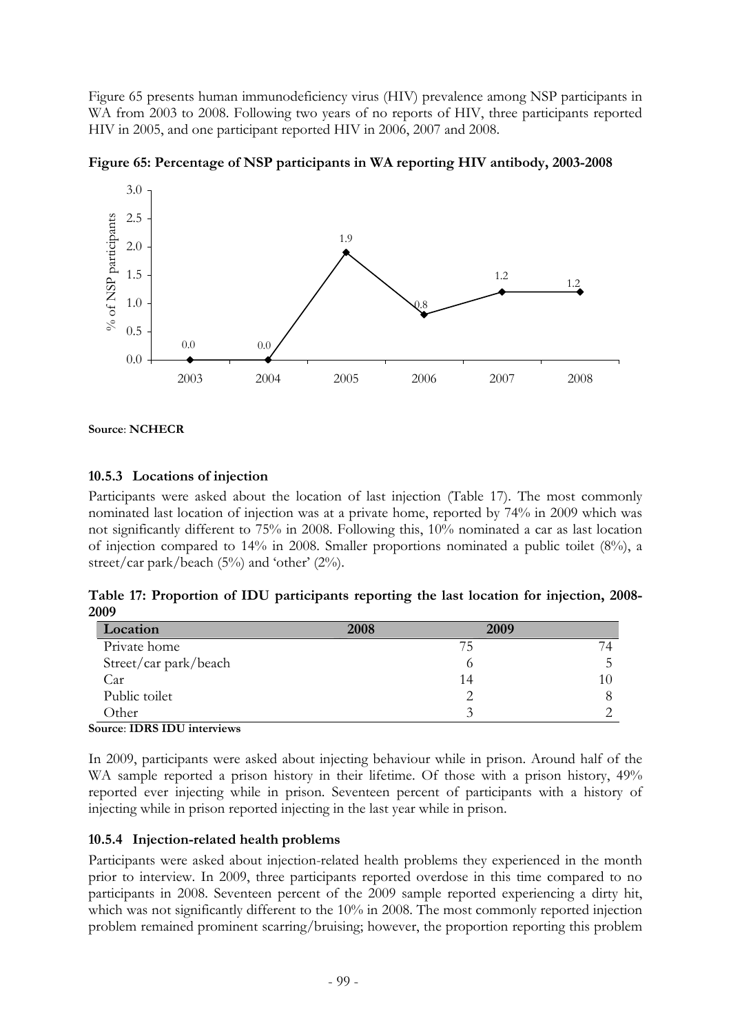Figure 65 presents human immunodeficiency virus (HIV) prevalence among NSP participants in WA from 2003 to 2008. Following two years of no reports of HIV, three participants reported HIV in 2005, and one participant reported HIV in 2006, 2007 and 2008.

**Figure 65: Percentage of NSP participants in WA reporting HIV antibody, 2003-2008**

**Source**: **NCHECR**

### 10.5.3 Locations of injection

Participants were asked about the location of last injection (Table 17). The most commonly nominated last location of injection was at a private home, reported by 74% in 2009 which was not significantly different to 75% in 2008. Following this, 10% nominated a car as last location of injection compared to 14% in 2008. Smaller proportions nominated a public toilet (8%), a street/car park/beach (5%) and 'other' (2%).

**Table 17: Proportion of IDU participants reporting the last location for injection, 2008-2009**

| Location | 2008 | 2009 |
|---|---|---|
| Private home | 75 | 74 |
| Street/car park/beach | 6 | 5 |
| Car | 14 | 10 |
| Public toilet | 2 | 8 |
| Other | 3 | 2 |

**Source**: **IDRS IDU interviews**

In 2009, participants were asked about injecting behaviour while in prison. Around half of the WA sample reported a prison history in their lifetime. Of those with a prison history, 49% reported ever injecting while in prison. Seventeen percent of participants with a history of injecting while in prison reported injecting in the last year while in prison.

### 10.5.4 Injection-related health problems

Participants were asked about injection-related health problems they experienced in the month prior to interview. In 2009, three participants reported overdose in this time compared to no participants in 2008. Seventeen percent of the 2009 sample reported experiencing a dirty hit, which was not significantly different to the 10% in 2008. The most commonly reported injection problem remained prominent scarring/bruising; however, the proportion reporting this problem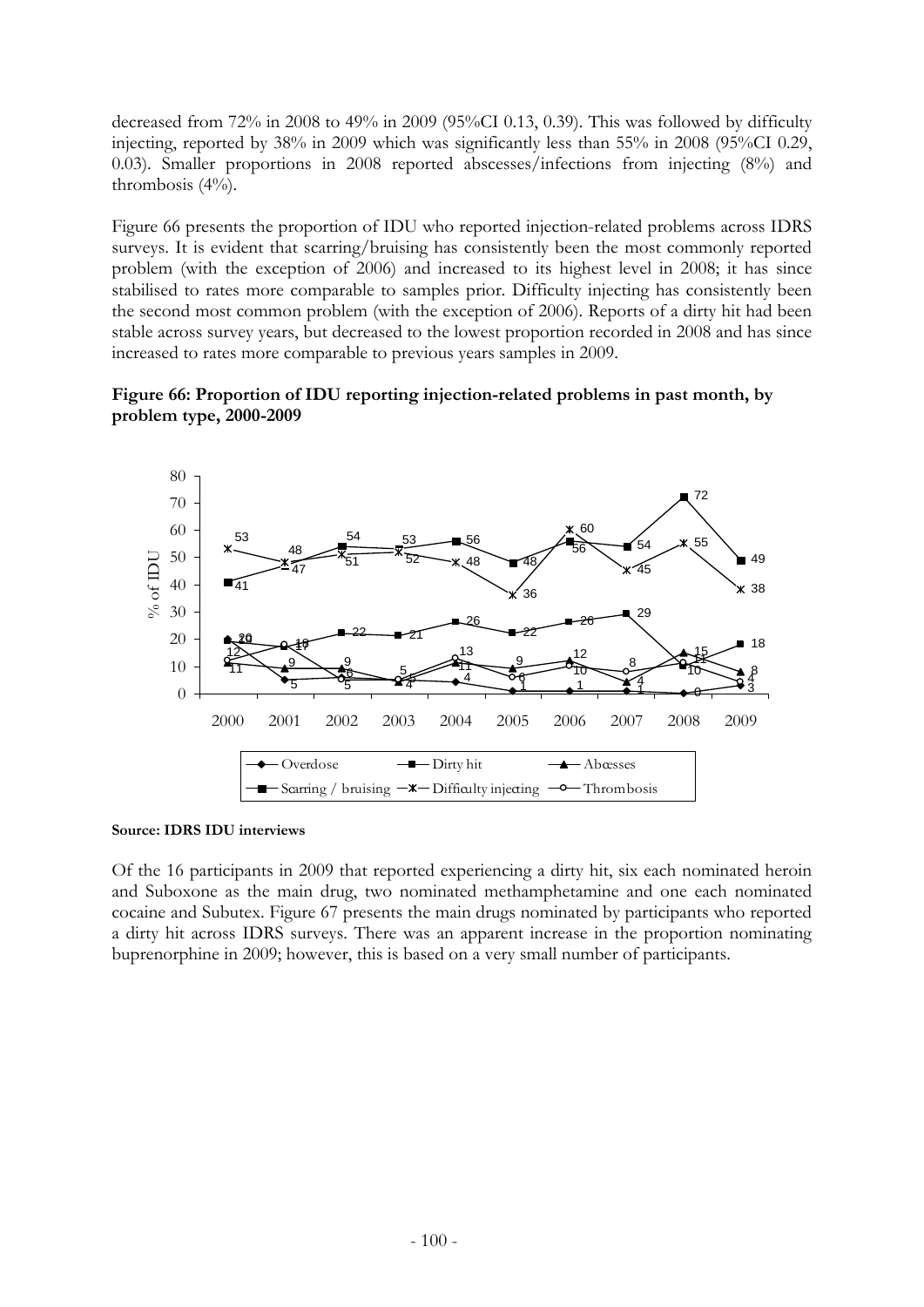decreased from 72% in 2008 to 49% in 2009 (95%CI 0.13, 0.39). This was followed by difficulty injecting, reported by 38% in 2009 which was significantly less than 55% in 2008 (95%CI 0.29, 0.03). Smaller proportions in 2008 reported abscesses/infections from injecting (8%) and thrombosis (4%).

Figure 66 presents the proportion of IDU who reported injection-related problems across IDRS surveys. It is evident that scarring/bruising has consistently been the most commonly reported problem (with the exception of 2006) and increased to its highest level in 2008; it has since stabilised to rates more comparable to samples prior. Difficulty injecting has consistently been the second most common problem (with the exception of 2006). Reports of a dirty hit had been stable across survey years, but decreased to the lowest proportion recorded in 2008 and has since increased to rates more comparable to previous years samples in 2009.

**Figure 66: Proportion of IDU reporting injection-related problems in past month, by problem type, 2000-2009**

| Problem type | 2000 | 2001 | 2002 | 2003 | 2004 | 2005 | 2006 | 2007 | 2008 | 2009 |
|---|---|---|---|---|---|---|---|---|---|---|
| Overdose | 20 | 5 | 6 | 5 | 4 | 1 | 1 | 1 | 0 | 3 |
| Dirty hit | 19 | 17 | 22 | 21 | 26 | 22 | 26 | 29 | 10 | 18 |
| Abcesses | 11 | 9 | 9 | 4 | 11 | 9 | 12 | 4 | 15 | 8 |
| Scarring / bruising | 41 | 47 | 54 | 53 | 56 | 48 | 56 | 54 | 72 | 49 |
| Difficulty injecting | 53 | 48 | 51 | 52 | 48 | 36 | 60 | 45 | 55 | 38 |
| Thrombosis | 12 | 18 | 5 | 5 | 13 | 6 | 10 | 8 | 11 | 4 |

**Source: IDRS IDU interviews**

Of the 16 participants in 2009 that reported experiencing a dirty hit, six each nominated heroin and Suboxone as the main drug, two nominated methamphetamine and one each nominated cocaine and Subutex. Figure 67 presents the main drugs nominated by participants who reported a dirty hit across IDRS surveys. There was an apparent increase in the proportion nominating buprenorphine in 2009; however, this is based on a very small number of participants.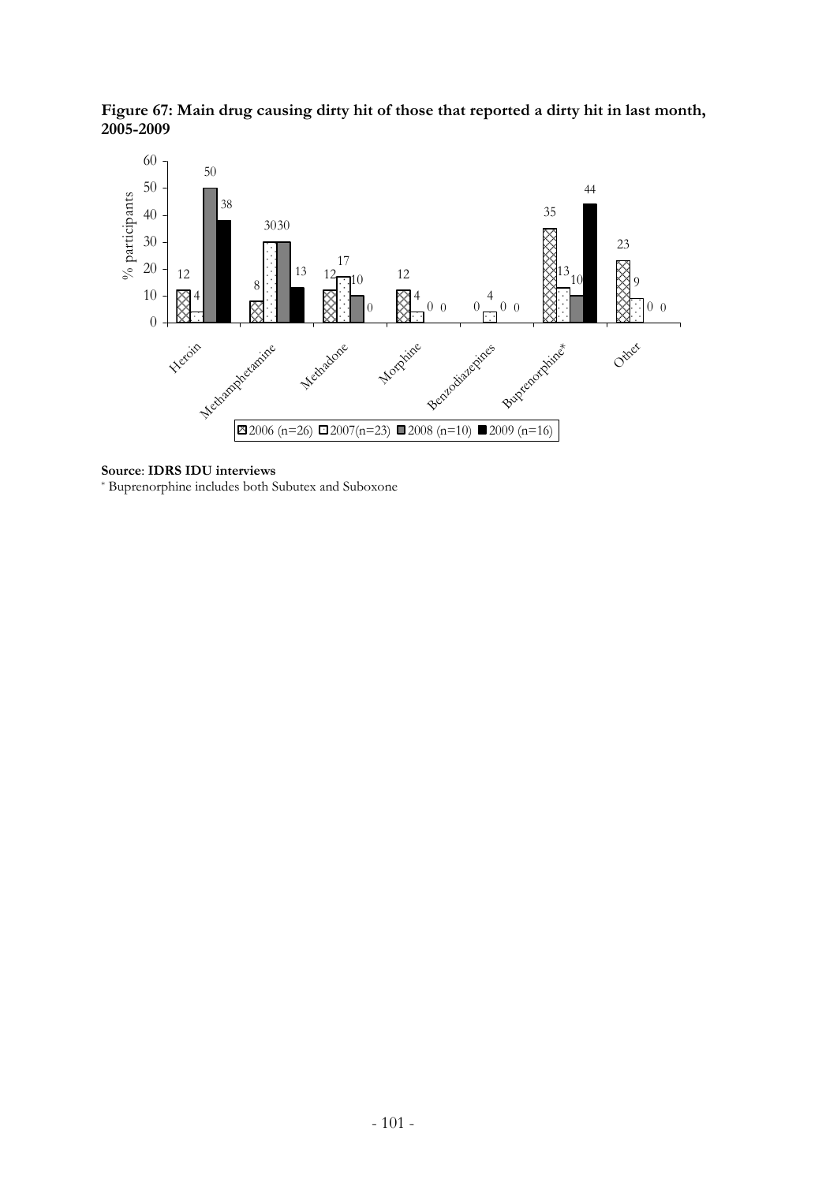**Figure 67: Main drug causing dirty hit of those that reported a dirty hit in last month, 2005-2009**

| Drug | 2006 (n=26) | 2007 (n=23) | 2008 (n=10) | 2009 (n=16) |
|---|---|---|---|---|
| Heroin | 12 | 4 | 50 | 38 |
| Methamphetamine | 8 | 30 | 30 | 13 |
| Methadone | 12 | 17 | 10 | 0 |
| Morphine | 12 | 4 | 0 | 0 |
| Benzodiazepines | 0 | 4 | 0 | 0 |
| Buprenorphine* | 35 | 13 | 10 | 44 |
| Other | 23 | 9 | 0 | 0 |

**Source**: **IDRS IDU interviews**

* Buprenorphine includes both Subutex and Suboxone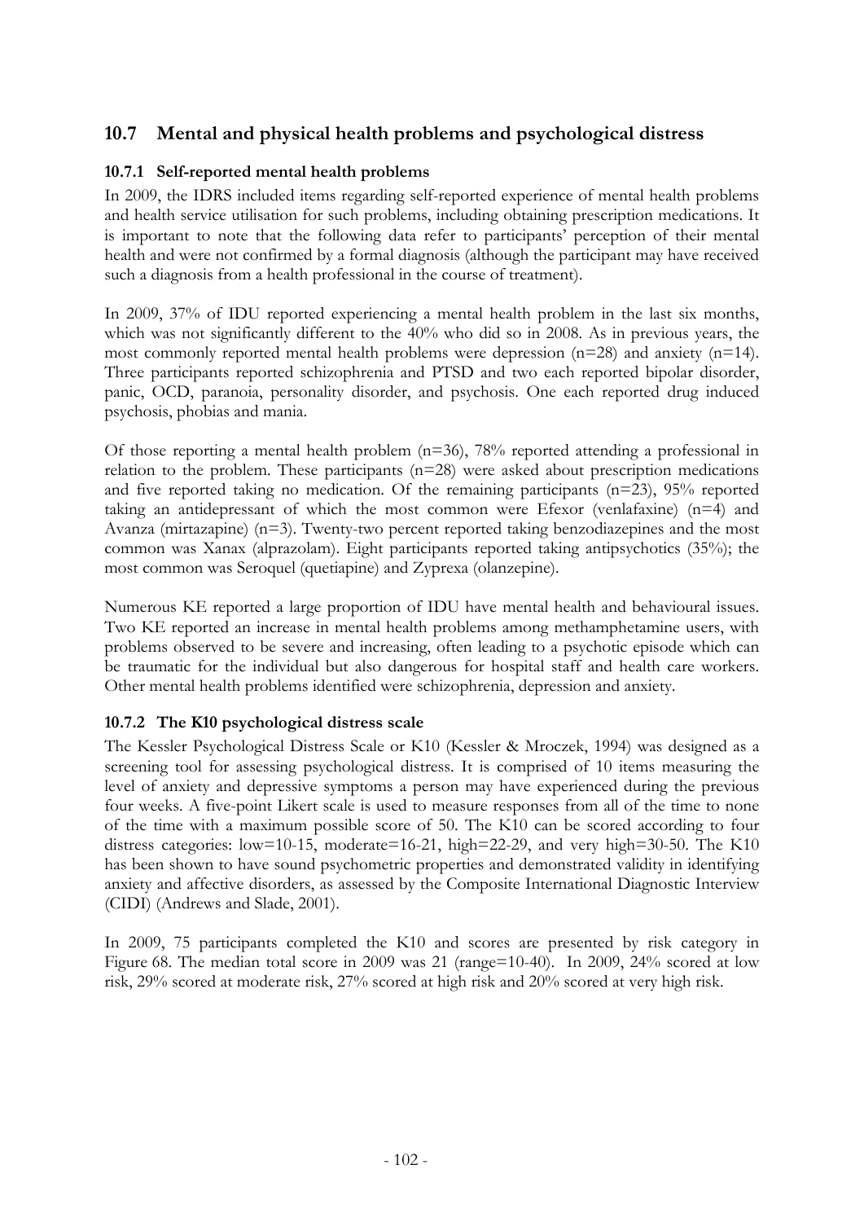## 10.7 Mental and physical health problems and psychological distress

### 10.7.1 Self-reported mental health problems

In 2009, the IDRS included items regarding self-reported experience of mental health problems and health service utilisation for such problems, including obtaining prescription medications. It is important to note that the following data refer to participants' perception of their mental health and were not confirmed by a formal diagnosis (although the participant may have received such a diagnosis from a health professional in the course of treatment).

In 2009, 37% of IDU reported experiencing a mental health problem in the last six months, which was not significantly different to the 40% who did so in 2008. As in previous years, the most commonly reported mental health problems were depression (n=28) and anxiety (n=14). Three participants reported schizophrenia and PTSD and two each reported bipolar disorder, panic, OCD, paranoia, personality disorder, and psychosis. One each reported drug induced psychosis, phobias and mania.

Of those reporting a mental health problem (n=36), 78% reported attending a professional in relation to the problem. These participants (n=28) were asked about prescription medications and five reported taking no medication. Of the remaining participants (n=23), 95% reported taking an antidepressant of which the most common were Efexor (venlafaxine) (n=4) and Avanza (mirtazapine) (n=3). Twenty-two percent reported taking benzodiazepines and the most common was Xanax (alprazolam). Eight participants reported taking antipsychotics (35%); the most common was Seroquel (quetiapine) and Zyprexa (olanzepine).

Numerous KE reported a large proportion of IDU have mental health and behavioural issues. Two KE reported an increase in mental health problems among methamphetamine users, with problems observed to be severe and increasing, often leading to a psychotic episode which can be traumatic for the individual but also dangerous for hospital staff and health care workers. Other mental health problems identified were schizophrenia, depression and anxiety.

### 10.7.2 The K10 psychological distress scale

The Kessler Psychological Distress Scale or K10 (Kessler & Mroczek, 1994) was designed as a screening tool for assessing psychological distress. It is comprised of 10 items measuring the level of anxiety and depressive symptoms a person may have experienced during the previous four weeks. A five-point Likert scale is used to measure responses from all of the time to none of the time with a maximum possible score of 50. The K10 can be scored according to four distress categories: low=10-15, moderate=16-21, high=22-29, and very high=30-50. The K10 has been shown to have sound psychometric properties and demonstrated validity in identifying anxiety and affective disorders, as assessed by the Composite International Diagnostic Interview (CIDI) (Andrews and Slade, 2001).

In 2009, 75 participants completed the K10 and scores are presented by risk category in Figure 68. The median total score in 2009 was 21 (range=10-40). In 2009, 24% scored at low risk, 29% scored at moderate risk, 27% scored at high risk and 20% scored at very high risk.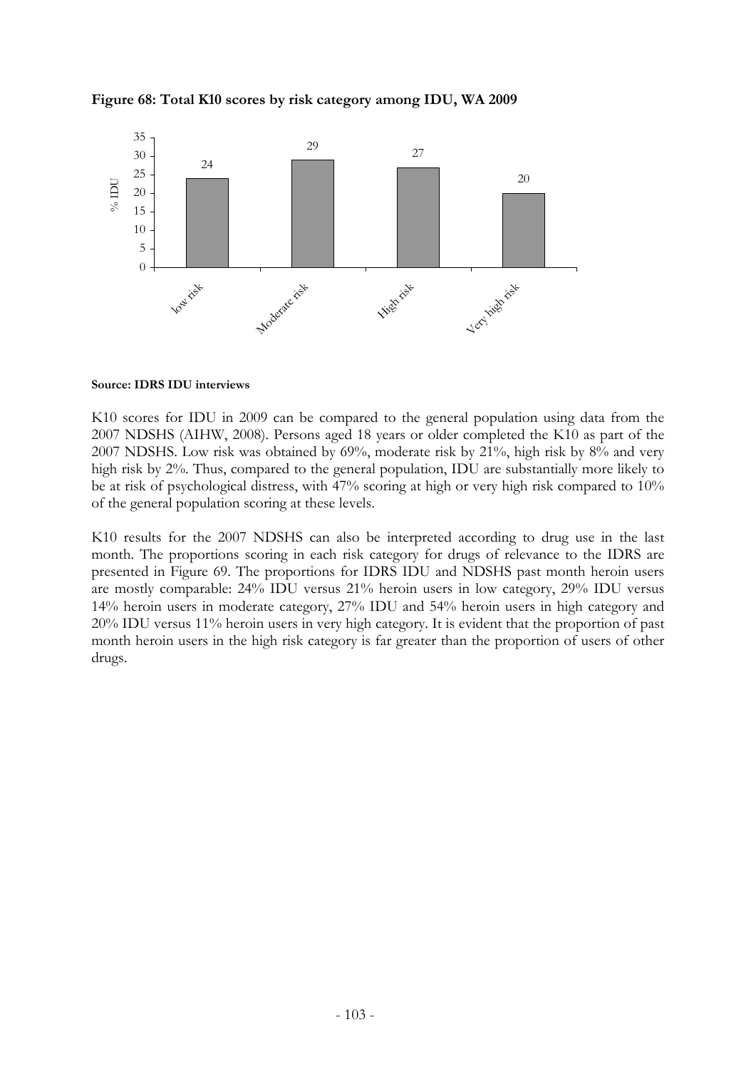**Figure 68: Total K10 scores by risk category among IDU, WA 2009**

| Risk category | % IDU |
|---|---|
| low risk | 24 |
| Moderate risk | 29 |
| High risk | 27 |
| Very high risk | 20 |

**Source: IDRS IDU interviews**

K10 scores for IDU in 2009 can be compared to the general population using data from the 2007 NDSHS (AIHW, 2008). Persons aged 18 years or older completed the K10 as part of the 2007 NDSHS. Low risk was obtained by 69%, moderate risk by 21%, high risk by 8% and very high risk by 2%. Thus, compared to the general population, IDU are substantially more likely to be at risk of psychological distress, with 47% scoring at high or very high risk compared to 10% of the general population scoring at these levels.

K10 results for the 2007 NDSHS can also be interpreted according to drug use in the last month. The proportions scoring in each risk category for drugs of relevance to the IDRS are presented in Figure 69. The proportions for IDRS IDU and NDSHS past month heroin users are mostly comparable: 24% IDU versus 21% heroin users in low category, 29% IDU versus 14% heroin users in moderate category, 27% IDU and 54% heroin users in high category and 20% IDU versus 11% heroin users in very high category. It is evident that the proportion of past month heroin users in the high risk category is far greater than the proportion of users of other drugs.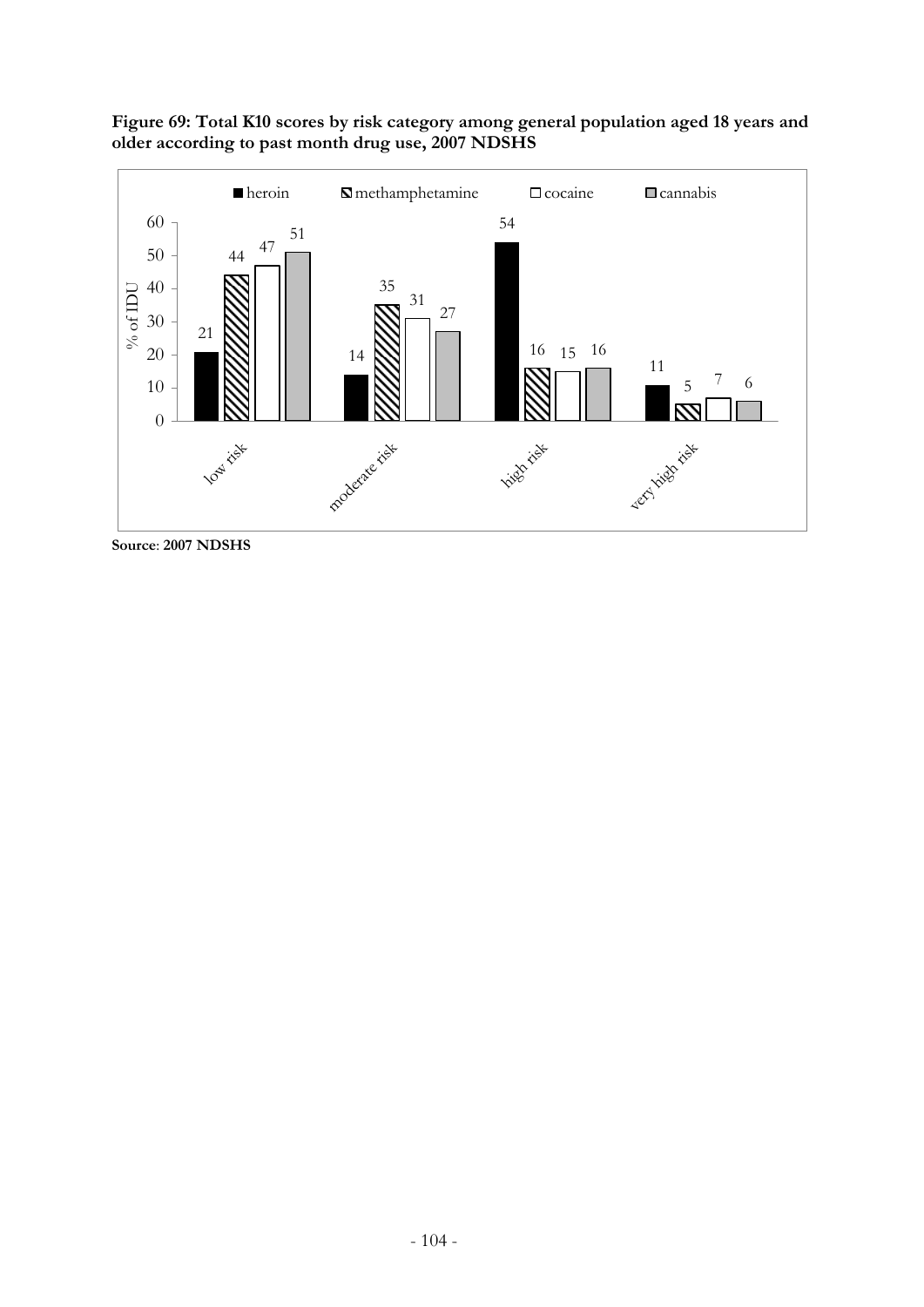**Figure 69: Total K10 scores by risk category among general population aged 18 years and older according to past month drug use, 2007 NDSHS**

| % of IDU | heroin | methamphetamine | cocaine | cannabis |
|---|---|---|---|---|
| low risk | 21 | 44 | 47 | 51 |
| moderate risk | 14 | 35 | 31 | 27 |
| high risk | 54 | 16 | 15 | 16 |
| very high risk | 11 | 5 | 7 | 6 |

**Source**: **2007 NDSHS**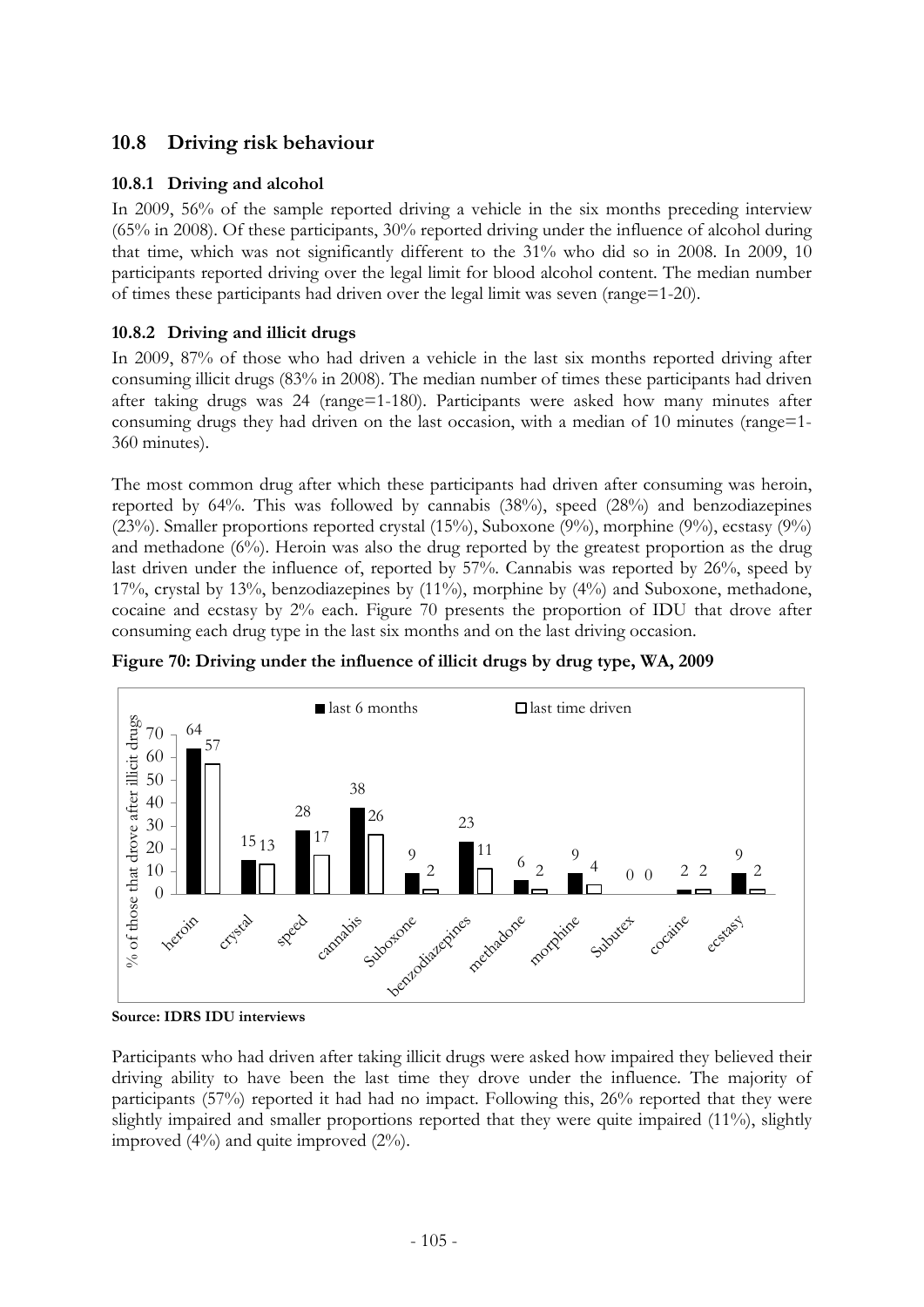## 10.8 Driving risk behaviour

### 10.8.1 Driving and alcohol

In 2009, 56% of the sample reported driving a vehicle in the six months preceding interview (65% in 2008). Of these participants, 30% reported driving under the influence of alcohol during that time, which was not significantly different to the 31% who did so in 2008. In 2009, 10 participants reported driving over the legal limit for blood alcohol content. The median number of times these participants had driven over the legal limit was seven (range=1-20).

### 10.8.2 Driving and illicit drugs

In 2009, 87% of those who had driven a vehicle in the last six months reported driving after consuming illicit drugs (83% in 2008). The median number of times these participants had driven after taking drugs was 24 (range=1-180). Participants were asked how many minutes after consuming drugs they had driven on the last occasion, with a median of 10 minutes (range=1-360 minutes).

The most common drug after which these participants had driven after consuming was heroin, reported by 64%. This was followed by cannabis (38%), speed (28%) and benzodiazepines (23%). Smaller proportions reported crystal (15%), Suboxone (9%), morphine (9%), ecstasy (9%) and methadone (6%). Heroin was also the drug reported by the greatest proportion as the drug last driven under the influence of, reported by 57%. Cannabis was reported by 26%, speed by 17%, crystal by 13%, benzodiazepines by (11%), morphine by (4%) and Suboxone, methadone, cocaine and ecstasy by 2% each. Figure 70 presents the proportion of IDU that drove after consuming each drug type in the last six months and on the last driving occasion.

**Figure 70: Driving under the influence of illicit drugs by drug type, WA, 2009**

| Drug | last 6 months | last time driven |
|---|---|---|
| heroin | 64 | 57 |
| crystal | 15 | 13 |
| speed | 28 | 17 |
| cannabis | 38 | 26 |
| Suboxone | 9 | 2 |
| benzodiazepines | 23 | 11 |
| methadone | 6 | 2 |
| morphine | 9 | 4 |
| Subutex | 0 | 0 |
| cocaine | 2 | 2 |
| ecstasy | 9 | 2 |

(Y-axis: % of those that drove after illicit drugs)

**Source: IDRS IDU interviews**

Participants who had driven after taking illicit drugs were asked how impaired they believed their driving ability to have been the last time they drove under the influence. The majority of participants (57%) reported it had had no impact. Following this, 26% reported that they were slightly impaired and smaller proportions reported that they were quite impaired (11%), slightly improved (4%) and quite improved (2%).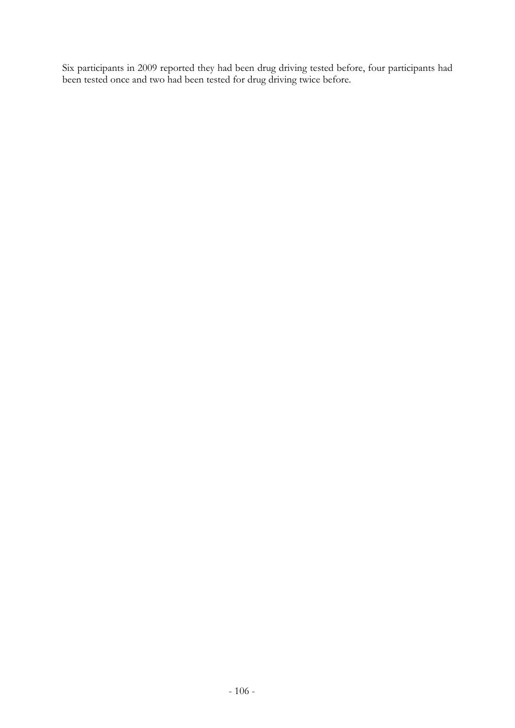Six participants in 2009 reported they had been drug driving tested before, four participants had been tested once and two had been tested for drug driving twice before.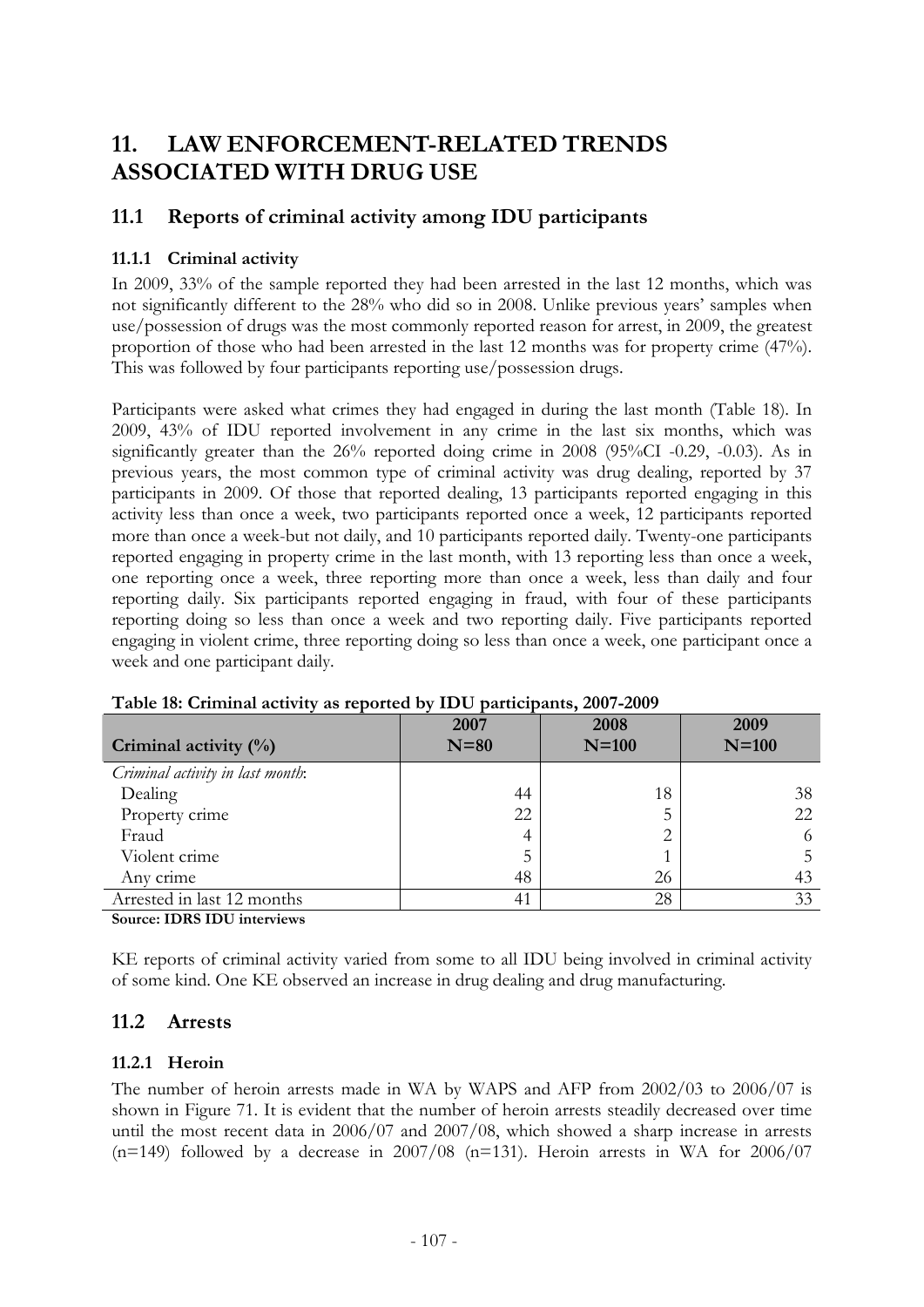# 11. LAW ENFORCEMENT-RELATED TRENDS ASSOCIATED WITH DRUG USE

## 11.1 Reports of criminal activity among IDU participants

### 11.1.1 Criminal activity

In 2009, 33% of the sample reported they had been arrested in the last 12 months, which was not significantly different to the 28% who did so in 2008. Unlike previous years' samples when use/possession of drugs was the most commonly reported reason for arrest, in 2009, the greatest proportion of those who had been arrested in the last 12 months was for property crime (47%). This was followed by four participants reporting use/possession drugs.

Participants were asked what crimes they had engaged in during the last month (Table 18). In 2009, 43% of IDU reported involvement in any crime in the last six months, which was significantly greater than the 26% reported doing crime in 2008 (95%CI -0.29, -0.03). As in previous years, the most common type of criminal activity was drug dealing, reported by 37 participants in 2009. Of those that reported dealing, 13 participants reported engaging in this activity less than once a week, two participants reported once a week, 12 participants reported more than once a week-but not daily, and 10 participants reported daily. Twenty-one participants reported engaging in property crime in the last month, with 13 reporting less than once a week, one reporting once a week, three reporting more than once a week, less than daily and four reporting daily. Six participants reported engaging in fraud, with four of these participants reporting doing so less than once a week and two reporting daily. Five participants reported engaging in violent crime, three reporting doing so less than once a week, one participant once a week and one participant daily.

**Table 18: Criminal activity as reported by IDU participants, 2007-2009**

| Criminal activity (%) | 2007 N=80 | 2008 N=100 | 2009 N=100 |
|---|---|---|---|
| *Criminal activity in last month:* | | | |
| Dealing | 44 | 18 | 38 |
| Property crime | 22 | 5 | 22 |
| Fraud | 4 | 2 | 6 |
| Violent crime | 5 | 1 | 5 |
| Any crime | 48 | 26 | 43 |
| Arrested in last 12 months | 41 | 28 | 33 |

**Source: IDRS IDU interviews**

KE reports of criminal activity varied from some to all IDU being involved in criminal activity of some kind. One KE observed an increase in drug dealing and drug manufacturing.

## 11.2 Arrests

### 11.2.1 Heroin

The number of heroin arrests made in WA by WAPS and AFP from 2002/03 to 2006/07 is shown in Figure 71. It is evident that the number of heroin arrests steadily decreased over time until the most recent data in 2006/07 and 2007/08, which showed a sharp increase in arrests (n=149) followed by a decrease in 2007/08 (n=131). Heroin arrests in WA for 2006/07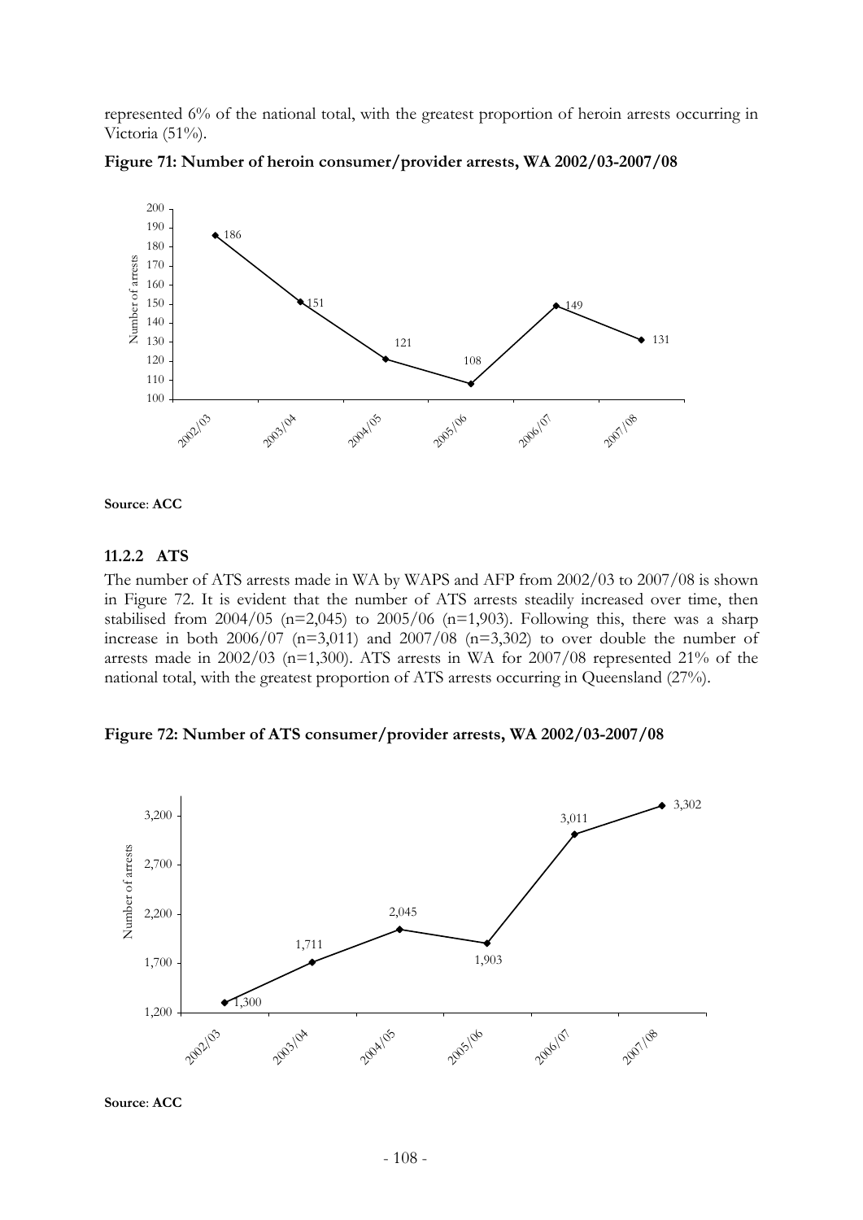represented 6% of the national total, with the greatest proportion of heroin arrests occurring in Victoria (51%).

**Figure 71: Number of heroin consumer/provider arrests, WA 2002/03-2007/08**

| Year | Number of arrests |
|---|---|
| 2002/03 | 186 |
| 2003/04 | 151 |
| 2004/05 | 121 |
| 2005/06 | 108 |
| 2006/07 | 149 |
| 2007/08 | 131 |

**Source**: **ACC**

### 11.2.2 ATS

The number of ATS arrests made in WA by WAPS and AFP from 2002/03 to 2007/08 is shown in Figure 72. It is evident that the number of ATS arrests steadily increased over time, then stabilised from 2004/05 (n=2,045) to 2005/06 (n=1,903). Following this, there was a sharp increase in both 2006/07 (n=3,011) and 2007/08 (n=3,302) to over double the number of arrests made in 2002/03 (n=1,300). ATS arrests in WA for 2007/08 represented 21% of the national total, with the greatest proportion of ATS arrests occurring in Queensland (27%).

**Figure 72: Number of ATS consumer/provider arrests, WA 2002/03-2007/08**

| Year | Number of arrests |
|---|---|
| 2002/03 | 1,300 |
| 2003/04 | 1,711 |
| 2004/05 | 2,045 |
| 2005/06 | 1,903 |
| 2006/07 | 3,011 |
| 2007/08 | 3,302 |

**Source**: **ACC**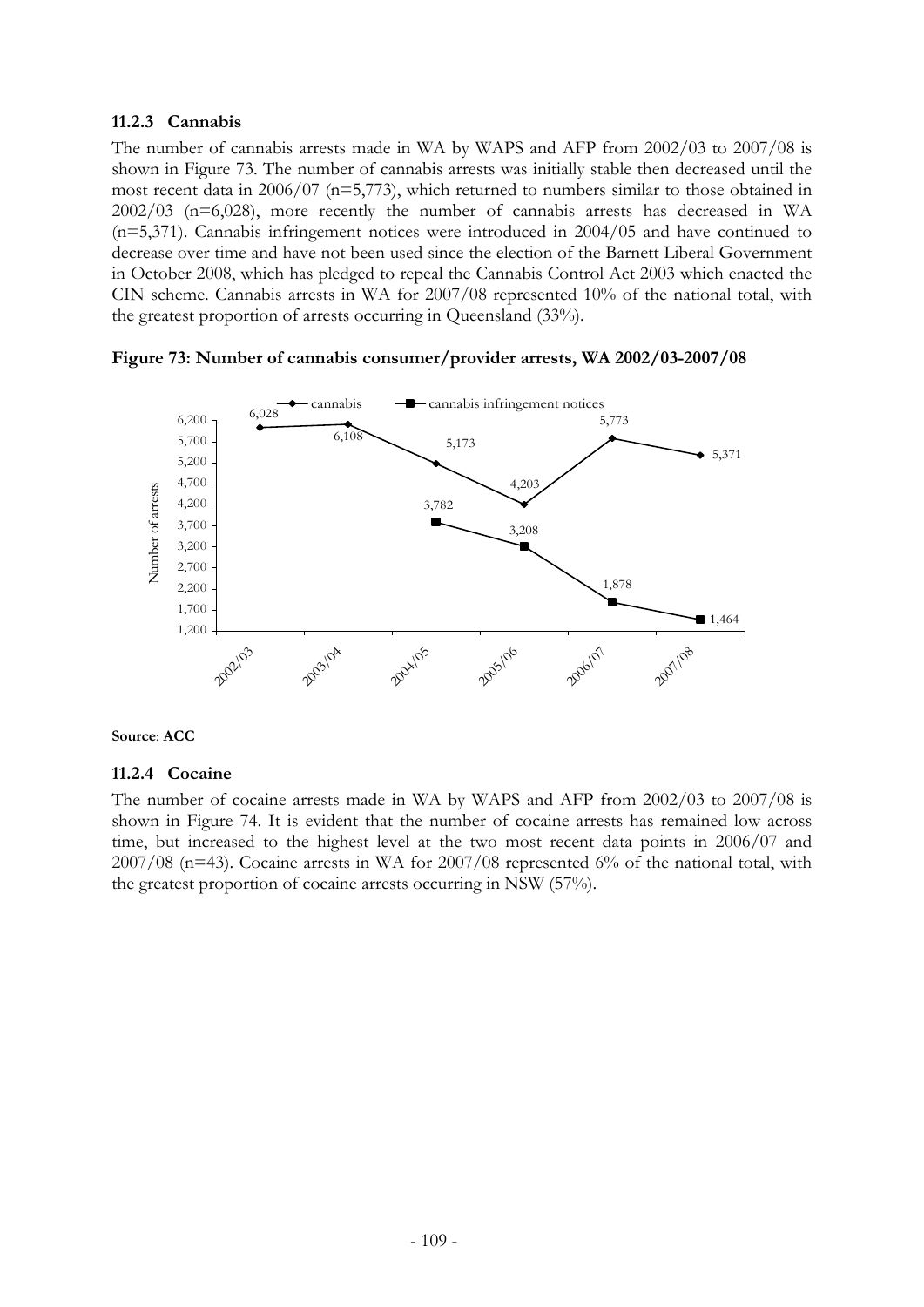### 11.2.3 Cannabis

The number of cannabis arrests made in WA by WAPS and AFP from 2002/03 to 2007/08 is shown in Figure 73. The number of cannabis arrests was initially stable then decreased until the most recent data in 2006/07 (n=5,773), which returned to numbers similar to those obtained in 2002/03 (n=6,028), more recently the number of cannabis arrests has decreased in WA (n=5,371). Cannabis infringement notices were introduced in 2004/05 and have continued to decrease over time and have not been used since the election of the Barnett Liberal Government in October 2008, which has pledged to repeal the Cannabis Control Act 2003 which enacted the CIN scheme. Cannabis arrests in WA for 2007/08 represented 10% of the national total, with the greatest proportion of arrests occurring in Queensland (33%).

**Figure 73: Number of cannabis consumer/provider arrests, WA 2002/03-2007/08**

| | 2002/03 | 2003/04 | 2004/05 | 2005/06 | 2006/07 | 2007/08 |
|---|---|---|---|---|---|---|
| cannabis | 6,028 | 6,108 | 5,173 | 4,203 | 5,773 | 5,371 |
| cannabis infringement notices | | | 3,782 | 3,208 | 1,878 | 1,464 |

**Source**: **ACC**

### 11.2.4 Cocaine

The number of cocaine arrests made in WA by WAPS and AFP from 2002/03 to 2007/08 is shown in Figure 74. It is evident that the number of cocaine arrests has remained low across time, but increased to the highest level at the two most recent data points in 2006/07 and 2007/08 (n=43). Cocaine arrests in WA for 2007/08 represented 6% of the national total, with the greatest proportion of cocaine arrests occurring in NSW (57%).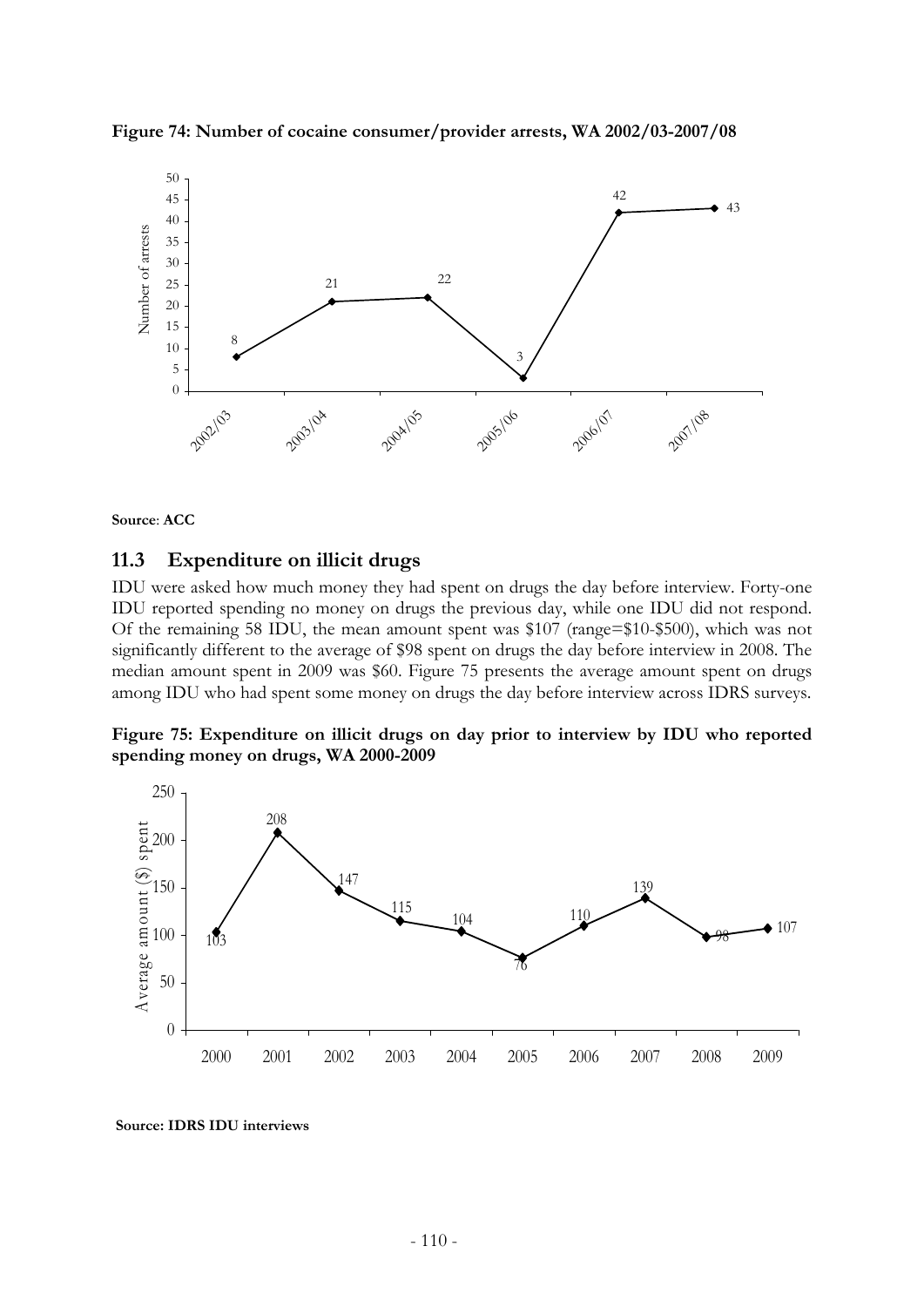**Figure 74: Number of cocaine consumer/provider arrests, WA 2002/03-2007/08**

**Source**: **ACC**

## 11.3 Expenditure on illicit drugs

IDU were asked how much money they had spent on drugs the day before interview. Forty-one IDU reported spending no money on drugs the previous day, while one IDU did not respond. Of the remaining 58 IDU, the mean amount spent was $107 (range=$10-$500), which was not significantly different to the average of $98 spent on drugs the day before interview in 2008. The median amount spent in 2009 was $60. Figure 75 presents the average amount spent on drugs among IDU who had spent some money on drugs the day before interview across IDRS surveys.

**Figure 75: Expenditure on illicit drugs on day prior to interview by IDU who reported spending money on drugs, WA 2000-2009**

**Source: IDRS IDU interviews**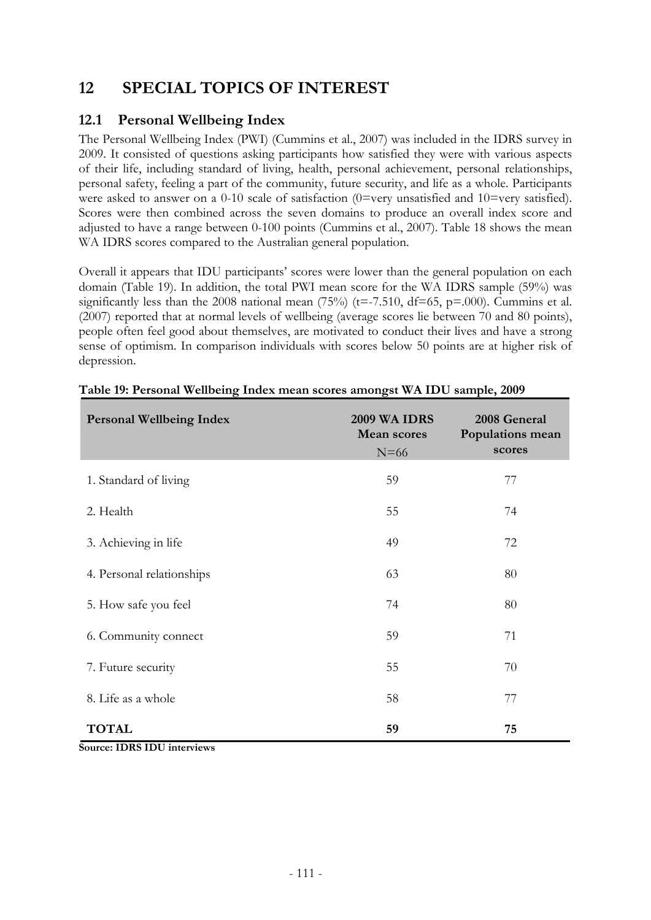# 12 SPECIAL TOPICS OF INTEREST

## 12.1 Personal Wellbeing Index

The Personal Wellbeing Index (PWI) (Cummins et al., 2007) was included in the IDRS survey in 2009. It consisted of questions asking participants how satisfied they were with various aspects of their life, including standard of living, health, personal achievement, personal relationships, personal safety, feeling a part of the community, future security, and life as a whole. Participants were asked to answer on a 0-10 scale of satisfaction (0=very unsatisfied and 10=very satisfied). Scores were then combined across the seven domains to produce an overall index score and adjusted to have a range between 0-100 points (Cummins et al., 2007). Table 18 shows the mean WA IDRS scores compared to the Australian general population.

Overall it appears that IDU participants' scores were lower than the general population on each domain (Table 19). In addition, the total PWI mean score for the WA IDRS sample (59%) was significantly less than the 2008 national mean (75%) ($t=-7.510$, $df=65$, $p=.000$). Cummins et al. (2007) reported that at normal levels of wellbeing (average scores lie between 70 and 80 points), people often feel good about themselves, are motivated to conduct their lives and have a strong sense of optimism. In comparison individuals with scores below 50 points are at higher risk of depression.

**Table 19: Personal Wellbeing Index mean scores amongst WA IDU sample, 2009**

| Personal Wellbeing Index | 2009 WA IDRS Mean scores N=66 | 2008 General Populations mean scores |
|---|---|---|
| 1. Standard of living | 59 | 77 |
| 2. Health | 55 | 74 |
| 3. Achieving in life | 49 | 72 |
| 4. Personal relationships | 63 | 80 |
| 5. How safe you feel | 74 | 80 |
| 6. Community connect | 59 | 71 |
| 7. Future security | 55 | 70 |
| 8. Life as a whole | 58 | 77 |
| **TOTAL** | **59** | **75** |

**Source: IDRS IDU interviews**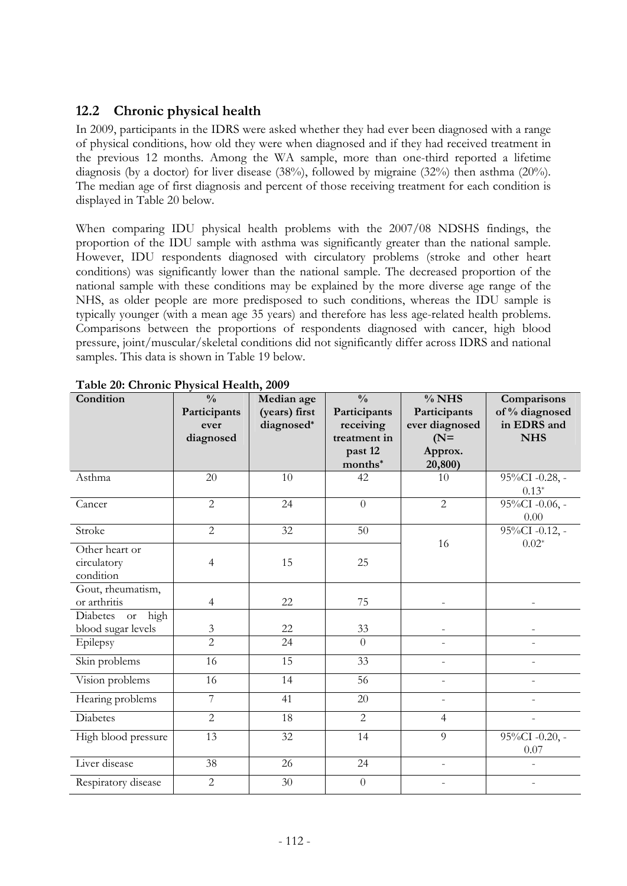## 12.2 Chronic physical health

In 2009, participants in the IDRS were asked whether they had ever been diagnosed with a range of physical conditions, how old they were when diagnosed and if they had received treatment in the previous 12 months. Among the WA sample, more than one-third reported a lifetime diagnosis (by a doctor) for liver disease (38%), followed by migraine (32%) then asthma (20%). The median age of first diagnosis and percent of those receiving treatment for each condition is displayed in Table 20 below.

When comparing IDU physical health problems with the 2007/08 NDSHS findings, the proportion of the IDU sample with asthma was significantly greater than the national sample. However, IDU respondents diagnosed with circulatory problems (stroke and other heart conditions) was significantly lower than the national sample. The decreased proportion of the national sample with these conditions may be explained by the more diverse age range of the NHS, as older people are more predisposed to such conditions, whereas the IDU sample is typically younger (with a mean age 35 years) and therefore has less age-related health problems. Comparisons between the proportions of respondents diagnosed with cancer, high blood pressure, joint/muscular/skeletal conditions did not significantly differ across IDRS and national samples. This data is shown in Table 19 below.

**Table 20: Chronic Physical Health, 2009**

| Condition | % Participants ever diagnosed | Median age (years) first diagnosed* | % Participants receiving treatment in past 12 months* | % NHS Participants ever diagnosed (N= Approx. 20,800) | Comparisons of % diagnosed in EDRS and NHS |
|---|---|---|---|---|---|
| Asthma | 20 | 10 | 42 | 10 | 95%CI -0.28, -0.13* |
| Cancer | 2 | 24 | 0 | 2 | 95%CI -0.06, -0.00 |
| Stroke | 2 | 32 | 50 | 16 | 95%CI -0.12, -0.02* |
| Other heart or circulatory condition | 4 | 15 | 25 | | |
| Gout, rheumatism, or arthritis | 4 | 22 | 75 | - | - |
| Diabetes or high blood sugar levels | 3 | 22 | 33 | - | - |
| Epilepsy | 2 | 24 | 0 | - | - |
| Skin problems | 16 | 15 | 33 | - | - |
| Vision problems | 16 | 14 | 56 | - | - |
| Hearing problems | 7 | 41 | 20 | - | - |
| Diabetes | 2 | 18 | 2 | 4 | - |
| High blood pressure | 13 | 32 | 14 | 9 | 95%CI -0.20, -0.07 |
| Liver disease | 38 | 26 | 24 | - | - |
| Respiratory disease | 2 | 30 | 0 | - | - |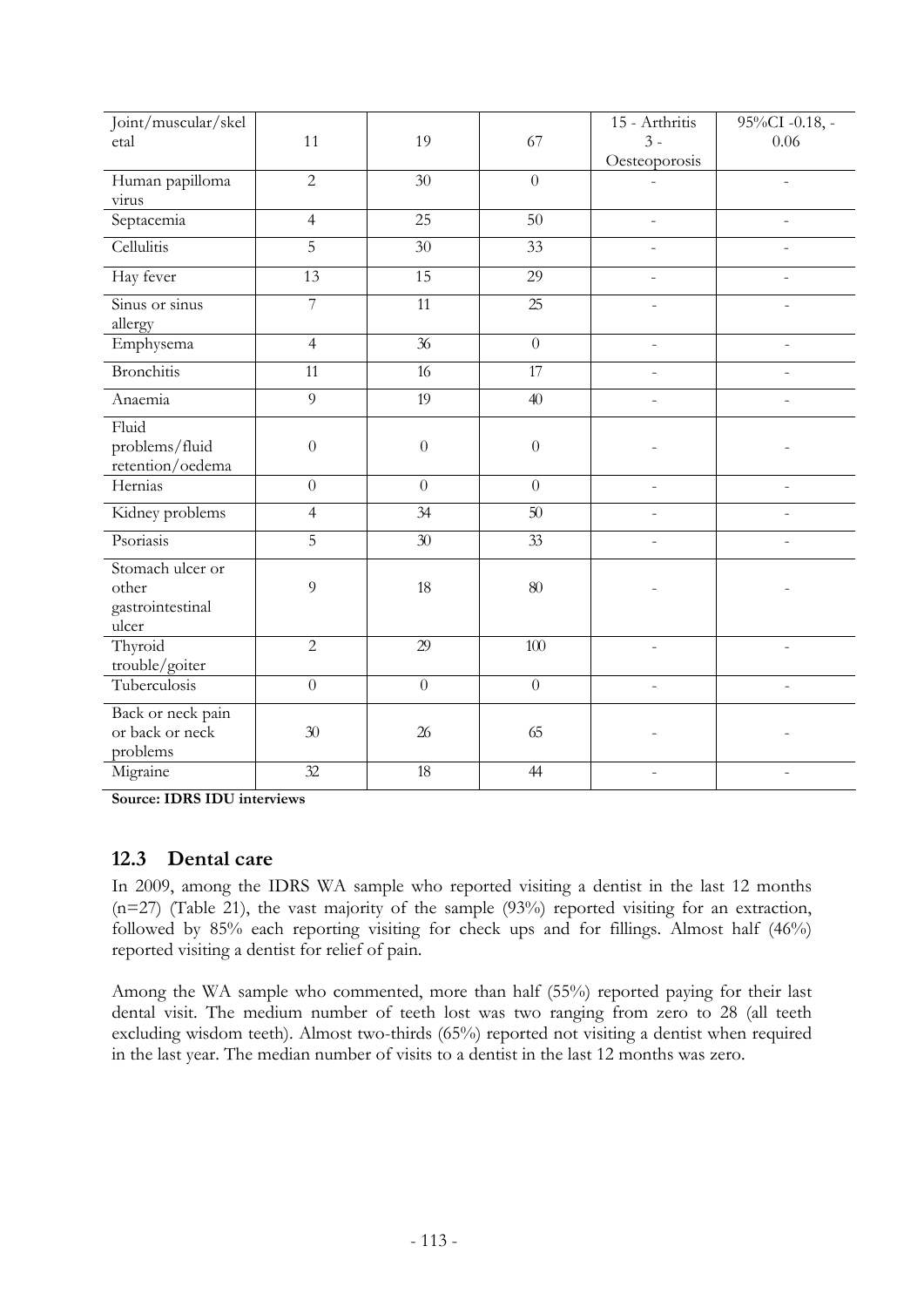| Joint/muscular/skeletal | 11 | 19 | 67 | 15 - Arthritis 3 - Oesteoporosis | 95%CI -0.18, -0.06 |
|---|---|---|---|---|---|
| Human papilloma virus | 2 | 30 | 0 | - | - |
| Septacemia | 4 | 25 | 50 | - | - |
| Cellulitis | 5 | 30 | 33 | - | - |
| Hay fever | 13 | 15 | 29 | - | - |
| Sinus or sinus allergy | 7 | 11 | 25 | - | - |
| Emphysema | 4 | 36 | 0 | - | - |
| Bronchitis | 11 | 16 | 17 | - | - |
| Anaemia | 9 | 19 | 40 | - | - |
| Fluid problems/fluid retention/oedema | 0 | 0 | 0 | - | - |
| Hernias | 0 | 0 | 0 | - | - |
| Kidney problems | 4 | 34 | 50 | - | - |
| Psoriasis | 5 | 30 | 33 | - | - |
| Stomach ulcer or other gastrointestinal ulcer | 9 | 18 | 80 | - | - |
| Thyroid trouble/goiter | 2 | 29 | 100 | - | - |
| Tuberculosis | 0 | 0 | 0 | - | - |
| Back or neck pain or back or neck problems | 30 | 26 | 65 | - | - |
| Migraine | 32 | 18 | 44 | - | - |

**Source: IDRS IDU interviews**

## 12.3 Dental care

In 2009, among the IDRS WA sample who reported visiting a dentist in the last 12 months (n=27) (Table 21), the vast majority of the sample (93%) reported visiting for an extraction, followed by 85% each reporting visiting for check ups and for fillings. Almost half (46%) reported visiting a dentist for relief of pain.

Among the WA sample who commented, more than half (55%) reported paying for their last dental visit. The medium number of teeth lost was two ranging from zero to 28 (all teeth excluding wisdom teeth). Almost two-thirds (65%) reported not visiting a dentist when required in the last year. The median number of visits to a dentist in the last 12 months was zero.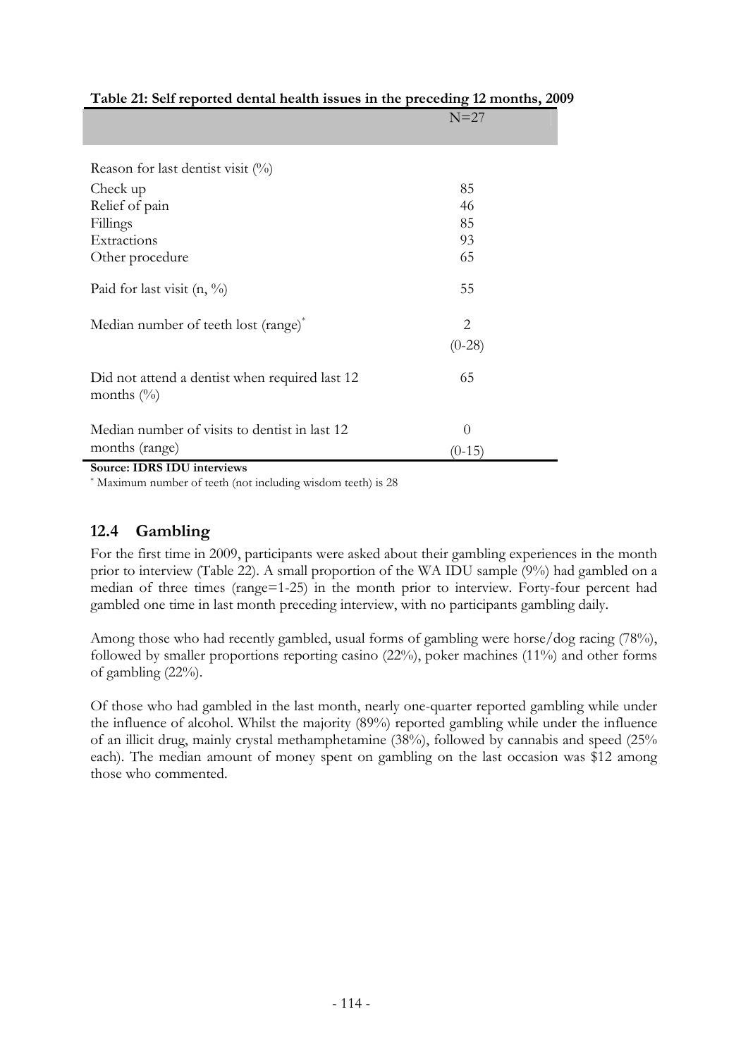**Table 21: Self reported dental health issues in the preceding 12 months, 2009**

| | N=27 |
|---|---|
| Reason for last dentist visit (%) | |
| Check up | 85 |
| Relief of pain | 46 |
| Fillings | 85 |
| Extractions | 93 |
| Other procedure | 65 |
| Paid for last visit (n, %) | 55 |
| Median number of teeth lost (range)* | 2 (0-28) |
| Did not attend a dentist when required last 12 months (%) | 65 |
| Median number of visits to dentist in last 12 months (range) | 0 (0-15) |

**Source: IDRS IDU interviews**

* Maximum number of teeth (not including wisdom teeth) is 28

## 12.4 Gambling

For the first time in 2009, participants were asked about their gambling experiences in the month prior to interview (Table 22). A small proportion of the WA IDU sample (9%) had gambled on a median of three times (range=1-25) in the month prior to interview. Forty-four percent had gambled one time in last month preceding interview, with no participants gambling daily.

Among those who had recently gambled, usual forms of gambling were horse/dog racing (78%), followed by smaller proportions reporting casino (22%), poker machines (11%) and other forms of gambling (22%).

Of those who had gambled in the last month, nearly one-quarter reported gambling while under the influence of alcohol. Whilst the majority (89%) reported gambling while under the influence of an illicit drug, mainly crystal methamphetamine (38%), followed by cannabis and speed (25% each). The median amount of money spent on gambling on the last occasion was $12 among those who commented.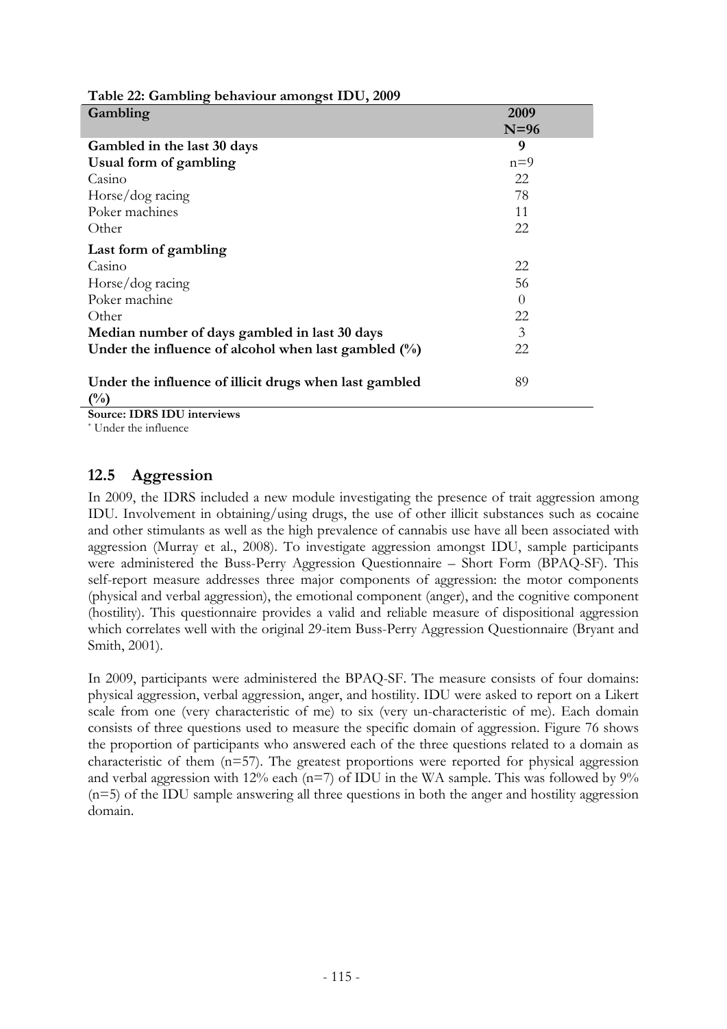**Table 22: Gambling behaviour amongst IDU, 2009**

| Gambling | 2009 N=96 |
|---|---|
| **Gambled in the last 30 days** | **9** |
| **Usual form of gambling** | n=9 |
| Casino | 22 |
| Horse/dog racing | 78 |
| Poker machines | 11 |
| Other | 22 |
| **Last form of gambling** | |
| Casino | 22 |
| Horse/dog racing | 56 |
| Poker machine | 0 |
| Other | 22 |
| **Median number of days gambled in last 30 days** | 3 |
| **Under the influence of alcohol when last gambled (%)** | 22 |
| **Under the influence of illicit drugs when last gambled (%)** | 89 |

**Source: IDRS IDU interviews**

* Under the influence

## 12.5 Aggression

In 2009, the IDRS included a new module investigating the presence of trait aggression among IDU. Involvement in obtaining/using drugs, the use of other illicit substances such as cocaine and other stimulants as well as the high prevalence of cannabis use have all been associated with aggression (Murray et al., 2008). To investigate aggression amongst IDU, sample participants were administered the Buss-Perry Aggression Questionnaire – Short Form (BPAQ-SF). This self-report measure addresses three major components of aggression: the motor components (physical and verbal aggression), the emotional component (anger), and the cognitive component (hostility). This questionnaire provides a valid and reliable measure of dispositional aggression which correlates well with the original 29-item Buss-Perry Aggression Questionnaire (Bryant and Smith, 2001).

In 2009, participants were administered the BPAQ-SF. The measure consists of four domains: physical aggression, verbal aggression, anger, and hostility. IDU were asked to report on a Likert scale from one (very characteristic of me) to six (very un-characteristic of me). Each domain consists of three questions used to measure the specific domain of aggression. Figure 76 shows the proportion of participants who answered each of the three questions related to a domain as characteristic of them (n=57). The greatest proportions were reported for physical aggression and verbal aggression with 12% each (n=7) of IDU in the WA sample. This was followed by 9% (n=5) of the IDU sample answering all three questions in both the anger and hostility aggression domain.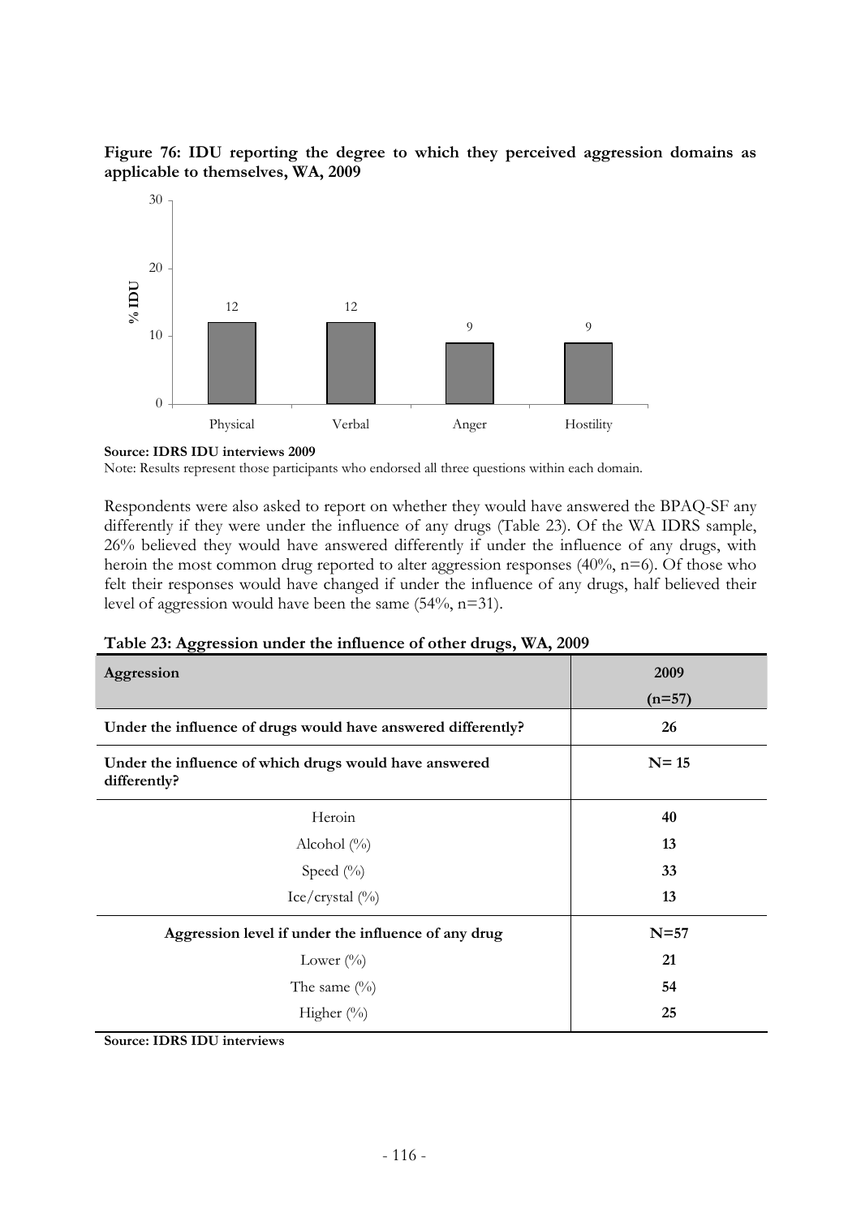**Figure 76: IDU reporting the degree to which they perceived aggression domains as applicable to themselves, WA, 2009**

**Source: IDRS IDU interviews 2009**

Note: Results represent those participants who endorsed all three questions within each domain.

Respondents were also asked to report on whether they would have answered the BPAQ-SF any differently if they were under the influence of any drugs (Table 23). Of the WA IDRS sample, 26% believed they would have answered differently if under the influence of any drugs, with heroin the most common drug reported to alter aggression responses (40%, n=6). Of those who felt their responses would have changed if under the influence of any drugs, half believed their level of aggression would have been the same (54%, n=31).

**Table 23: Aggression under the influence of other drugs, WA, 2009**

| Aggression | 2009 (n=57) |
|---|---|
| **Under the influence of drugs would have answered differently?** | **26** |
| **Under the influence of which drugs would have answered differently?** | **N= 15** |
| Heroin | **40** |
| Alcohol (%) | **13** |
| Speed (%) | **33** |
| Ice/crystal (%) | **13** |
| **Aggression level if under the influence of any drug** | **N=57** |
| Lower (%) | **21** |
| The same (%) | **54** |
| Higher (%) | **25** |

**Source: IDRS IDU interviews**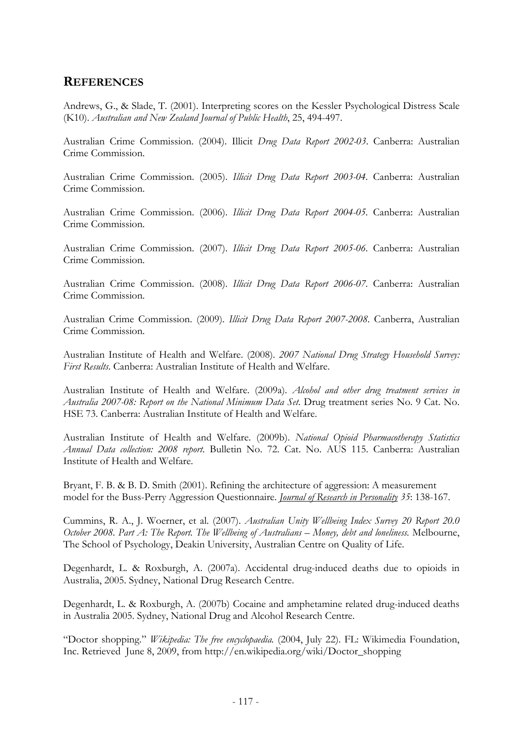# REFERENCES

Andrews, G., & Slade, T. (2001). Interpreting scores on the Kessler Psychological Distress Scale (K10). *Australian and New Zealand Journal of Public Health*, 25, 494-497.

Australian Crime Commission. (2004). Illicit *Drug Data Report 2002-03*. Canberra: Australian Crime Commission.

Australian Crime Commission. (2005). *Illicit Drug Data Report 2003-04*. Canberra: Australian Crime Commission.

Australian Crime Commission. (2006). *Illicit Drug Data Report 2004-05*. Canberra: Australian Crime Commission.

Australian Crime Commission. (2007). *Illicit Drug Data Report 2005-06*. Canberra: Australian Crime Commission.

Australian Crime Commission. (2008). *Illicit Drug Data Report 2006-07*. Canberra: Australian Crime Commission.

Australian Crime Commission. (2009). *Illicit Drug Data Report 2007-2008*. Canberra, Australian Crime Commission.

Australian Institute of Health and Welfare. (2008). *2007 National Drug Strategy Household Survey: First Results*. Canberra: Australian Institute of Health and Welfare.

Australian Institute of Health and Welfare. (2009a). *Alcohol and other drug treatment services in Australia 2007-08: Report on the National Minimum Data Set*. Drug treatment series No. 9 Cat. No. HSE 73. Canberra: Australian Institute of Health and Welfare.

Australian Institute of Health and Welfare. (2009b). *National Opioid Pharmacotherapy Statistics Annual Data collection: 2008 report*. Bulletin No. 72. Cat. No. AUS 115. Canberra: Australian Institute of Health and Welfare.

Bryant, F. B. & B. D. Smith (2001). Refining the architecture of aggression: A measurement model for the Buss-Perry Aggression Questionnaire. *Journal of Research in Personality 35*: 138-167.

Cummins, R. A., J. Woerner, et al. (2007). *Australian Unity Wellbeing Index Survey 20 Report 20.0 October 2008. Part A: The Report. The Wellbeing of Australians – Money, debt and loneliness.* Melbourne, The School of Psychology, Deakin University, Australian Centre on Quality of Life.

Degenhardt, L. & Roxburgh, A. (2007a). Accidental drug-induced deaths due to opioids in Australia, 2005. Sydney, National Drug Research Centre.

Degenhardt, L. & Roxburgh, A. (2007b) Cocaine and amphetamine related drug-induced deaths in Australia 2005. Sydney, National Drug and Alcohol Research Centre.

"Doctor shopping." *Wikipedia: The free encyclopaedia.* (2004, July 22). FL: Wikimedia Foundation, Inc. Retrieved June 8, 2009, from http://en.wikipedia.org/wiki/Doctor_shopping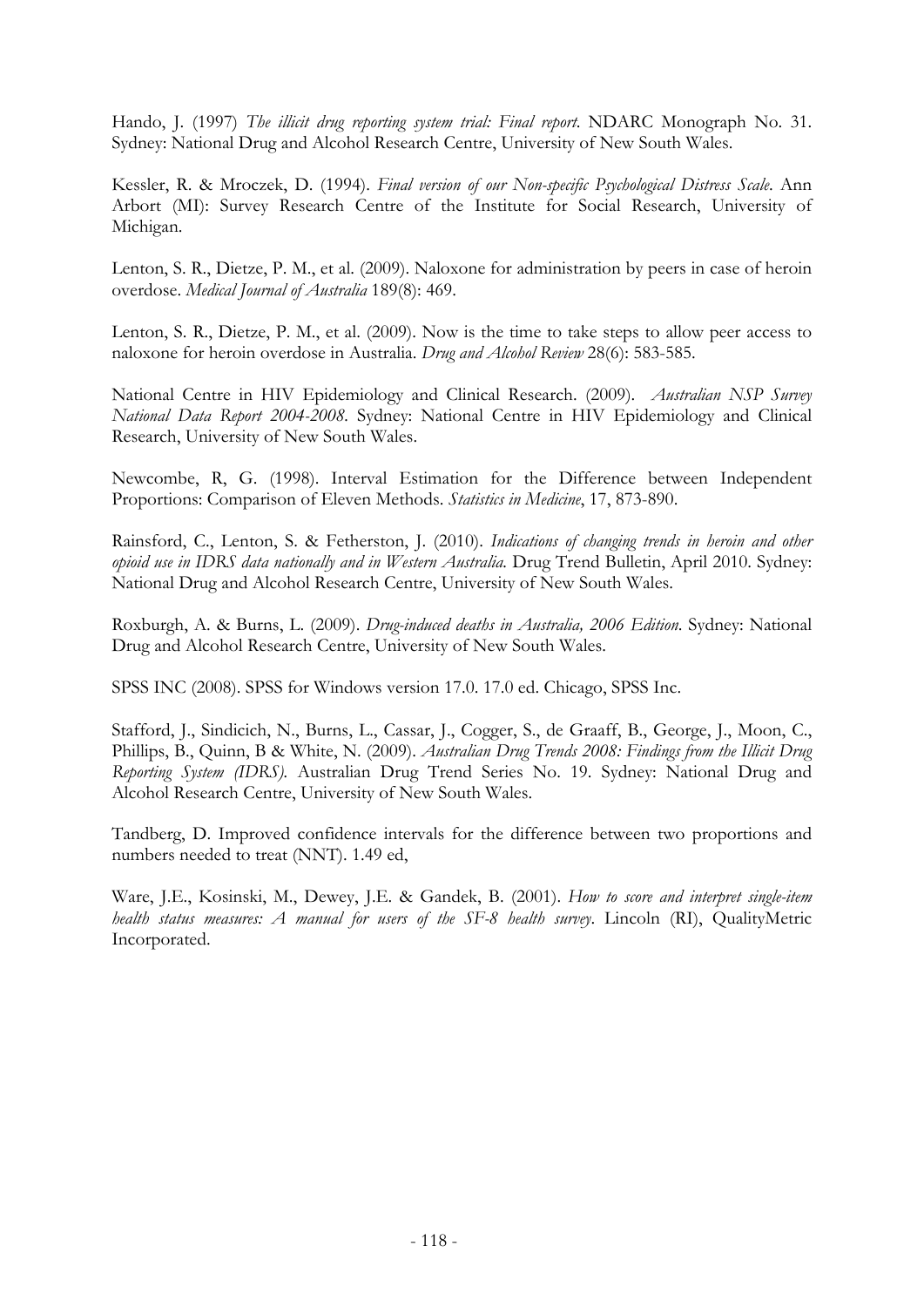Hando, J. (1997) *The illicit drug reporting system trial: Final report.* NDARC Monograph No. 31. Sydney: National Drug and Alcohol Research Centre, University of New South Wales.

Kessler, R. & Mroczek, D. (1994). *Final version of our Non-specific Psychological Distress Scale.* Ann Arbort (MI): Survey Research Centre of the Institute for Social Research, University of Michigan.

Lenton, S. R., Dietze, P. M., et al. (2009). Naloxone for administration by peers in case of heroin overdose. *Medical Journal of Australia* 189(8): 469.

Lenton, S. R., Dietze, P. M., et al. (2009). Now is the time to take steps to allow peer access to naloxone for heroin overdose in Australia. *Drug and Alcohol Review* 28(6): 583-585.

National Centre in HIV Epidemiology and Clinical Research. (2009). *Australian NSP Survey National Data Report 2004-2008.* Sydney: National Centre in HIV Epidemiology and Clinical Research, University of New South Wales.

Newcombe, R, G. (1998). Interval Estimation for the Difference between Independent Proportions: Comparison of Eleven Methods. *Statistics in Medicine*, 17, 873-890.

Rainsford, C., Lenton, S. & Fetherston, J. (2010). *Indications of changing trends in heroin and other opioid use in IDRS data nationally and in Western Australia.* Drug Trend Bulletin, April 2010. Sydney: National Drug and Alcohol Research Centre, University of New South Wales.

Roxburgh, A. & Burns, L. (2009). *Drug-induced deaths in Australia, 2006 Edition.* Sydney: National Drug and Alcohol Research Centre, University of New South Wales.

SPSS INC (2008). SPSS for Windows version 17.0. 17.0 ed. Chicago, SPSS Inc.

Stafford, J., Sindicich, N., Burns, L., Cassar, J., Cogger, S., de Graaff, B., George, J., Moon, C., Phillips, B., Quinn, B & White, N. (2009). *Australian Drug Trends 2008: Findings from the Illicit Drug Reporting System (IDRS).* Australian Drug Trend Series No. 19. Sydney: National Drug and Alcohol Research Centre, University of New South Wales.

Tandberg, D. Improved confidence intervals for the difference between two proportions and numbers needed to treat (NNT). 1.49 ed,

Ware, J.E., Kosinski, M., Dewey, J.E. & Gandek, B. (2001). *How to score and interpret single-item health status measures: A manual for users of the SF-8 health survey*. Lincoln (RI), QualityMetric Incorporated.